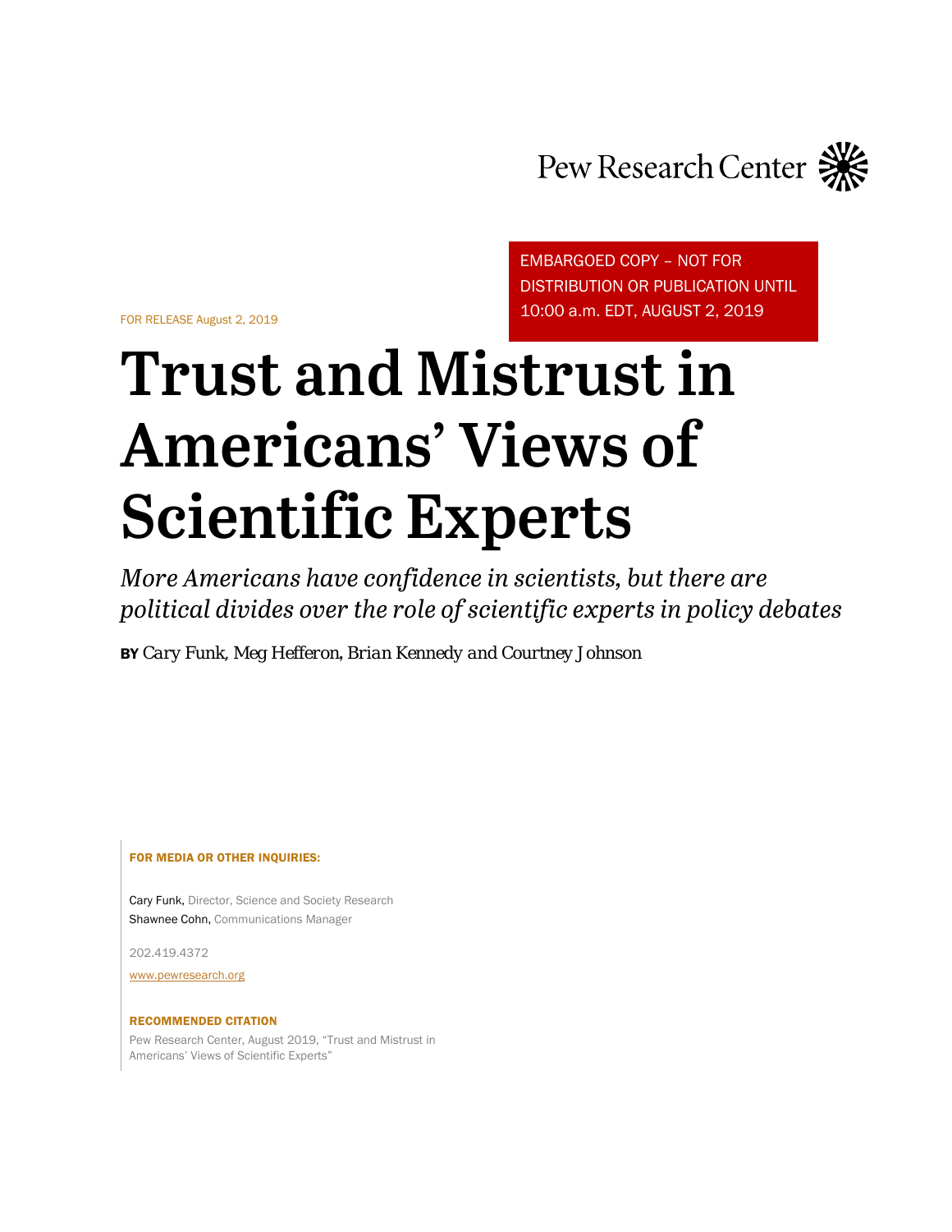Pew Research Center

EMBARGOED COPY – NOT FOR DISTRIBUTION OR PUBLICATION UNTIL 10:00 a.m. EDT, AUGUST 2, 2019

FOR RELEASE August 2, 2019

# Trust and Mistrust in Americans' Views of Scientific Experts

*More Americans have confidence in scientists, but there are political divides over the role of scientific experts in policy debates*

**BY** *Cary Funk, Meg Hefferon, Brian Kennedy and Courtney Johnson*

**FOR MEDIA OR OTHER INQUIRIES:**

Cary Funk, Director, Science and Society Research
Shawnee Cohn, Communications Manager

202.419.4372

www.pewresearch.org

**RECOMMENDED CITATION**

Pew Research Center, August 2019, "Trust and Mistrust in Americans' Views of Scientific Experts"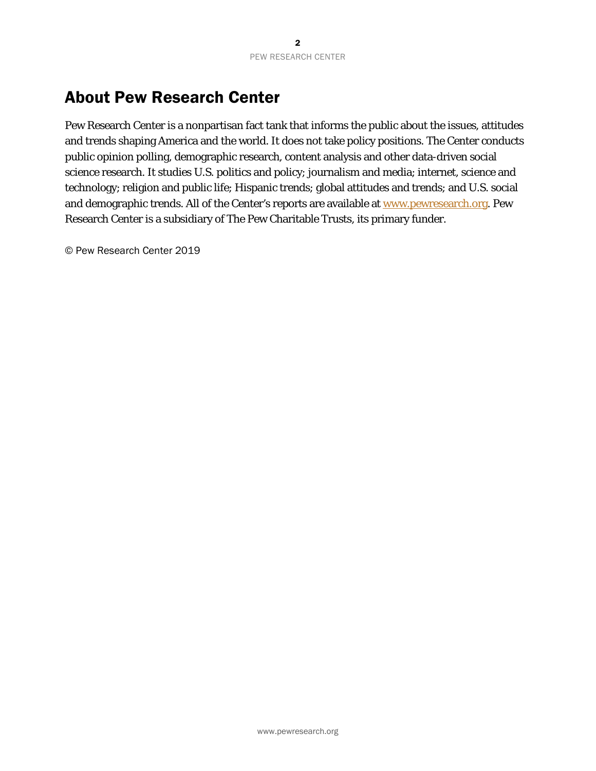## About Pew Research Center

Pew Research Center is a nonpartisan fact tank that informs the public about the issues, attitudes and trends shaping America and the world. It does not take policy positions. The Center conducts public opinion polling, demographic research, content analysis and other data-driven social science research. It studies U.S. politics and policy; journalism and media; internet, science and technology; religion and public life; Hispanic trends; global attitudes and trends; and U.S. social and demographic trends. All of the Center's reports are available at [www.pewresearch.org](http://www.pewresearch.org). Pew Research Center is a subsidiary of The Pew Charitable Trusts, its primary funder.

© Pew Research Center 2019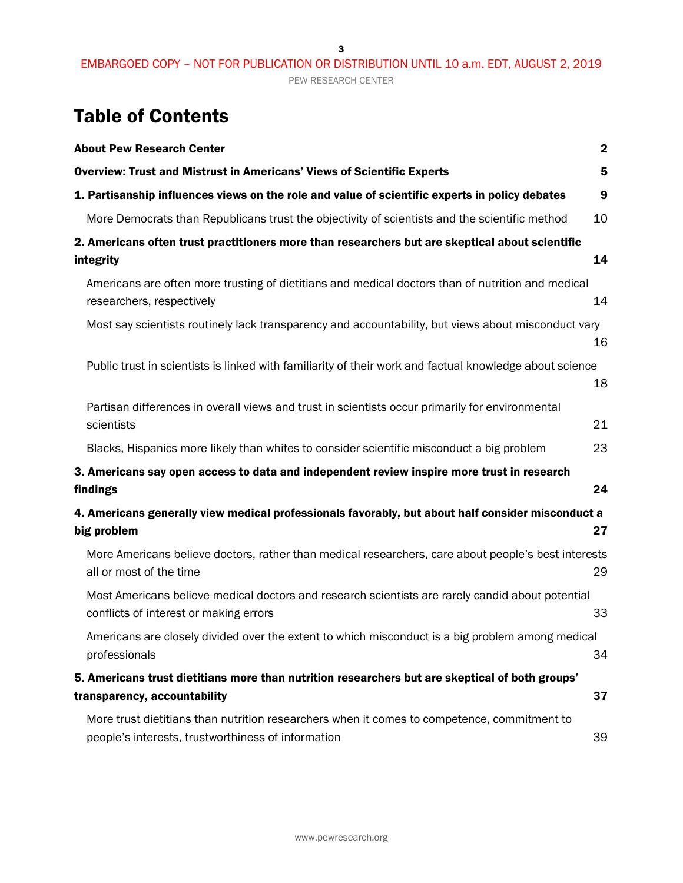# Table of Contents

| | |
|---|---|
| **About Pew Research Center** | **2** |
| **Overview: Trust and Mistrust in Americans' Views of Scientific Experts** | **5** |
| **1. Partisanship influences views on the role and value of scientific experts in policy debates** | **9** |
| More Democrats than Republicans trust the objectivity of scientists and the scientific method | 10 |
| **2. Americans often trust practitioners more than researchers but are skeptical about scientific integrity** | **14** |
| Americans are often more trusting of dietitians and medical doctors than of nutrition and medical researchers, respectively | 14 |
| Most say scientists routinely lack transparency and accountability, but views about misconduct vary | 16 |
| Public trust in scientists is linked with familiarity of their work and factual knowledge about science | 18 |
| Partisan differences in overall views and trust in scientists occur primarily for environmental scientists | 21 |
| Blacks, Hispanics more likely than whites to consider scientific misconduct a big problem | 23 |
| **3. Americans say open access to data and independent review inspire more trust in research findings** | **24** |
| **4. Americans generally view medical professionals favorably, but about half consider misconduct a big problem** | **27** |
| More Americans believe doctors, rather than medical researchers, care about people's best interests all or most of the time | 29 |
| Most Americans believe medical doctors and research scientists are rarely candid about potential conflicts of interest or making errors | 33 |
| Americans are closely divided over the extent to which misconduct is a big problem among medical professionals | 34 |
| **5. Americans trust dietitians more than nutrition researchers but are skeptical of both groups' transparency, accountability** | **37** |
| More trust dietitians than nutrition researchers when it comes to competence, commitment to people's interests, trustworthiness of information | 39 |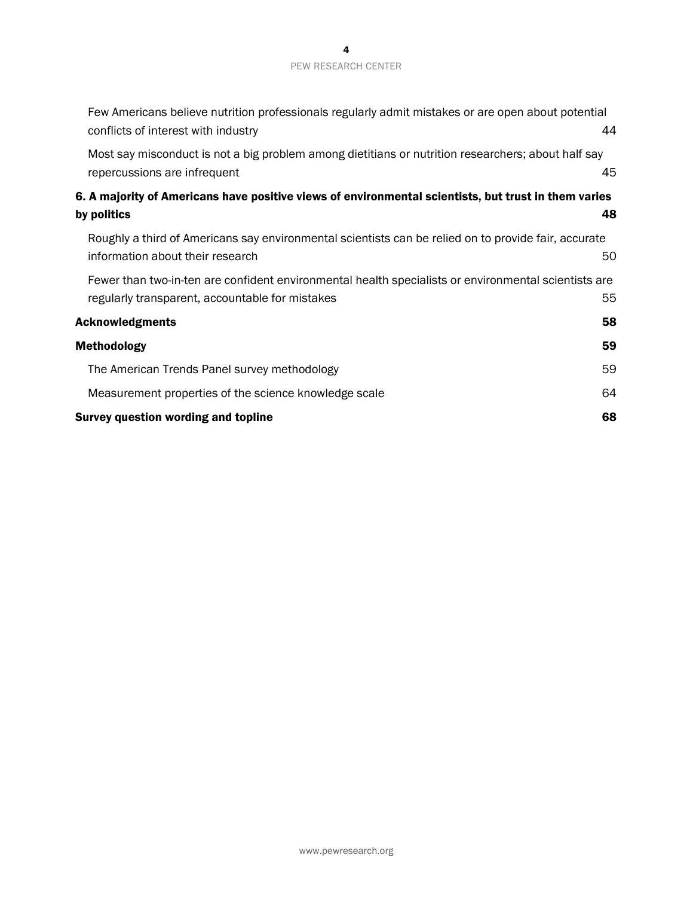Few Americans believe nutrition professionals regularly admit mistakes or are open about potential conflicts of interest with industry 44

Most say misconduct is not a big problem among dietitians or nutrition researchers; about half say repercussions are infrequent 45

**6. A majority of Americans have positive views of environmental scientists, but trust in them varies by politics 48**

Roughly a third of Americans say environmental scientists can be relied on to provide fair, accurate information about their research 50

Fewer than two-in-ten are confident environmental health specialists or environmental scientists are regularly transparent, accountable for mistakes 55

**Acknowledgments 58**

**Methodology 59**

The American Trends Panel survey methodology 59

Measurement properties of the science knowledge scale 64

**Survey question wording and topline 68**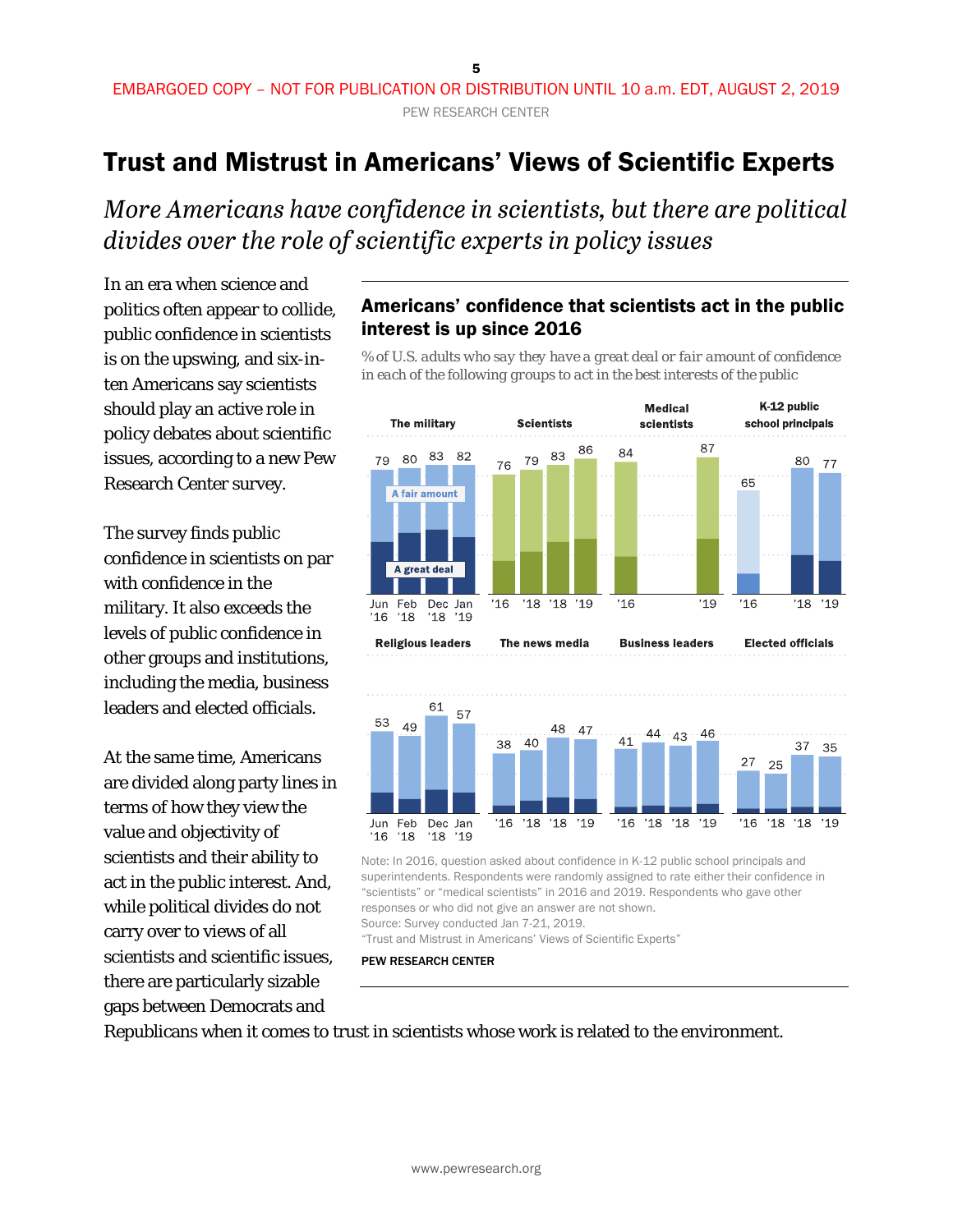EMBARGOED COPY – NOT FOR PUBLICATION OR DISTRIBUTION UNTIL 10 a.m. EDT, AUGUST 2, 2019

# Trust and Mistrust in Americans' Views of Scientific Experts

*More Americans have confidence in scientists, but there are political divides over the role of scientific experts in policy issues*

In an era when science and politics often appear to collide, public confidence in scientists is on the upswing, and six-in-ten Americans say scientists should play an active role in policy debates about scientific issues, according to a new Pew Research Center survey.

The survey finds public confidence in scientists on par with confidence in the military. It also exceeds the levels of public confidence in other groups and institutions, including the media, business leaders and elected officials.

At the same time, Americans are divided along party lines in terms of how they view the value and objectivity of scientists and their ability to act in the public interest. And, while political divides do not carry over to views of all scientists and scientific issues, there are particularly sizable gaps between Democrats and Republicans when it comes to trust in scientists whose work is related to the environment.

### Americans' confidence that scientists act in the public interest is up since 2016

*% of U.S. adults who say they have a great deal or fair amount of confidence in each of the following groups to act in the best interests of the public*

| The military | Jun '16 | Feb '18 | Dec '18 | Jan '19 |
|---|---|---|---|---|
| Total (A fair amount + A great deal) | 79 | 80 | 83 | 82 |

| Scientists | '16 | '18 | '18 | '19 |
|---|---|---|---|---|
| Total | 76 | 79 | 83 | 86 |

| Medical scientists | '16 | '19 |
|---|---|---|
| Total | 84 | 87 |

| K-12 public school principals | '16 | '18 | '19 |
|---|---|---|---|
| Total | 65 | 80 | 77 |

| Religious leaders | Jun '16 | Feb '18 | Dec '18 | Jan '19 |
|---|---|---|---|---|
| Total | 53 | 49 | 61 | 57 |

| The news media | '16 | '18 | '18 | '19 |
|---|---|---|---|---|
| Total | 38 | 40 | 48 | 47 |

| Business leaders | '16 | '18 | '18 | '19 |
|---|---|---|---|---|
| Total | 41 | 44 | 43 | 46 |

| Elected officials | '16 | '18 | '18 | '19 |
|---|---|---|---|---|
| Total | 27 | 25 | 37 | 35 |

Note: In 2016, question asked about confidence in K-12 public school principals and superintendents. Respondents were randomly assigned to rate either their confidence in "scientists" or "medical scientists" in 2016 and 2019. Respondents who gave other responses or who did not give an answer are not shown.
Source: Survey conducted Jan 7-21, 2019.
"Trust and Mistrust in Americans' Views of Scientific Experts"

PEW RESEARCH CENTER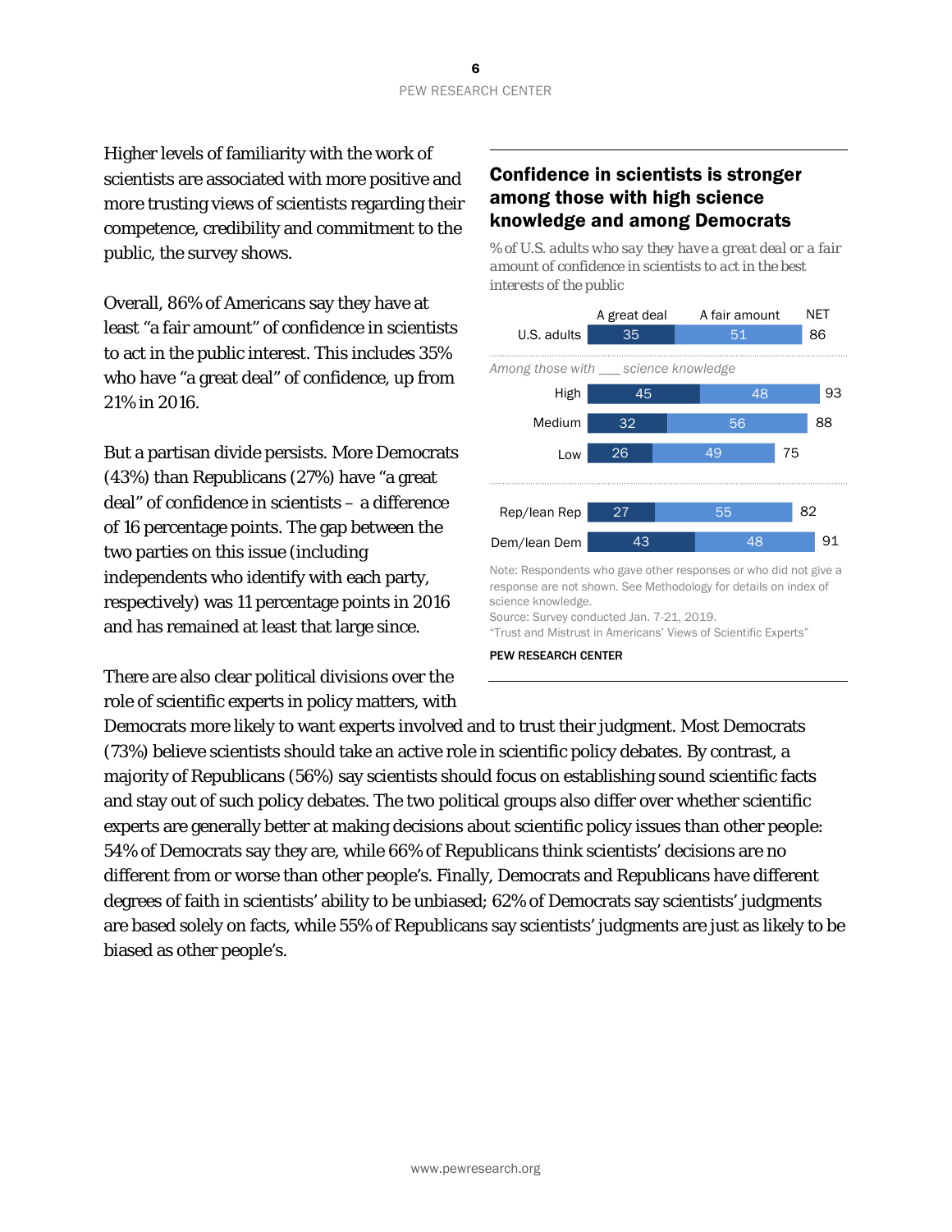Higher levels of familiarity with the work of scientists are associated with more positive and more trusting views of scientists regarding their competence, credibility and commitment to the public, the survey shows.

Overall, 86% of Americans say they have at least "a fair amount" of confidence in scientists to act in the public interest. This includes 35% who have "a great deal" of confidence, up from 21% in 2016.

But a partisan divide persists. More Democrats (43%) than Republicans (27%) have "a great deal" of confidence in scientists – a difference of 16 percentage points. The gap between the two parties on this issue (including independents who identify with each party, respectively) was 11 percentage points in 2016 and has remained at least that large since.

### Confidence in scientists is stronger among those with high science knowledge and among Democrats

*% of U.S. adults who say they have a great deal or a fair amount of confidence in scientists to act in the best interests of the public*

| | A great deal | A fair amount | NET |
|---|---|---|---|
| U.S. adults | 35 | 51 | 86 |
| *Among those with ___ science knowledge* | | | |
| High | 45 | 48 | 93 |
| Medium | 32 | 56 | 88 |
| Low | 26 | 49 | 75 |
| Rep/lean Rep | 27 | 55 | 82 |
| Dem/lean Dem | 43 | 48 | 91 |

Note: Respondents who gave other responses or who did not give a response are not shown. See Methodology for details on index of science knowledge.
Source: Survey conducted Jan. 7-21, 2019.
"Trust and Mistrust in Americans' Views of Scientific Experts"

PEW RESEARCH CENTER

There are also clear political divisions over the role of scientific experts in policy matters, with Democrats more likely to want experts involved and to trust their judgment. Most Democrats (73%) believe scientists should take an active role in scientific policy debates. By contrast, a majority of Republicans (56%) say scientists should focus on establishing sound scientific facts and stay out of such policy debates. The two political groups also differ over whether scientific experts are generally better at making decisions about scientific policy issues than other people: 54% of Democrats say they are, while 66% of Republicans think scientists' decisions are no different from or worse than other people's. Finally, Democrats and Republicans have different degrees of faith in scientists' ability to be unbiased; 62% of Democrats say scientists' judgments are based solely on facts, while 55% of Republicans say scientists' judgments are just as likely to be biased as other people's.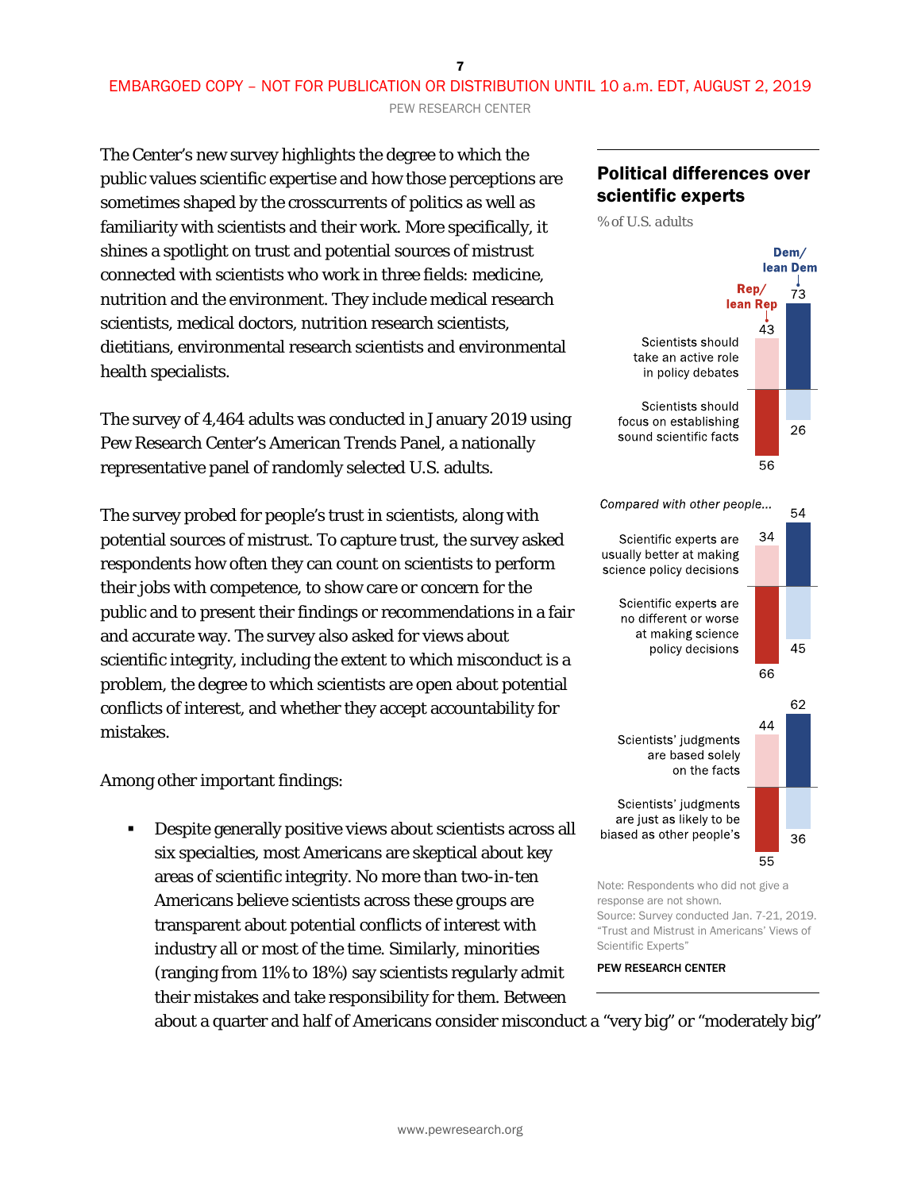The Center's new survey highlights the degree to which the public values scientific expertise and how those perceptions are sometimes shaped by the crosscurrents of politics as well as familiarity with scientists and their work. More specifically, it shines a spotlight on trust and potential sources of mistrust connected with scientists who work in three fields: medicine, nutrition and the environment. They include medical research scientists, medical doctors, nutrition research scientists, dietitians, environmental research scientists and environmental health specialists.

The survey of 4,464 adults was conducted in January 2019 using Pew Research Center's American Trends Panel, a nationally representative panel of randomly selected U.S. adults.

The survey probed for people's trust in scientists, along with potential sources of mistrust. To capture trust, the survey asked respondents how often they can count on scientists to perform their jobs with competence, to show care or concern for the public and to present their findings or recommendations in a fair and accurate way. The survey also asked for views about scientific integrity, including the extent to which misconduct is a problem, the degree to which scientists are open about potential conflicts of interest, and whether they accept accountability for mistakes.

Among other important findings:

- Despite generally positive views about scientists across all six specialties, most Americans are skeptical about key areas of scientific integrity. No more than two-in-ten Americans believe scientists across these groups are transparent about potential conflicts of interest with industry all or most of the time. Similarly, minorities (ranging from 11% to 18%) say scientists regularly admit their mistakes and take responsibility for them. Between about a quarter and half of Americans consider misconduct a "very big" or "moderately big"

## Political differences over scientific experts

% of U.S. adults

| | Rep/lean Rep | Dem/lean Dem |
|---|---|---|
| Scientists should take an active role in policy debates | 43 | 73 |
| Scientists should focus on establishing sound scientific facts | 56 | 26 |
| *Compared with other people...* | | |
| Scientific experts are usually better at making science policy decisions | 34 | 54 |
| Scientific experts are no different or worse at making science policy decisions | 66 | 45 |
| Scientists' judgments are based solely on the facts | 44 | 62 |
| Scientists' judgments are just as likely to be biased as other people's | 55 | 36 |

Note: Respondents who did not give a response are not shown.
Source: Survey conducted Jan. 7-21, 2019. "Trust and Mistrust in Americans' Views of Scientific Experts"

PEW RESEARCH CENTER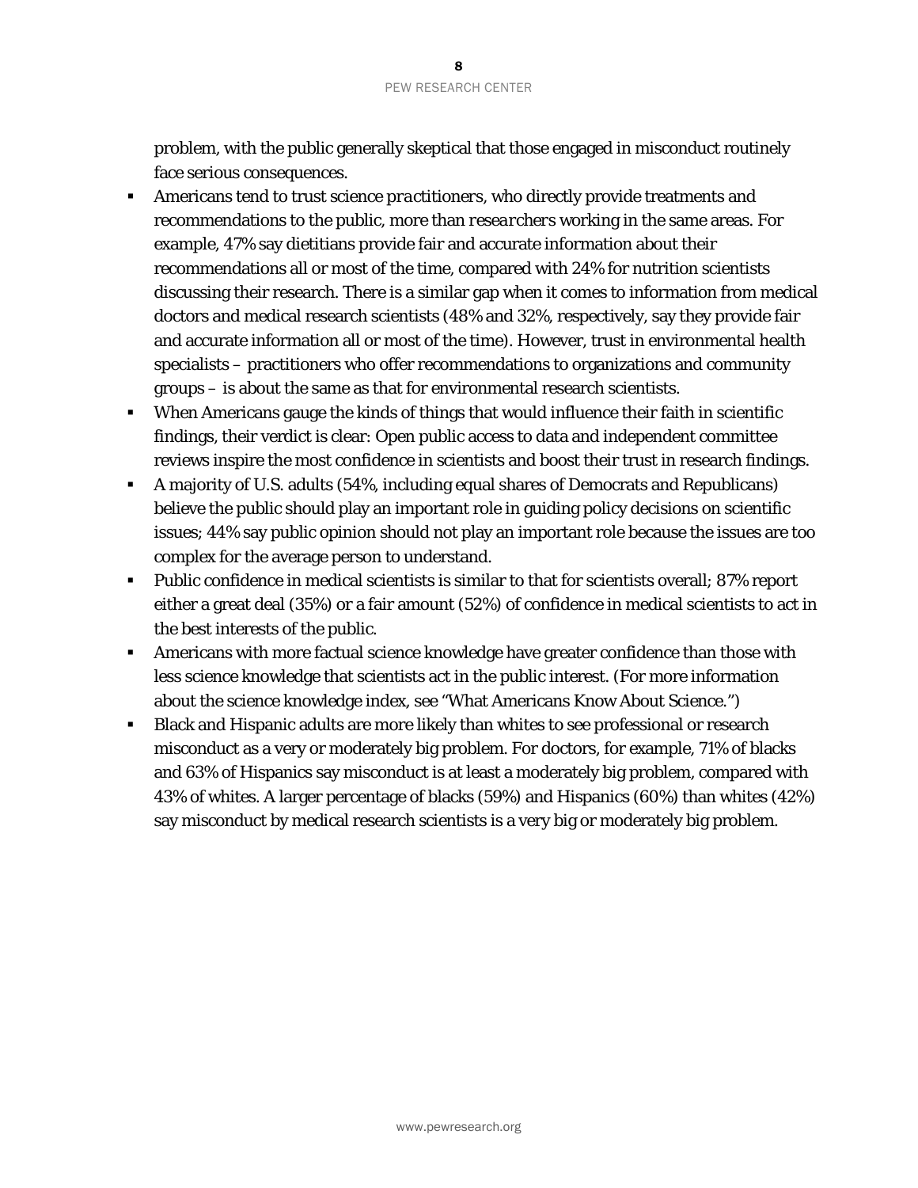problem, with the public generally skeptical that those engaged in misconduct routinely face serious consequences.

- Americans tend to trust science *practitioners*, who directly provide treatments and recommendations to the public, more than *researchers* working in the same areas. For example, 47% say dietitians provide fair and accurate information about their recommendations all or most of the time, compared with 24% for nutrition scientists discussing their research. There is a similar gap when it comes to information from medical doctors and medical research scientists (48% and 32%, respectively, say they provide fair and accurate information all or most of the time). However, trust in environmental health specialists – practitioners who offer recommendations to organizations and community groups – is about the same as that for environmental research scientists.
- When Americans gauge the kinds of things that would influence their faith in scientific findings, their verdict is clear: Open public access to data and independent committee reviews inspire the most confidence in scientists and boost their trust in research findings.
- A majority of U.S. adults (54%, including equal shares of Democrats and Republicans) believe the public should play an important role in guiding policy decisions on scientific issues; 44% say public opinion should not play an important role because the issues are too complex for the average person to understand.
- Public confidence in medical scientists is similar to that for scientists overall; 87% report either a great deal (35%) or a fair amount (52%) of confidence in medical scientists to act in the best interests of the public.
- Americans with more factual science knowledge have greater confidence than those with less science knowledge that scientists act in the public interest. (For more information about the science knowledge index, see "What Americans Know About Science.")
- Black and Hispanic adults are more likely than whites to see professional or research misconduct as a very or moderately big problem. For doctors, for example, 71% of blacks and 63% of Hispanics say misconduct is at least a moderately big problem, compared with 43% of whites. A larger percentage of blacks (59%) and Hispanics (60%) than whites (42%) say misconduct by medical research scientists is a very big or moderately big problem.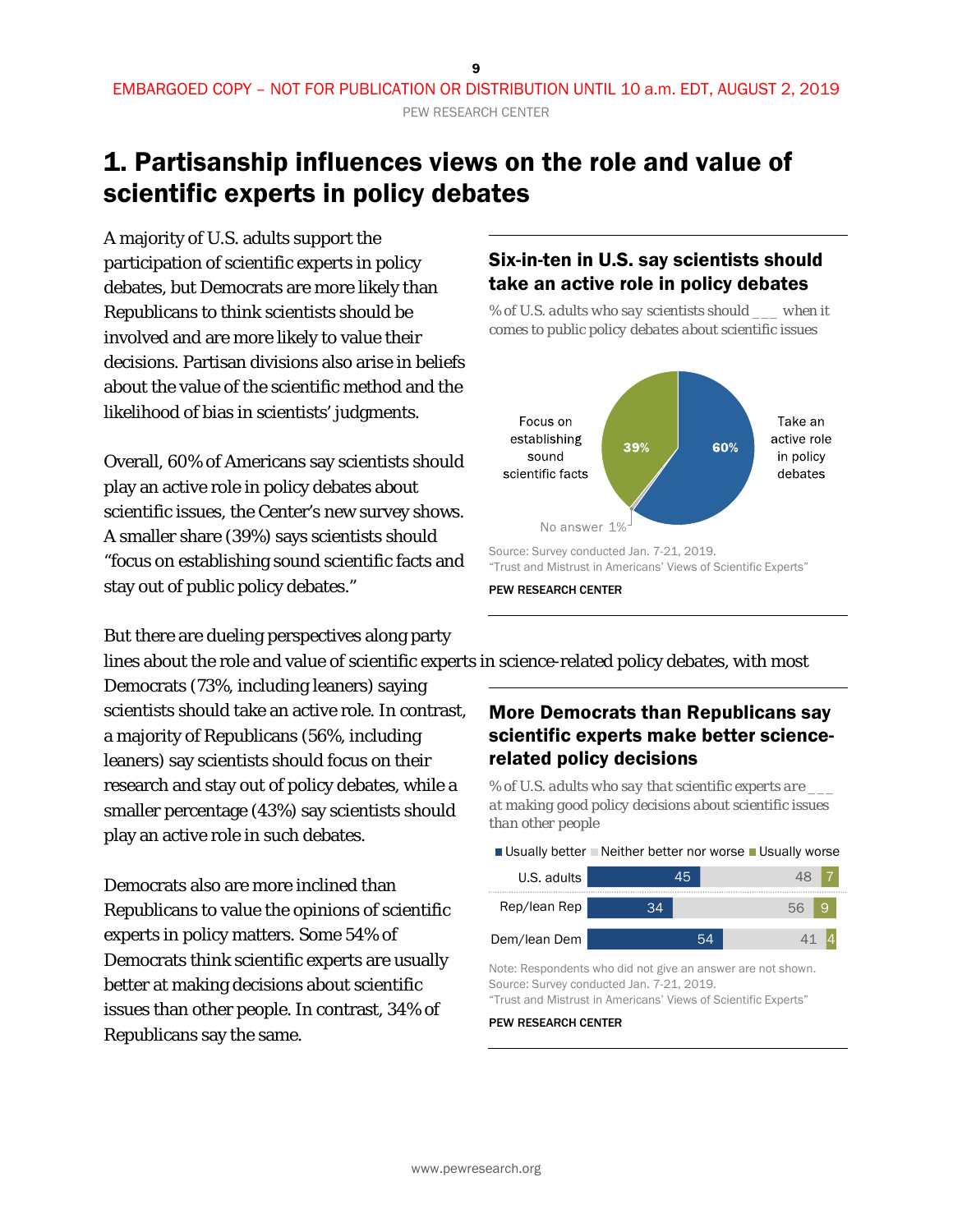# 1. Partisanship influences views on the role and value of scientific experts in policy debates

A majority of U.S. adults support the participation of scientific experts in policy debates, but Democrats are more likely than Republicans to think scientists should be involved and are more likely to value their decisions. Partisan divisions also arise in beliefs about the value of the scientific method and the likelihood of bias in scientists' judgments.

Overall, 60% of Americans say scientists should play an active role in policy debates about scientific issues, the Center's new survey shows. A smaller share (39%) says scientists should "focus on establishing sound scientific facts and stay out of public policy debates."

### Six-in-ten in U.S. say scientists should take an active role in policy debates

*% of U.S. adults who say scientists should ___ when it comes to public policy debates about scientific issues*

| Response | % |
|---|---|
| Take an active role in policy debates | 60% |
| Focus on establishing sound scientific facts | 39% |
| No answer | 1% |

Source: Survey conducted Jan. 7-21, 2019.
"Trust and Mistrust in Americans' Views of Scientific Experts"

PEW RESEARCH CENTER

But there are dueling perspectives along party lines about the role and value of scientific experts in science-related policy debates, with most Democrats (73%, including leaners) saying scientists should take an active role. In contrast, a majority of Republicans (56%, including leaners) say scientists should focus on their research and stay out of policy debates, while a smaller percentage (43%) say scientists should play an active role in such debates.

Democrats also are more inclined than Republicans to value the opinions of scientific experts in policy matters. Some 54% of Democrats think scientific experts are usually better at making decisions about scientific issues than other people. In contrast, 34% of Republicans say the same.

### More Democrats than Republicans say scientific experts make better science-related policy decisions

*% of U.S. adults who say that scientific experts are ___ at making good policy decisions about scientific issues than other people*

| | Usually better | Neither better nor worse | Usually worse |
|---|---|---|---|
| U.S. adults | 45 | 48 | 7 |
| Rep/lean Rep | 34 | 56 | 9 |
| Dem/lean Dem | 54 | 41 | 4 |

Note: Respondents who did not give an answer are not shown.
Source: Survey conducted Jan. 7-21, 2019.
"Trust and Mistrust in Americans' Views of Scientific Experts"

PEW RESEARCH CENTER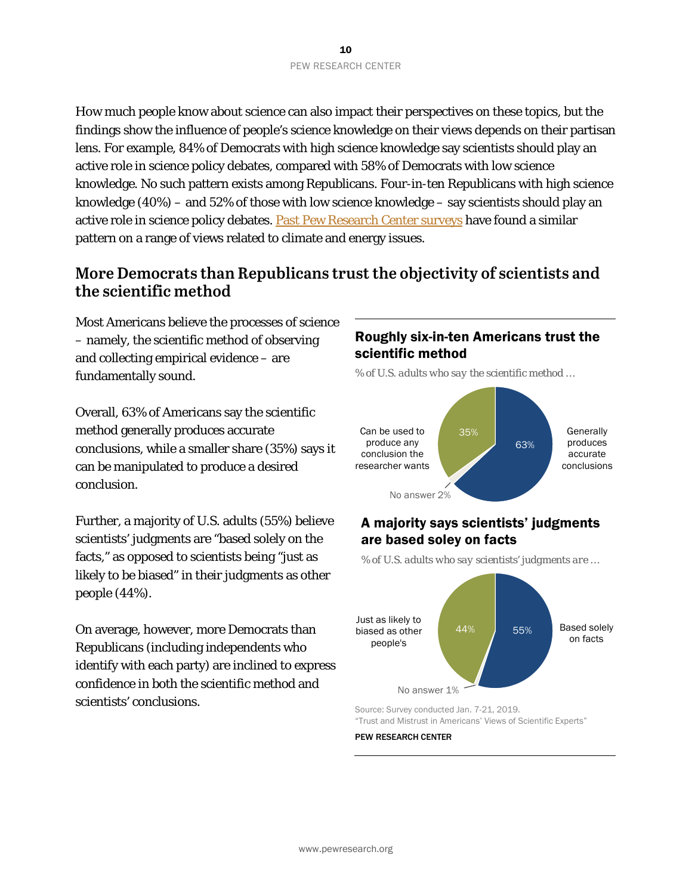How much people know about science can also impact their perspectives on these topics, but the findings show the influence of people's science knowledge on their views depends on their partisan lens. For example, 84% of Democrats with high science knowledge say scientists should play an active role in science policy debates, compared with 58% of Democrats with low science knowledge. No such pattern exists among Republicans. Four-in-ten Republicans with high science knowledge (40%) – and 52% of those with low science knowledge – say scientists should play an active role in science policy debates. Past Pew Research Center surveys have found a similar pattern on a range of views related to climate and energy issues.

## More Democrats than Republicans trust the objectivity of scientists and the scientific method

Most Americans believe the processes of science – namely, the scientific method of observing and collecting empirical evidence – are fundamentally sound.

Overall, 63% of Americans say the scientific method generally produces accurate conclusions, while a smaller share (35%) says it can be manipulated to produce a desired conclusion.

Further, a majority of U.S. adults (55%) believe scientists' judgments are "based solely on the facts," as opposed to scientists being "just as likely to be biased" in their judgments as other people (44%).

On average, however, more Democrats than Republicans (including independents who identify with each party) are inclined to express confidence in both the scientific method and scientists' conclusions.

### Roughly six-in-ten Americans trust the scientific method

*% of U.S. adults who say the scientific method …*

| Response | % |
|---|---|
| Generally produces accurate conclusions | 63% |
| Can be used to produce any conclusion the researcher wants | 35% |
| No answer | 2% |

### A majority says scientists' judgments are based soley on facts

*% of U.S. adults who say scientists' judgments are …*

| Response | % |
|---|---|
| Based solely on facts | 55% |
| Just as likely to biased as other people's | 44% |
| No answer | 1% |

Source: Survey conducted Jan. 7-21, 2019.
"Trust and Mistrust in Americans' Views of Scientific Experts"

PEW RESEARCH CENTER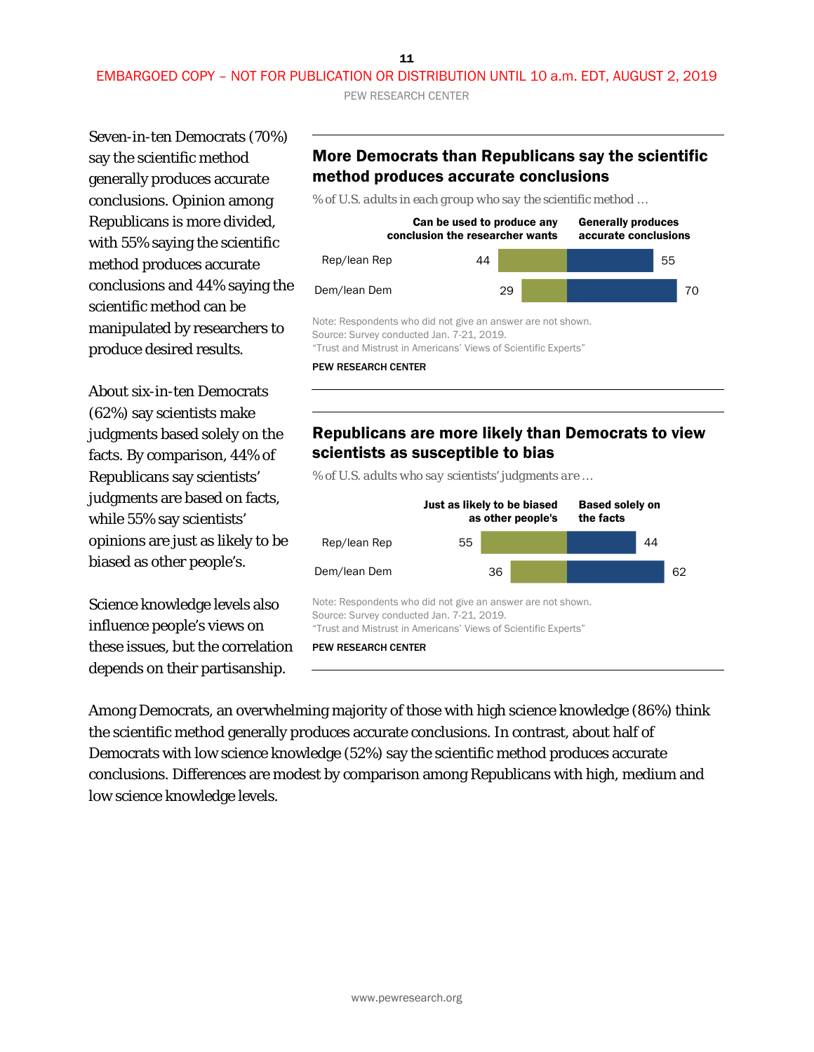Seven-in-ten Democrats (70%) say the scientific method generally produces accurate conclusions. Opinion among Republicans is more divided, with 55% saying the scientific method produces accurate conclusions and 44% saying the scientific method can be manipulated by researchers to produce desired results.

## More Democrats than Republicans say the scientific method produces accurate conclusions

*% of U.S. adults in each group who say the scientific method …*

| | Can be used to produce any conclusion the researcher wants | Generally produces accurate conclusions |
|---|---|---|
| Rep/lean Rep | 44 | 55 |
| Dem/lean Dem | 29 | 70 |

Note: Respondents who did not give an answer are not shown.
Source: Survey conducted Jan. 7-21, 2019.
"Trust and Mistrust in Americans' Views of Scientific Experts"

PEW RESEARCH CENTER

About six-in-ten Democrats (62%) say scientists make judgments based solely on the facts. By comparison, 44% of Republicans say scientists' judgments are based on facts, while 55% say scientists' opinions are just as likely to be biased as other people's.

## Republicans are more likely than Democrats to view scientists as susceptible to bias

*% of U.S. adults who say scientists' judgments are …*

| | Just as likely to be biased as other people's | Based solely on the facts |
|---|---|---|
| Rep/lean Rep | 55 | 44 |
| Dem/lean Dem | 36 | 62 |

Note: Respondents who did not give an answer are not shown.
Source: Survey conducted Jan. 7-21, 2019.
"Trust and Mistrust in Americans' Views of Scientific Experts"

PEW RESEARCH CENTER

Science knowledge levels also influence people's views on these issues, but the correlation depends on their partisanship.

Among Democrats, an overwhelming majority of those with high science knowledge (86%) think the scientific method generally produces accurate conclusions. In contrast, about half of Democrats with low science knowledge (52%) say the scientific method produces accurate conclusions. Differences are modest by comparison among Republicans with high, medium and low science knowledge levels.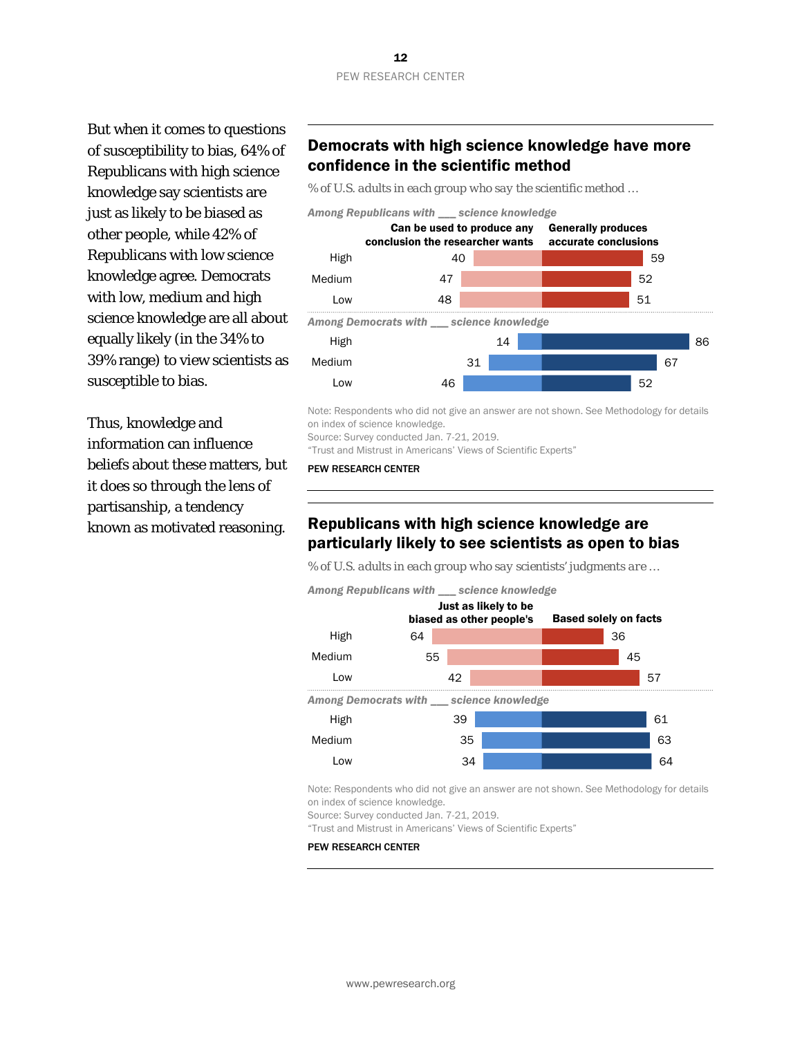But when it comes to questions of susceptibility to bias, 64% of Republicans with high science knowledge say scientists are just as likely to be biased as other people, while 42% of Republicans with low science knowledge agree. Democrats with low, medium and high science knowledge are all about equally likely (in the 34% to 39% range) to view scientists as susceptible to bias.

Thus, knowledge and information can influence beliefs about these matters, but it does so through the lens of partisanship, a tendency known as motivated reasoning.

## Democrats with high science knowledge have more confidence in the scientific method

*% of U.S. adults in each group who say the scientific method …*

| | Can be used to produce any conclusion the researcher wants | Generally produces accurate conclusions |
|---|---|---|
| ***Among Republicans with ___ science knowledge*** | | |
| High | 40 | 59 |
| Medium | 47 | 52 |
| Low | 48 | 51 |
| ***Among Democrats with ___ science knowledge*** | | |
| High | 14 | 86 |
| Medium | 31 | 67 |
| Low | 46 | 52 |

Note: Respondents who did not give an answer are not shown. See Methodology for details on index of science knowledge.
Source: Survey conducted Jan. 7-21, 2019.
"Trust and Mistrust in Americans' Views of Scientific Experts"

PEW RESEARCH CENTER

## Republicans with high science knowledge are particularly likely to see scientists as open to bias

*% of U.S. adults in each group who say scientists' judgments are …*

| | Just as likely to be biased as other people's | Based solely on facts |
|---|---|---|
| ***Among Republicans with ___ science knowledge*** | | |
| High | 64 | 36 |
| Medium | 55 | 45 |
| Low | 42 | 57 |
| ***Among Democrats with ___ science knowledge*** | | |
| High | 39 | 61 |
| Medium | 35 | 63 |
| Low | 34 | 64 |

Note: Respondents who did not give an answer are not shown. See Methodology for details on index of science knowledge.
Source: Survey conducted Jan. 7-21, 2019.
"Trust and Mistrust in Americans' Views of Scientific Experts"

PEW RESEARCH CENTER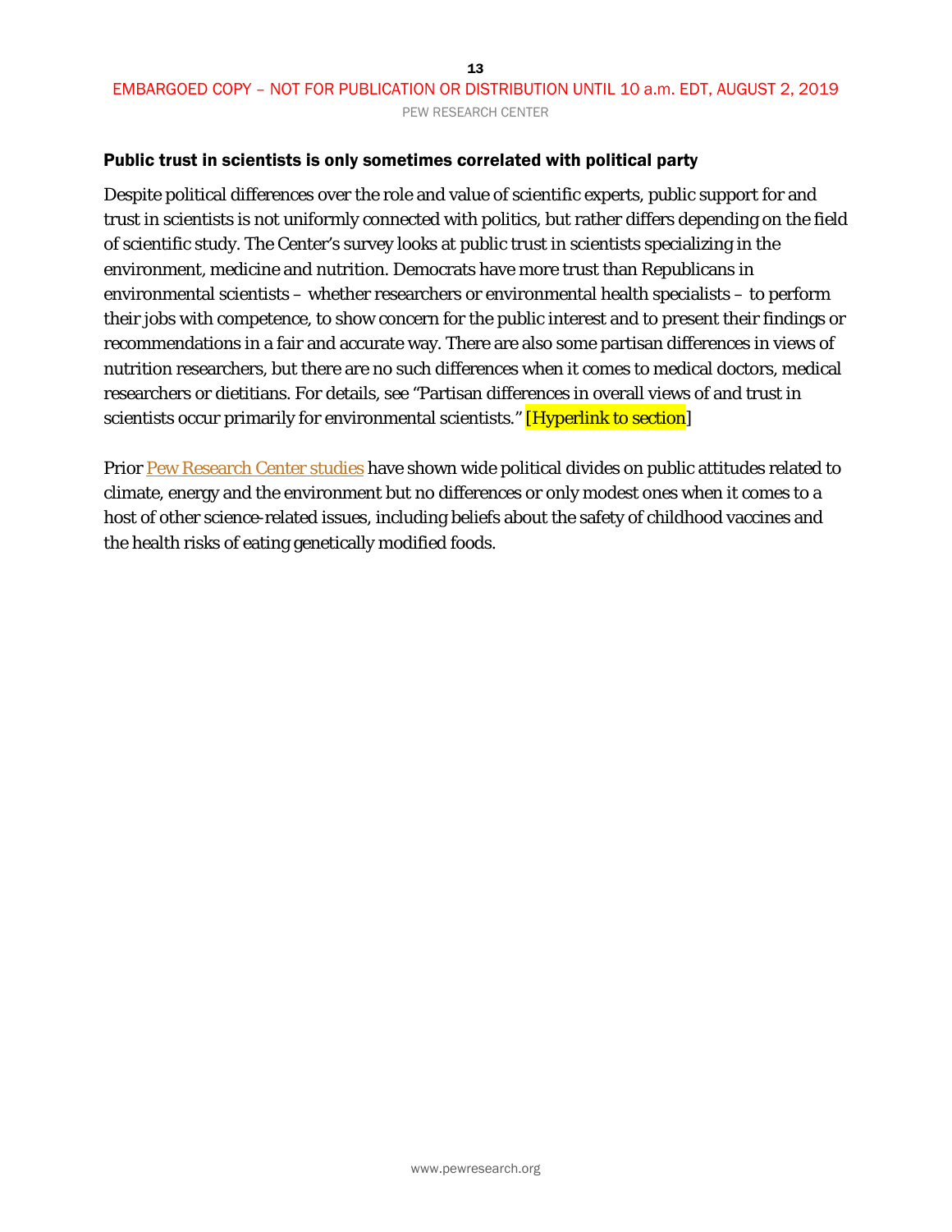### Public trust in scientists is only sometimes correlated with political party

Despite political differences over the role and value of scientific experts, public support for and trust in scientists is not uniformly connected with politics, but rather differs depending on the field of scientific study. The Center's survey looks at public trust in scientists specializing in the environment, medicine and nutrition. Democrats have more trust than Republicans in environmental scientists – whether researchers or environmental health specialists – to perform their jobs with competence, to show concern for the public interest and to present their findings or recommendations in a fair and accurate way. There are also some partisan differences in views of nutrition researchers, but there are no such differences when it comes to medical doctors, medical researchers or dietitians. For details, see "Partisan differences in overall views of and trust in scientists occur primarily for environmental scientists." [Hyperlink to section]

Prior Pew Research Center studies have shown wide political divides on public attitudes related to climate, energy and the environment but no differences or only modest ones when it comes to a host of other science-related issues, including beliefs about the safety of childhood vaccines and the health risks of eating genetically modified foods.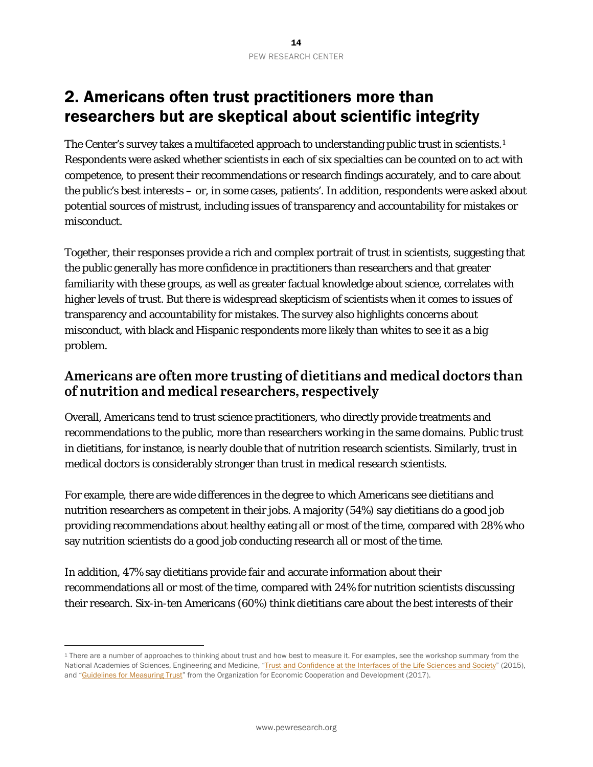# 2. Americans often trust practitioners more than researchers but are skeptical about scientific integrity

The Center's survey takes a multifaceted approach to understanding public trust in scientists.[1] Respondents were asked whether scientists in each of six specialties can be counted on to act with competence, to present their recommendations or research findings accurately, and to care about the public's best interests – or, in some cases, patients'. In addition, respondents were asked about potential sources of mistrust, including issues of transparency and accountability for mistakes or misconduct.

Together, their responses provide a rich and complex portrait of trust in scientists, suggesting that the public generally has more confidence in practitioners than researchers and that greater familiarity with these groups, as well as greater factual knowledge about science, correlates with higher levels of trust. But there is widespread skepticism of scientists when it comes to issues of transparency and accountability for mistakes. The survey also highlights concerns about misconduct, with black and Hispanic respondents more likely than whites to see it as a big problem.

## Americans are often more trusting of dietitians and medical doctors than of nutrition and medical researchers, respectively

Overall, Americans tend to trust science practitioners, who directly provide treatments and recommendations to the public, more than researchers working in the same domains. Public trust in dietitians, for instance, is nearly double that of nutrition research scientists. Similarly, trust in medical doctors is considerably stronger than trust in medical research scientists.

For example, there are wide differences in the degree to which Americans see dietitians and nutrition researchers as competent in their jobs. A majority (54%) say dietitians do a good job providing recommendations about healthy eating all or most of the time, compared with 28% who say nutrition scientists do a good job conducting research all or most of the time.

In addition, 47% say dietitians provide fair and accurate information about their recommendations all or most of the time, compared with 24% for nutrition scientists discussing their research. Six-in-ten Americans (60%) think dietitians care about the best interests of their

[1] There are a number of approaches to thinking about trust and how best to measure it. For examples, see the workshop summary from the National Academies of Sciences, Engineering and Medicine, "Trust and Confidence at the Interfaces of the Life Sciences and Society" (2015), and "Guidelines for Measuring Trust" from the Organization for Economic Cooperation and Development (2017).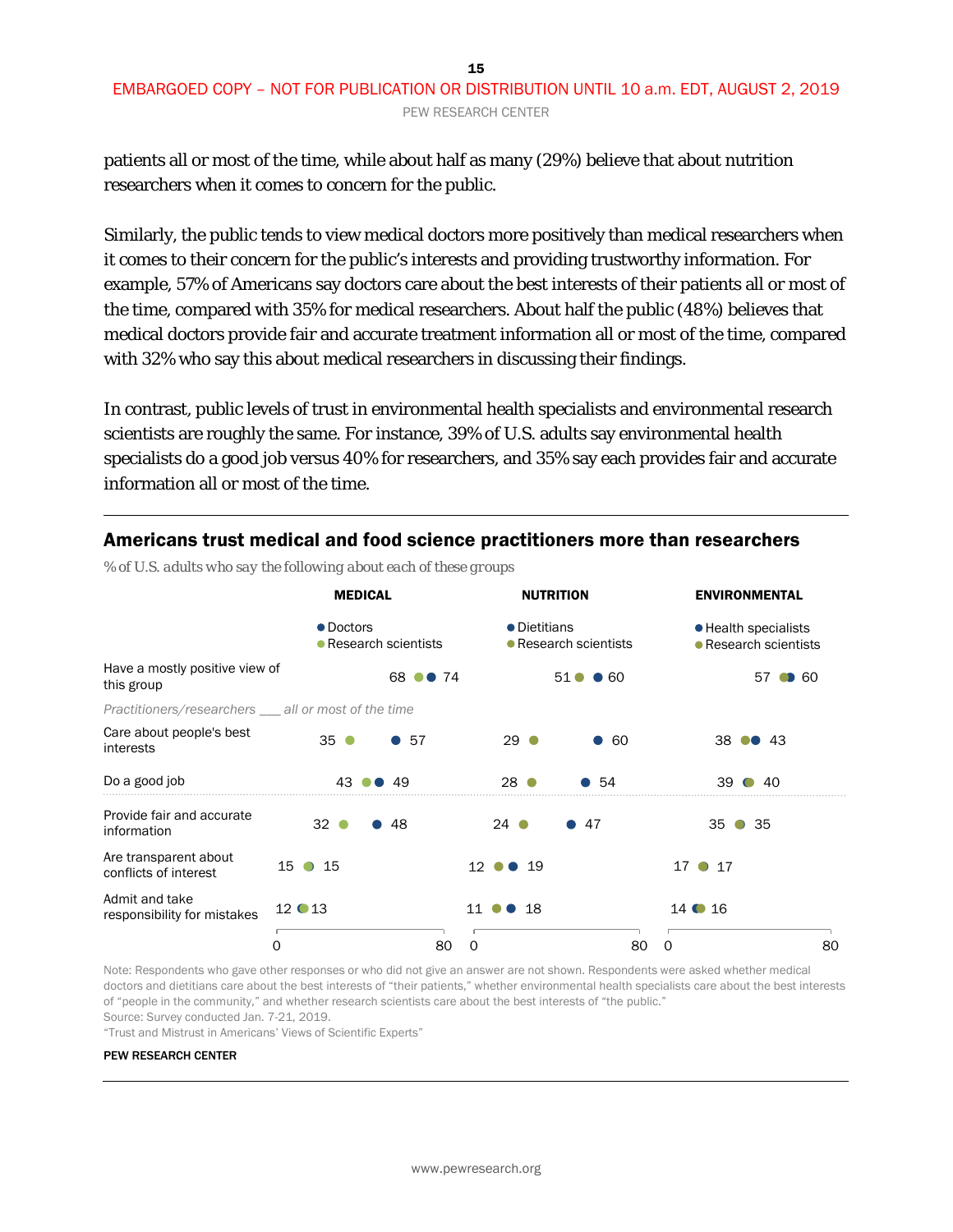patients all or most of the time, while about half as many (29%) believe that about nutrition researchers when it comes to concern for the public.

Similarly, the public tends to view medical doctors more positively than medical researchers when it comes to their concern for the public's interests and providing trustworthy information. For example, 57% of Americans say doctors care about the best interests of their patients all or most of the time, compared with 35% for medical researchers. About half the public (48%) believes that medical doctors provide fair and accurate treatment information all or most of the time, compared with 32% who say this about medical researchers in discussing their findings.

In contrast, public levels of trust in environmental health specialists and environmental research scientists are roughly the same. For instance, 39% of U.S. adults say environmental health specialists do a good job versus 40% for researchers, and 35% say each provides fair and accurate information all or most of the time.

## Americans trust medical and food science practitioners more than researchers

*% of U.S. adults who say the following about each of these groups*

| | MEDICAL: Doctors | MEDICAL: Research scientists | NUTRITION: Dietitians | NUTRITION: Research scientists | ENVIRONMENTAL: Health specialists | ENVIRONMENTAL: Research scientists |
|---|---|---|---|---|---|---|
| Have a mostly positive view of this group | 74 | 68 | 60 | 51 | 60 | 57 |
| *Practitioners/researchers ___ all or most of the time* | | | | | | |
| Care about people's best interests | 57 | 35 | 60 | 29 | 43 | 38 |
| Do a good job | 49 | 43 | 54 | 28 | 39 | 40 |
| Provide fair and accurate information | 48 | 32 | 47 | 24 | 35 | 35 |
| Are transparent about conflicts of interest | 15 | 15 | 19 | 12 | 17 | 17 |
| Admit and take responsibility for mistakes | 12 | 13 | 18 | 11 | 14 | 16 |

Note: Respondents who gave other responses or who did not give an answer are not shown. Respondents were asked whether medical doctors and dietitians care about the best interests of "their patients," whether environmental health specialists care about the best interests of "people in the community," and whether research scientists care about the best interests of "the public."
Source: Survey conducted Jan. 7-21, 2019.
"Trust and Mistrust in Americans' Views of Scientific Experts"

PEW RESEARCH CENTER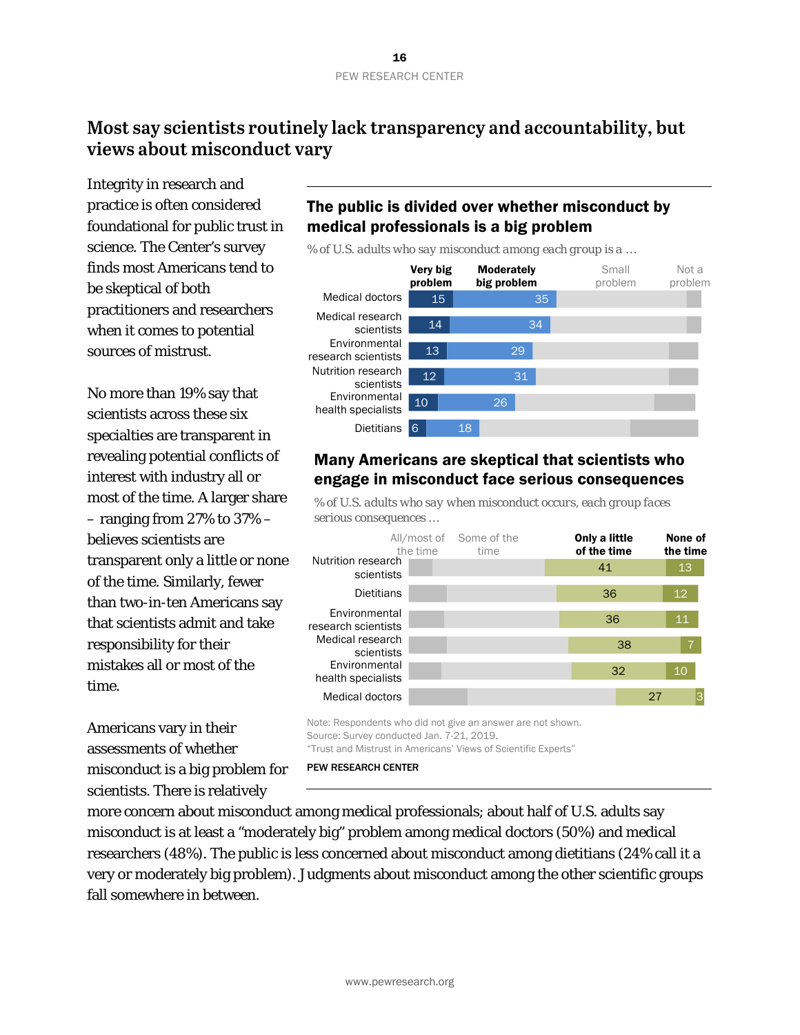## Most say scientists routinely lack transparency and accountability, but views about misconduct vary

Integrity in research and practice is often considered foundational for public trust in science. The Center's survey finds most Americans tend to be skeptical of both practitioners and researchers when it comes to potential sources of mistrust.

No more than 19% say that scientists across these six specialties are transparent in revealing potential conflicts of interest with industry all or most of the time. A larger share – ranging from 27% to 37% – believes scientists are transparent only a little or none of the time. Similarly, fewer than two-in-ten Americans say that scientists admit and take responsibility for their mistakes all or most of the time.

### The public is divided over whether misconduct by medical professionals is a big problem

*% of U.S. adults who say misconduct among each group is a …*

| | Very big problem | Moderately big problem | Small problem | Not a problem |
|---|---|---|---|---|
| Medical doctors | 15 | 35 | | |
| Medical research scientists | 14 | 34 | | |
| Environmental research scientists | 13 | 29 | | |
| Nutrition research scientists | 12 | 31 | | |
| Environmental health specialists | 10 | 26 | | |
| Dietitians | 6 | 18 | | |

### Many Americans are skeptical that scientists who engage in misconduct face serious consequences

*% of U.S. adults who say when misconduct occurs, each group faces serious consequences …*

| | All/most of the time | Some of the time | Only a little of the time | None of the time |
|---|---|---|---|---|
| Nutrition research scientists | | | 41 | 13 |
| Dietitians | | | 36 | 12 |
| Environmental research scientists | | | 36 | 11 |
| Medical research scientists | | | 38 | 7 |
| Environmental health specialists | | | 32 | 10 |
| Medical doctors | | | 27 | 3 |

Note: Respondents who did not give an answer are not shown.
Source: Survey conducted Jan. 7-21, 2019.
"Trust and Mistrust in Americans' Views of Scientific Experts"

PEW RESEARCH CENTER

Americans vary in their assessments of whether misconduct is a big problem for scientists. There is relatively more concern about misconduct among medical professionals; about half of U.S. adults say misconduct is at least a "moderately big" problem among medical doctors (50%) and medical researchers (48%). The public is less concerned about misconduct among dietitians (24% call it a very or moderately big problem). Judgments about misconduct among the other scientific groups fall somewhere in between.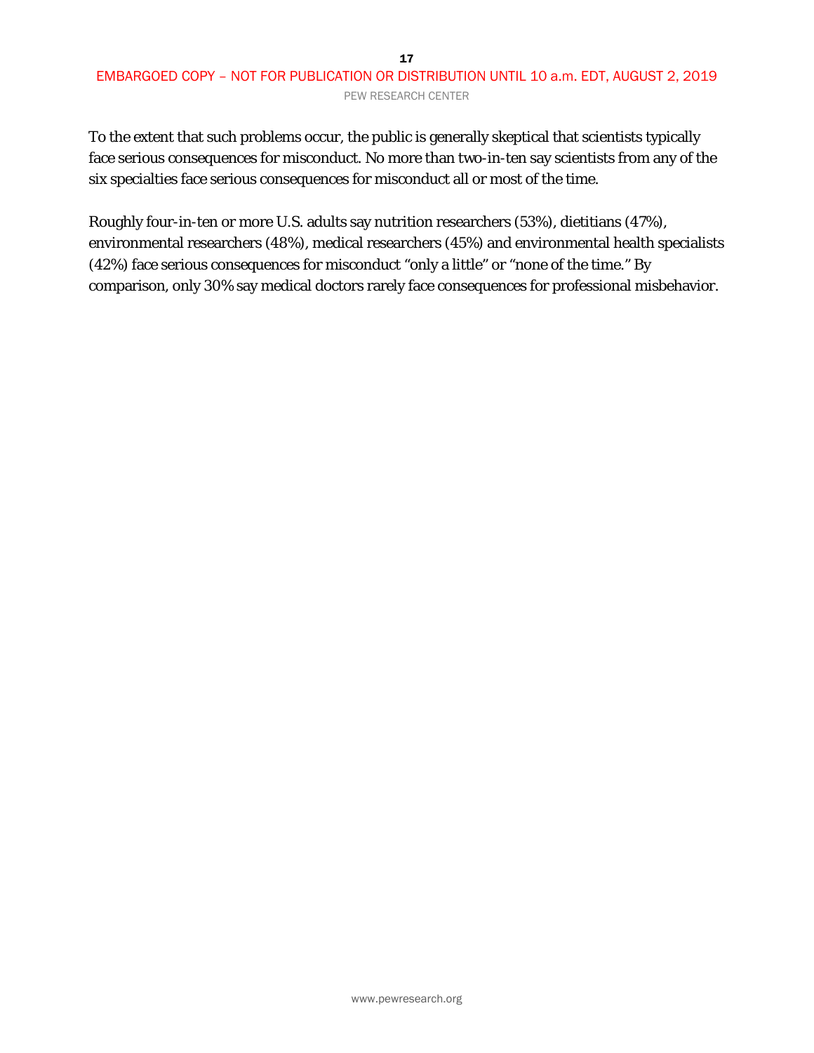To the extent that such problems occur, the public is generally skeptical that scientists typically face serious consequences for misconduct. No more than two-in-ten say scientists from any of the six specialties face serious consequences for misconduct all or most of the time.

Roughly four-in-ten or more U.S. adults say nutrition researchers (53%), dietitians (47%), environmental researchers (48%), medical researchers (45%) and environmental health specialists (42%) face serious consequences for misconduct "only a little" or "none of the time." By comparison, only 30% say medical doctors rarely face consequences for professional misbehavior.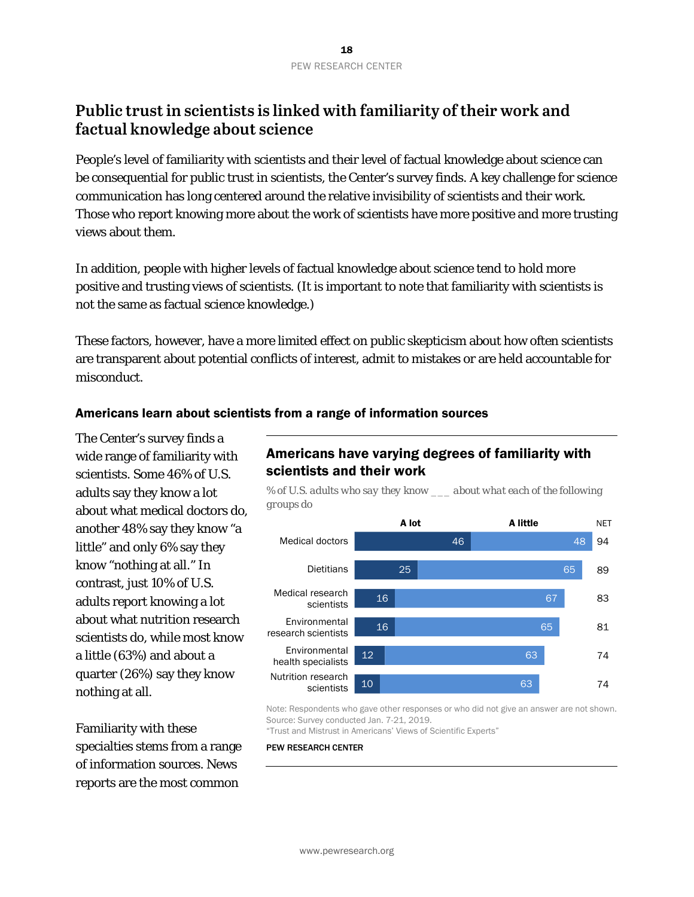## Public trust in scientists is linked with familiarity of their work and factual knowledge about science

People's level of familiarity with scientists and their level of factual knowledge about science can be consequential for public trust in scientists, the Center's survey finds. A key challenge for science communication has long centered around the relative invisibility of scientists and their work. Those who report knowing more about the work of scientists have more positive and more trusting views about them.

In addition, people with higher levels of factual knowledge about science tend to hold more positive and trusting views of scientists. (It is important to note that familiarity with scientists is not the same as factual science knowledge.)

These factors, however, have a more limited effect on public skepticism about how often scientists are transparent about potential conflicts of interest, admit to mistakes or are held accountable for misconduct.

### Americans learn about scientists from a range of information sources

The Center's survey finds a wide range of familiarity with scientists. Some 46% of U.S. adults say they know a lot about what medical doctors do, another 48% say they know "a little" and only 6% say they know "nothing at all." In contrast, just 10% of U.S. adults report knowing a lot about what nutrition research scientists do, while most know a little (63%) and about a quarter (26%) say they know nothing at all.

Familiarity with these specialties stems from a range of information sources. News reports are the most common

**Americans have varying degrees of familiarity with scientists and their work**

*% of U.S. adults who say they know ___ about what each of the following groups do*

| | A lot | A little | NET |
|---|---|---|---|
| Medical doctors | 46 | 48 | 94 |
| Dietitians | 25 | 65 | 89 |
| Medical research scientists | 16 | 67 | 83 |
| Environmental research scientists | 16 | 65 | 81 |
| Environmental health specialists | 12 | 63 | 74 |
| Nutrition research scientists | 10 | 63 | 74 |

Note: Respondents who gave other responses or who did not give an answer are not shown.
Source: Survey conducted Jan. 7-21, 2019.
"Trust and Mistrust in Americans' Views of Scientific Experts"

PEW RESEARCH CENTER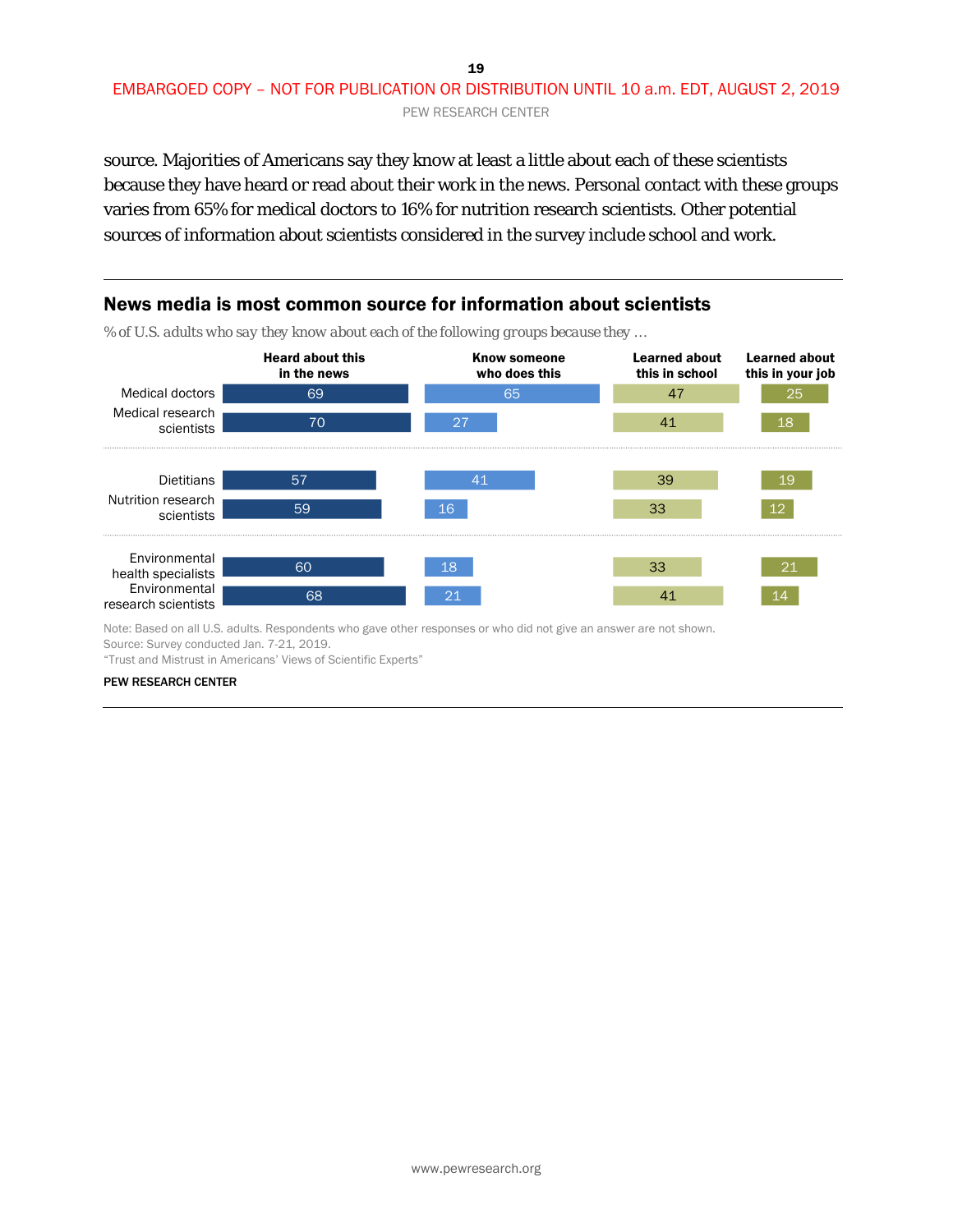source. Majorities of Americans say they know at least a little about each of these scientists because they have heard or read about their work in the news. Personal contact with these groups varies from 65% for medical doctors to 16% for nutrition research scientists. Other potential sources of information about scientists considered in the survey include school and work.

## News media is most common source for information about scientists

*% of U.S. adults who say they know about each of the following groups because they …*

| | Heard about this in the news | Know someone who does this | Learned about this in school | Learned about this in your job |
|---|---|---|---|---|
| Medical doctors | 69 | 65 | 47 | 25 |
| Medical research scientists | 70 | 27 | 41 | 18 |
| Dietitians | 57 | 41 | 39 | 19 |
| Nutrition research scientists | 59 | 16 | 33 | 12 |
| Environmental health specialists | 60 | 18 | 33 | 21 |
| Environmental research scientists | 68 | 21 | 41 | 14 |

Note: Based on all U.S. adults. Respondents who gave other responses or who did not give an answer are not shown.
Source: Survey conducted Jan. 7-21, 2019.
"Trust and Mistrust in Americans' Views of Scientific Experts"

PEW RESEARCH CENTER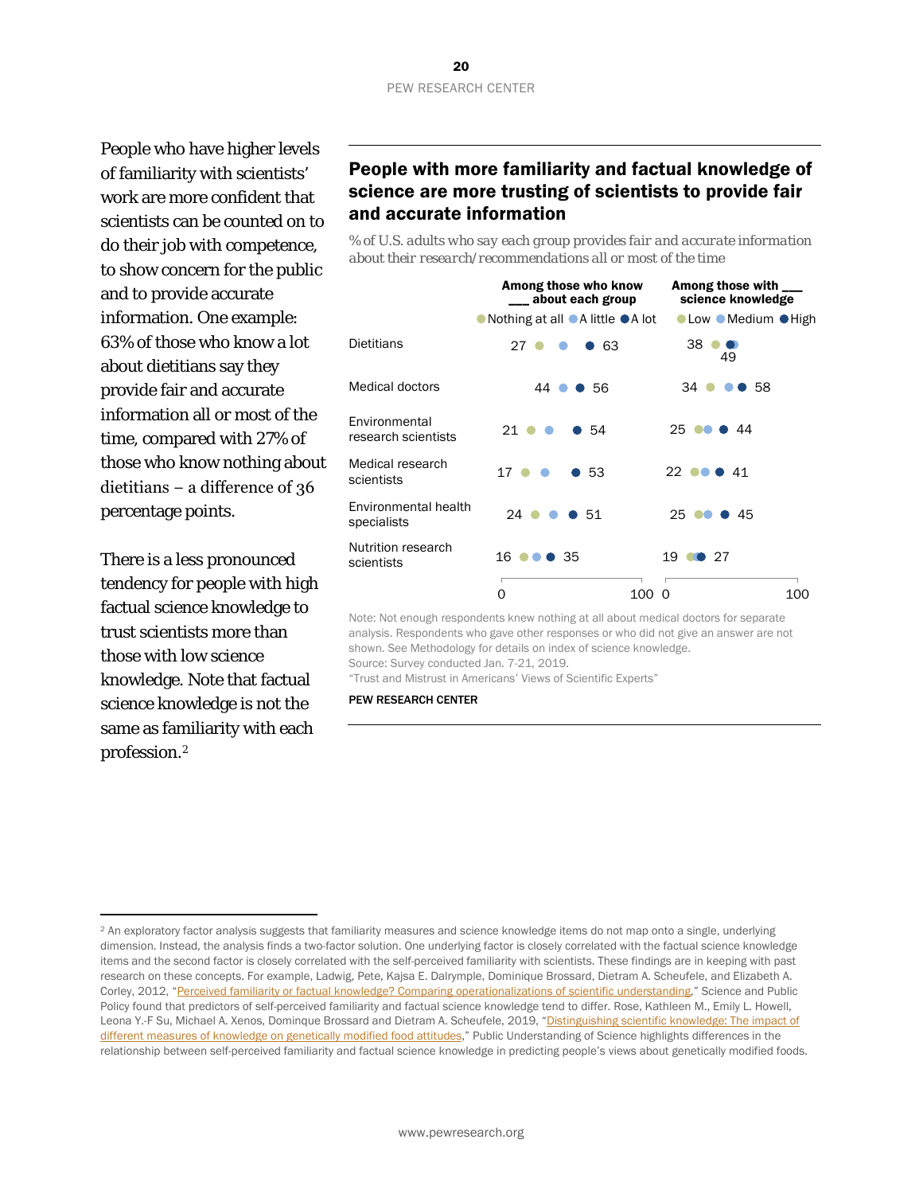People who have higher levels of familiarity with scientists' work are more confident that scientists can be counted on to do their job with competence, to show concern for the public and to provide accurate information. One example: 63% of those who know a lot about dietitians say they provide fair and accurate information all or most of the time, compared with 27% of those who know nothing about dietitians – a difference of 36 percentage points.

There is a less pronounced tendency for people with high factual science knowledge to trust scientists more than those with low science knowledge. Note that factual science knowledge is not the same as familiarity with each profession.[2]

## People with more familiarity and factual knowledge of science are more trusting of scientists to provide fair and accurate information

*% of U.S. adults who say each group provides fair and accurate information about their research/recommendations all or most of the time*

| | Among those who know ___ about each group: Nothing at all | A little | A lot | Among those with ___ science knowledge: Low | Medium | High |
|---|---|---|---|---|---|---|
| Dietitians | 27 | | 63 | 38 | | 49 |
| Medical doctors | | 44 | 56 | 34 | | 58 |
| Environmental research scientists | 21 | | 54 | 25 | | 44 |
| Medical research scientists | 17 | | 53 | 22 | | 41 |
| Environmental health specialists | 24 | | 51 | 25 | | 45 |
| Nutrition research scientists | 16 | | 35 | 19 | | 27 |

Note: Not enough respondents knew nothing at all about medical doctors for separate analysis. Respondents who gave other responses or who did not give an answer are not shown. See Methodology for details on index of science knowledge.

Source: Survey conducted Jan. 7-21, 2019.

"Trust and Mistrust in Americans' Views of Scientific Experts"

PEW RESEARCH CENTER

---

[2] An exploratory factor analysis suggests that familiarity measures and science knowledge items do not map onto a single, underlying dimension. Instead, the analysis finds a two-factor solution. One underlying factor is closely correlated with the factual science knowledge items and the second factor is closely correlated with the self-perceived familiarity with scientists. These findings are in keeping with past research on these concepts. For example, Ladwig, Pete, Kajsa E. Dalrymple, Dominique Brossard, Dietram A. Scheufele, and Elizabeth A. Corley, 2012, "Perceived familiarity or factual knowledge? Comparing operationalizations of scientific understanding," Science and Public Policy found that predictors of self-perceived familiarity and factual science knowledge tend to differ. Rose, Kathleen M., Emily L. Howell, Leona Y.-F Su, Michael A. Xenos, Dominque Brossard and Dietram A. Scheufele, 2019, "Distinguishing scientific knowledge: The impact of different measures of knowledge on genetically modified food attitudes," Public Understanding of Science highlights differences in the relationship between self-perceived familiarity and factual science knowledge in predicting people's views about genetically modified foods.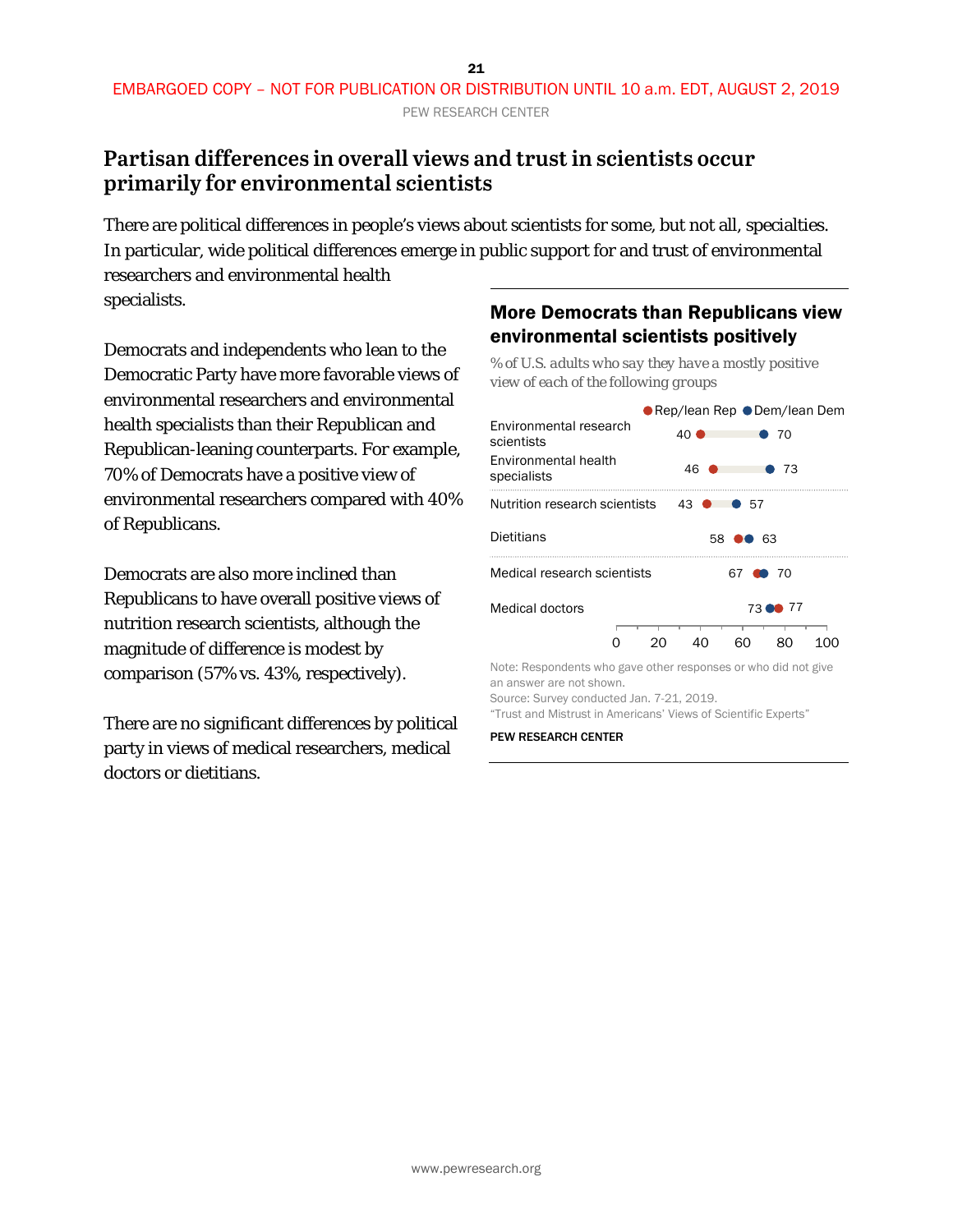## Partisan differences in overall views and trust in scientists occur primarily for environmental scientists

There are political differences in people's views about scientists for some, but not all, specialties. In particular, wide political differences emerge in public support for and trust of environmental researchers and environmental health specialists.

Democrats and independents who lean to the Democratic Party have more favorable views of environmental researchers and environmental health specialists than their Republican and Republican-leaning counterparts. For example, 70% of Democrats have a positive view of environmental researchers compared with 40% of Republicans.

Democrats are also more inclined than Republicans to have overall positive views of nutrition research scientists, although the magnitude of difference is modest by comparison (57% vs. 43%, respectively).

There are no significant differences by political party in views of medical researchers, medical doctors or dietitians.

### More Democrats than Republicans view environmental scientists positively

*% of U.S. adults who say they have a mostly positive view of each of the following groups*

| | Rep/lean Rep | Dem/lean Dem |
|---|---|---|
| Environmental research scientists | 40 | 70 |
| Environmental health specialists | 46 | 73 |
| Nutrition research scientists | 43 | 57 |
| Dietitians | 58 | 63 |
| Medical research scientists | 67 | 70 |
| Medical doctors | 77 | 73 |

Note: Respondents who gave other responses or who did not give an answer are not shown.

Source: Survey conducted Jan. 7-21, 2019.

"Trust and Mistrust in Americans' Views of Scientific Experts"

PEW RESEARCH CENTER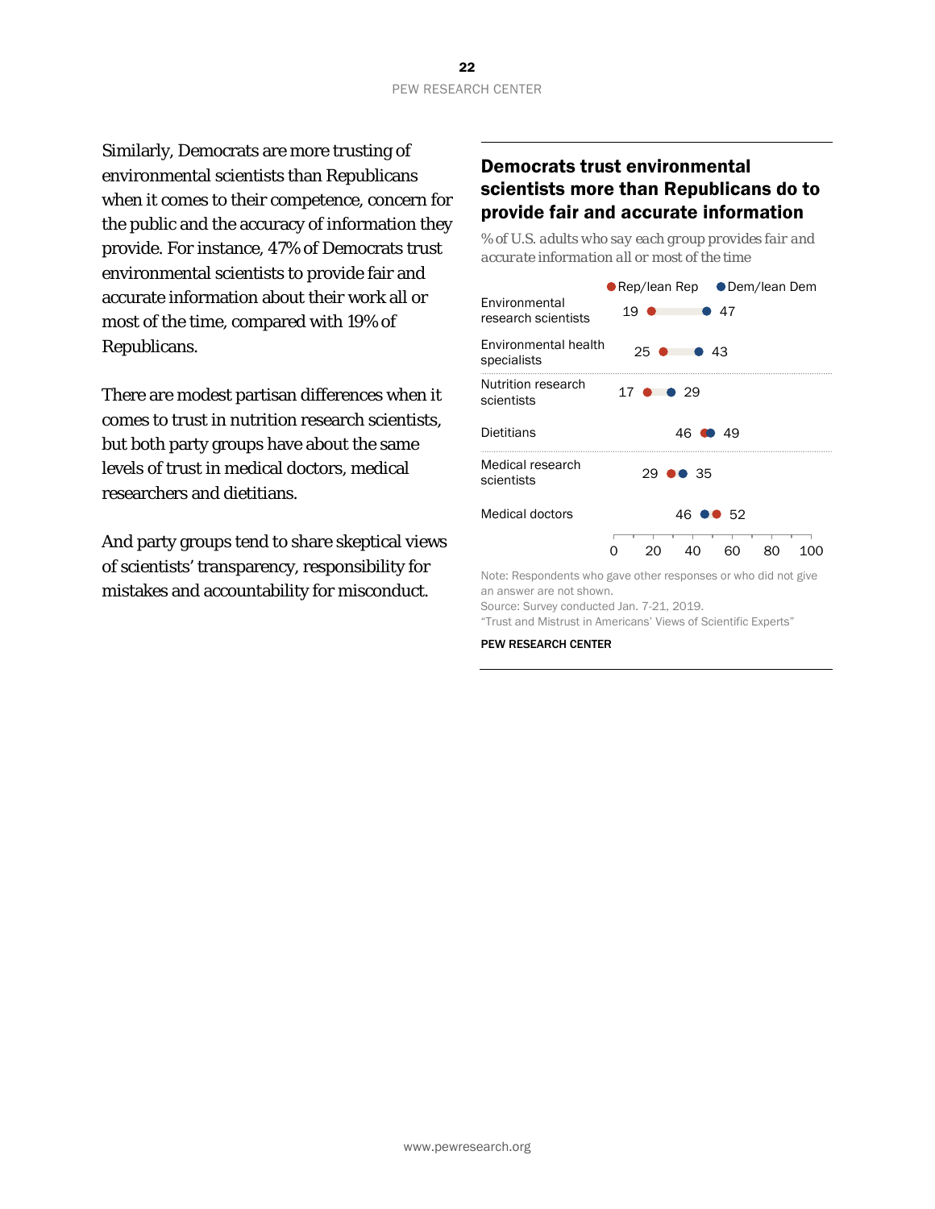Similarly, Democrats are more trusting of environmental scientists than Republicans when it comes to their competence, concern for the public and the accuracy of information they provide. For instance, 47% of Democrats trust environmental scientists to provide fair and accurate information about their work all or most of the time, compared with 19% of Republicans.

There are modest partisan differences when it comes to trust in nutrition research scientists, but both party groups have about the same levels of trust in medical doctors, medical researchers and dietitians.

And party groups tend to share skeptical views of scientists' transparency, responsibility for mistakes and accountability for misconduct.

## Democrats trust environmental scientists more than Republicans do to provide fair and accurate information

*% of U.S. adults who say each group provides fair and accurate information all or most of the time*

| | Rep/lean Rep | Dem/lean Dem |
|---|---|---|
| Environmental research scientists | 19 | 47 |
| Environmental health specialists | 25 | 43 |
| Nutrition research scientists | 17 | 29 |
| Dietitians | 46 | 49 |
| Medical research scientists | 29 | 35 |
| Medical doctors | 52 | 46 |

Note: Respondents who gave other responses or who did not give an answer are not shown.

Source: Survey conducted Jan. 7-21, 2019.

"Trust and Mistrust in Americans' Views of Scientific Experts"

PEW RESEARCH CENTER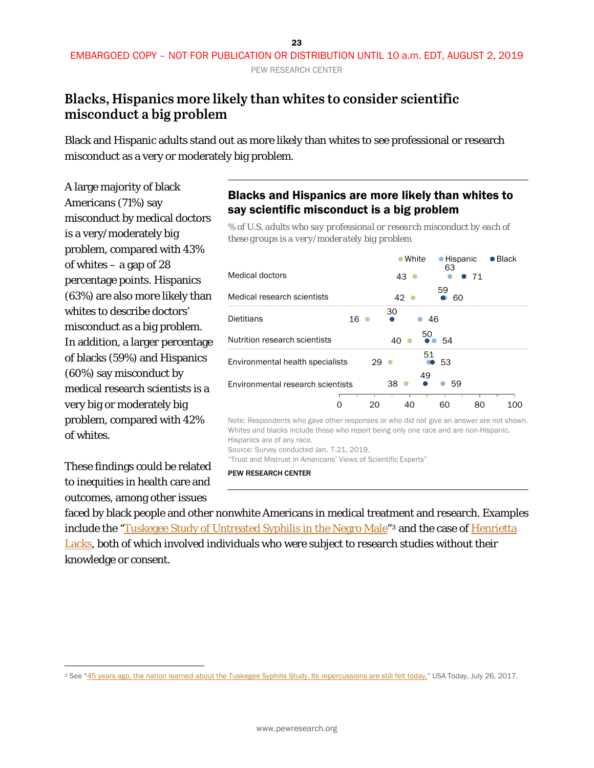EMBARGOED COPY – NOT FOR PUBLICATION OR DISTRIBUTION UNTIL 10 a.m. EDT, AUGUST 2, 2019

## Blacks, Hispanics more likely than whites to consider scientific misconduct a big problem

Black and Hispanic adults stand out as more likely than whites to see professional or research misconduct as a very or moderately big problem.

A large majority of black Americans (71%) say misconduct by medical doctors is a very/moderately big problem, compared with 43% of whites – a gap of 28 percentage points. Hispanics (63%) are also more likely than whites to describe doctors' misconduct as a big problem. In addition, a larger percentage of blacks (59%) and Hispanics (60%) say misconduct by medical research scientists is a very big or moderately big problem, compared with 42% of whites.

### Blacks and Hispanics are more likely than whites to say scientific misconduct is a big problem

*% of U.S. adults who say professional or research misconduct by each of these groups is a very/moderately big problem*

| | White | Hispanic | Black |
|---|---|---|---|
| Medical doctors | 43 | 63 | 71 |
| Medical research scientists | 42 | 60 | 59 |
| Dietitians | 16 | 46 | 30 |
| Nutrition research scientists | 40 | 54 | 50 |
| Environmental health specialists | 29 | 51 | 53 |
| Environmental research scientists | 38 | 59 | 49 |

Note: Respondents who gave other responses or who did not give an answer are not shown. Whites and blacks include those who report being only one race and are non-Hispanic. Hispanics are of any race.
Source: Survey conducted Jan. 7-21, 2019.
"Trust and Mistrust in Americans' Views of Scientific Experts"

PEW RESEARCH CENTER

These findings could be related to inequities in health care and outcomes, among other issues faced by black people and other nonwhite Americans in medical treatment and research. Examples include the "Tuskegee Study of Untreated Syphilis in the Negro Male"[3] and the case of Henrietta Lacks, both of which involved individuals who were subject to research studies without their knowledge or consent.

[3] See "45 years ago, the nation learned about the Tuskegee Syphilis Study. Its repercussions are still felt today," USA Today, July 26, 2017.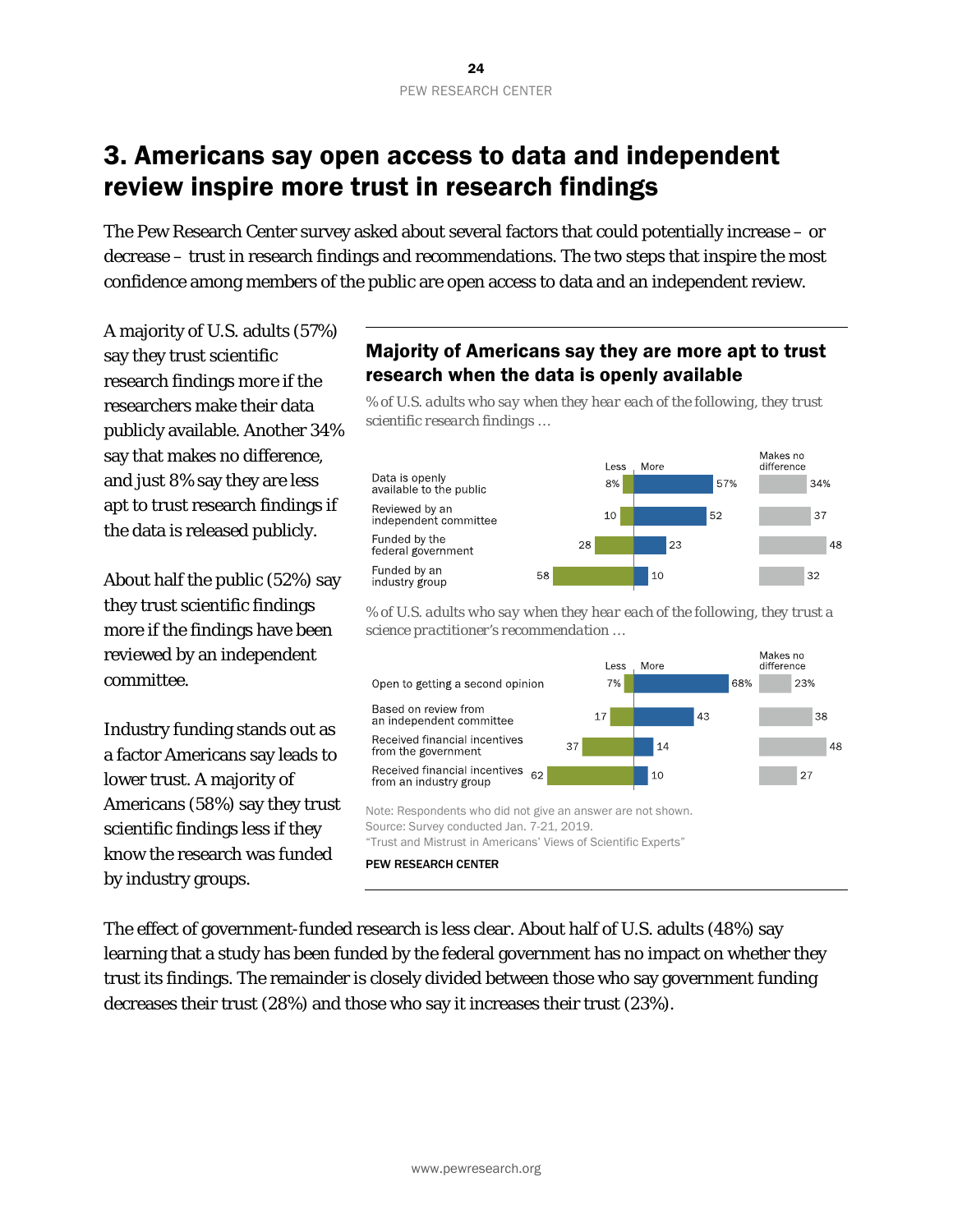# 3. Americans say open access to data and independent review inspire more trust in research findings

The Pew Research Center survey asked about several factors that could potentially increase – or decrease – trust in research findings and recommendations. The two steps that inspire the most confidence among members of the public are open access to data and an independent review.

A majority of U.S. adults (57%) say they trust scientific research findings *more* if the researchers make their data publicly available. Another 34% say that makes no difference, and just 8% say they are less apt to trust research findings if the data is released publicly.

About half the public (52%) say they trust scientific findings more if the findings have been reviewed by an independent committee.

Industry funding stands out as a factor Americans say leads to lower trust. A majority of Americans (58%) say they trust scientific findings less if they know the research was funded by industry groups.

**Majority of Americans say they are more apt to trust research when the data is openly available**

*% of U.S. adults who say when they hear each of the following, they trust scientific research findings …*

| | Less | More | Makes no difference |
|---|---|---|---|
| Data is openly available to the public | 8% | 57% | 34% |
| Reviewed by an independent committee | 10 | 52 | 37 |
| Funded by the federal government | 28 | 23 | 48 |
| Funded by an industry group | 58 | 10 | 32 |

*% of U.S. adults who say when they hear each of the following, they trust a science practitioner's recommendation …*

| | Less | More | Makes no difference |
|---|---|---|---|
| Open to getting a second opinion | 7% | 68% | 23% |
| Based on review from an independent committee | 17 | 43 | 38 |
| Received financial incentives from the government | 37 | 14 | 48 |
| Received financial incentives from an industry group | 62 | 10 | 27 |

Note: Respondents who did not give an answer are not shown.
Source: Survey conducted Jan. 7-21, 2019.
"Trust and Mistrust in Americans' Views of Scientific Experts"

PEW RESEARCH CENTER

The effect of government-funded research is less clear. About half of U.S. adults (48%) say learning that a study has been funded by the federal government has no impact on whether they trust its findings. The remainder is closely divided between those who say government funding decreases their trust (28%) and those who say it increases their trust (23%).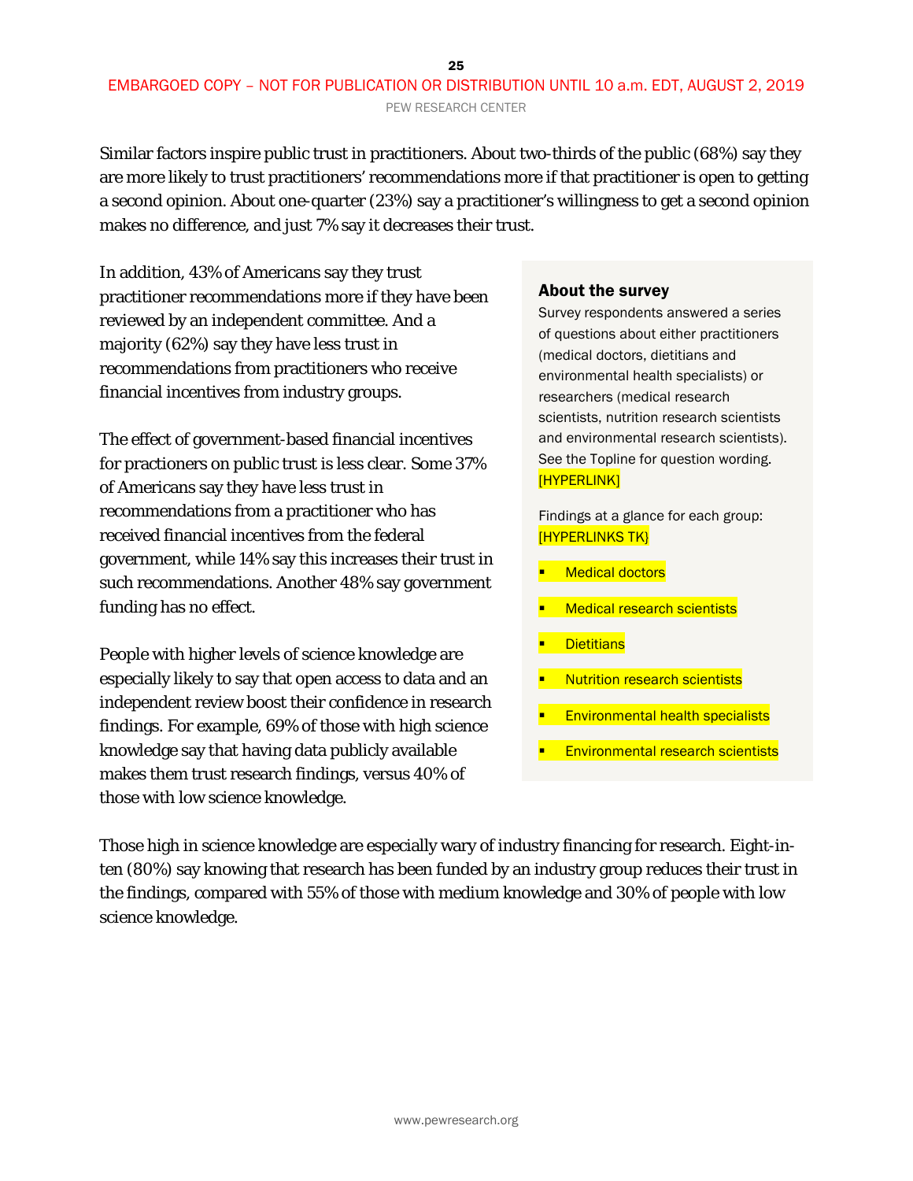Similar factors inspire public trust in practitioners. About two-thirds of the public (68%) say they are more likely to trust practitioners' recommendations more if that practitioner is open to getting a second opinion. About one-quarter (23%) say a practitioner's willingness to get a second opinion makes no difference, and just 7% say it decreases their trust.

In addition, 43% of Americans say they trust practitioner recommendations more if they have been reviewed by an independent committee. And a majority (62%) say they have less trust in recommendations from practitioners who receive financial incentives from industry groups.

The effect of government-based financial incentives for practioners on public trust is less clear. Some 37% of Americans say they have less trust in recommendations from a practitioner who has received financial incentives from the federal government, while 14% say this increases their trust in such recommendations. Another 48% say government funding has no effect.

People with higher levels of science knowledge are especially likely to say that open access to data and an independent review boost their confidence in research findings. For example, 69% of those with high science knowledge say that having data publicly available makes them trust research findings, versus 40% of those with low science knowledge.

### About the survey

Survey respondents answered a series of questions about either practitioners (medical doctors, dietitians and environmental health specialists) or researchers (medical research scientists, nutrition research scientists and environmental research scientists). See the Topline for question wording. [HYPERLINK]

Findings at a glance for each group: [HYPERLINKS TK}

- Medical doctors
- Medical research scientists
- Dietitians
- Nutrition research scientists
- Environmental health specialists
- Environmental research scientists

Those high in science knowledge are especially wary of industry financing for research. Eight-in-ten (80%) say knowing that research has been funded by an industry group reduces their trust in the findings, compared with 55% of those with medium knowledge and 30% of people with low science knowledge.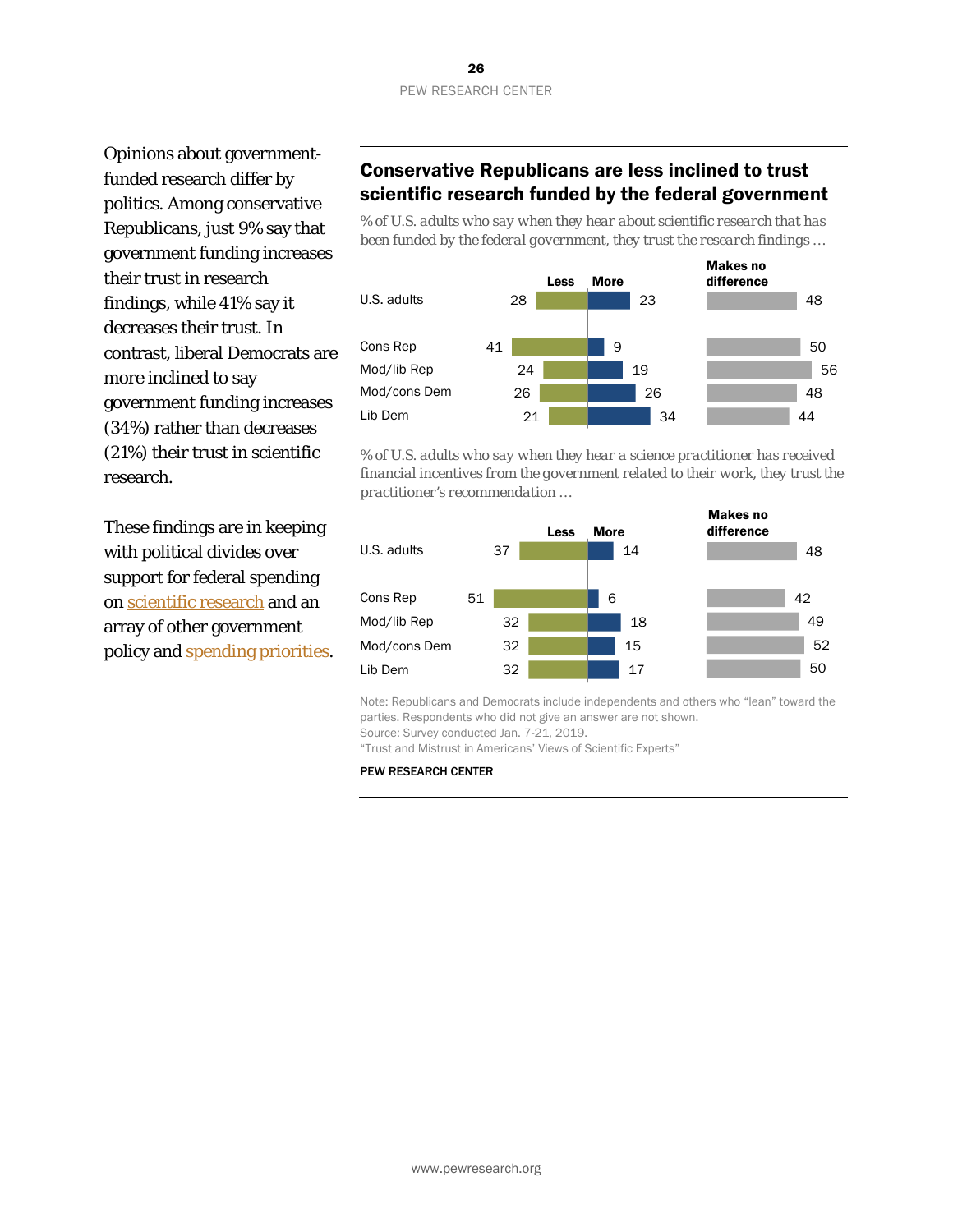Opinions about government-funded research differ by politics. Among conservative Republicans, just 9% say that government funding increases their trust in research findings, while 41% say it decreases their trust. In contrast, liberal Democrats are more inclined to say government funding increases (34%) rather than decreases (21%) their trust in scientific research.

These findings are in keeping with political divides over support for federal spending on scientific research and an array of other government policy and spending priorities.

### Conservative Republicans are less inclined to trust scientific research funded by the federal government

*% of U.S. adults who say when they hear about scientific research that has been funded by the federal government, they trust the research findings …*

| | Less | More | Makes no difference |
|---|---|---|---|
| U.S. adults | 28 | 23 | 48 |
| Cons Rep | 41 | 9 | 50 |
| Mod/lib Rep | 24 | 19 | 56 |
| Mod/cons Dem | 26 | 26 | 48 |
| Lib Dem | 21 | 34 | 44 |

*% of U.S. adults who say when they hear a science practitioner has received financial incentives from the government related to their work, they trust the practitioner's recommendation …*

| | Less | More | Makes no difference |
|---|---|---|---|
| U.S. adults | 37 | 14 | 48 |
| Cons Rep | 51 | 6 | 42 |
| Mod/lib Rep | 32 | 18 | 49 |
| Mod/cons Dem | 32 | 15 | 52 |
| Lib Dem | 32 | 17 | 50 |

Note: Republicans and Democrats include independents and others who "lean" toward the parties. Respondents who did not give an answer are not shown.
Source: Survey conducted Jan. 7-21, 2019.
"Trust and Mistrust in Americans' Views of Scientific Experts"

PEW RESEARCH CENTER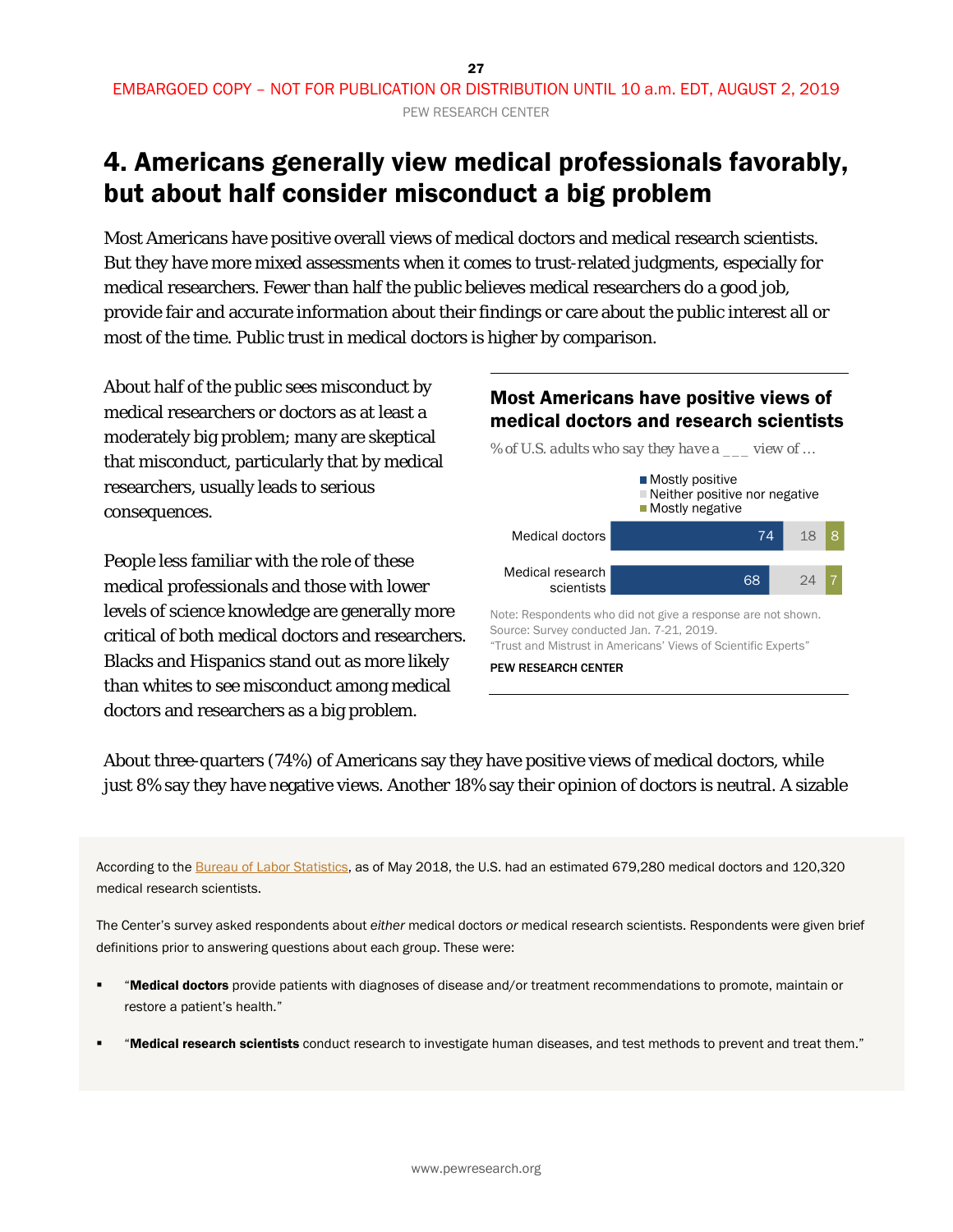# 4. Americans generally view medical professionals favorably, but about half consider misconduct a big problem

Most Americans have positive overall views of medical doctors and medical research scientists. But they have more mixed assessments when it comes to trust-related judgments, especially for medical researchers. Fewer than half the public believes medical researchers do a good job, provide fair and accurate information about their findings or care about the public interest all or most of the time. Public trust in medical doctors is higher by comparison.

About half of the public sees misconduct by medical researchers or doctors as at least a moderately big problem; many are skeptical that misconduct, particularly that by medical researchers, usually leads to serious consequences.

People less familiar with the role of these medical professionals and those with lower levels of science knowledge are generally more critical of both medical doctors and researchers. Blacks and Hispanics stand out as more likely than whites to see misconduct among medical doctors and researchers as a big problem.

**Most Americans have positive views of medical doctors and research scientists**

*% of U.S. adults who say they have a ___ view of …*

| | Mostly positive | Neither positive nor negative | Mostly negative |
|---|---|---|---|
| Medical doctors | 74 | 18 | 8 |
| Medical research scientists | 68 | 24 | 7 |

Note: Respondents who did not give a response are not shown.
Source: Survey conducted Jan. 7-21, 2019.
"Trust and Mistrust in Americans' Views of Scientific Experts"

PEW RESEARCH CENTER

About three-quarters (74%) of Americans say they have positive views of medical doctors, while just 8% say they have negative views. Another 18% say their opinion of doctors is neutral. A sizable

According to the Bureau of Labor Statistics, as of May 2018, the U.S. had an estimated 679,280 medical doctors and 120,320 medical research scientists.

The Center's survey asked respondents about *either* medical doctors *or* medical research scientists. Respondents were given brief definitions prior to answering questions about each group. These were:

- "**Medical doctors** provide patients with diagnoses of disease and/or treatment recommendations to promote, maintain or restore a patient's health."
- "**Medical research scientists** conduct research to investigate human diseases, and test methods to prevent and treat them."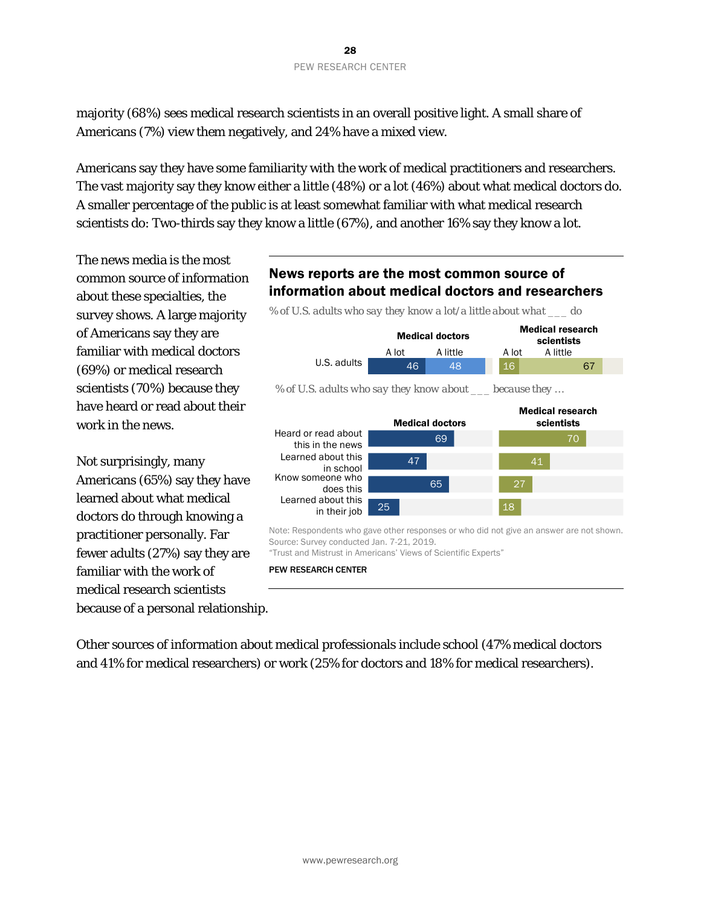majority (68%) sees medical research scientists in an overall positive light. A small share of Americans (7%) view them negatively, and 24% have a mixed view.

Americans say they have some familiarity with the work of medical practitioners and researchers. The vast majority say they know either a little (48%) or a lot (46%) about what medical doctors do. A smaller percentage of the public is at least somewhat familiar with what medical research scientists do: Two-thirds say they know a little (67%), and another 16% say they know a lot.

The news media is the most common source of information about these specialties, the survey shows. A large majority of Americans say they are familiar with medical doctors (69%) or medical research scientists (70%) because they have heard or read about their work in the news.

Not surprisingly, many Americans (65%) say they have learned about what medical doctors do through knowing a practitioner personally. Far fewer adults (27%) say they are familiar with the work of medical research scientists because of a personal relationship.

### News reports are the most common source of information about medical doctors and researchers

*% of U.S. adults who say they know a lot/a little about what ___ do*

| | Medical doctors | | Medical research scientists | |
|---|---|---|---|---|
| | A lot | A little | A lot | A little |
| U.S. adults | 46 | 48 | 16 | 67 |

*% of U.S. adults who say they know about ___ because they …*

| | Medical doctors | Medical research scientists |
|---|---|---|
| Heard or read about this in the news | 69 | 70 |
| Learned about this in school | 47 | 41 |
| Know someone who does this | 65 | 27 |
| Learned about this in their job | 25 | 18 |

Note: Respondents who gave other responses or who did not give an answer are not shown.
Source: Survey conducted Jan. 7-21, 2019.
"Trust and Mistrust in Americans' Views of Scientific Experts"

PEW RESEARCH CENTER

Other sources of information about medical professionals include school (47% medical doctors and 41% for medical researchers) or work (25% for doctors and 18% for medical researchers).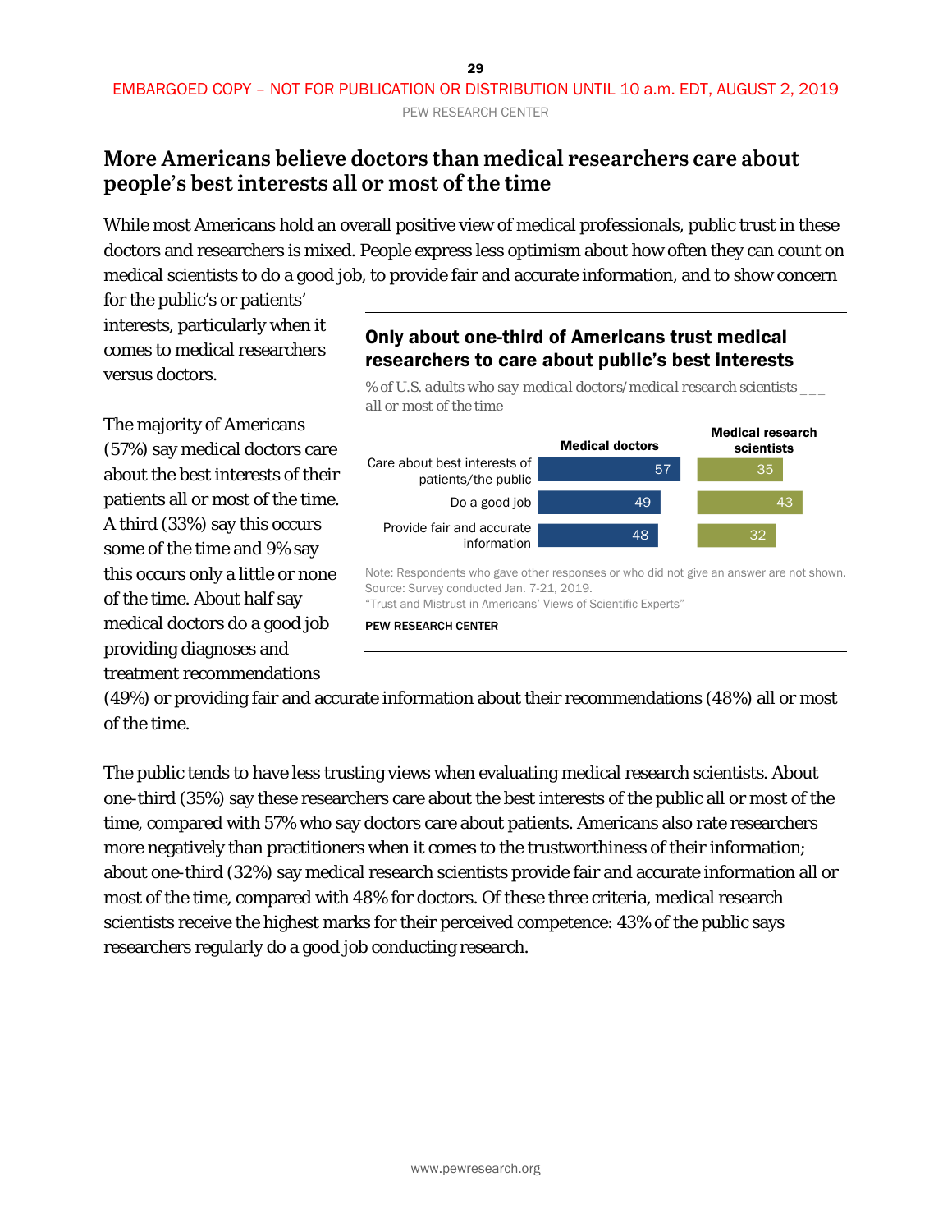## More Americans believe doctors than medical researchers care about people's best interests all or most of the time

While most Americans hold an overall positive view of medical professionals, public trust in these doctors and researchers is mixed. People express less optimism about how often they can count on medical scientists to do a good job, to provide fair and accurate information, and to show concern for the public's or patients' interests, particularly when it comes to medical researchers versus doctors.

The majority of Americans (57%) say medical doctors care about the best interests of their patients all or most of the time. A third (33%) say this occurs some of the time and 9% say this occurs only a little or none of the time. About half say medical doctors do a good job providing diagnoses and treatment recommendations (49%) or providing fair and accurate information about their recommendations (48%) all or most of the time.

**Only about one-third of Americans trust medical researchers to care about public's best interests**

*% of U.S. adults who say medical doctors/medical research scientists ___ all or most of the time*

| | Medical doctors | Medical research scientists |
|---|---|---|
| Care about best interests of patients/the public | 57 | 35 |
| Do a good job | 49 | 43 |
| Provide fair and accurate information | 48 | 32 |

Note: Respondents who gave other responses or who did not give an answer are not shown.
Source: Survey conducted Jan. 7-21, 2019.
"Trust and Mistrust in Americans' Views of Scientific Experts"

PEW RESEARCH CENTER

The public tends to have less trusting views when evaluating medical research scientists. About one-third (35%) say these researchers care about the best interests of the public all or most of the time, compared with 57% who say doctors care about patients. Americans also rate researchers more negatively than practitioners when it comes to the trustworthiness of their information; about one-third (32%) say medical research scientists provide fair and accurate information all or most of the time, compared with 48% for doctors. Of these three criteria, medical research scientists receive the highest marks for their perceived competence: 43% of the public says researchers regularly do a good job conducting research.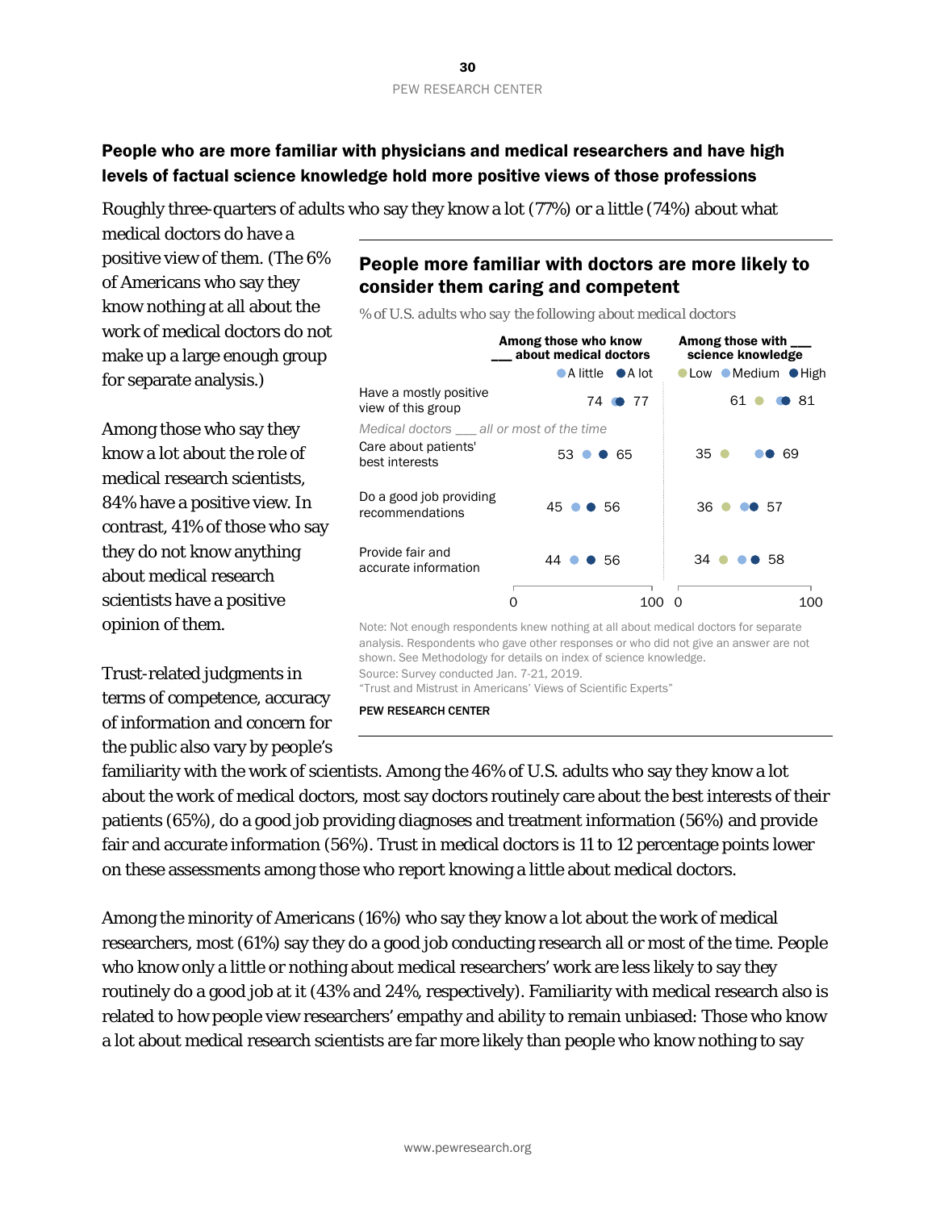## People who are more familiar with physicians and medical researchers and have high levels of factual science knowledge hold more positive views of those professions

Roughly three-quarters of adults who say they know a lot (77%) or a little (74%) about what medical doctors do have a positive view of them. (The 6% of Americans who say they know nothing at all about the work of medical doctors do not make up a large enough group for separate analysis.)

Among those who say they know a lot about the role of medical research scientists, 84% have a positive view. In contrast, 41% of those who say they do not know anything about medical research scientists have a positive opinion of them.

Trust-related judgments in terms of competence, accuracy of information and concern for the public also vary by people's familiarity with the work of scientists. Among the 46% of U.S. adults who say they know a lot about the work of medical doctors, most say doctors routinely care about the best interests of their patients (65%), do a good job providing diagnoses and treatment information (56%) and provide fair and accurate information (56%). Trust in medical doctors is 11 to 12 percentage points lower on these assessments among those who report knowing a little about medical doctors.

### People more familiar with doctors are more likely to consider them caring and competent

*% of U.S. adults who say the following about medical doctors*

| | Among those who know ___ about medical doctors | | Among those with ___ science knowledge | | |
|---|---|---|---|---|---|
| | A little | A lot | Low | Medium | High |
| Have a mostly positive view of this group | 74 | 77 | 61 | | 81 |
| *Medical doctors ___ all or most of the time* | | | | | |
| Care about patients' best interests | 53 | 65 | 35 | | 69 |
| Do a good job providing recommendations | 45 | 56 | 36 | | 57 |
| Provide fair and accurate information | 44 | 56 | 34 | | 58 |

Note: Not enough respondents knew nothing at all about medical doctors for separate analysis. Respondents who gave other responses or who did not give an answer are not shown. See Methodology for details on index of science knowledge.
Source: Survey conducted Jan. 7-21, 2019.
"Trust and Mistrust in Americans' Views of Scientific Experts"

PEW RESEARCH CENTER

Among the minority of Americans (16%) who say they know a lot about the work of medical researchers, most (61%) say they do a good job conducting research all or most of the time. People who know only a little or nothing about medical researchers' work are less likely to say they routinely do a good job at it (43% and 24%, respectively). Familiarity with medical research also is related to how people view researchers' empathy and ability to remain unbiased: Those who know a lot about medical research scientists are far more likely than people who know nothing to say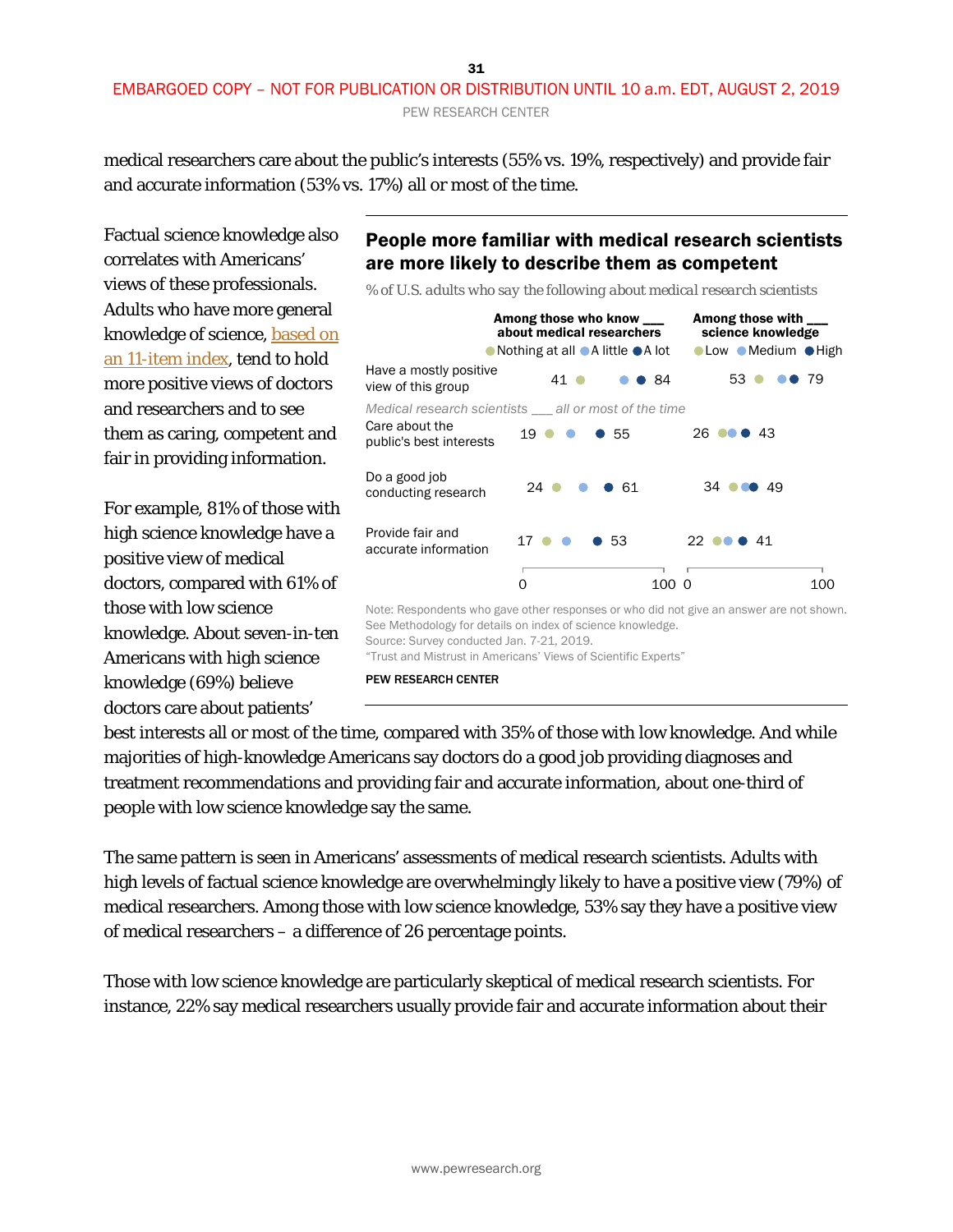medical researchers care about the public's interests (55% vs. 19%, respectively) and provide fair and accurate information (53% vs. 17%) all or most of the time.

Factual science knowledge also correlates with Americans' views of these professionals. Adults who have more general knowledge of science, based on an 11-item index, tend to hold more positive views of doctors and researchers and to see them as caring, competent and fair in providing information.

For example, 81% of those with high science knowledge have a positive view of medical doctors, compared with 61% of those with low science knowledge. About seven-in-ten Americans with high science knowledge (69%) believe doctors care about patients' best interests all or most of the time, compared with 35% of those with low knowledge. And while majorities of high-knowledge Americans say doctors do a good job providing diagnoses and treatment recommendations and providing fair and accurate information, about one-third of people with low science knowledge say the same.

**People more familiar with medical research scientists are more likely to describe them as competent**

*% of U.S. adults who say the following about medical research scientists*

| | Among those who know ___ about medical researchers: Nothing at all | A little | A lot | Among those with ___ science knowledge: Low | Medium | High |
|---|---|---|---|---|---|---|
| Have a mostly positive view of this group | 41 | | 84 | 53 | | 79 |
| *Medical research scientists ___ all or most of the time* | | | | | | |
| Care about the public's best interests | 19 | | 55 | 26 | | 43 |
| Do a good job conducting research | 24 | | 61 | 34 | | 49 |
| Provide fair and accurate information | 17 | | 53 | 22 | | 41 |

Note: Respondents who gave other responses or who did not give an answer are not shown. See Methodology for details on index of science knowledge.
Source: Survey conducted Jan. 7-21, 2019.
"Trust and Mistrust in Americans' Views of Scientific Experts"

PEW RESEARCH CENTER

The same pattern is seen in Americans' assessments of medical research scientists. Adults with high levels of factual science knowledge are overwhelmingly likely to have a positive view (79%) of medical researchers. Among those with low science knowledge, 53% say they have a positive view of medical researchers – a difference of 26 percentage points.

Those with low science knowledge are particularly skeptical of medical research scientists. For instance, 22% say medical researchers usually provide fair and accurate information about their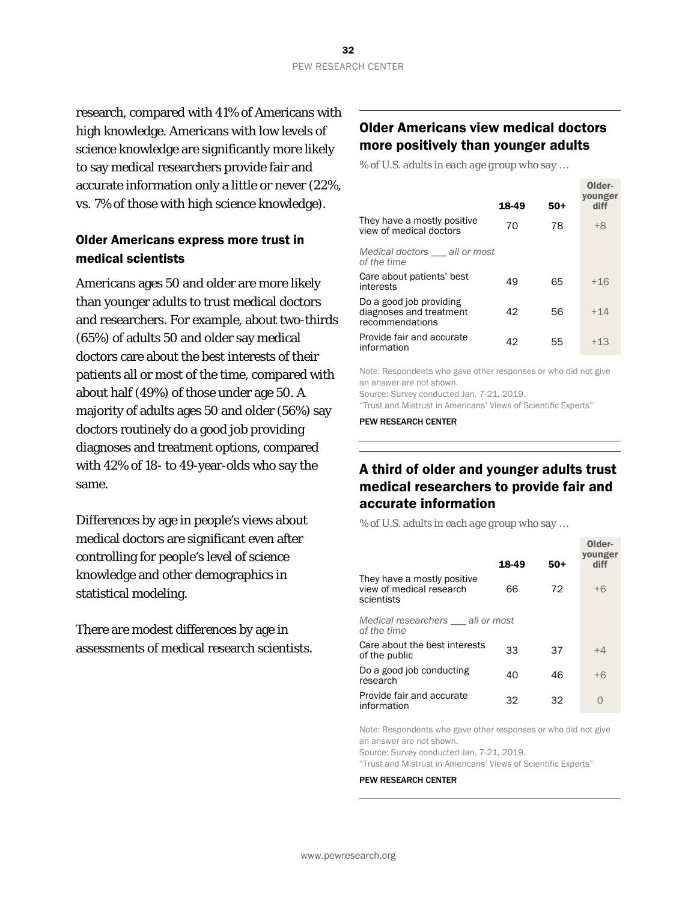research, compared with 41% of Americans with high knowledge. Americans with low levels of science knowledge are significantly more likely to say medical researchers provide fair and accurate information only a little or never (22%, vs. 7% of those with high science knowledge).

### Older Americans express more trust in medical scientists

Americans ages 50 and older are more likely than younger adults to trust medical doctors and researchers. For example, about two-thirds (65%) of adults 50 and older say medical doctors care about the best interests of their patients all or most of the time, compared with about half (49%) of those under age 50. A majority of adults ages 50 and older (56%) say doctors routinely do a good job providing diagnoses and treatment options, compared with 42% of 18- to 49-year-olds who say the same.

Differences by age in people's views about medical doctors are significant even after controlling for people's level of science knowledge and other demographics in statistical modeling.

There are modest differences by age in assessments of medical research scientists.

## Older Americans view medical doctors more positively than younger adults

*% of U.S. adults in each age group who say …*

| | 18-49 | 50+ | Older-younger diff |
|---|---|---|---|
| They have a mostly positive view of medical doctors | 70 | 78 | +8 |
| *Medical doctors ___ all or most of the time* | | | |
| Care about patients' best interests | 49 | 65 | +16 |
| Do a good job providing diagnoses and treatment recommendations | 42 | 56 | +14 |
| Provide fair and accurate information | 42 | 55 | +13 |

Note: Respondents who gave other responses or who did not give an answer are not shown.
Source: Survey conducted Jan. 7-21, 2019.
"Trust and Mistrust in Americans' Views of Scientific Experts"

PEW RESEARCH CENTER

## A third of older and younger adults trust medical researchers to provide fair and accurate information

*% of U.S. adults in each age group who say …*

| | 18-49 | 50+ | Older-younger diff |
|---|---|---|---|
| They have a mostly positive view of medical research scientists | 66 | 72 | +6 |
| *Medical researchers ___ all or most of the time* | | | |
| Care about the best interests of the public | 33 | 37 | +4 |
| Do a good job conducting research | 40 | 46 | +6 |
| Provide fair and accurate information | 32 | 32 | 0 |

Note: Respondents who gave other responses or who did not give an answer are not shown.
Source: Survey conducted Jan. 7-21, 2019.
"Trust and Mistrust in Americans' Views of Scientific Experts"

PEW RESEARCH CENTER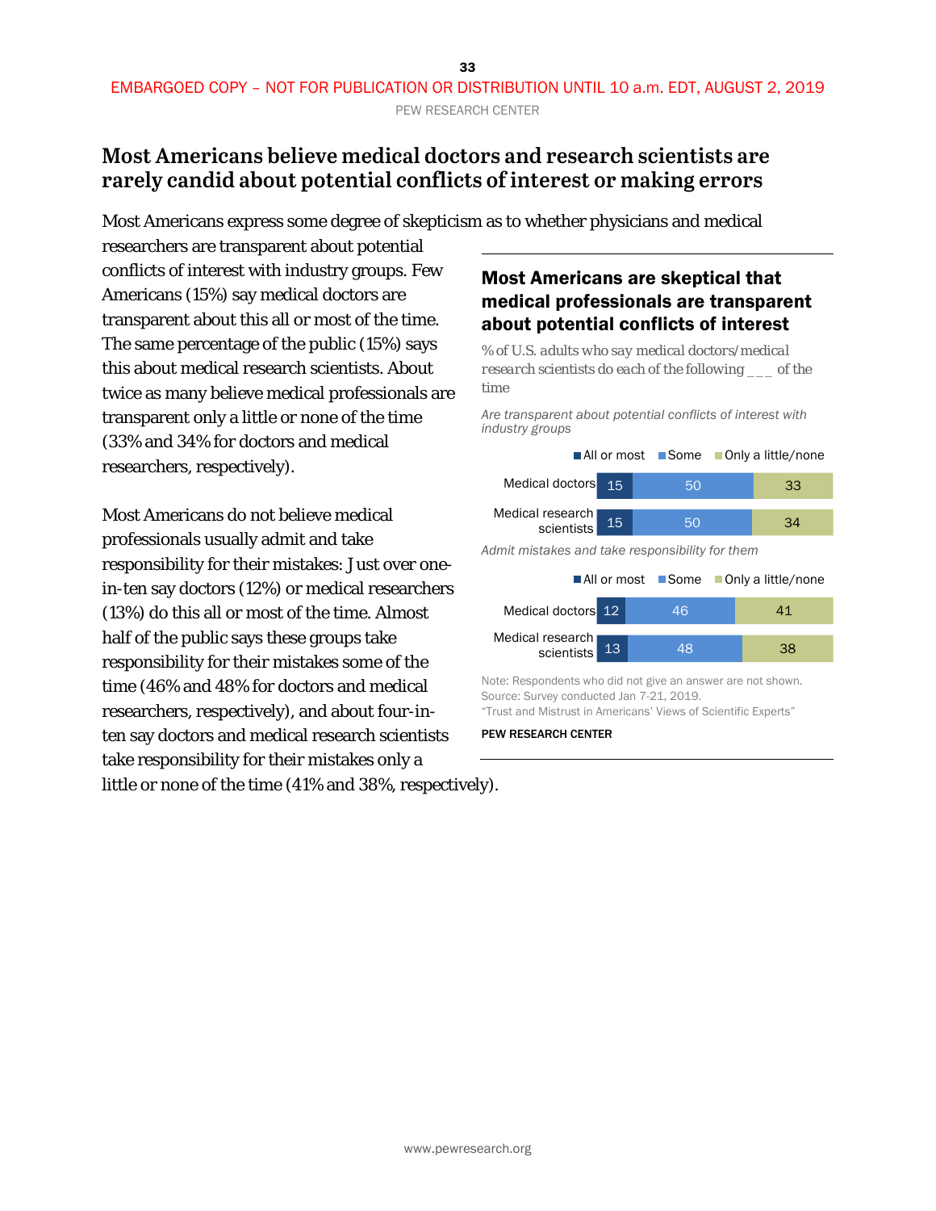# Most Americans believe medical doctors and research scientists are rarely candid about potential conflicts of interest or making errors

Most Americans express some degree of skepticism as to whether physicians and medical researchers are transparent about potential conflicts of interest with industry groups. Few Americans (15%) say medical doctors are transparent about this all or most of the time. The same percentage of the public (15%) says this about medical research scientists. About twice as many believe medical professionals are transparent only a little or none of the time (33% and 34% for doctors and medical researchers, respectively).

Most Americans do not believe medical professionals usually admit and take responsibility for their mistakes: Just over one-in-ten say doctors (12%) or medical researchers (13%) do this all or most of the time. Almost half of the public says these groups take responsibility for their mistakes some of the time (46% and 48% for doctors and medical researchers, respectively), and about four-in-ten say doctors and medical research scientists take responsibility for their mistakes only a little or none of the time (41% and 38%, respectively).

## Most Americans are skeptical that medical professionals are transparent about potential conflicts of interest

*% of U.S. adults who say medical doctors/medical research scientists do each of the following ___ of the time*

*Are transparent about potential conflicts of interest with industry groups*

| | All or most | Some | Only a little/none |
|---|---|---|---|
| Medical doctors | 15 | 50 | 33 |
| Medical research scientists | 15 | 50 | 34 |

*Admit mistakes and take responsibility for them*

| | All or most | Some | Only a little/none |
|---|---|---|---|
| Medical doctors | 12 | 46 | 41 |
| Medical research scientists | 13 | 48 | 38 |

Note: Respondents who did not give an answer are not shown.
Source: Survey conducted Jan 7-21, 2019.
"Trust and Mistrust in Americans' Views of Scientific Experts"

PEW RESEARCH CENTER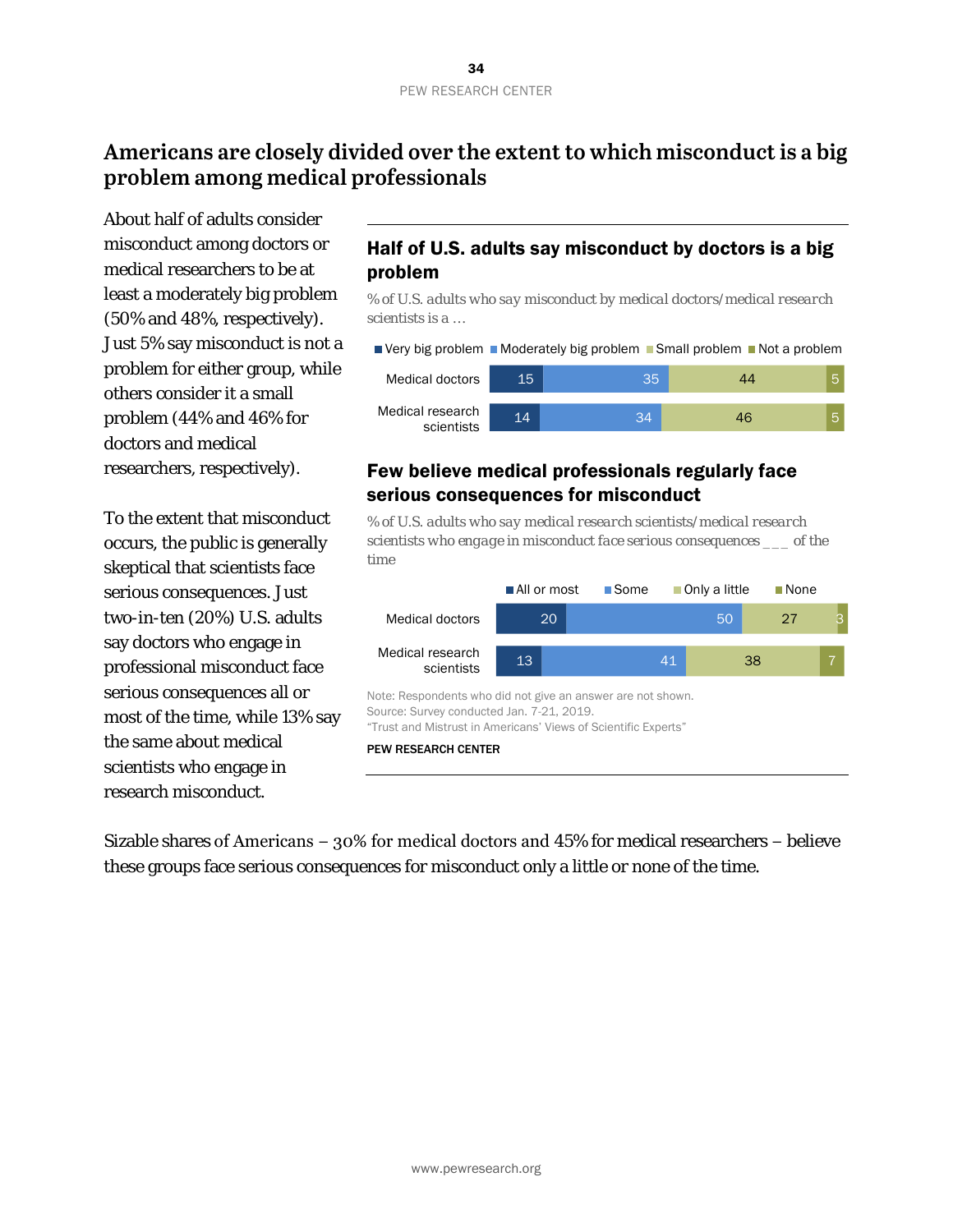# Americans are closely divided over the extent to which misconduct is a big problem among medical professionals

About half of adults consider misconduct among doctors or medical researchers to be at least a moderately big problem (50% and 48%, respectively). Just 5% say misconduct is not a problem for either group, while others consider it a small problem (44% and 46% for doctors and medical researchers, respectively).

To the extent that misconduct occurs, the public is generally skeptical that scientists face serious consequences. Just two-in-ten (20%) U.S. adults say doctors who engage in professional misconduct face serious consequences all or most of the time, while 13% say the same about medical scientists who engage in research misconduct.

### Half of U.S. adults say misconduct by doctors is a big problem

% of U.S. adults who say misconduct by medical doctors/medical research scientists is a …

| | Very big problem | Moderately big problem | Small problem | Not a problem |
|---|---|---|---|---|
| Medical doctors | 15 | 35 | 44 | 5 |
| Medical research scientists | 14 | 34 | 46 | 5 |

### Few believe medical professionals regularly face serious consequences for misconduct

% of U.S. adults who say medical research scientists/medical research scientists who engage in misconduct face serious consequences ___ of the time

| | All or most | Some | Only a little | None |
|---|---|---|---|---|
| Medical doctors | 20 | 50 | 27 | 3 |
| Medical research scientists | 13 | 41 | 38 | 7 |

Note: Respondents who did not give an answer are not shown.
Source: Survey conducted Jan. 7-21, 2019.
"Trust and Mistrust in Americans' Views of Scientific Experts"

PEW RESEARCH CENTER

Sizable shares of Americans – 30% for medical doctors and 45% for medical researchers – believe these groups face serious consequences for misconduct only a little or none of the time.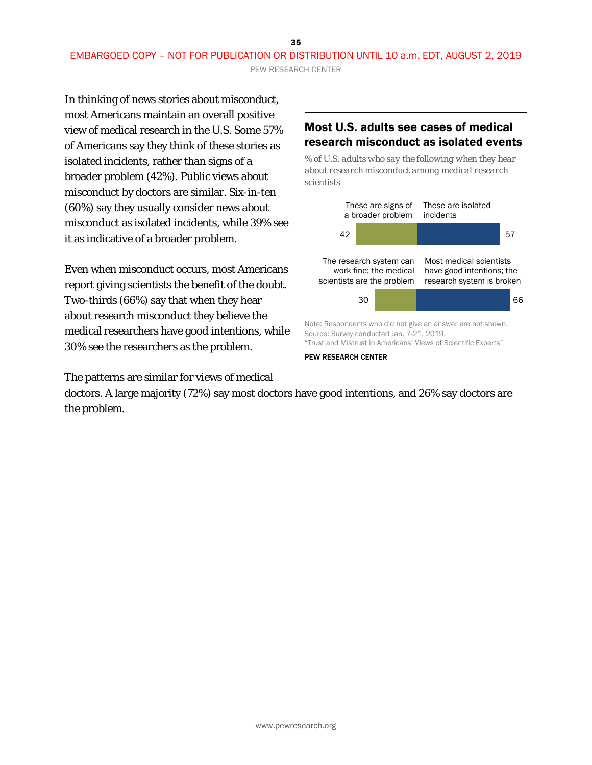EMBARGOED COPY – NOT FOR PUBLICATION OR DISTRIBUTION UNTIL 10 a.m. EDT, AUGUST 2, 2019

In thinking of news stories about misconduct, most Americans maintain an overall positive view of medical research in the U.S. Some 57% of Americans say they think of these stories as isolated incidents, rather than signs of a broader problem (42%). Public views about misconduct by doctors are similar. Six-in-ten (60%) say they usually consider news about misconduct as isolated incidents, while 39% see it as indicative of a broader problem.

Even when misconduct occurs, most Americans report giving scientists the benefit of the doubt. Two-thirds (66%) say that when they hear about research misconduct they believe the medical researchers have good intentions, while 30% see the researchers as the problem.

The patterns are similar for views of medical doctors. A large majority (72%) say most doctors have good intentions, and 26% say doctors are the problem.

## Most U.S. adults see cases of medical research misconduct as isolated events

*% of U.S. adults who say the following when they hear about research misconduct among medical research scientists*

| These are signs of a broader problem | These are isolated incidents |
|---|---|
| 42 | 57 |

| The research system can work fine; the medical scientists are the problem | Most medical scientists have good intentions; the research system is broken |
|---|---|
| 30 | 66 |

Note: Respondents who did not give an answer are not shown.
Source: Survey conducted Jan. 7-21, 2019.
"Trust and Mistrust in Americans' Views of Scientific Experts"

PEW RESEARCH CENTER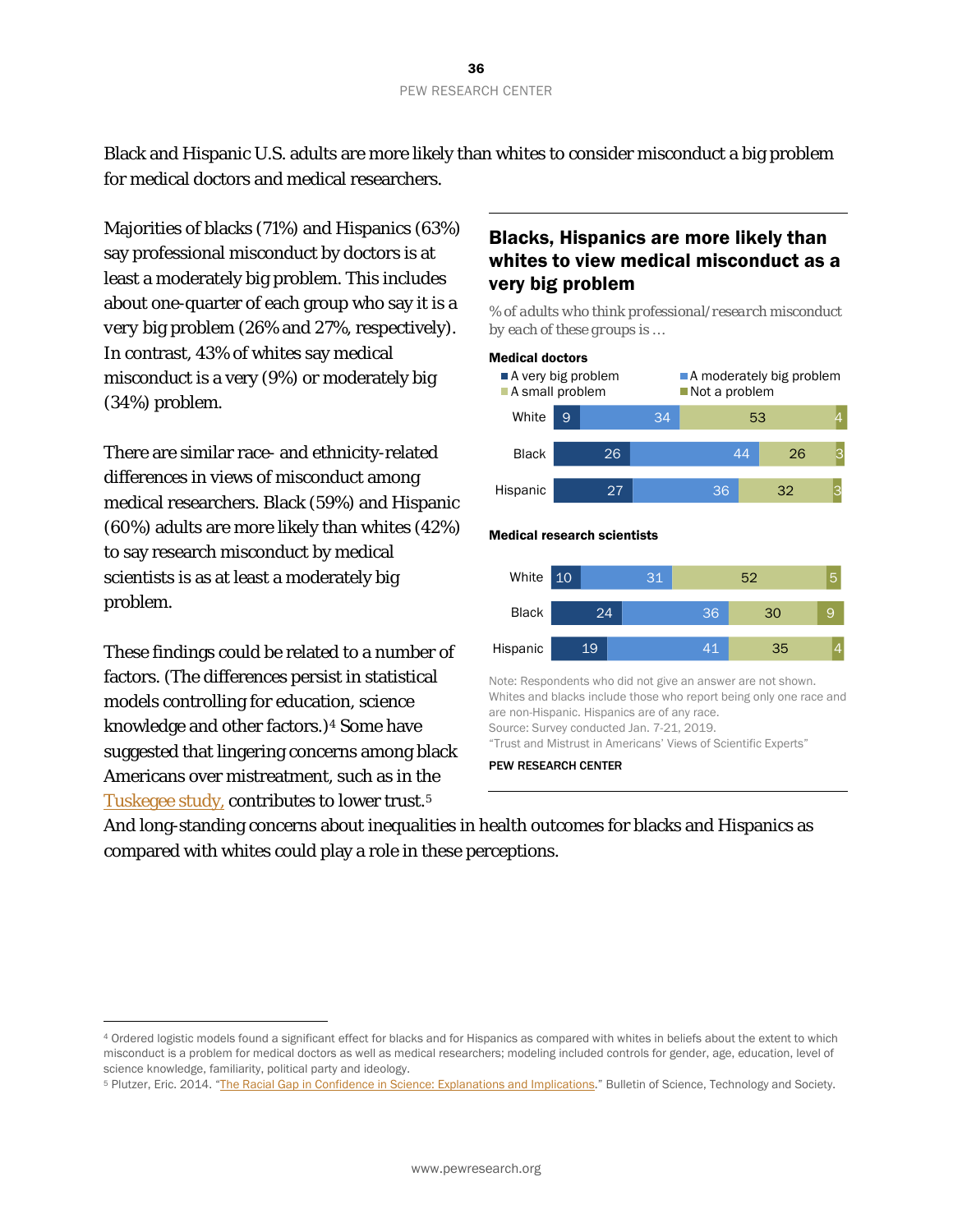Black and Hispanic U.S. adults are more likely than whites to consider misconduct a big problem for medical doctors and medical researchers.

Majorities of blacks (71%) and Hispanics (63%) say professional misconduct by doctors is at least a moderately big problem. This includes about one-quarter of each group who say it is a very big problem (26% and 27%, respectively). In contrast, 43% of whites say medical misconduct is a very (9%) or moderately big (34%) problem.

There are similar race- and ethnicity-related differences in views of misconduct among medical researchers. Black (59%) and Hispanic (60%) adults are more likely than whites (42%) to say research misconduct by medical scientists is as at least a moderately big problem.

These findings could be related to a number of factors. (The differences persist in statistical models controlling for education, science knowledge and other factors.)[4] Some have suggested that lingering concerns among black Americans over mistreatment, such as in the Tuskegee study, contributes to lower trust.[5] And long-standing concerns about inequalities in health outcomes for blacks and Hispanics as compared with whites could play a role in these perceptions.

## Blacks, Hispanics are more likely than whites to view medical misconduct as a very big problem

*% of adults who think professional/research misconduct by each of these groups is ...*

**Medical doctors**

| | A very big problem | A moderately big problem | A small problem | Not a problem |
|---|---|---|---|---|
| White | 9 | 34 | 53 | 4 |
| Black | 26 | 44 | 26 | 3 |
| Hispanic | 27 | 36 | 32 | 3 |

**Medical research scientists**

| | A very big problem | A moderately big problem | A small problem | Not a problem |
|---|---|---|---|---|
| White | 10 | 31 | 52 | 5 |
| Black | 24 | 36 | 30 | 9 |
| Hispanic | 19 | 41 | 35 | 4 |

Note: Respondents who did not give an answer are not shown. Whites and blacks include those who report being only one race and are non-Hispanic. Hispanics are of any race.
Source: Survey conducted Jan. 7-21, 2019.
"Trust and Mistrust in Americans' Views of Scientific Experts"

PEW RESEARCH CENTER

---

[4] Ordered logistic models found a significant effect for blacks and for Hispanics as compared with whites in beliefs about the extent to which misconduct is a problem for medical doctors as well as medical researchers; modeling included controls for gender, age, education, level of science knowledge, familiarity, political party and ideology.

[5] Plutzer, Eric. 2014. "The Racial Gap in Confidence in Science: Explanations and Implications." Bulletin of Science, Technology and Society.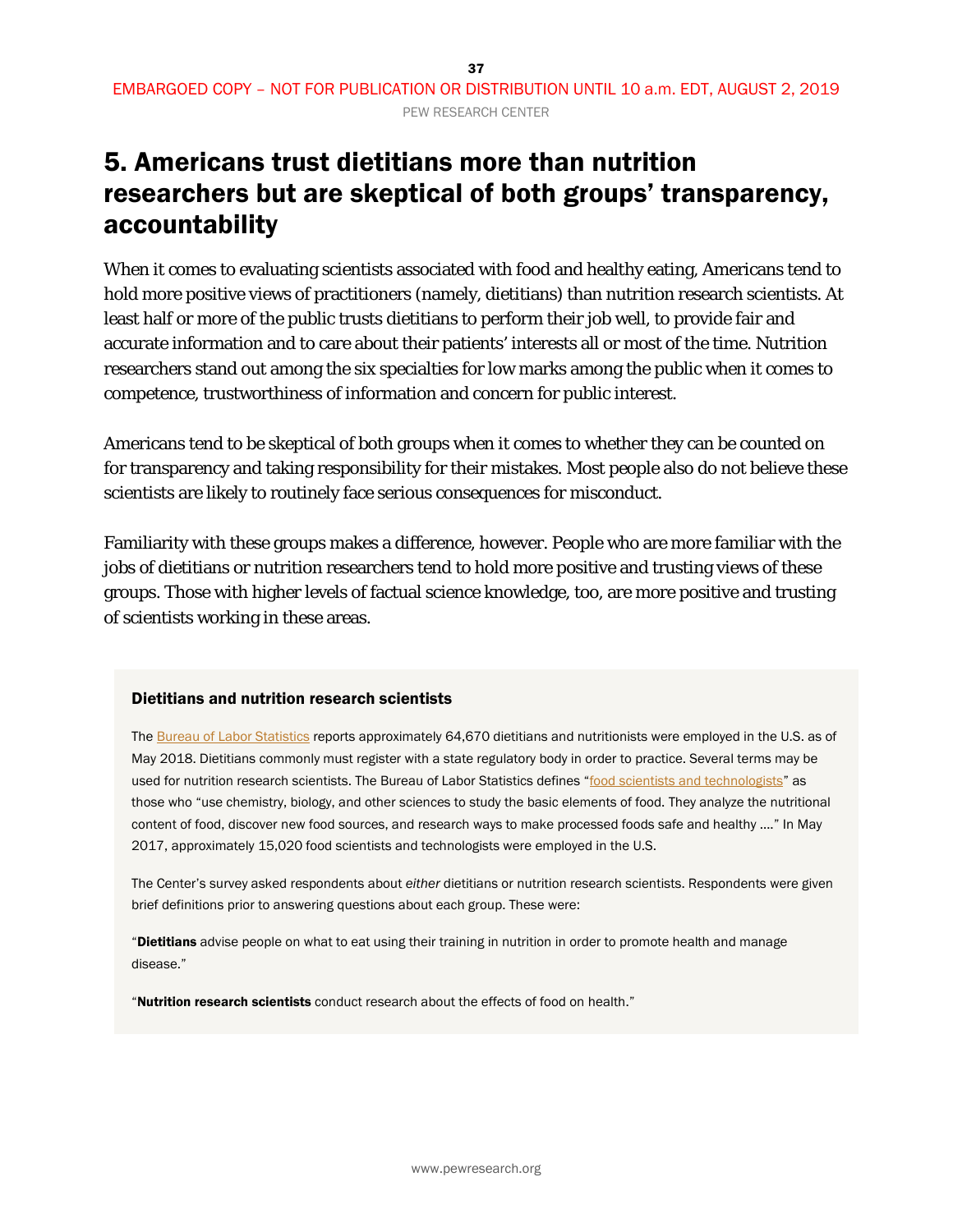# 5. Americans trust dietitians more than nutrition researchers but are skeptical of both groups' transparency, accountability

When it comes to evaluating scientists associated with food and healthy eating, Americans tend to hold more positive views of practitioners (namely, dietitians) than nutrition research scientists. At least half or more of the public trusts dietitians to perform their job well, to provide fair and accurate information and to care about their patients' interests all or most of the time. Nutrition researchers stand out among the six specialties for low marks among the public when it comes to competence, trustworthiness of information and concern for public interest.

Americans tend to be skeptical of both groups when it comes to whether they can be counted on for transparency and taking responsibility for their mistakes. Most people also do not believe these scientists are likely to routinely face serious consequences for misconduct.

Familiarity with these groups makes a difference, however. People who are more familiar with the jobs of dietitians or nutrition researchers tend to hold more positive and trusting views of these groups. Those with higher levels of factual science knowledge, too, are more positive and trusting of scientists working in these areas.

### Dietitians and nutrition research scientists

The Bureau of Labor Statistics reports approximately 64,670 dietitians and nutritionists were employed in the U.S. as of May 2018. Dietitians commonly must register with a state regulatory body in order to practice. Several terms may be used for nutrition research scientists. The Bureau of Labor Statistics defines "food scientists and technologists" as those who "use chemistry, biology, and other sciences to study the basic elements of food. They analyze the nutritional content of food, discover new food sources, and research ways to make processed foods safe and healthy …." In May 2017, approximately 15,020 food scientists and technologists were employed in the U.S.

The Center's survey asked respondents about *either* dietitians or nutrition research scientists. Respondents were given brief definitions prior to answering questions about each group. These were:

"**Dietitians** advise people on what to eat using their training in nutrition in order to promote health and manage disease."

"**Nutrition research scientists** conduct research about the effects of food on health."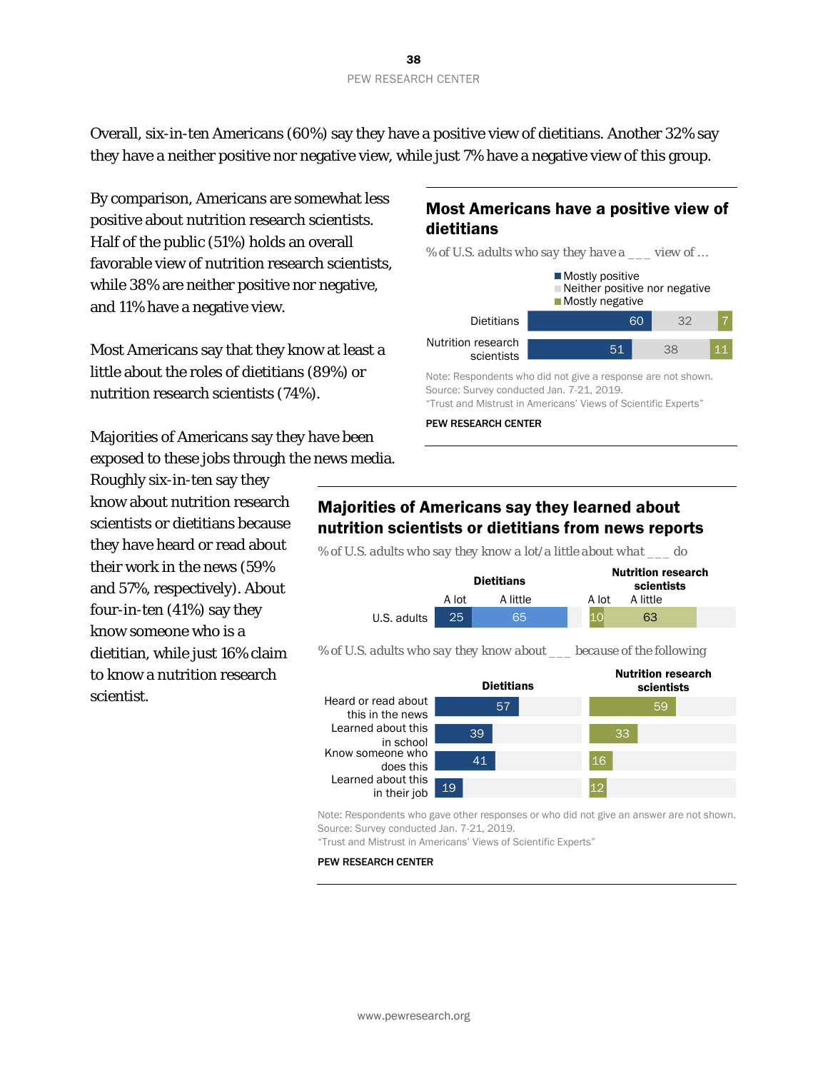Overall, six-in-ten Americans (60%) say they have a positive view of dietitians. Another 32% say they have a neither positive nor negative view, while just 7% have a negative view of this group.

By comparison, Americans are somewhat less positive about nutrition research scientists. Half of the public (51%) holds an overall favorable view of nutrition research scientists, while 38% are neither positive nor negative, and 11% have a negative view.

Most Americans say that they know at least a little about the roles of dietitians (89%) or nutrition research scientists (74%).

Majorities of Americans say they have been exposed to these jobs through the news media. Roughly six-in-ten say they know about nutrition research scientists or dietitians because they have heard or read about their work in the news (59% and 57%, respectively). About four-in-ten (41%) say they know someone who is a dietitian, while just 16% claim to know a nutrition research scientist.

### Most Americans have a positive view of dietitians

% of U.S. adults who say they have a ___ view of …

| | Mostly positive | Neither positive nor negative | Mostly negative |
|---|---|---|---|
| Dietitians | 60 | 32 | 7 |
| Nutrition research scientists | 51 | 38 | 11 |

Note: Respondents who did not give a response are not shown.
Source: Survey conducted Jan. 7-21, 2019.
"Trust and Mistrust in Americans' Views of Scientific Experts"

PEW RESEARCH CENTER

### Majorities of Americans say they learned about nutrition scientists or dietitians from news reports

% of U.S. adults who say they know a lot/a little about what ___ do

| | Dietitians: A lot | Dietitians: A little | Nutrition research scientists: A lot | Nutrition research scientists: A little |
|---|---|---|---|---|
| U.S. adults | 25 | 65 | 10 | 63 |

% of U.S. adults who say they know about ___ because of the following

| | Dietitians | Nutrition research scientists |
|---|---|---|
| Heard or read about this in the news | 57 | 59 |
| Learned about this in school | 39 | 33 |
| Know someone who does this | 41 | 16 |
| Learned about this in their job | 19 | 12 |

Note: Respondents who gave other responses or who did not give an answer are not shown.
Source: Survey conducted Jan. 7-21, 2019.
"Trust and Mistrust in Americans' Views of Scientific Experts"

PEW RESEARCH CENTER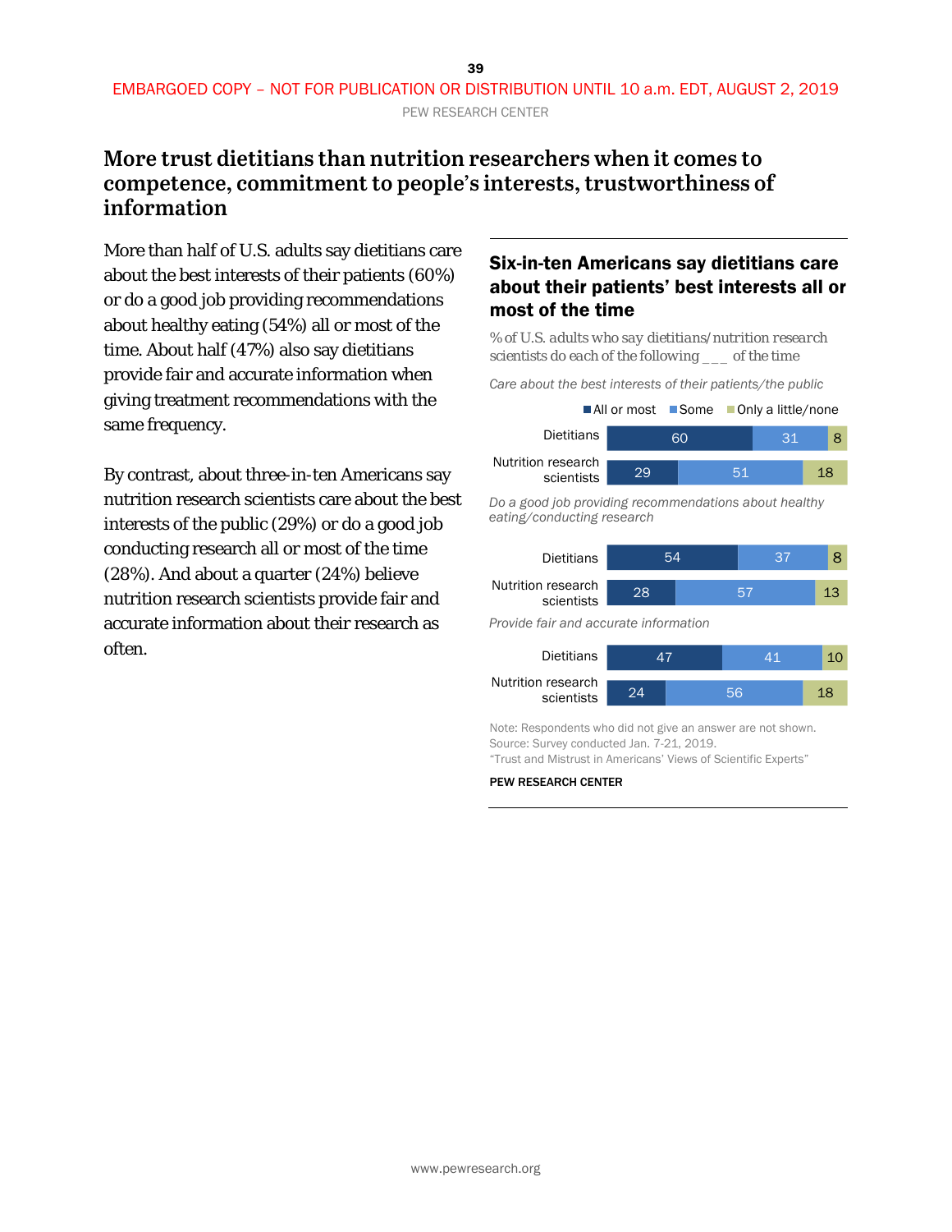EMBARGOED COPY – NOT FOR PUBLICATION OR DISTRIBUTION UNTIL 10 a.m. EDT, AUGUST 2, 2019

# More trust dietitians than nutrition researchers when it comes to competence, commitment to people's interests, trustworthiness of information

More than half of U.S. adults say dietitians care about the best interests of their patients (60%) or do a good job providing recommendations about healthy eating (54%) all or most of the time. About half (47%) also say dietitians provide fair and accurate information when giving treatment recommendations with the same frequency.

By contrast, about three-in-ten Americans say nutrition research scientists care about the best interests of the public (29%) or do a good job conducting research all or most of the time (28%). And about a quarter (24%) believe nutrition research scientists provide fair and accurate information about their research as often.

### Six-in-ten Americans say dietitians care about their patients' best interests all or most of the time

% of U.S. adults who say dietitians/nutrition research scientists do each of the following ___ of the time

| | All or most | Some | Only a little/none |
|---|---|---|---|
| *Care about the best interests of their patients/the public* | | | |
| Dietitians | 60 | 31 | 8 |
| Nutrition research scientists | 29 | 51 | 18 |
| *Do a good job providing recommendations about healthy eating/conducting research* | | | |
| Dietitians | 54 | 37 | 8 |
| Nutrition research scientists | 28 | 57 | 13 |
| *Provide fair and accurate information* | | | |
| Dietitians | 47 | 41 | 10 |
| Nutrition research scientists | 24 | 56 | 18 |

Note: Respondents who did not give an answer are not shown.
Source: Survey conducted Jan. 7-21, 2019.
"Trust and Mistrust in Americans' Views of Scientific Experts"

PEW RESEARCH CENTER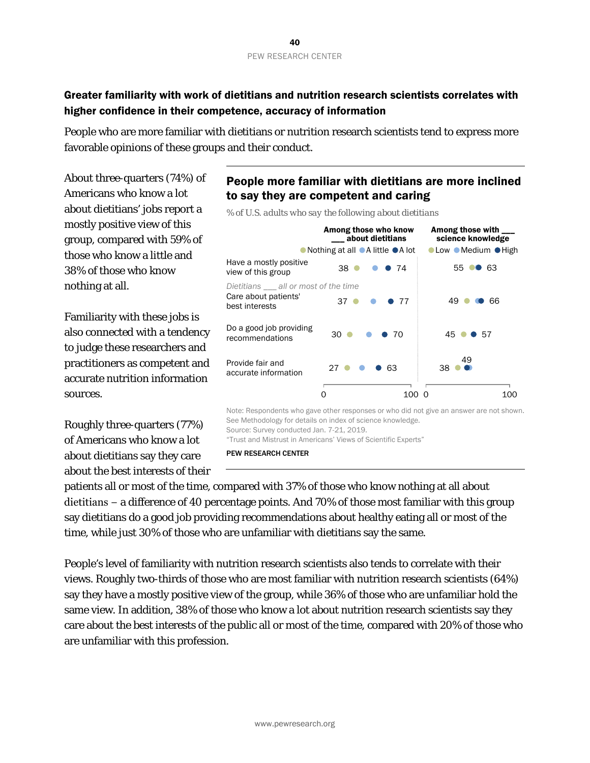## Greater familiarity with work of dietitians and nutrition research scientists correlates with higher confidence in their competence, accuracy of information

People who are more familiar with dietitians or nutrition research scientists tend to express more favorable opinions of these groups and their conduct.

About three-quarters (74%) of Americans who know a lot about dietitians' jobs report a mostly positive view of this group, compared with 59% of those who know a little and 38% of those who know nothing at all.

Familiarity with these jobs is also connected with a tendency to judge these researchers and practitioners as competent and accurate nutrition information sources.

Roughly three-quarters (77%) of Americans who know a lot about dietitians say they care about the best interests of their patients all or most of the time, compared with 37% of those who know nothing at all about dietitians – a difference of 40 percentage points. And 70% of those most familiar with this group say dietitians do a good job providing recommendations about healthy eating all or most of the time, while just 30% of those who are unfamiliar with dietitians say the same.

**People more familiar with dietitians are more inclined to say they are competent and caring**

*% of U.S. adults who say the following about dietitians*

| | Among those who know ___ about dietitians: Nothing at all | A little | A lot | Among those with ___ science knowledge: Low | Medium | High |
|---|---|---|---|---|---|---|
| Have a mostly positive view of this group | 38 | | 74 | 55 | | 63 |
| *Dietitians ___ all or most of the time* | | | | | | |
| Care about patients' best interests | 37 | | 77 | 49 | | 66 |
| Do a good job providing recommendations | 30 | | 70 | 45 | | 57 |
| Provide fair and accurate information | 27 | | 63 | 38 | | 49 |

Note: Respondents who gave other responses or who did not give an answer are not shown. See Methodology for details on index of science knowledge.

Source: Survey conducted Jan. 7-21, 2019.

"Trust and Mistrust in Americans' Views of Scientific Experts"

PEW RESEARCH CENTER

People's level of familiarity with nutrition research scientists also tends to correlate with their views. Roughly two-thirds of those who are most familiar with nutrition research scientists (64%) say they have a mostly positive view of the group, while 36% of those who are unfamiliar hold the same view. In addition, 38% of those who know a lot about nutrition research scientists say they care about the best interests of the public all or most of the time, compared with 20% of those who are unfamiliar with this profession.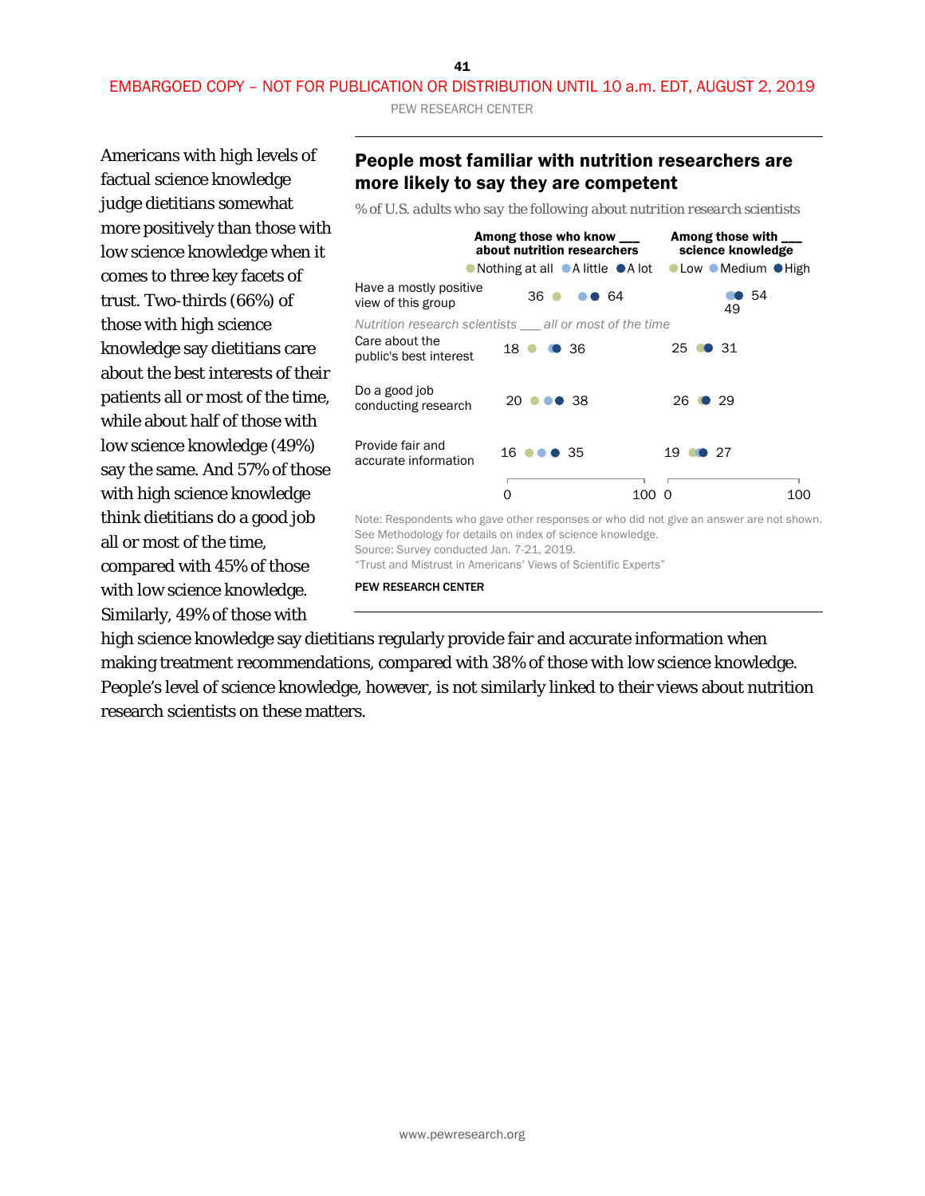Americans with high levels of factual science knowledge judge dietitians somewhat more positively than those with low science knowledge when it comes to three key facets of trust. Two-thirds (66%) of those with high science knowledge say dietitians care about the best interests of their patients all or most of the time, while about half of those with low science knowledge (49%) say the same. And 57% of those with high science knowledge think dietitians do a good job all or most of the time, compared with 45% of those with low science knowledge. Similarly, 49% of those with high science knowledge say dietitians regularly provide fair and accurate information when making treatment recommendations, compared with 38% of those with low science knowledge. People's level of science knowledge, however, is not similarly linked to their views about nutrition research scientists on these matters.

### People most familiar with nutrition researchers are more likely to say they are competent

% of U.S. adults who say the following about nutrition research scientists

| | Among those who know ___ about nutrition researchers: Nothing at all | A lot | Among those with ___ science knowledge: Low | High |
|---|---|---|---|---|
| Have a mostly positive view of this group | 36 | 64 | 49 | 54 |
| *Nutrition research scientists ___ all or most of the time* | | | | |
| Care about the public's best interest | 18 | 36 | 25 | 31 |
| Do a good job conducting research | 20 | 38 | 26 | 29 |
| Provide fair and accurate information | 16 | 35 | 19 | 27 |

Note: Respondents who gave other responses or who did not give an answer are not shown. See Methodology for details on index of science knowledge.
Source: Survey conducted Jan. 7-21, 2019.
"Trust and Mistrust in Americans' Views of Scientific Experts"

**PEW RESEARCH CENTER**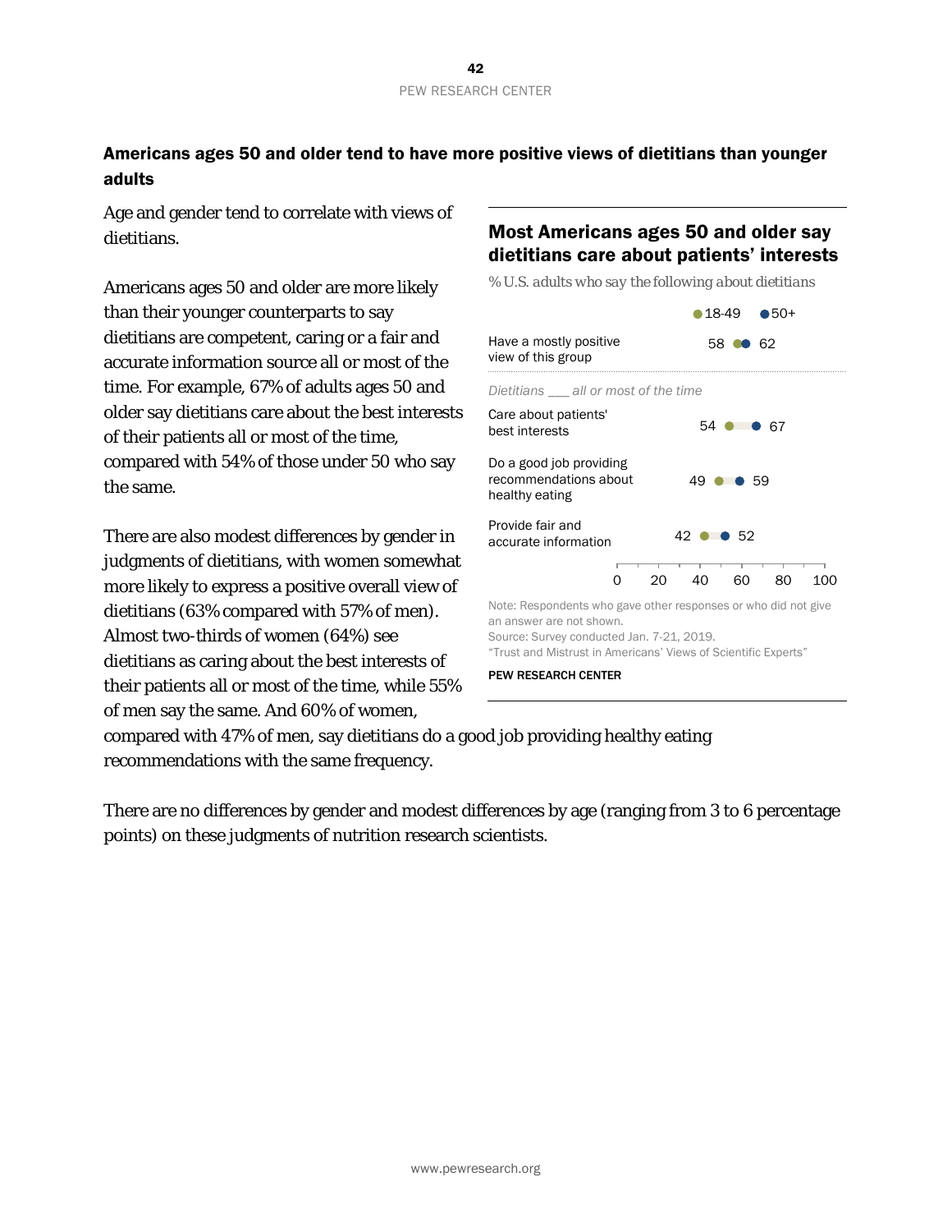## Americans ages 50 and older tend to have more positive views of dietitians than younger adults

Age and gender tend to correlate with views of dietitians.

Americans ages 50 and older are more likely than their younger counterparts to say dietitians are competent, caring or a fair and accurate information source all or most of the time. For example, 67% of adults ages 50 and older say dietitians care about the best interests of their patients all or most of the time, compared with 54% of those under 50 who say the same.

There are also modest differences by gender in judgments of dietitians, with women somewhat more likely to express a positive overall view of dietitians (63% compared with 57% of men). Almost two-thirds of women (64%) see dietitians as caring about the best interests of their patients all or most of the time, while 55% of men say the same. And 60% of women, compared with 47% of men, say dietitians do a good job providing healthy eating recommendations with the same frequency.

### Most Americans ages 50 and older say dietitians care about patients' interests

*% U.S. adults who say the following about dietitians*

| | 18-49 | 50+ |
|---|---|---|
| Have a mostly positive view of this group | 58 | 62 |
| *Dietitians ___ all or most of the time* | | |
| Care about patients' best interests | 54 | 67 |
| Do a good job providing recommendations about healthy eating | 49 | 59 |
| Provide fair and accurate information | 42 | 52 |

Note: Respondents who gave other responses or who did not give an answer are not shown.
Source: Survey conducted Jan. 7-21, 2019.
"Trust and Mistrust in Americans' Views of Scientific Experts"

PEW RESEARCH CENTER

There are no differences by gender and modest differences by age (ranging from 3 to 6 percentage points) on these judgments of nutrition research scientists.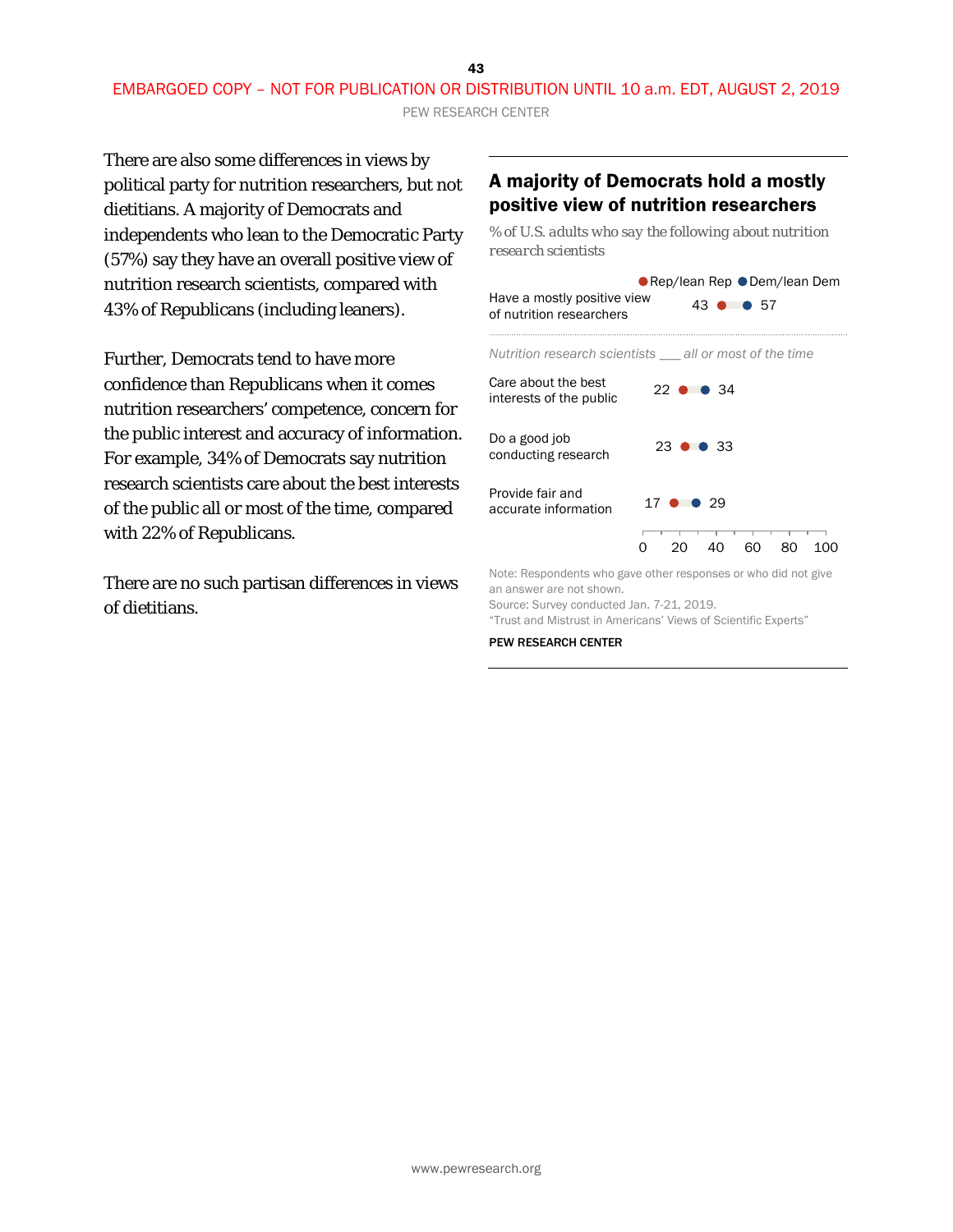There are also some differences in views by political party for nutrition researchers, but not dietitians. A majority of Democrats and independents who lean to the Democratic Party (57%) say they have an overall positive view of nutrition research scientists, compared with 43% of Republicans (including leaners).

Further, Democrats tend to have more confidence than Republicans when it comes nutrition researchers' competence, concern for the public interest and accuracy of information. For example, 34% of Democrats say nutrition research scientists care about the best interests of the public all or most of the time, compared with 22% of Republicans.

There are no such partisan differences in views of dietitians.

## A majority of Democrats hold a mostly positive view of nutrition researchers

*% of U.S. adults who say the following about nutrition research scientists*

| | Rep/lean Rep | Dem/lean Dem |
|---|---|---|
| Have a mostly positive view of nutrition researchers | 43 | 57 |
| *Nutrition research scientists ___ all or most of the time* | | |
| Care about the best interests of the public | 22 | 34 |
| Do a good job conducting research | 23 | 33 |
| Provide fair and accurate information | 17 | 29 |

Note: Respondents who gave other responses or who did not give an answer are not shown.
Source: Survey conducted Jan. 7-21, 2019.
"Trust and Mistrust in Americans' Views of Scientific Experts"

**PEW RESEARCH CENTER**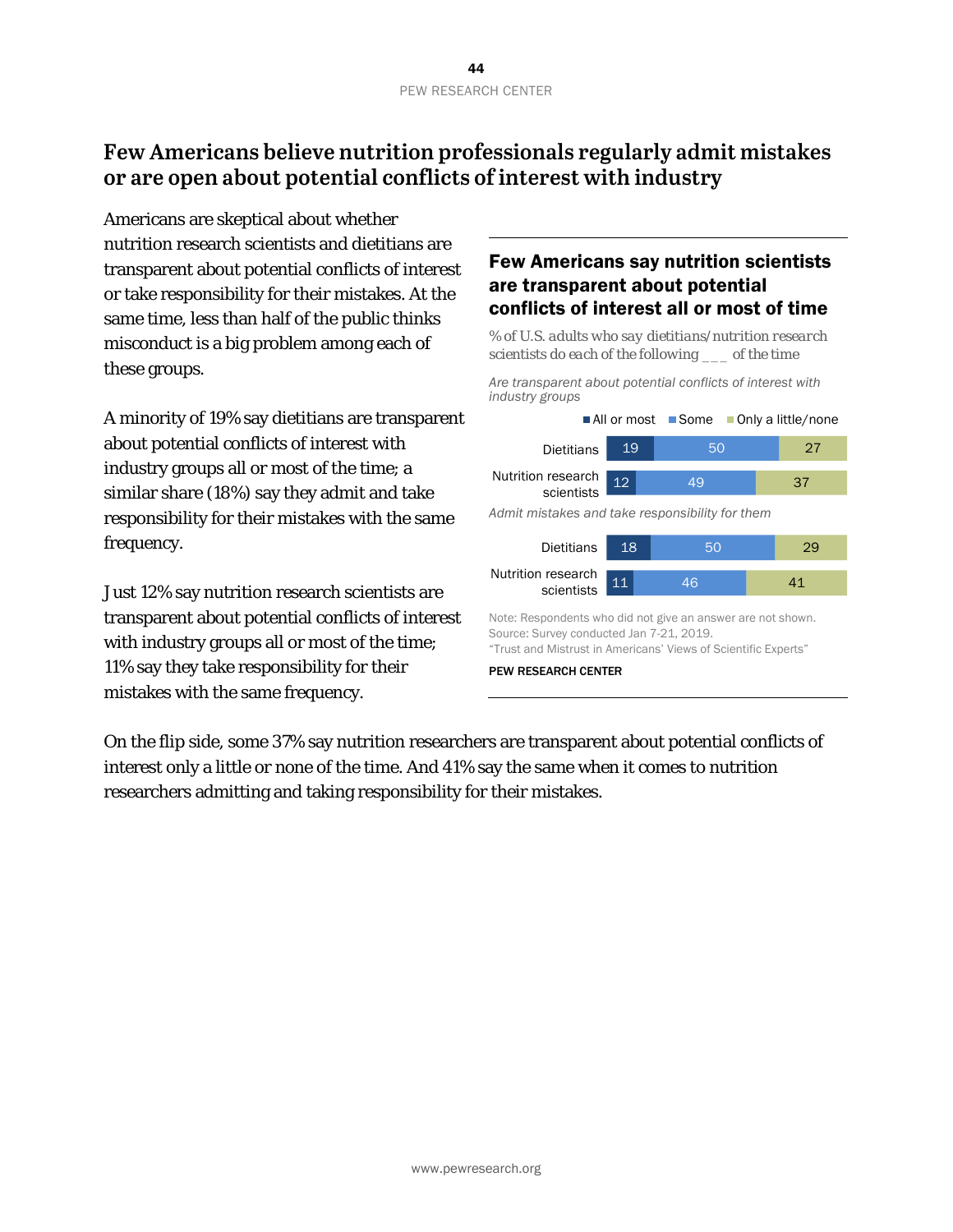## Few Americans believe nutrition professionals regularly admit mistakes or are open about potential conflicts of interest with industry

Americans are skeptical about whether nutrition research scientists and dietitians are transparent about potential conflicts of interest or take responsibility for their mistakes. At the same time, less than half of the public thinks misconduct is a big problem among each of these groups.

A minority of 19% say dietitians are transparent about potential conflicts of interest with industry groups all or most of the time; a similar share (18%) say they admit and take responsibility for their mistakes with the same frequency.

Just 12% say nutrition research scientists are transparent about potential conflicts of interest with industry groups all or most of the time; 11% say they take responsibility for their mistakes with the same frequency.

### Few Americans say nutrition scientists are transparent about potential conflicts of interest all or most of the time

% of U.S. adults who say dietitians/nutrition research scientists do each of the following ___ of the time

*Are transparent about potential conflicts of interest with industry groups*

| | All or most | Some | Only a little/none |
|---|---|---|---|
| Dietitians | 19 | 50 | 27 |
| Nutrition research scientists | 12 | 49 | 37 |

*Admit mistakes and take responsibility for them*

| | All or most | Some | Only a little/none |
|---|---|---|---|
| Dietitians | 18 | 50 | 29 |
| Nutrition research scientists | 11 | 46 | 41 |

Note: Respondents who did not give an answer are not shown.
Source: Survey conducted Jan 7-21, 2019.
"Trust and Mistrust in Americans' Views of Scientific Experts"

PEW RESEARCH CENTER

On the flip side, some 37% say nutrition researchers are transparent about potential conflicts of interest only a little or none of the time. And 41% say the same when it comes to nutrition researchers admitting and taking responsibility for their mistakes.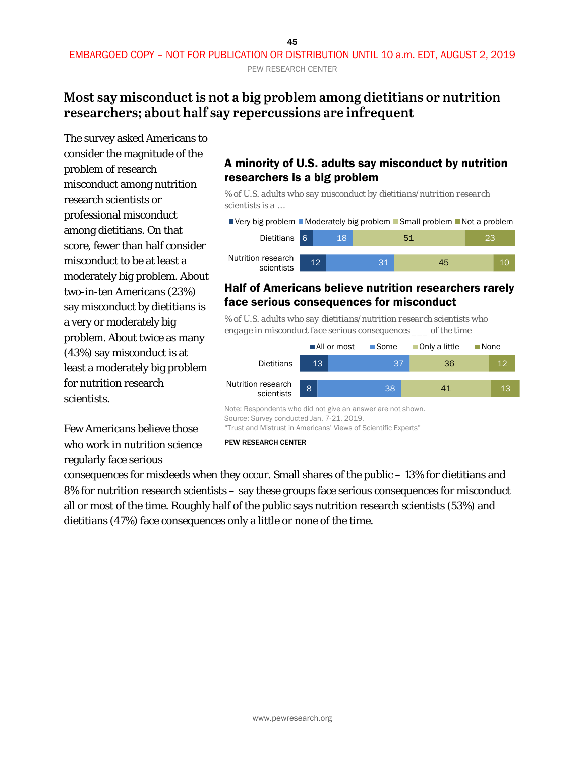EMBARGOED COPY – NOT FOR PUBLICATION OR DISTRIBUTION UNTIL 10 a.m. EDT, AUGUST 2, 2019

## Most say misconduct is not a big problem among dietitians or nutrition researchers; about half say repercussions are infrequent

The survey asked Americans to consider the magnitude of the problem of research misconduct among nutrition research scientists or professional misconduct among dietitians. On that score, fewer than half consider misconduct to be at least a moderately big problem. About two-in-ten Americans (23%) say misconduct by dietitians is a very or moderately big problem. About twice as many (43%) say misconduct is at least a moderately big problem for nutrition research scientists.

### A minority of U.S. adults say misconduct by nutrition researchers is a big problem

% of U.S. adults who say misconduct by dietitians/nutrition research scientists is a …

| | Very big problem | Moderately big problem | Small problem | Not a problem |
|---|---|---|---|---|
| Dietitians | 6 | 18 | 51 | 23 |
| Nutrition research scientists | 12 | 31 | 45 | 10 |

### Half of Americans believe nutrition researchers rarely face serious consequences for misconduct

% of U.S. adults who say dietitians/nutrition research scientists who engage in misconduct face serious consequences ___ of the time

| | All or most | Some | Only a little | None |
|---|---|---|---|---|
| Dietitians | 13 | 37 | 36 | 12 |
| Nutrition research scientists | 8 | 38 | 41 | 13 |

Note: Respondents who did not give an answer are not shown.
Source: Survey conducted Jan. 7-21, 2019.
"Trust and Mistrust in Americans' Views of Scientific Experts"

PEW RESEARCH CENTER

Few Americans believe those who work in nutrition science regularly face serious consequences for misdeeds when they occur. Small shares of the public – 13% for dietitians and 8% for nutrition research scientists – say these groups face serious consequences for misconduct all or most of the time. Roughly half of the public says nutrition research scientists (53%) and dietitians (47%) face consequences only a little or none of the time.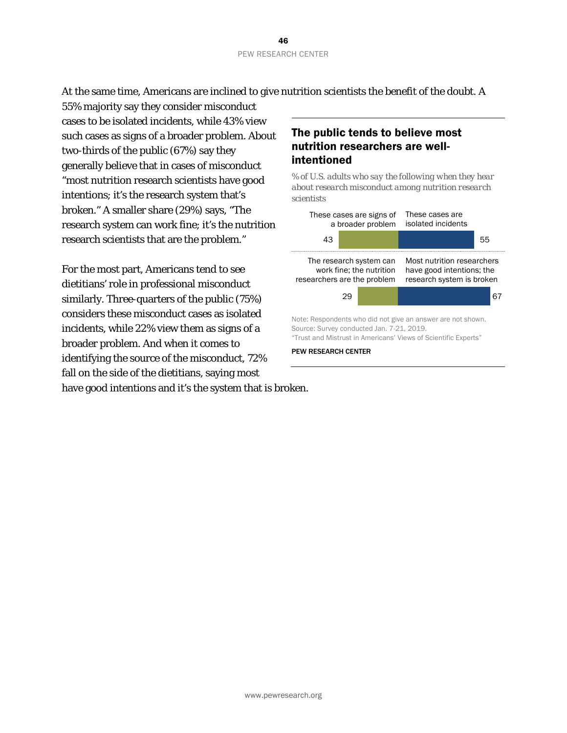At the same time, Americans are inclined to give nutrition scientists the benefit of the doubt. A 55% majority say they consider misconduct cases to be isolated incidents, while 43% view such cases as signs of a broader problem. About two-thirds of the public (67%) say they generally believe that in cases of misconduct "most nutrition research scientists have good intentions; it's the research system that's broken." A smaller share (29%) says, "The research system can work fine; it's the nutrition research scientists that are the problem."

For the most part, Americans tend to see dietitians' role in professional misconduct similarly. Three-quarters of the public (75%) considers these misconduct cases as isolated incidents, while 22% view them as signs of a broader problem. And when it comes to identifying the source of the misconduct, 72% fall on the side of the dietitians, saying most have good intentions and it's the system that is broken.

### The public tends to believe most nutrition researchers are well-intentioned

*% of U.S. adults who say the following when they hear about research misconduct among nutrition research scientists*

| These cases are signs of a broader problem | These cases are isolated incidents |
|---|---|
| 43 | 55 |

| The research system can work fine; the nutrition researchers are the problem | Most nutrition researchers have good intentions; the research system is broken |
|---|---|
| 29 | 67 |

Note: Respondents who did not give an answer are not shown.
Source: Survey conducted Jan. 7-21, 2019.
"Trust and Mistrust in Americans' Views of Scientific Experts"

PEW RESEARCH CENTER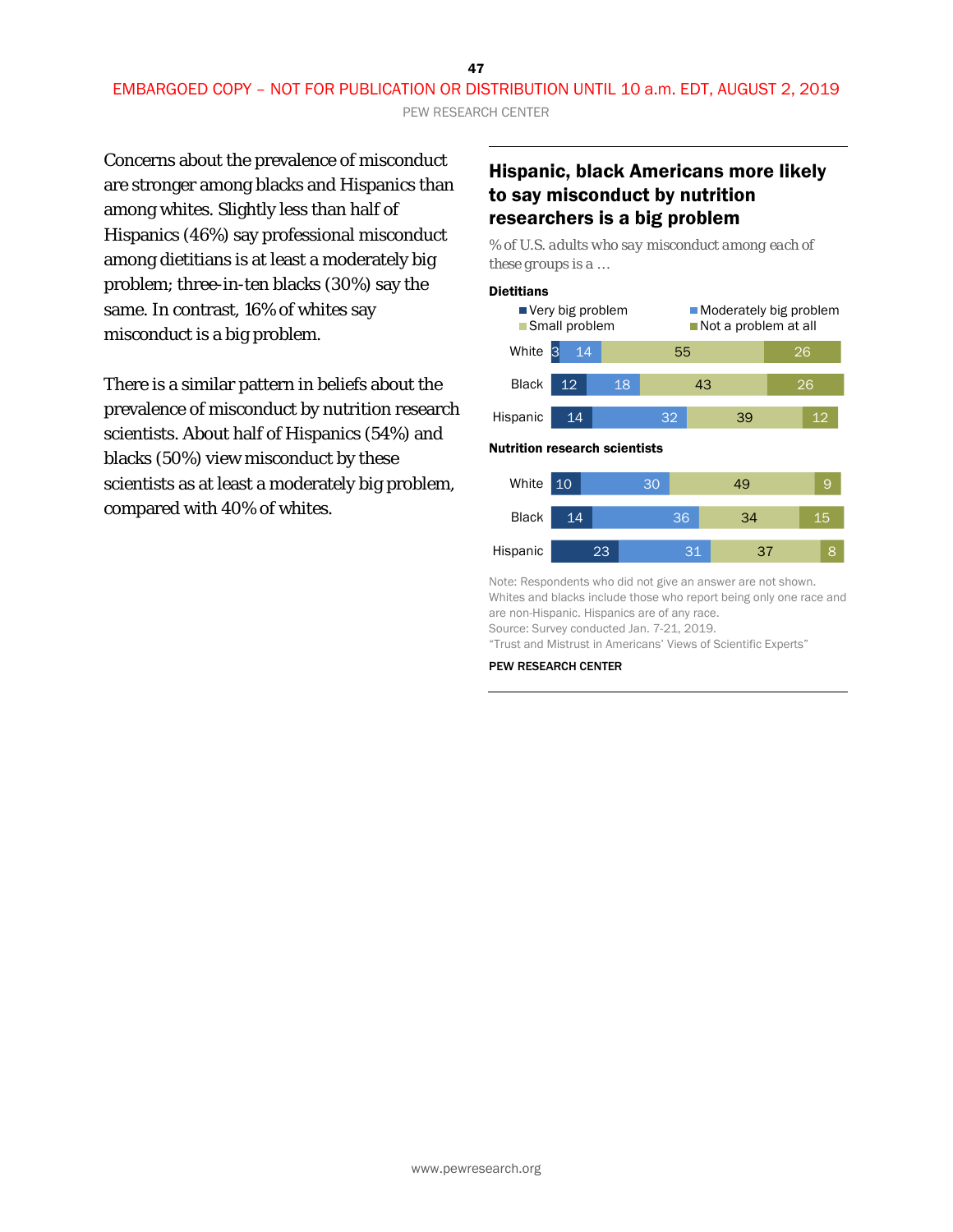Concerns about the prevalence of misconduct are stronger among blacks and Hispanics than among whites. Slightly less than half of Hispanics (46%) say professional misconduct among dietitians is at least a moderately big problem; three-in-ten blacks (30%) say the same. In contrast, 16% of whites say misconduct is a big problem.

There is a similar pattern in beliefs about the prevalence of misconduct by nutrition research scientists. About half of Hispanics (54%) and blacks (50%) view misconduct by these scientists as at least a moderately big problem, compared with 40% of whites.

## Hispanic, black Americans more likely to say misconduct by nutrition researchers is a big problem

*% of U.S. adults who say misconduct among each of these groups is a …*

**Dietitians**

| | Very big problem | Moderately big problem | Small problem | Not a problem at all |
|---|---|---|---|---|
| White | 3 | 14 | 55 | 26 |
| Black | 12 | 18 | 43 | 26 |
| Hispanic | 14 | 32 | 39 | 12 |

**Nutrition research scientists**

| | Very big problem | Moderately big problem | Small problem | Not a problem at all |
|---|---|---|---|---|
| White | 10 | 30 | 49 | 9 |
| Black | 14 | 36 | 34 | 15 |
| Hispanic | 23 | 31 | 37 | 8 |

Note: Respondents who did not give an answer are not shown. Whites and blacks include those who report being only one race and are non-Hispanic. Hispanics are of any race.
Source: Survey conducted Jan. 7-21, 2019.
"Trust and Mistrust in Americans' Views of Scientific Experts"

**PEW RESEARCH CENTER**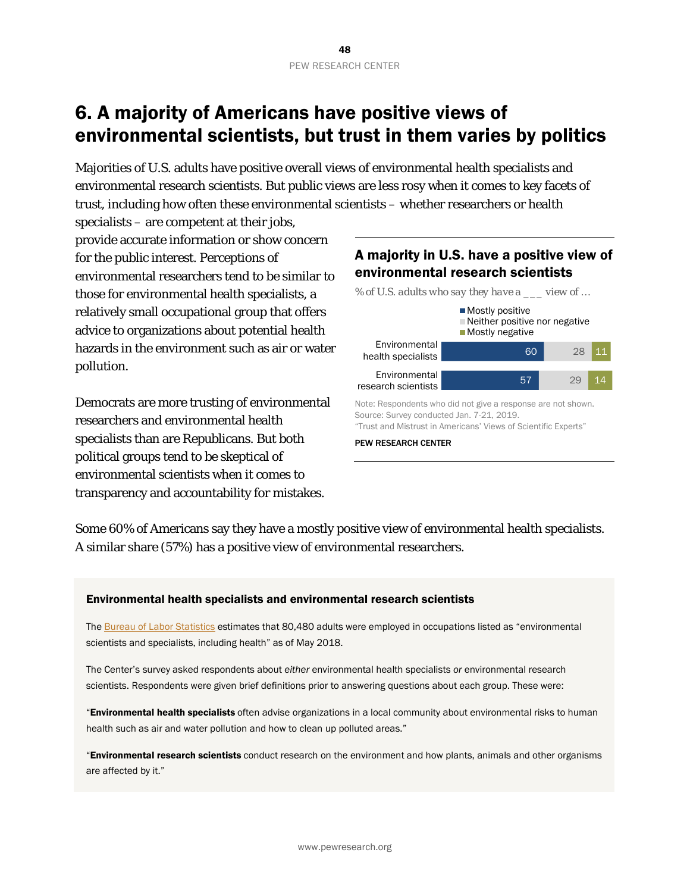# 6. A majority of Americans have positive views of environmental scientists, but trust in them varies by politics

Majorities of U.S. adults have positive overall views of environmental health specialists and environmental research scientists. But public views are less rosy when it comes to key facets of trust, including how often these environmental scientists – whether researchers or health specialists – are competent at their jobs, provide accurate information or show concern for the public interest. Perceptions of environmental researchers tend to be similar to those for environmental health specialists, a relatively small occupational group that offers advice to organizations about potential health hazards in the environment such as air or water pollution.

Democrats are more trusting of environmental researchers and environmental health specialists than are Republicans. But both political groups tend to be skeptical of environmental scientists when it comes to transparency and accountability for mistakes.

**A majority in U.S. have a positive view of environmental research scientists**

*% of U.S. adults who say they have a ___ view of …*

| | Mostly positive | Neither positive nor negative | Mostly negative |
|---|---|---|---|
| Environmental health specialists | 60 | 28 | 11 |
| Environmental research scientists | 57 | 29 | 14 |

Note: Respondents who did not give a response are not shown.
Source: Survey conducted Jan. 7-21, 2019.
"Trust and Mistrust in Americans' Views of Scientific Experts"

PEW RESEARCH CENTER

Some 60% of Americans say they have a mostly positive view of environmental health specialists. A similar share (57%) has a positive view of environmental researchers.

**Environmental health specialists and environmental research scientists**

The Bureau of Labor Statistics estimates that 80,480 adults were employed in occupations listed as "environmental scientists and specialists, including health" as of May 2018.

The Center's survey asked respondents about *either* environmental health specialists *or* environmental research scientists. Respondents were given brief definitions prior to answering questions about each group. These were:

"**Environmental health specialists** often advise organizations in a local community about environmental risks to human health such as air and water pollution and how to clean up polluted areas."

"**Environmental research scientists** conduct research on the environment and how plants, animals and other organisms are affected by it."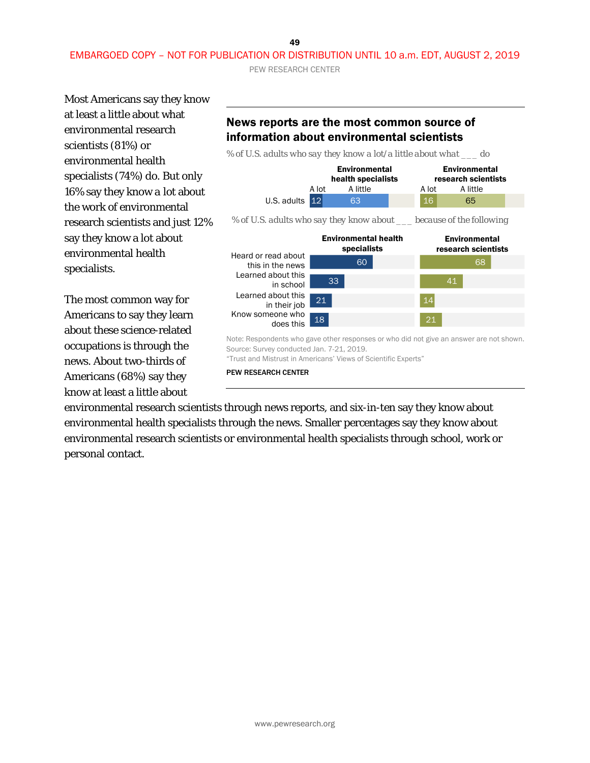Most Americans say they know at least a little about what environmental research scientists (81%) or environmental health specialists (74%) do. But only 16% say they know a lot about the work of environmental research scientists and just 12% say they know a lot about environmental health specialists.

The most common way for Americans to say they learn about these science-related occupations is through the news. About two-thirds of Americans (68%) say they know at least a little about environmental research scientists through news reports, and six-in-ten say they know about environmental health specialists through the news. Smaller percentages say they know about environmental research scientists or environmental health specialists through school, work or personal contact.

**News reports are the most common source of information about environmental scientists**

% of U.S. adults who say they know a lot/a little about what ___ do

| | Environmental health specialists | | Environmental research scientists | |
|---|---|---|---|---|
| | A lot | A little | A lot | A little |
| U.S. adults | 12 | 63 | 16 | 65 |

% of U.S. adults who say they know about ___ because of the following

| | Environmental health specialists | Environmental research scientists |
|---|---|---|
| Heard or read about this in the news | 60 | 68 |
| Learned about this in school | 33 | 41 |
| Learned about this in their job | 21 | 14 |
| Know someone who does this | 18 | 21 |

Note: Respondents who gave other responses or who did not give an answer are not shown.
Source: Survey conducted Jan. 7-21, 2019.
"Trust and Mistrust in Americans' Views of Scientific Experts"

PEW RESEARCH CENTER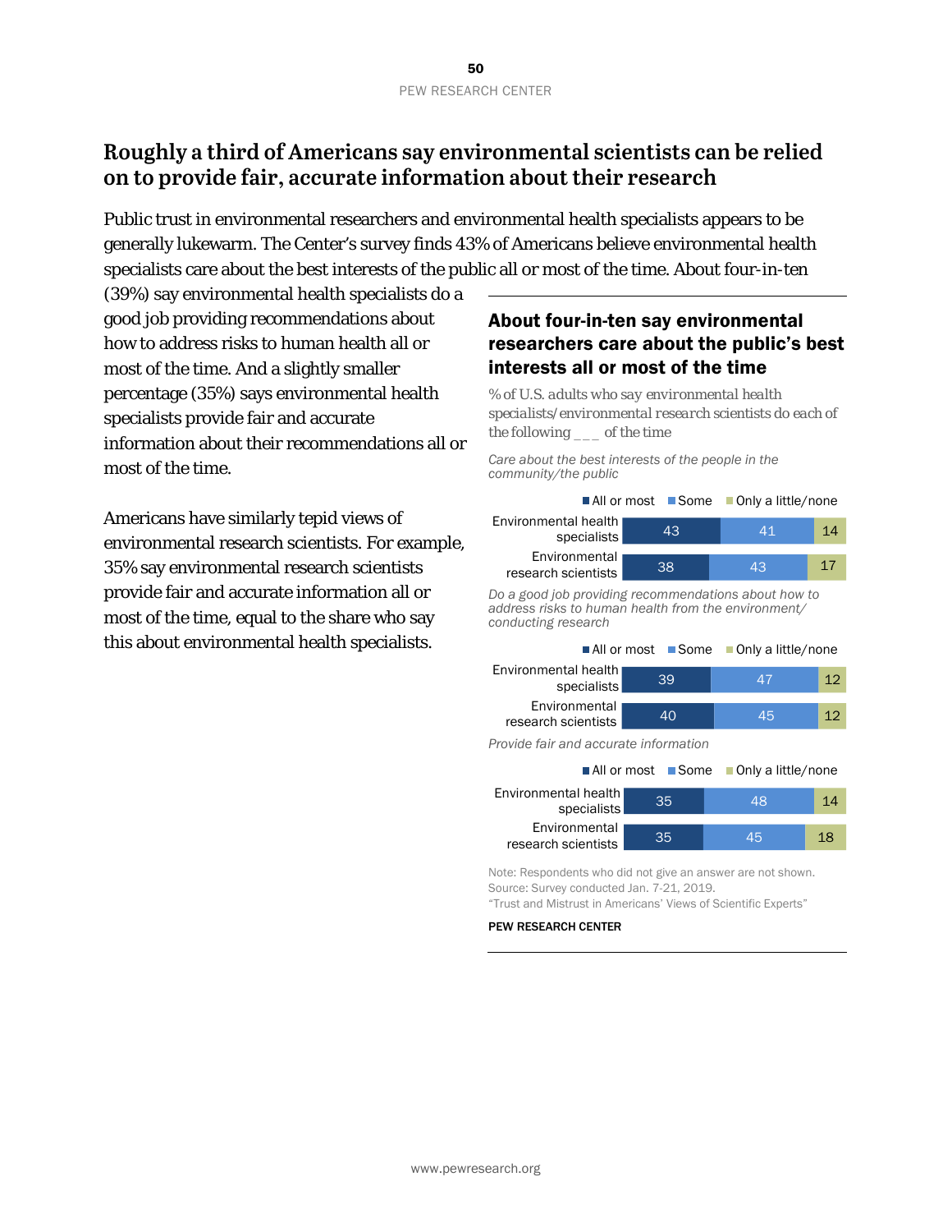## Roughly a third of Americans say environmental scientists can be relied on to provide fair, accurate information about their research

Public trust in environmental researchers and environmental health specialists appears to be generally lukewarm. The Center's survey finds 43% of Americans believe environmental health specialists care about the best interests of the public all or most of the time. About four-in-ten (39%) say environmental health specialists do a good job providing recommendations about how to address risks to human health all or most of the time. And a slightly smaller percentage (35%) says environmental health specialists provide fair and accurate information about their recommendations all or most of the time.

Americans have similarly tepid views of environmental research scientists. For example, 35% say environmental research scientists provide fair and accurate information all or most of the time, equal to the share who say this about environmental health specialists.

### About four-in-ten say environmental researchers care about the public's best interests all or most of the time

*% of U.S. adults who say environmental health specialists/environmental research scientists do each of the following ___ of the time*

*Care about the best interests of the people in the community/the public*

| | All or most | Some | Only a little/none |
|---|---|---|---|
| Environmental health specialists | 43 | 41 | 14 |
| Environmental research scientists | 38 | 43 | 17 |

*Do a good job providing recommendations about how to address risks to human health from the environment/ conducting research*

| | All or most | Some | Only a little/none |
|---|---|---|---|
| Environmental health specialists | 39 | 47 | 12 |
| Environmental research scientists | 40 | 45 | 12 |

*Provide fair and accurate information*

| | All or most | Some | Only a little/none |
|---|---|---|---|
| Environmental health specialists | 35 | 48 | 14 |
| Environmental research scientists | 35 | 45 | 18 |

Note: Respondents who did not give an answer are not shown.
Source: Survey conducted Jan. 7-21, 2019.
"Trust and Mistrust in Americans' Views of Scientific Experts"

PEW RESEARCH CENTER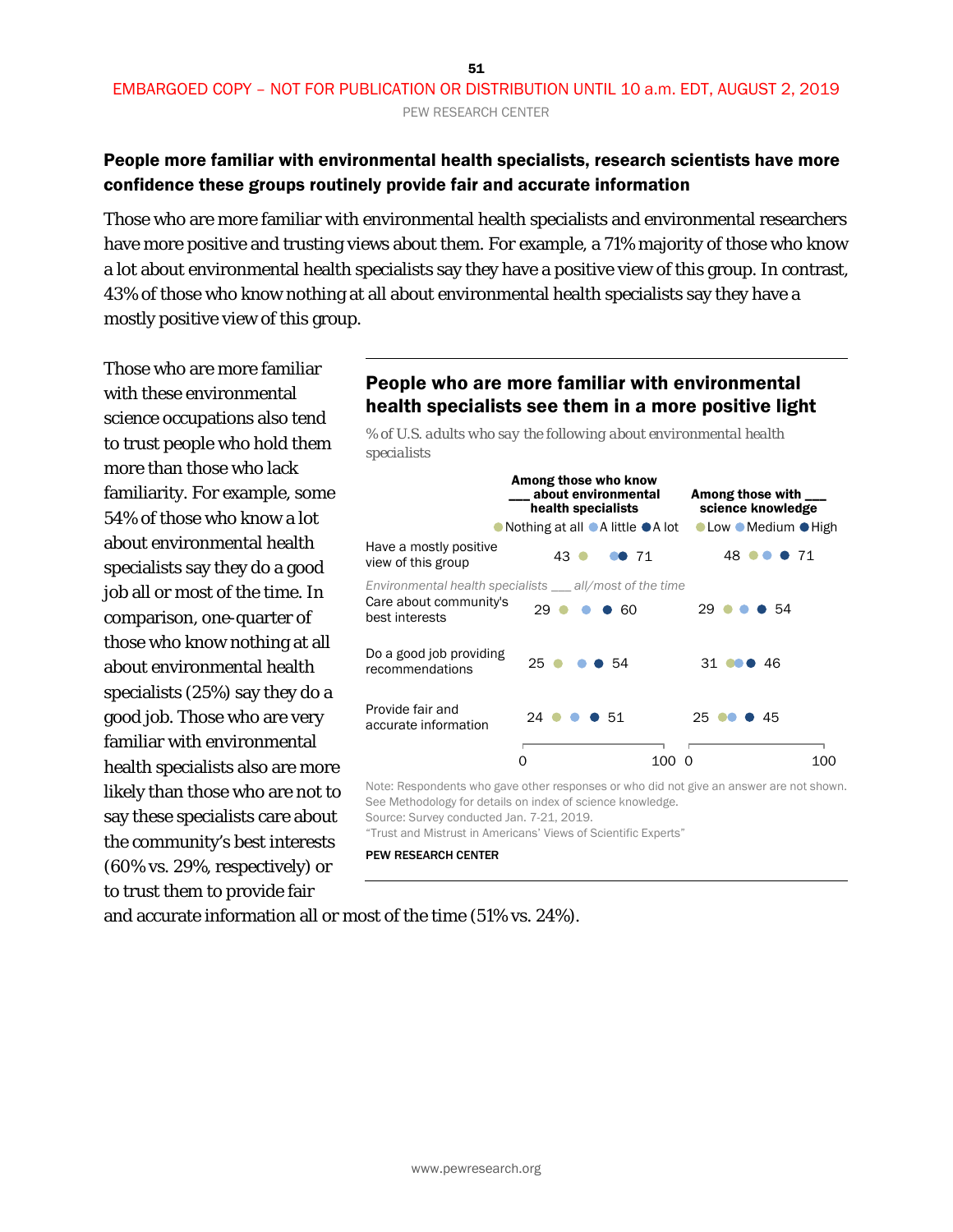EMBARGOED COPY – NOT FOR PUBLICATION OR DISTRIBUTION UNTIL 10 a.m. EDT, AUGUST 2, 2019

## People more familiar with environmental health specialists, research scientists have more confidence these groups routinely provide fair and accurate information

Those who are more familiar with environmental health specialists and environmental researchers have more positive and trusting views about them. For example, a 71% majority of those who know a lot about environmental health specialists say they have a positive view of this group. In contrast, 43% of those who know nothing at all about environmental health specialists say they have a mostly positive view of this group.

Those who are more familiar with these environmental science occupations also tend to trust people who hold them more than those who lack familiarity. For example, some 54% of those who know a lot about environmental health specialists say they do a good job all or most of the time. In comparison, one-quarter of those who know nothing at all about environmental health specialists (25%) say they do a good job. Those who are very familiar with environmental health specialists also are more likely than those who are not to say these specialists care about the community's best interests (60% vs. 29%, respectively) or to trust them to provide fair and accurate information all or most of the time (51% vs. 24%).

### People who are more familiar with environmental health specialists see them in a more positive light

% of U.S. adults who say the following about environmental health specialists

| | Among those who know ___ about environmental health specialists: Nothing at all | A little | A lot | Among those with ___ science knowledge: Low | Medium | High |
|---|---|---|---|---|---|---|
| Have a mostly positive view of this group | 43 | | 71 | 48 | | 71 |
| *Environmental health specialists ___ all/most of the time* | | | | | | |
| Care about community's best interests | 29 | | 60 | 29 | | 54 |
| Do a good job providing recommendations | 25 | | 54 | 31 | | 46 |
| Provide fair and accurate information | 24 | | 51 | 25 | | 45 |

Note: Respondents who gave other responses or who did not give an answer are not shown. See Methodology for details on index of science knowledge.
Source: Survey conducted Jan. 7-21, 2019.
"Trust and Mistrust in Americans' Views of Scientific Experts"

PEW RESEARCH CENTER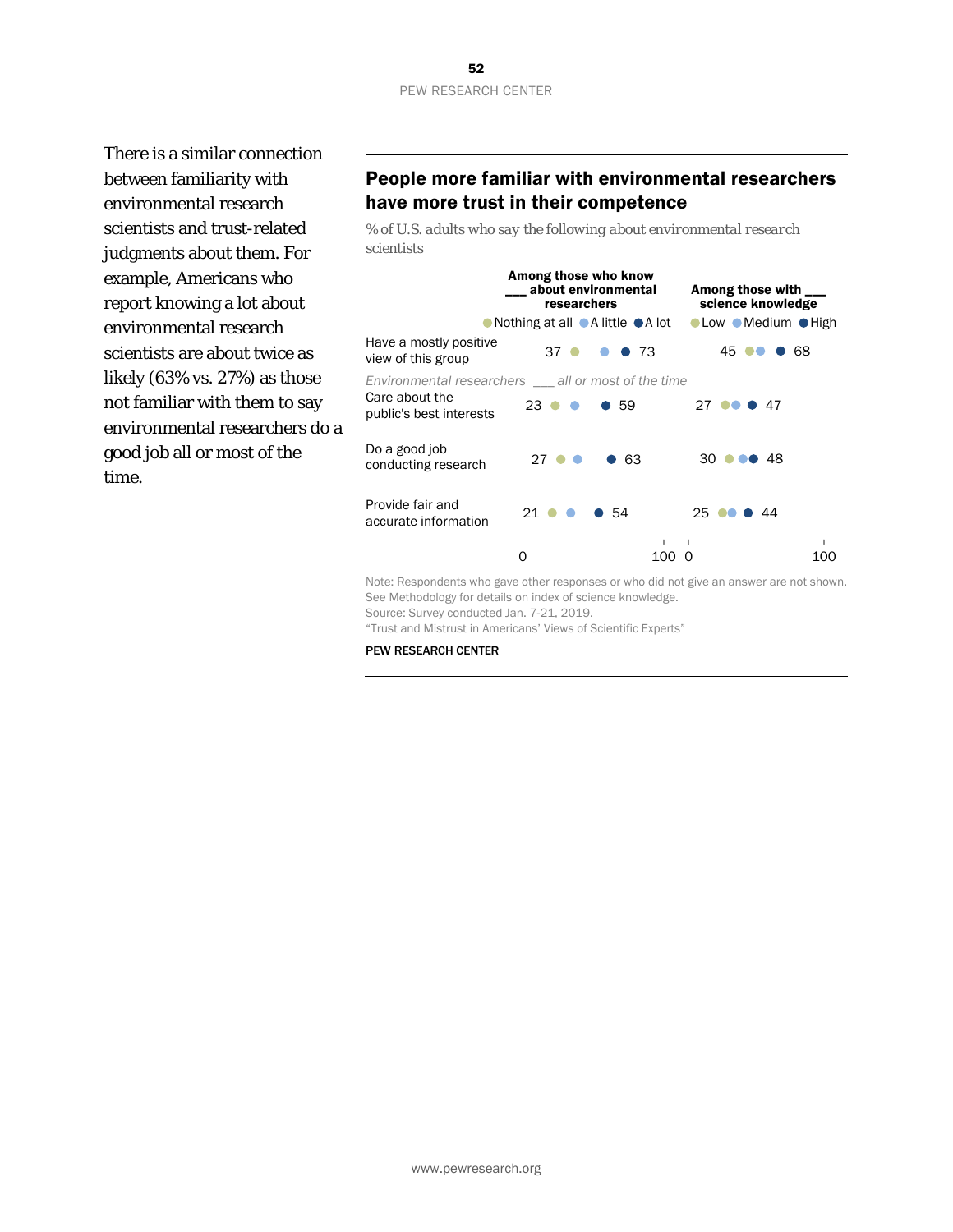There is a similar connection between familiarity with environmental research scientists and trust-related judgments about them. For example, Americans who report knowing a lot about environmental research scientists are about twice as likely (63% vs. 27%) as those not familiar with them to say environmental researchers do a good job all or most of the time.

## People more familiar with environmental researchers have more trust in their competence

*% of U.S. adults who say the following about environmental research scientists*

| | Among those who know ___ about environmental researchers: Nothing at all | A little | A lot | Among those with ___ science knowledge: Low | Medium | High |
|---|---|---|---|---|---|---|
| Have a mostly positive view of this group | 37 | | 73 | 45 | | 68 |
| *Environmental researchers ___ all or most of the time* | | | | | | |
| Care about the public's best interests | 23 | | 59 | 27 | | 47 |
| Do a good job conducting research | 27 | | 63 | 30 | | 48 |
| Provide fair and accurate information | 21 | | 54 | 25 | | 44 |

Note: Respondents who gave other responses or who did not give an answer are not shown. See Methodology for details on index of science knowledge.
Source: Survey conducted Jan. 7-21, 2019.
"Trust and Mistrust in Americans' Views of Scientific Experts"

**PEW RESEARCH CENTER**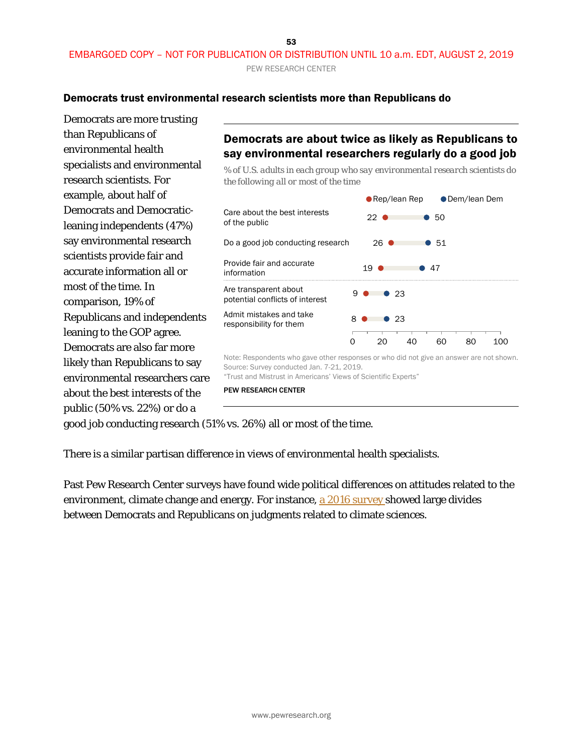## Democrats trust environmental research scientists more than Republicans do

Democrats are more trusting than Republicans of environmental health specialists and environmental research scientists. For example, about half of Democrats and Democratic-leaning independents (47%) say environmental research scientists provide fair and accurate information all or most of the time. In comparison, 19% of Republicans and independents leaning to the GOP agree. Democrats are also far more likely than Republicans to say environmental researchers care about the best interests of the public (50% vs. 22%) or do a good job conducting research (51% vs. 26%) all or most of the time.

### Democrats are about twice as likely as Republicans to say environmental researchers regularly do a good job

*% of U.S. adults in each group who say environmental research scientists do the following all or most of the time*

| | Rep/lean Rep | Dem/lean Dem |
|---|---|---|
| Care about the best interests of the public | 22 | 50 |
| Do a good job conducting research | 26 | 51 |
| Provide fair and accurate information | 19 | 47 |
| Are transparent about potential conflicts of interest | 9 | 23 |
| Admit mistakes and take responsibility for them | 8 | 23 |

Note: Respondents who gave other responses or who did not give an answer are not shown.
Source: Survey conducted Jan. 7-21, 2019.
"Trust and Mistrust in Americans' Views of Scientific Experts"

PEW RESEARCH CENTER

There is a similar partisan difference in views of environmental health specialists.

Past Pew Research Center surveys have found wide political differences on attitudes related to the environment, climate change and energy. For instance, a 2016 survey showed large divides between Democrats and Republicans on judgments related to climate sciences.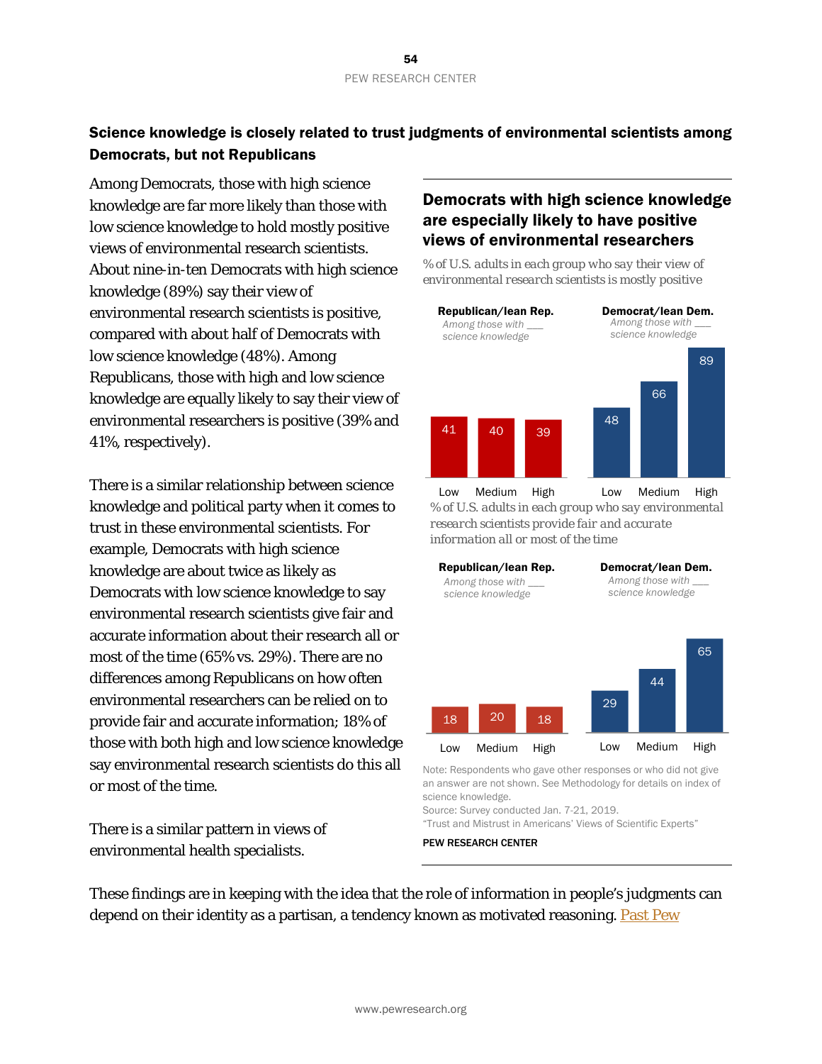## Science knowledge is closely related to trust judgments of environmental scientists among Democrats, but not Republicans

Among Democrats, those with high science knowledge are far more likely than those with low science knowledge to hold mostly positive views of environmental research scientists. About nine-in-ten Democrats with high science knowledge (89%) say their view of environmental research scientists is positive, compared with about half of Democrats with low science knowledge (48%). Among Republicans, those with high and low science knowledge are equally likely to say their view of environmental researchers is positive (39% and 41%, respectively).

There is a similar relationship between science knowledge and political party when it comes to trust in these environmental scientists. For example, Democrats with high science knowledge are about twice as likely as Democrats with low science knowledge to say environmental research scientists give fair and accurate information about their research all or most of the time (65% vs. 29%). There are no differences among Republicans on how often environmental researchers can be relied on to provide fair and accurate information; 18% of those with both high and low science knowledge say environmental research scientists do this all or most of the time.

There is a similar pattern in views of environmental health specialists.

### Democrats with high science knowledge are especially likely to have positive views of environmental researchers

% of U.S. adults in each group who say their view of environmental research scientists is mostly positive

| Among those with ___ science knowledge | Low | Medium | High |
|---|---|---|---|
| Republican/lean Rep. | 41 | 40 | 39 |
| Democrat/lean Dem. | 48 | 66 | 89 |

% of U.S. adults in each group who say environmental research scientists provide fair and accurate information all or most of the time

| Among those with ___ science knowledge | Low | Medium | High |
|---|---|---|---|
| Republican/lean Rep. | 18 | 20 | 18 |
| Democrat/lean Dem. | 29 | 44 | 65 |

Note: Respondents who gave other responses or who did not give an answer are not shown. See Methodology for details on index of science knowledge.
Source: Survey conducted Jan. 7-21, 2019.
"Trust and Mistrust in Americans' Views of Scientific Experts"

PEW RESEARCH CENTER

These findings are in keeping with the idea that the role of information in people's judgments can depend on their identity as a partisan, a tendency known as motivated reasoning. Past Pew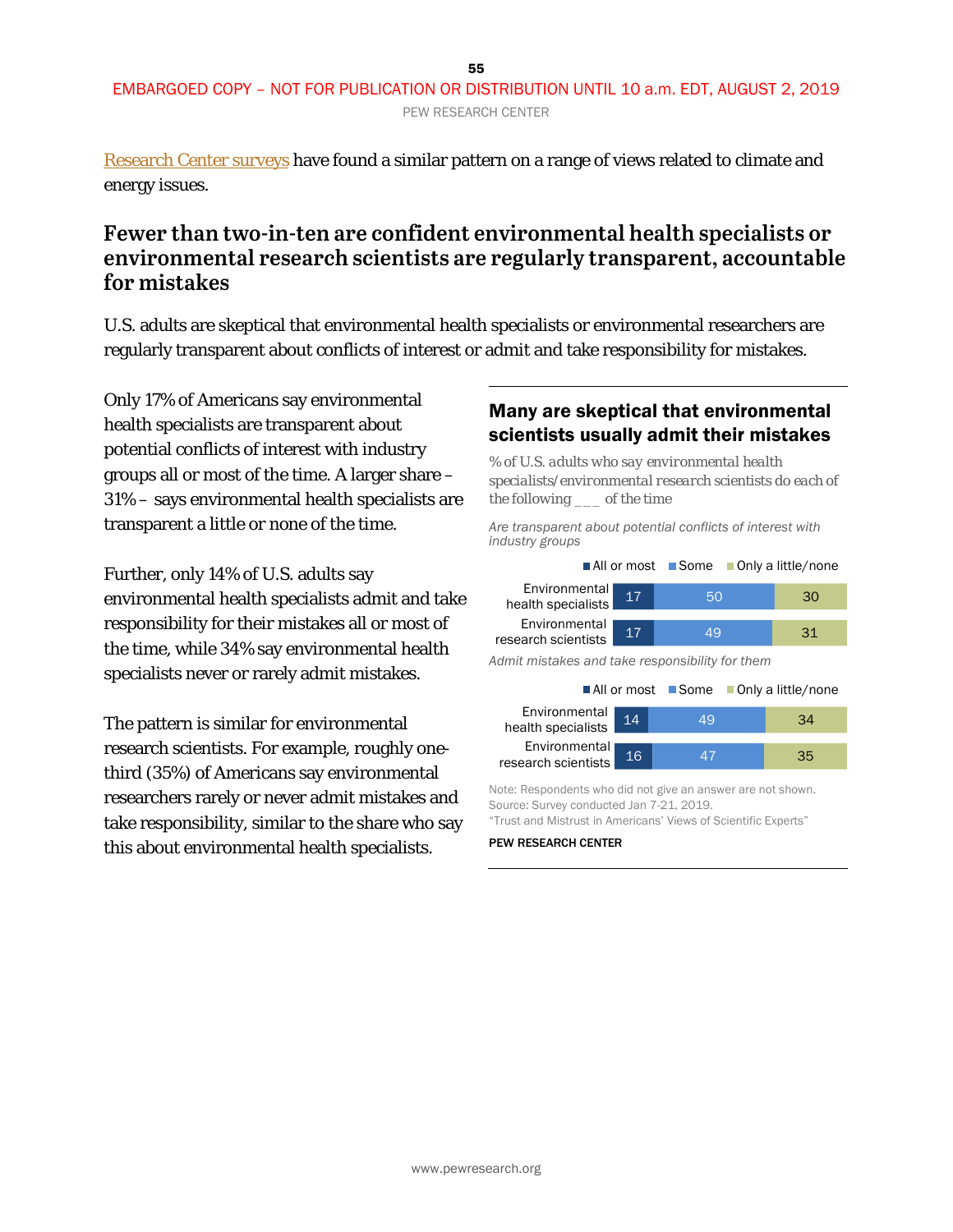Research Center surveys have found a similar pattern on a range of views related to climate and energy issues.

## Fewer than two-in-ten are confident environmental health specialists or environmental research scientists are regularly transparent, accountable for mistakes

U.S. adults are skeptical that environmental health specialists or environmental researchers are regularly transparent about conflicts of interest or admit and take responsibility for mistakes.

Only 17% of Americans say environmental health specialists are transparent about potential conflicts of interest with industry groups all or most of the time. A larger share – 31% – says environmental health specialists are transparent a little or none of the time.

Further, only 14% of U.S. adults say environmental health specialists admit and take responsibility for their mistakes all or most of the time, while 34% say environmental health specialists never or rarely admit mistakes.

The pattern is similar for environmental research scientists. For example, roughly one-third (35%) of Americans say environmental researchers rarely or never admit mistakes and take responsibility, similar to the share who say this about environmental health specialists.

**Many are skeptical that environmental scientists usually admit their mistakes**

*% of U.S. adults who say environmental health specialists/environmental research scientists do each of the following ___ of the time*

*Are transparent about potential conflicts of interest with industry groups*

| | All or most | Some | Only a little/none |
|---|---|---|---|
| Environmental health specialists | 17 | 50 | 30 |
| Environmental research scientists | 17 | 49 | 31 |

*Admit mistakes and take responsibility for them*

| | All or most | Some | Only a little/none |
|---|---|---|---|
| Environmental health specialists | 14 | 49 | 34 |
| Environmental research scientists | 16 | 47 | 35 |

Note: Respondents who did not give an answer are not shown.
Source: Survey conducted Jan 7-21, 2019.
"Trust and Mistrust in Americans' Views of Scientific Experts"

PEW RESEARCH CENTER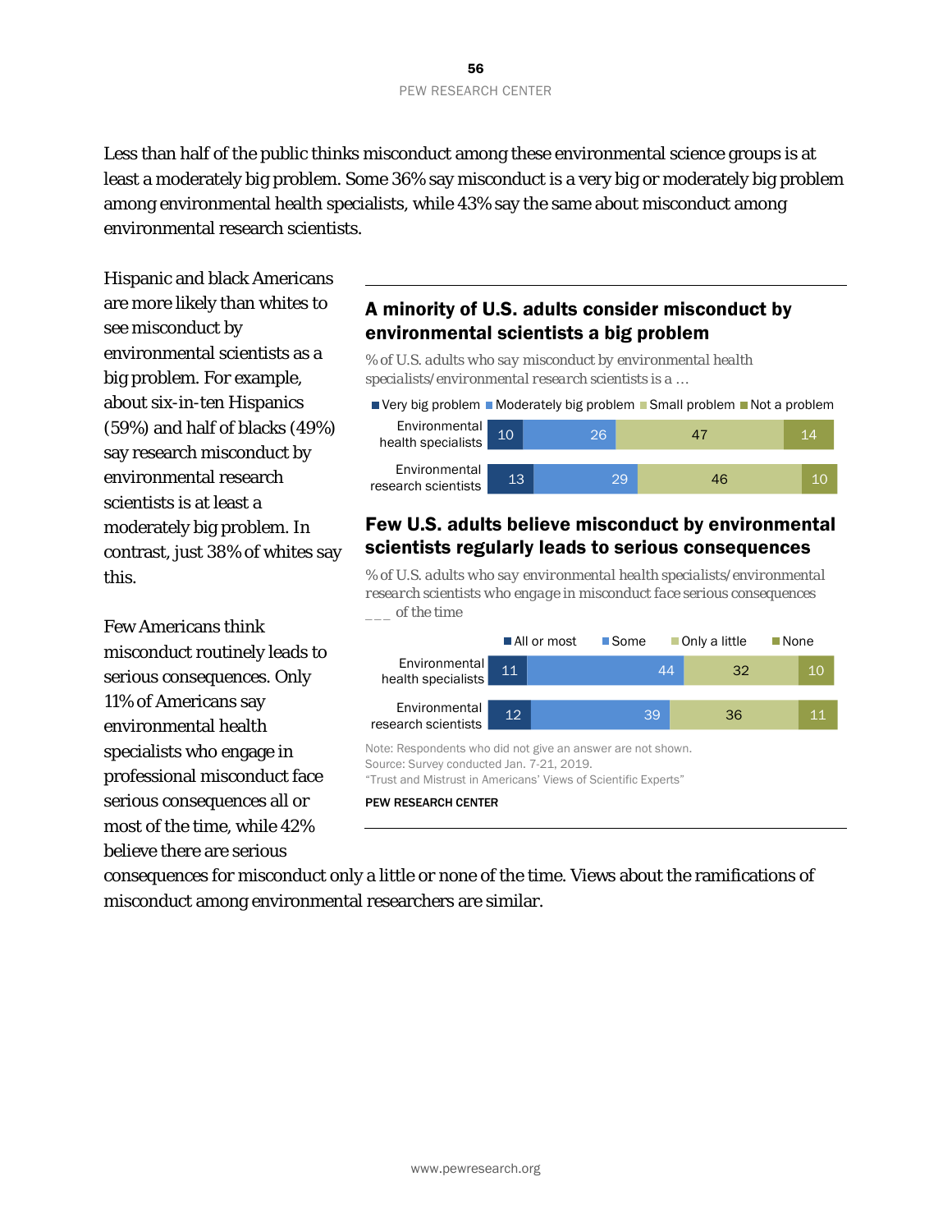Less than half of the public thinks misconduct among these environmental science groups is at least a moderately big problem. Some 36% say misconduct is a very big or moderately big problem among environmental health specialists, while 43% say the same about misconduct among environmental research scientists.

Hispanic and black Americans are more likely than whites to see misconduct by environmental scientists as a big problem. For example, about six-in-ten Hispanics (59%) and half of blacks (49%) say research misconduct by environmental research scientists is at least a moderately big problem. In contrast, just 38% of whites say this.

Few Americans think misconduct routinely leads to serious consequences. Only 11% of Americans say environmental health specialists who engage in professional misconduct face serious consequences all or most of the time, while 42% believe there are serious consequences for misconduct only a little or none of the time. Views about the ramifications of misconduct among environmental researchers are similar.

## A minority of U.S. adults consider misconduct by environmental scientists a big problem

*% of U.S. adults who say misconduct by environmental health specialists/environmental research scientists is a ...*

| | Very big problem | Moderately big problem | Small problem | Not a problem |
|---|---|---|---|---|
| Environmental health specialists | 10 | 26 | 47 | 14 |
| Environmental research scientists | 13 | 29 | 46 | 10 |

## Few U.S. adults believe misconduct by environmental scientists regularly leads to serious consequences

*% of U.S. adults who say environmental health specialists/environmental research scientists who engage in misconduct face serious consequences ___ of the time*

| | All or most | Some | Only a little | None |
|---|---|---|---|---|
| Environmental health specialists | 11 | 44 | 32 | 10 |
| Environmental research scientists | 12 | 39 | 36 | 11 |

Note: Respondents who did not give an answer are not shown.
Source: Survey conducted Jan. 7-21, 2019.
"Trust and Mistrust in Americans' Views of Scientific Experts"

PEW RESEARCH CENTER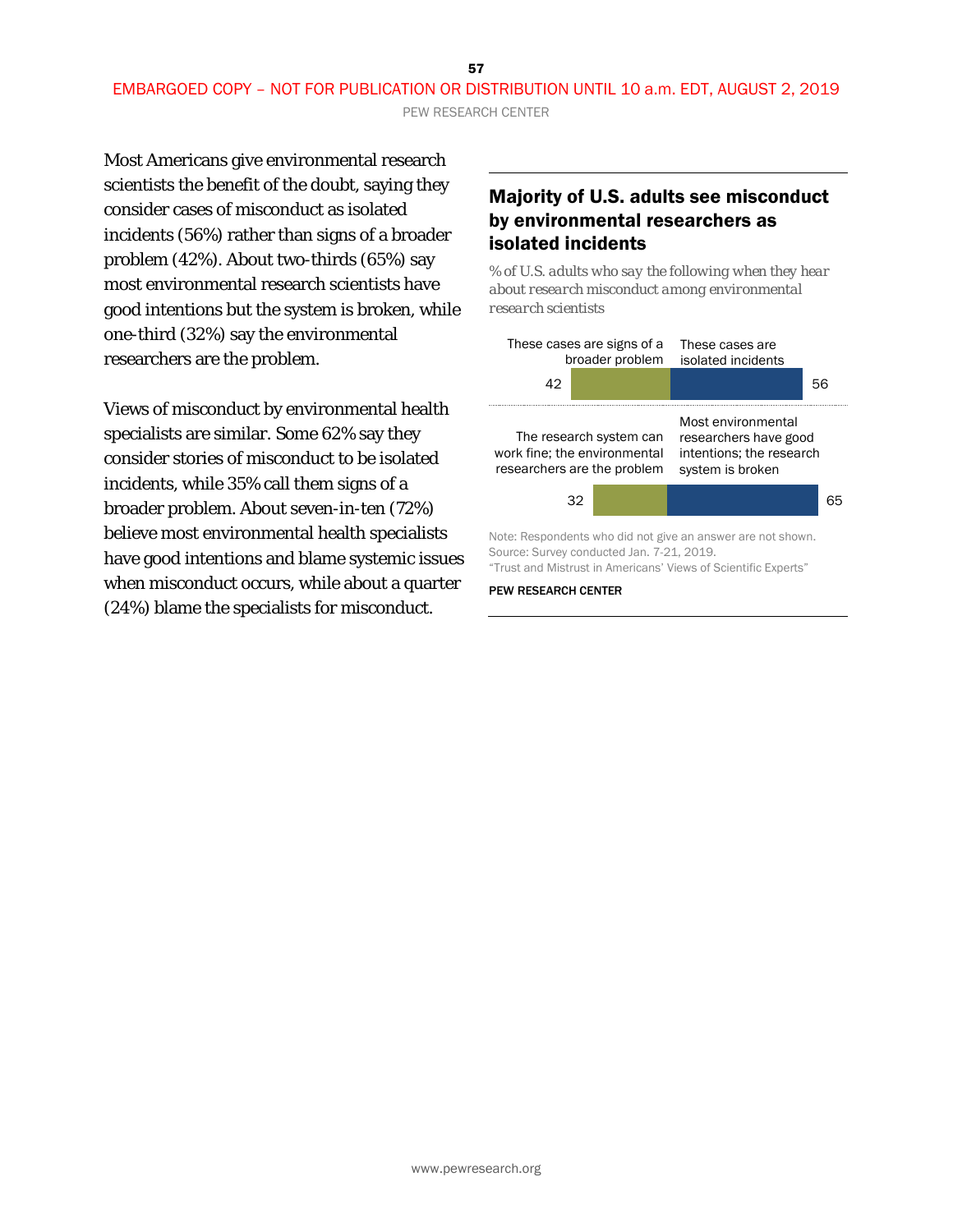Most Americans give environmental research scientists the benefit of the doubt, saying they consider cases of misconduct as isolated incidents (56%) rather than signs of a broader problem (42%). About two-thirds (65%) say most environmental research scientists have good intentions but the system is broken, while one-third (32%) say the environmental researchers are the problem.

Views of misconduct by environmental health specialists are similar. Some 62% say they consider stories of misconduct to be isolated incidents, while 35% call them signs of a broader problem. About seven-in-ten (72%) believe most environmental health specialists have good intentions and blame systemic issues when misconduct occurs, while about a quarter (24%) blame the specialists for misconduct.

### Majority of U.S. adults see misconduct by environmental researchers as isolated incidents

*% of U.S. adults who say the following when they hear about research misconduct among environmental research scientists*

| These cases are signs of a broader problem | These cases are isolated incidents |
|---|---|
| 42 | 56 |

| The research system can work fine; the environmental researchers are the problem | Most environmental researchers have good intentions; the research system is broken |
|---|---|
| 32 | 65 |

Note: Respondents who did not give an answer are not shown.
Source: Survey conducted Jan. 7-21, 2019.
"Trust and Mistrust in Americans' Views of Scientific Experts"

PEW RESEARCH CENTER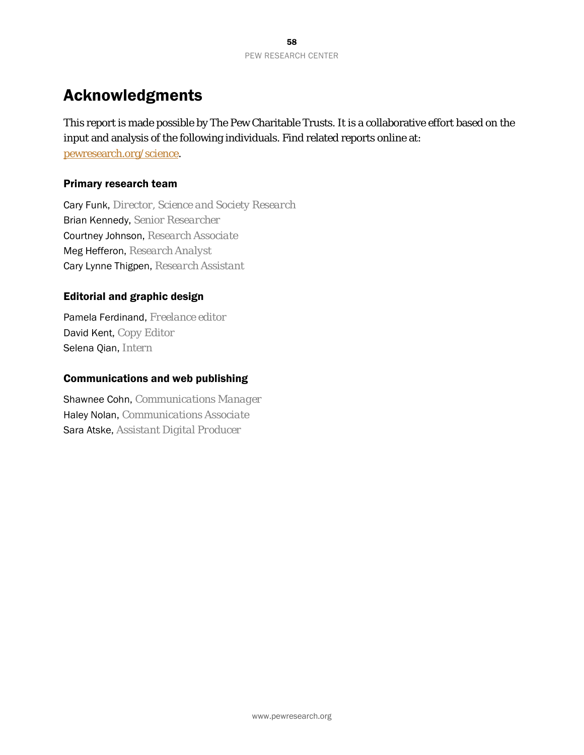# Acknowledgments

This report is made possible by The Pew Charitable Trusts. It is a collaborative effort based on the input and analysis of the following individuals. Find related reports online at: [pewresearch.org/science](pewresearch.org/science).

### Primary research team

Cary Funk, *Director, Science and Society Research*
Brian Kennedy, *Senior Researcher*
Courtney Johnson, *Research Associate*
Meg Hefferon, *Research Analyst*
Cary Lynne Thigpen, *Research Assistant*

### Editorial and graphic design

Pamela Ferdinand, *Freelance editor*
David Kent, *Copy Editor*
Selena Qian, *Intern*

### Communications and web publishing

Shawnee Cohn, *Communications Manager*
Haley Nolan, *Communications Associate*
Sara Atske, *Assistant Digital Producer*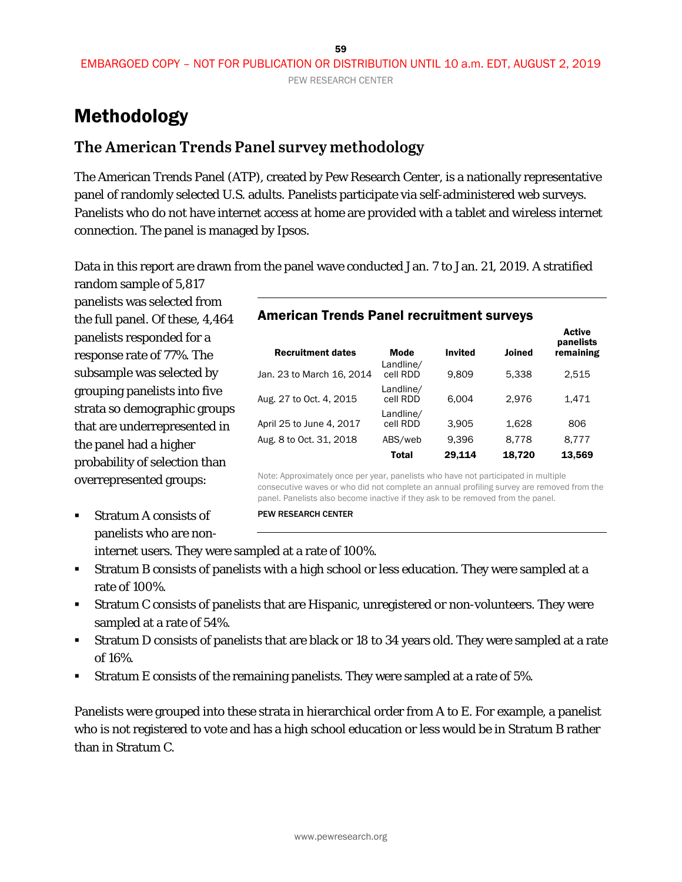# Methodology

## The American Trends Panel survey methodology

The American Trends Panel (ATP), created by Pew Research Center, is a nationally representative panel of randomly selected U.S. adults. Panelists participate via self-administered web surveys. Panelists who do not have internet access at home are provided with a tablet and wireless internet connection. The panel is managed by Ipsos.

Data in this report are drawn from the panel wave conducted Jan. 7 to Jan. 21, 2019. A stratified random sample of 5,817 panelists was selected from the full panel. Of these, 4,464 panelists responded for a response rate of 77%. The subsample was selected by grouping panelists into five strata so demographic groups that are underrepresented in the panel had a higher probability of selection than overrepresented groups:

- Stratum A consists of panelists who are non-internet users. They were sampled at a rate of 100%.
- Stratum B consists of panelists with a high school or less education. They were sampled at a rate of 100%.
- Stratum C consists of panelists that are Hispanic, unregistered or non-volunteers. They were sampled at a rate of 54%.
- Stratum D consists of panelists that are black or 18 to 34 years old. They were sampled at a rate of 16%.
- Stratum E consists of the remaining panelists. They were sampled at a rate of 5%.

Panelists were grouped into these strata in hierarchical order from A to E. For example, a panelist who is not registered to vote and has a high school education or less would be in Stratum B rather than in Stratum C.

**American Trends Panel recruitment surveys**

| Recruitment dates | Mode | Invited | Joined | Active panelists remaining |
|---|---|---|---|---|
| Jan. 23 to March 16, 2014 | Landline/ cell RDD | 9,809 | 5,338 | 2,515 |
| Aug. 27 to Oct. 4, 2015 | Landline/ cell RDD | 6,004 | 2,976 | 1,471 |
| April 25 to June 4, 2017 | Landline/ cell RDD | 3,905 | 1,628 | 806 |
| Aug. 8 to Oct. 31, 2018 | ABS/web | 9,396 | 8,778 | 8,777 |
| | **Total** | **29,114** | **18,720** | **13,569** |

Note: Approximately once per year, panelists who have not participated in multiple consecutive waves or who did not complete an annual profiling survey are removed from the panel. Panelists also become inactive if they ask to be removed from the panel.

PEW RESEARCH CENTER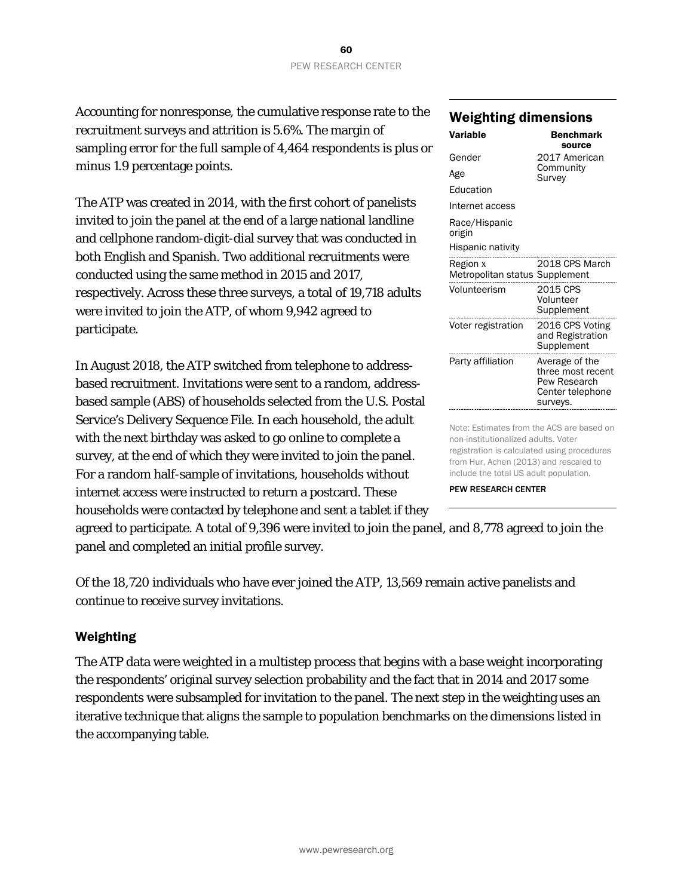Accounting for nonresponse, the cumulative response rate to the recruitment surveys and attrition is 5.6%. The margin of sampling error for the full sample of 4,464 respondents is plus or minus 1.9 percentage points.

The ATP was created in 2014, with the first cohort of panelists invited to join the panel at the end of a large national landline and cellphone random-digit-dial survey that was conducted in both English and Spanish. Two additional recruitments were conducted using the same method in 2015 and 2017, respectively. Across these three surveys, a total of 19,718 adults were invited to join the ATP, of whom 9,942 agreed to participate.

In August 2018, the ATP switched from telephone to address-based recruitment. Invitations were sent to a random, address-based sample (ABS) of households selected from the U.S. Postal Service's Delivery Sequence File. In each household, the adult with the next birthday was asked to go online to complete a survey, at the end of which they were invited to join the panel. For a random half-sample of invitations, households without internet access were instructed to return a postcard. These households were contacted by telephone and sent a tablet if they agreed to participate. A total of 9,396 were invited to join the panel, and 8,778 agreed to join the panel and completed an initial profile survey.

Of the 18,720 individuals who have ever joined the ATP, 13,569 remain active panelists and continue to receive survey invitations.

## Weighting dimensions

| Variable | Benchmark source |
|---|---|
| Gender | 2017 American Community Survey |
| Age | |
| Education | |
| Internet access | |
| Race/Hispanic origin | |
| Hispanic nativity | |
| Region x Metropolitan status | 2018 CPS March Supplement |
| Volunteerism | 2015 CPS Volunteer Supplement |
| Voter registration | 2016 CPS Voting and Registration Supplement |
| Party affiliation | Average of the three most recent Pew Research Center telephone surveys. |

Note: Estimates from the ACS are based on non-institutionalized adults. Voter registration is calculated using procedures from Hur, Achen (2013) and rescaled to include the total US adult population.

PEW RESEARCH CENTER

### Weighting

The ATP data were weighted in a multistep process that begins with a base weight incorporating the respondents' original survey selection probability and the fact that in 2014 and 2017 some respondents were subsampled for invitation to the panel. The next step in the weighting uses an iterative technique that aligns the sample to population benchmarks on the dimensions listed in the accompanying table.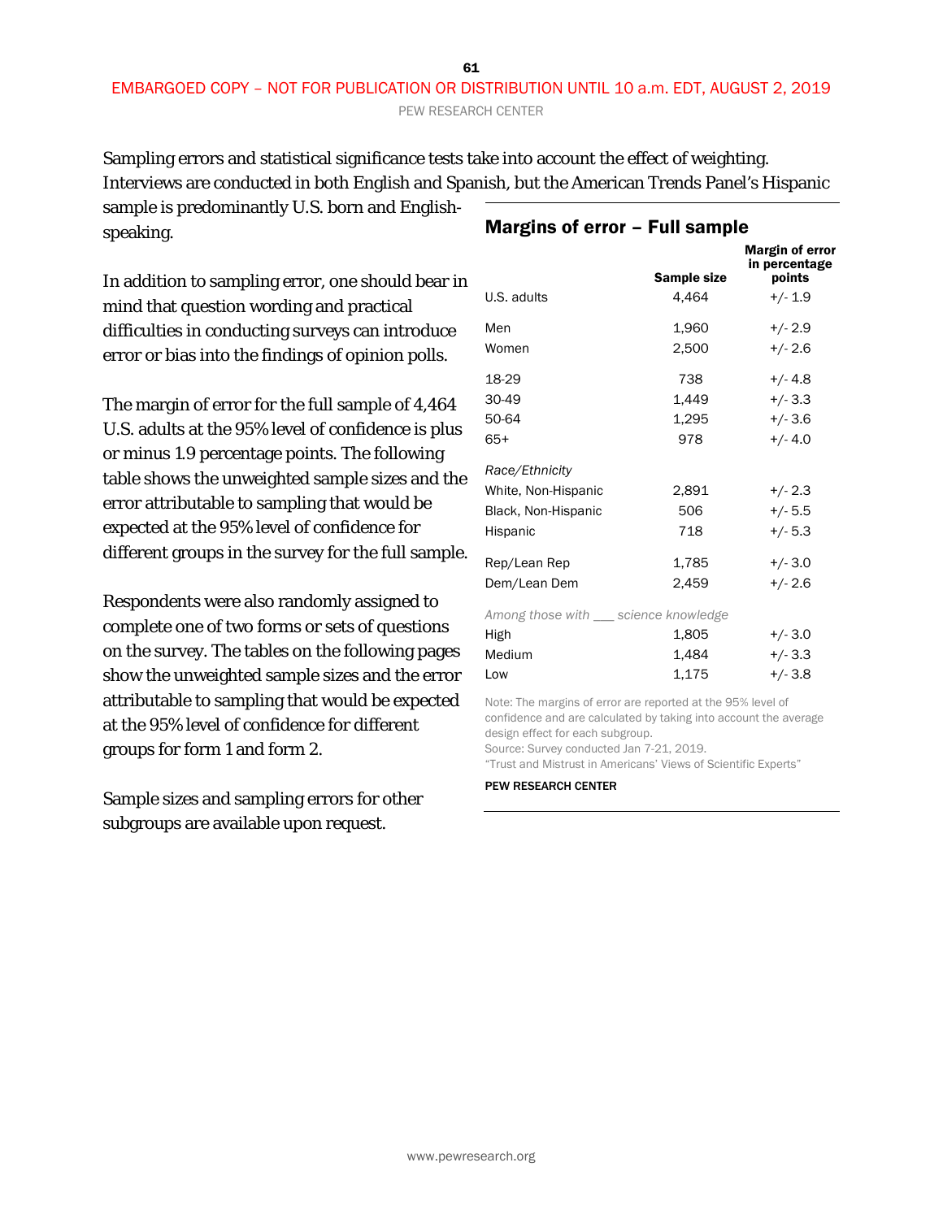Sampling errors and statistical significance tests take into account the effect of weighting. Interviews are conducted in both English and Spanish, but the American Trends Panel's Hispanic sample is predominantly U.S. born and English-speaking.

In addition to sampling error, one should bear in mind that question wording and practical difficulties in conducting surveys can introduce error or bias into the findings of opinion polls.

The margin of error for the full sample of 4,464 U.S. adults at the 95% level of confidence is plus or minus 1.9 percentage points. The following table shows the unweighted sample sizes and the error attributable to sampling that would be expected at the 95% level of confidence for different groups in the survey for the full sample.

Respondents were also randomly assigned to complete one of two forms or sets of questions on the survey. The tables on the following pages show the unweighted sample sizes and the error attributable to sampling that would be expected at the 95% level of confidence for different groups for form 1 and form 2.

Sample sizes and sampling errors for other subgroups are available upon request.

## Margins of error – Full sample

| | Sample size | Margin of error in percentage points |
|---|---|---|
| U.S. adults | 4,464 | +/- 1.9 |
| Men | 1,960 | +/- 2.9 |
| Women | 2,500 | +/- 2.6 |
| 18-29 | 738 | +/- 4.8 |
| 30-49 | 1,449 | +/- 3.3 |
| 50-64 | 1,295 | +/- 3.6 |
| 65+ | 978 | +/- 4.0 |
| *Race/Ethnicity* | | |
| White, Non-Hispanic | 2,891 | +/- 2.3 |
| Black, Non-Hispanic | 506 | +/- 5.5 |
| Hispanic | 718 | +/- 5.3 |
| Rep/Lean Rep | 1,785 | +/- 3.0 |
| Dem/Lean Dem | 2,459 | +/- 2.6 |
| *Among those with ___ science knowledge* | | |
| High | 1,805 | +/- 3.0 |
| Medium | 1,484 | +/- 3.3 |
| Low | 1,175 | +/- 3.8 |

Note: The margins of error are reported at the 95% level of confidence and are calculated by taking into account the average design effect for each subgroup.
Source: Survey conducted Jan 7-21, 2019.
"Trust and Mistrust in Americans' Views of Scientific Experts"

PEW RESEARCH CENTER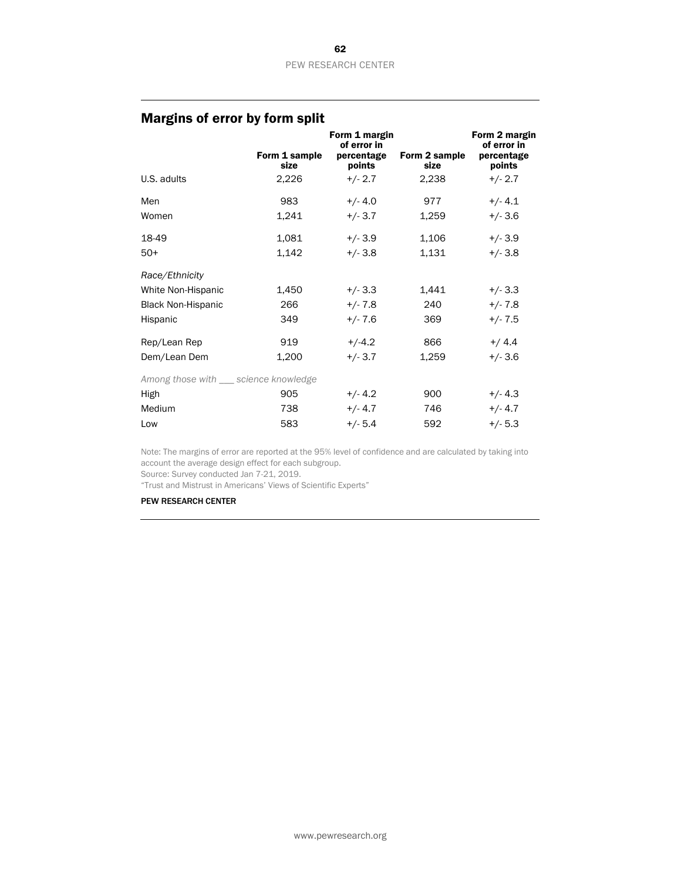## Margins of error by form split

| | Form 1 sample size | Form 1 margin of error in percentage points | Form 2 sample size | Form 2 margin of error in percentage points |
|---|---|---|---|---|
| U.S. adults | 2,226 | +/- 2.7 | 2,238 | +/- 2.7 |
| Men | 983 | +/- 4.0 | 977 | +/- 4.1 |
| Women | 1,241 | +/- 3.7 | 1,259 | +/- 3.6 |
| 18-49 | 1,081 | +/- 3.9 | 1,106 | +/- 3.9 |
| 50+ | 1,142 | +/- 3.8 | 1,131 | +/- 3.8 |
| *Race/Ethnicity* | | | | |
| White Non-Hispanic | 1,450 | +/- 3.3 | 1,441 | +/- 3.3 |
| Black Non-Hispanic | 266 | +/- 7.8 | 240 | +/- 7.8 |
| Hispanic | 349 | +/- 7.6 | 369 | +/- 7.5 |
| Rep/Lean Rep | 919 | +/-4.2 | 866 | +/ 4.4 |
| Dem/Lean Dem | 1,200 | +/- 3.7 | 1,259 | +/- 3.6 |
| *Among those with ___ science knowledge* | | | | |
| High | 905 | +/- 4.2 | 900 | +/- 4.3 |
| Medium | 738 | +/- 4.7 | 746 | +/- 4.7 |
| Low | 583 | +/- 5.4 | 592 | +/- 5.3 |

Note: The margins of error are reported at the 95% level of confidence and are calculated by taking into account the average design effect for each subgroup.

Source: Survey conducted Jan 7-21, 2019.

"Trust and Mistrust in Americans' Views of Scientific Experts"

PEW RESEARCH CENTER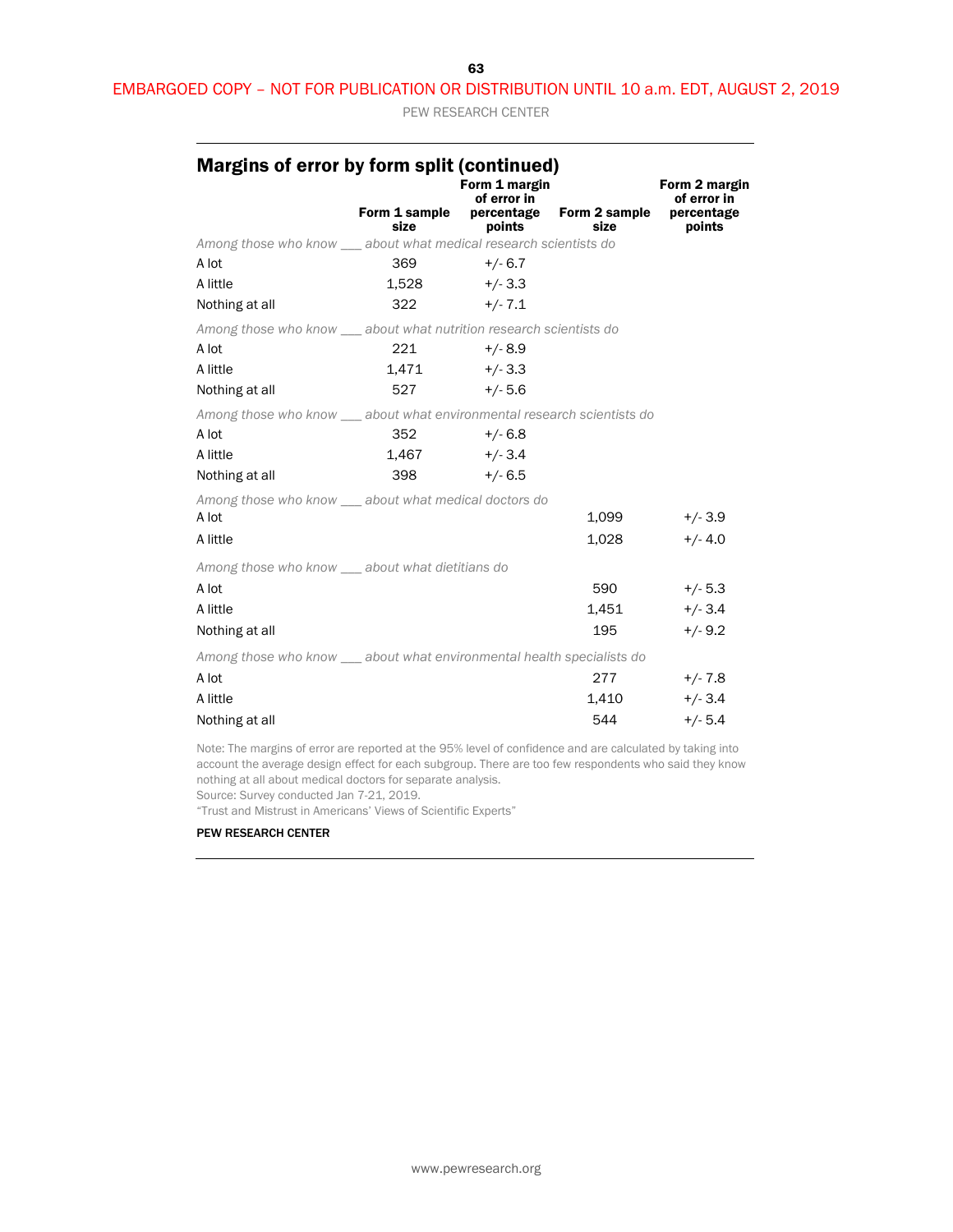## Margins of error by form split (continued)

| | Form 1 sample size | Form 1 margin of error in percentage points | Form 2 sample size | Form 2 margin of error in percentage points |
|---|---|---|---|---|
| *Among those who know ___ about what medical research scientists do* | | | | |
| A lot | 369 | +/- 6.7 | | |
| A little | 1,528 | +/- 3.3 | | |
| Nothing at all | 322 | +/- 7.1 | | |
| *Among those who know ___ about what nutrition research scientists do* | | | | |
| A lot | 221 | +/- 8.9 | | |
| A little | 1,471 | +/- 3.3 | | |
| Nothing at all | 527 | +/- 5.6 | | |
| *Among those who know ___ about what environmental research scientists do* | | | | |
| A lot | 352 | +/- 6.8 | | |
| A little | 1,467 | +/- 3.4 | | |
| Nothing at all | 398 | +/- 6.5 | | |
| *Among those who know ___ about what medical doctors do* | | | | |
| A lot | | | 1,099 | +/- 3.9 |
| A little | | | 1,028 | +/- 4.0 |
| *Among those who know ___ about what dietitians do* | | | | |
| A lot | | | 590 | +/- 5.3 |
| A little | | | 1,451 | +/- 3.4 |
| Nothing at all | | | 195 | +/- 9.2 |
| *Among those who know ___ about what environmental health specialists do* | | | | |
| A lot | | | 277 | +/- 7.8 |
| A little | | | 1,410 | +/- 3.4 |
| Nothing at all | | | 544 | +/- 5.4 |

Note: The margins of error are reported at the 95% level of confidence and are calculated by taking into account the average design effect for each subgroup. There are too few respondents who said they know nothing at all about medical doctors for separate analysis.
Source: Survey conducted Jan 7-21, 2019.
"Trust and Mistrust in Americans' Views of Scientific Experts"

PEW RESEARCH CENTER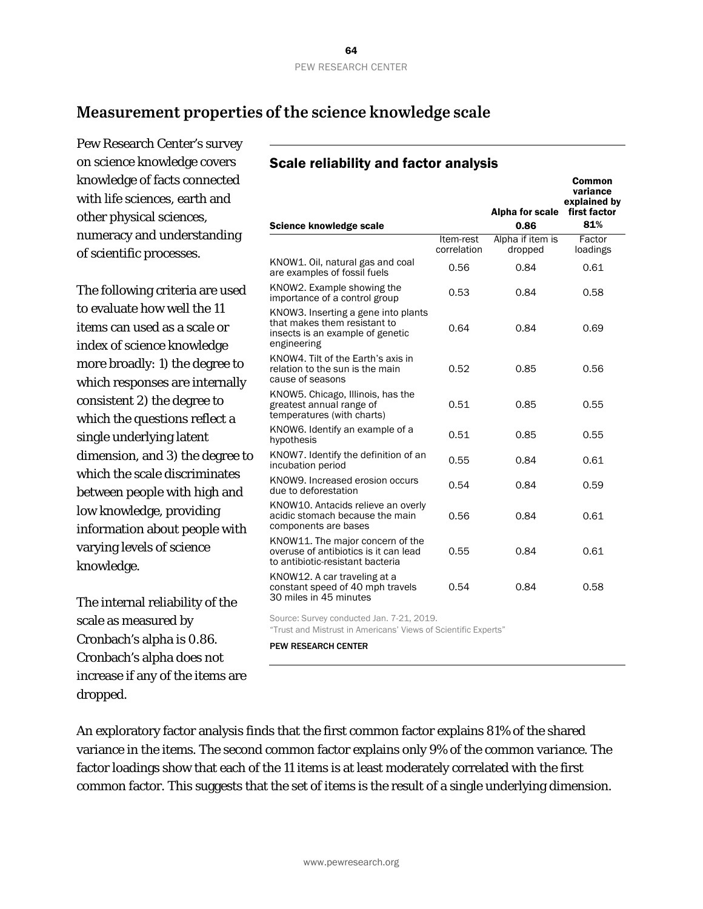## Measurement properties of the science knowledge scale

Pew Research Center's survey on science knowledge covers knowledge of facts connected with life sciences, earth and other physical sciences, numeracy and understanding of scientific processes.

The following criteria are used to evaluate how well the 11 items can used as a scale or index of science knowledge more broadly: 1) the degree to which responses are internally consistent 2) the degree to which the questions reflect a single underlying latent dimension, and 3) the degree to which the scale discriminates between people with high and low knowledge, providing information about people with varying levels of science knowledge.

The internal reliability of the scale as measured by Cronbach's alpha is 0.86. Cronbach's alpha does not increase if any of the items are dropped.

### Scale reliability and factor analysis

| Science knowledge scale | | Alpha for scale 0.86 | Common variance explained by first factor 81% |
|---|---|---|---|
| | Item-rest correlation | Alpha if item is dropped | Factor loadings |
| KNOW1. Oil, natural gas and coal are examples of fossil fuels | 0.56 | 0.84 | 0.61 |
| KNOW2. Example showing the importance of a control group | 0.53 | 0.84 | 0.58 |
| KNOW3. Inserting a gene into plants that makes them resistant to insects is an example of genetic engineering | 0.64 | 0.84 | 0.69 |
| KNOW4. Tilt of the Earth's axis in relation to the sun is the main cause of seasons | 0.52 | 0.85 | 0.56 |
| KNOW5. Chicago, Illinois, has the greatest annual range of temperatures (with charts) | 0.51 | 0.85 | 0.55 |
| KNOW6. Identify an example of a hypothesis | 0.51 | 0.85 | 0.55 |
| KNOW7. Identify the definition of an incubation period | 0.55 | 0.84 | 0.61 |
| KNOW9. Increased erosion occurs due to deforestation | 0.54 | 0.84 | 0.59 |
| KNOW10. Antacids relieve an overly acidic stomach because the main components are bases | 0.56 | 0.84 | 0.61 |
| KNOW11. The major concern of the overuse of antibiotics is it can lead to antibiotic-resistant bacteria | 0.55 | 0.84 | 0.61 |
| KNOW12. A car traveling at a constant speed of 40 mph travels 30 miles in 45 minutes | 0.54 | 0.84 | 0.58 |

Source: Survey conducted Jan. 7-21, 2019.
"Trust and Mistrust in Americans' Views of Scientific Experts"

PEW RESEARCH CENTER

An exploratory factor analysis finds that the first common factor explains 81% of the shared variance in the items. The second common factor explains only 9% of the common variance. The factor loadings show that each of the 11 items is at least moderately correlated with the first common factor. This suggests that the set of items is the result of a single underlying dimension.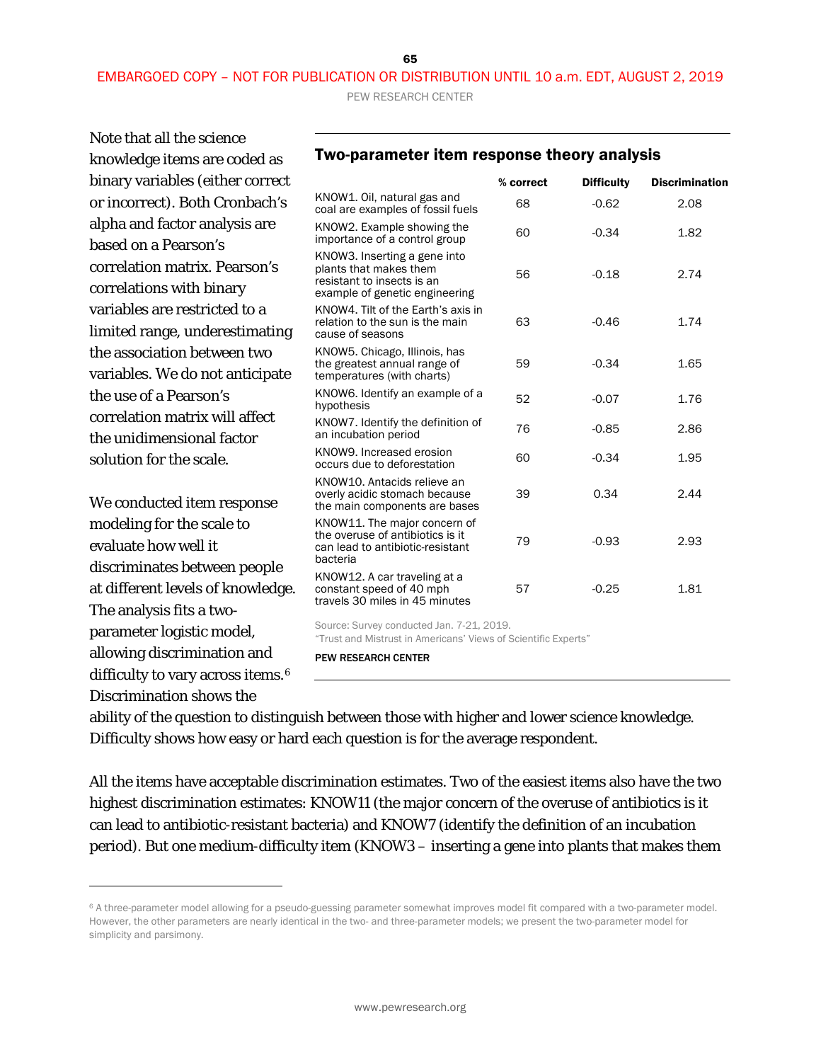Note that all the science knowledge items are coded as binary variables (either correct or incorrect). Both Cronbach's alpha and factor analysis are based on a Pearson's correlation matrix. Pearson's correlations with binary variables are restricted to a limited range, underestimating the association between two variables. We do not anticipate the use of a Pearson's correlation matrix will affect the unidimensional factor solution for the scale.

### Two-parameter item response theory analysis

| | % correct | Difficulty | Discrimination |
|---|---|---|---|
| KNOW1. Oil, natural gas and coal are examples of fossil fuels | 68 | -0.62 | 2.08 |
| KNOW2. Example showing the importance of a control group | 60 | -0.34 | 1.82 |
| KNOW3. Inserting a gene into plants that makes them resistant to insects is an example of genetic engineering | 56 | -0.18 | 2.74 |
| KNOW4. Tilt of the Earth's axis in relation to the sun is the main cause of seasons | 63 | -0.46 | 1.74 |
| KNOW5. Chicago, Illinois, has the greatest annual range of temperatures (with charts) | 59 | -0.34 | 1.65 |
| KNOW6. Identify an example of a hypothesis | 52 | -0.07 | 1.76 |
| KNOW7. Identify the definition of an incubation period | 76 | -0.85 | 2.86 |
| KNOW9. Increased erosion occurs due to deforestation | 60 | -0.34 | 1.95 |
| KNOW10. Antacids relieve an overly acidic stomach because the main components are bases | 39 | 0.34 | 2.44 |
| KNOW11. The major concern of the overuse of antibiotics is it can lead to antibiotic-resistant bacteria | 79 | -0.93 | 2.93 |
| KNOW12. A car traveling at a constant speed of 40 mph travels 30 miles in 45 minutes | 57 | -0.25 | 1.81 |

Source: Survey conducted Jan. 7-21, 2019.
"Trust and Mistrust in Americans' Views of Scientific Experts"

PEW RESEARCH CENTER

We conducted item response modeling for the scale to evaluate how well it discriminates between people at different levels of knowledge. The analysis fits a two-parameter logistic model, allowing discrimination and difficulty to vary across items.[6] Discrimination shows the ability of the question to distinguish between those with higher and lower science knowledge. Difficulty shows how easy or hard each question is for the average respondent.

All the items have acceptable discrimination estimates. Two of the easiest items also have the two highest discrimination estimates: KNOW11 (the major concern of the overuse of antibiotics is it can lead to antibiotic-resistant bacteria) and KNOW7 (identify the definition of an incubation period). But one medium-difficulty item (KNOW3 – inserting a gene into plants that makes them

[6] A three-parameter model allowing for a pseudo-guessing parameter somewhat improves model fit compared with a two-parameter model. However, the other parameters are nearly identical in the two- and three-parameter models; we present the two-parameter model for simplicity and parsimony.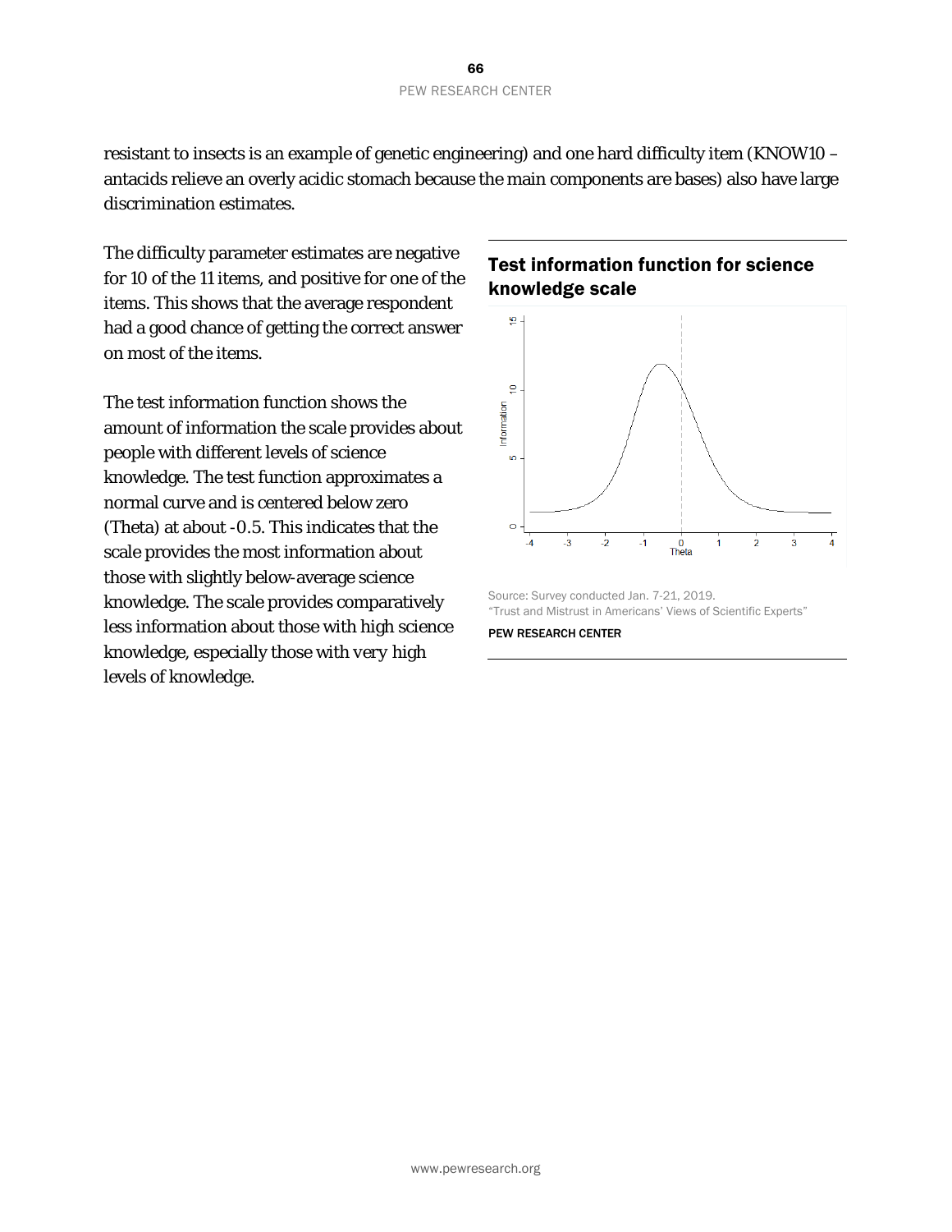resistant to insects is an example of genetic engineering) and one hard difficulty item (KNOW10 – antacids relieve an overly acidic stomach because the main components are bases) also have large discrimination estimates.

The difficulty parameter estimates are negative for 10 of the 11 items, and positive for one of the items. This shows that the average respondent had a good chance of getting the correct answer on most of the items.

The test information function shows the amount of information the scale provides about people with different levels of science knowledge. The test function approximates a normal curve and is centered below zero (Theta) at about -0.5. This indicates that the scale provides the most information about those with slightly below-average science knowledge. The scale provides comparatively less information about those with high science knowledge, especially those with very high levels of knowledge.

## Test information function for science knowledge scale

Source: Survey conducted Jan. 7-21, 2019.
"Trust and Mistrust in Americans' Views of Scientific Experts"

PEW RESEARCH CENTER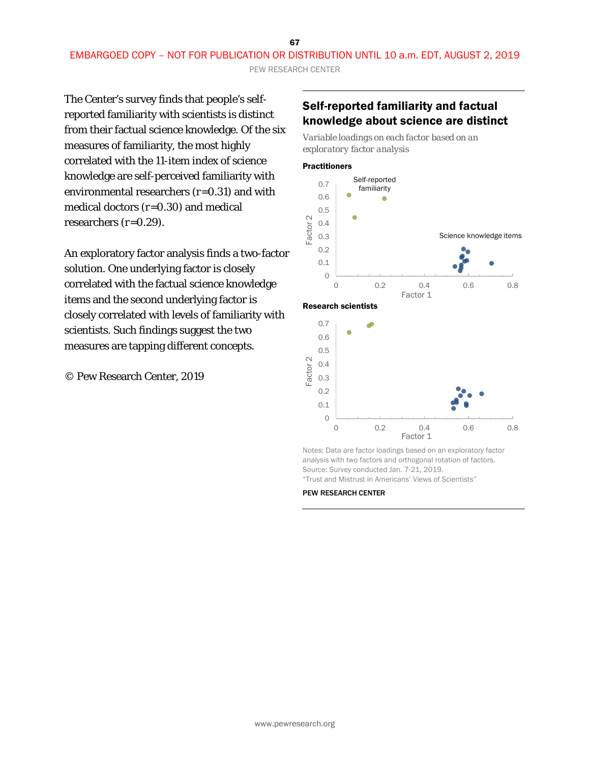The Center's survey finds that people's self-reported familiarity with scientists is distinct from their factual science knowledge. Of the six measures of familiarity, the most highly correlated with the 11-item index of science knowledge are self-perceived familiarity with environmental researchers (r=0.31) and with medical doctors (r=0.30) and medical researchers (r=0.29).

An exploratory factor analysis finds a two-factor solution. One underlying factor is closely correlated with the factual science knowledge items and the second underlying factor is closely correlated with levels of familiarity with scientists. Such findings suggest the two measures are tapping different concepts.

© Pew Research Center, 2019

## Self-reported familiarity and factual knowledge about science are distinct

*Variable loadings on each factor based on an exploratory factor analysis*

**Practitioners**

Self-reported familiarity

Science knowledge items

Factor 2

Factor 1

**Research scientists**

Factor 2

Factor 1

Notes: Data are factor loadings based on an exploratory factor analysis with two factors and orthogonal rotation of factors.
Source: Survey conducted Jan. 7-21, 2019.
"Trust and Mistrust in Americans' Views of Scientists"

PEW RESEARCH CENTER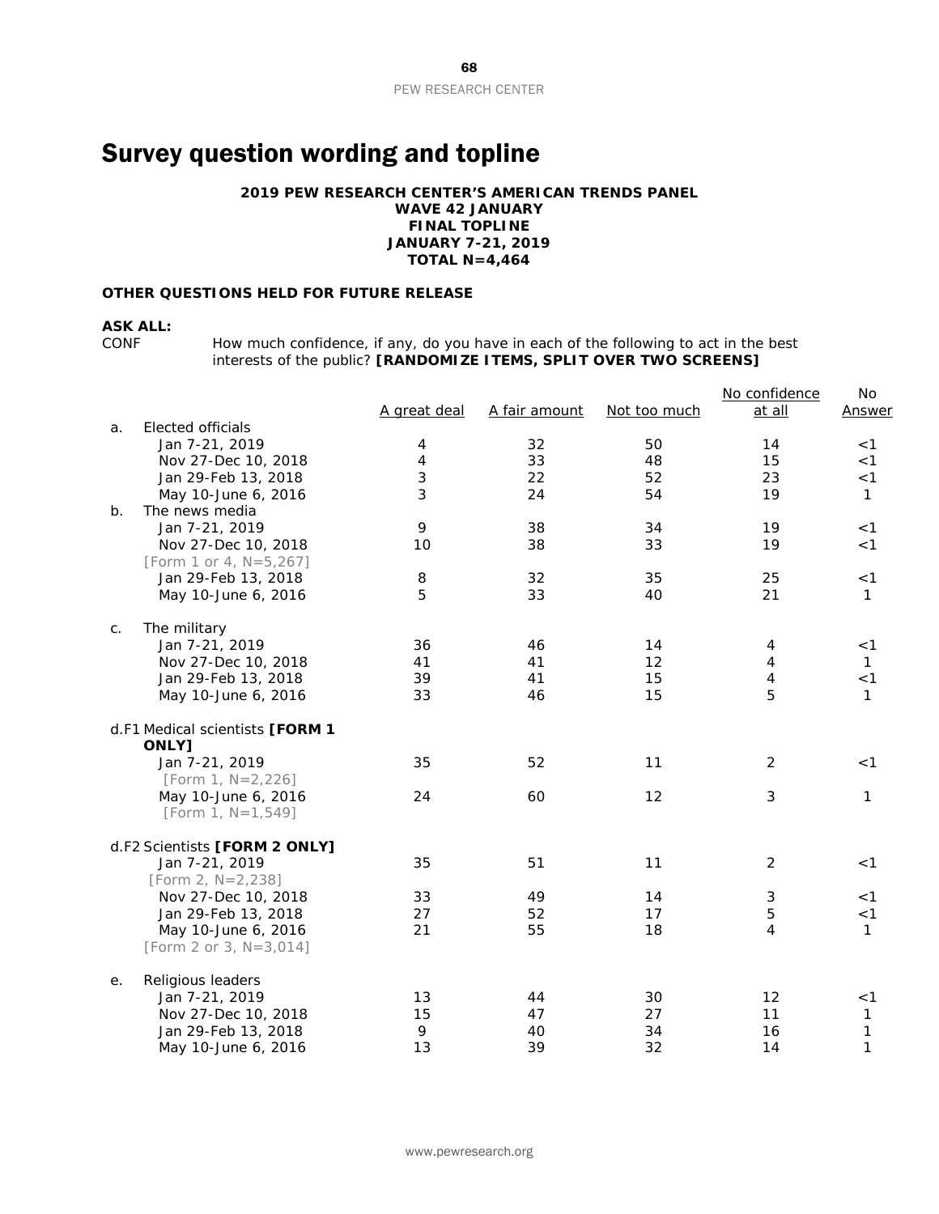# Survey question wording and topline

**2019 PEW RESEARCH CENTER'S AMERICAN TRENDS PANEL**
**WAVE 42 JANUARY**
**FINAL TOPLINE**
**JANUARY 7-21, 2019**
**TOTAL N=4,464**

**OTHER QUESTIONS HELD FOR FUTURE RELEASE**

**ASK ALL:**

CONF How much confidence, if any, do you have in each of the following to act in the best interests of the public? **[RANDOMIZE ITEMS, SPLIT OVER TWO SCREENS]**

| | A great deal | A fair amount | Not too much | No confidence at all | No Answer |
|---|---|---|---|---|---|
| a. Elected officials | | | | | |
| Jan 7-21, 2019 | 4 | 32 | 50 | 14 | <1 |
| Nov 27-Dec 10, 2018 | 4 | 33 | 48 | 15 | <1 |
| Jan 29-Feb 13, 2018 | 3 | 22 | 52 | 23 | <1 |
| May 10-June 6, 2016 | 3 | 24 | 54 | 19 | 1 |
| b. The news media | | | | | |
| Jan 7-21, 2019 | 9 | 38 | 34 | 19 | <1 |
| Nov 27-Dec 10, 2018 [Form 1 or 4, N=5,267] | 10 | 38 | 33 | 19 | <1 |
| Jan 29-Feb 13, 2018 | 8 | 32 | 35 | 25 | <1 |
| May 10-June 6, 2016 | 5 | 33 | 40 | 21 | 1 |
| c. The military | | | | | |
| Jan 7-21, 2019 | 36 | 46 | 14 | 4 | <1 |
| Nov 27-Dec 10, 2018 | 41 | 41 | 12 | 4 | 1 |
| Jan 29-Feb 13, 2018 | 39 | 41 | 15 | 4 | <1 |
| May 10-June 6, 2016 | 33 | 46 | 15 | 5 | 1 |
| d.F1 Medical scientists **[FORM 1 ONLY]** | | | | | |
| Jan 7-21, 2019 [Form 1, N=2,226] | 35 | 52 | 11 | 2 | <1 |
| May 10-June 6, 2016 [Form 1, N=1,549] | 24 | 60 | 12 | 3 | 1 |
| d.F2 Scientists **[FORM 2 ONLY]** | | | | | |
| Jan 7-21, 2019 [Form 2, N=2,238] | 35 | 51 | 11 | 2 | <1 |
| Nov 27-Dec 10, 2018 | 33 | 49 | 14 | 3 | <1 |
| Jan 29-Feb 13, 2018 | 27 | 52 | 17 | 5 | <1 |
| May 10-June 6, 2016 [Form 2 or 3, N=3,014] | 21 | 55 | 18 | 4 | 1 |
| e. Religious leaders | | | | | |
| Jan 7-21, 2019 | 13 | 44 | 30 | 12 | <1 |
| Nov 27-Dec 10, 2018 | 15 | 47 | 27 | 11 | 1 |
| Jan 29-Feb 13, 2018 | 9 | 40 | 34 | 16 | 1 |
| May 10-June 6, 2016 | 13 | 39 | 32 | 14 | 1 |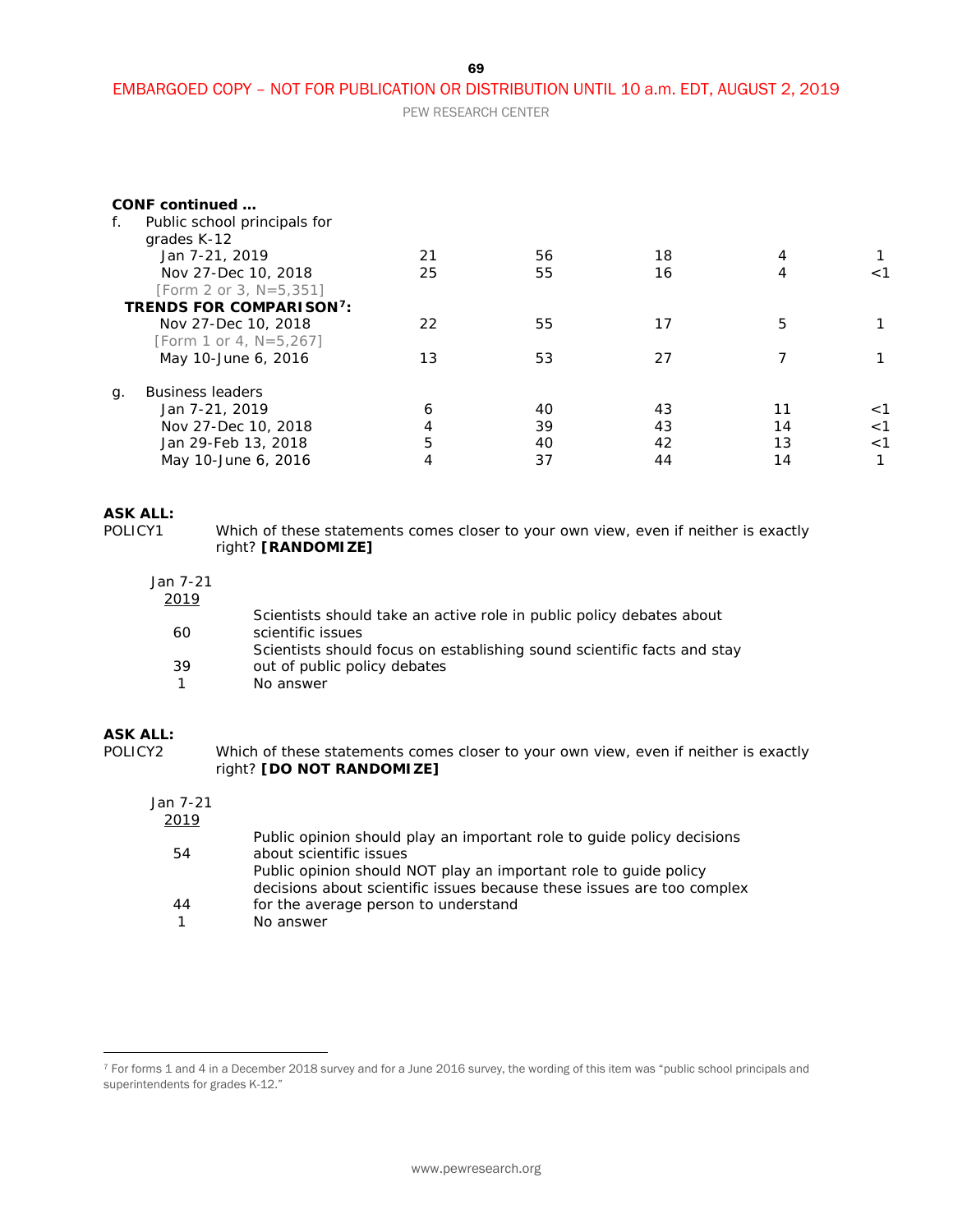**CONF continued …**

| | | | | | |
|---|---|---|---|---|---|
| f. Public school principals for grades K-12 | | | | | |
| Jan 7-21, 2019 | 21 | 56 | 18 | 4 | 1 |
| Nov 27-Dec 10, 2018 | 25 | 55 | 16 | 4 | <1 |
| [Form 2 or 3, N=5,351] | | | | | |
| **TRENDS FOR COMPARISON[7]:** | | | | | |
| Nov 27-Dec 10, 2018 | 22 | 55 | 17 | 5 | 1 |
| [Form 1 or 4, N=5,267] | | | | | |
| May 10-June 6, 2016 | 13 | 53 | 27 | 7 | 1 |
| g. Business leaders | | | | | |
| Jan 7-21, 2019 | 6 | 40 | 43 | 11 | <1 |
| Nov 27-Dec 10, 2018 | 4 | 39 | 43 | 14 | <1 |
| Jan 29-Feb 13, 2018 | 5 | 40 | 42 | 13 | <1 |
| May 10-June 6, 2016 | 4 | 37 | 44 | 14 | 1 |

**ASK ALL:**

POLICY1 Which of these statements comes closer to your own view, even if neither is exactly right? **[RANDOMIZE]**

| Jan 7-21 <u>2019</u> | |
|---|---|
| 60 | Scientists should take an active role in public policy debates about scientific issues |
| 39 | Scientists should focus on establishing sound scientific facts and stay out of public policy debates |
| 1 | No answer |

**ASK ALL:**

POLICY2 Which of these statements comes closer to your own view, even if neither is exactly right? **[DO NOT RANDOMIZE]**

| Jan 7-21 <u>2019</u> | |
|---|---|
| 54 | Public opinion should play an important role to guide policy decisions about scientific issues |
| 44 | Public opinion should NOT play an important role to guide policy decisions about scientific issues because these issues are too complex for the average person to understand |
| 1 | No answer |

[7] For forms 1 and 4 in a December 2018 survey and for a June 2016 survey, the wording of this item was "public school principals and superintendents for grades K-12."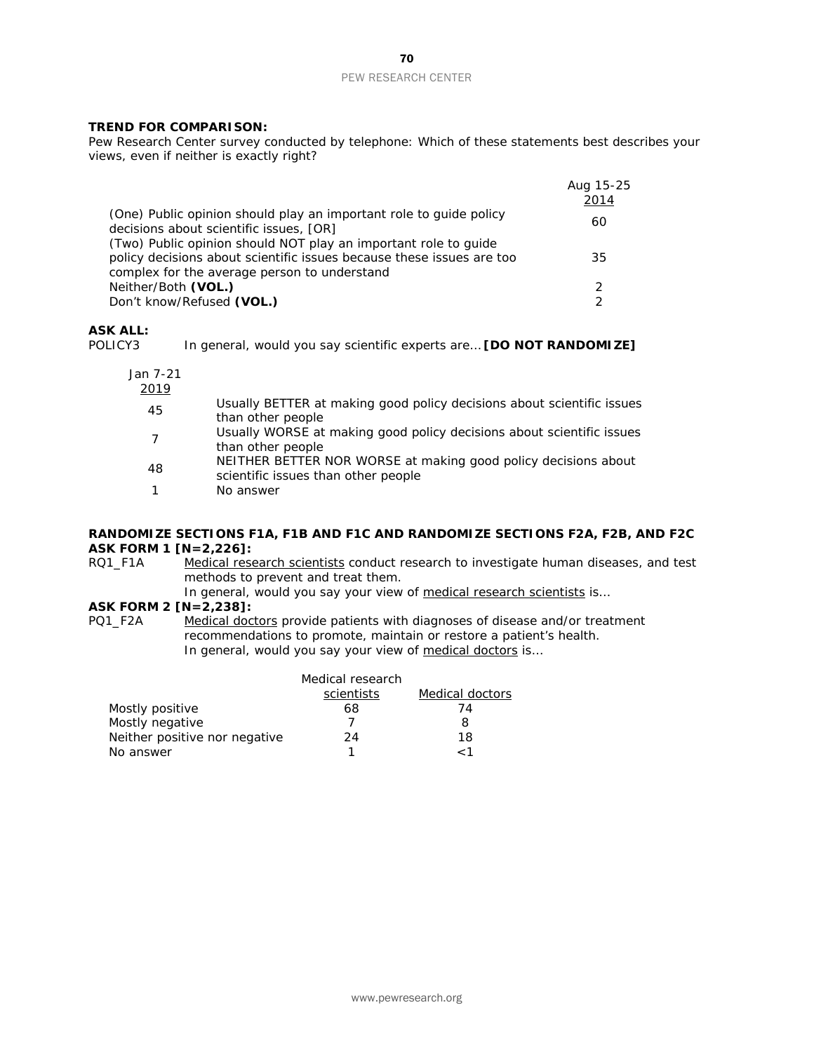**TREND FOR COMPARISON:**
Pew Research Center survey conducted by telephone: Which of these statements best describes your views, even if neither is exactly right?

| | Aug 15-25 2014 |
|---|---|
| (One) Public opinion should play an important role to guide policy decisions about scientific issues, [OR] | 60 |
| (Two) Public opinion should NOT play an important role to guide policy decisions about scientific issues because these issues are too complex for the average person to understand | 35 |
| Neither/Both **(VOL.)** | 2 |
| Don't know/Refused **(VOL.)** | 2 |

**ASK ALL:**
POLICY3 In general, would you say scientific experts are… **[DO NOT RANDOMIZE]**

| Jan 7-21 2019 | |
|---|---|
| 45 | Usually BETTER at making good policy decisions about scientific issues than other people |
| 7 | Usually WORSE at making good policy decisions about scientific issues than other people |
| 48 | NEITHER BETTER NOR WORSE at making good policy decisions about scientific issues than other people |
| 1 | No answer |

**RANDOMIZE SECTIONS F1A, F1B AND F1C AND RANDOMIZE SECTIONS F2A, F2B, AND F2C**
**ASK FORM 1 [N=2,226]:**
RQ1_F1A Medical research scientists conduct research to investigate human diseases, and test methods to prevent and treat them.
In general, would you say your view of medical research scientists is…

**ASK FORM 2 [N=2,238]:**
PQ1_F2A Medical doctors provide patients with diagnoses of disease and/or treatment recommendations to promote, maintain or restore a patient's health.
In general, would you say your view of medical doctors is…

| | Medical research scientists | Medical doctors |
|---|---|---|
| Mostly positive | 68 | 74 |
| Mostly negative | 7 | 8 |
| Neither positive nor negative | 24 | 18 |
| No answer | 1 | <1 |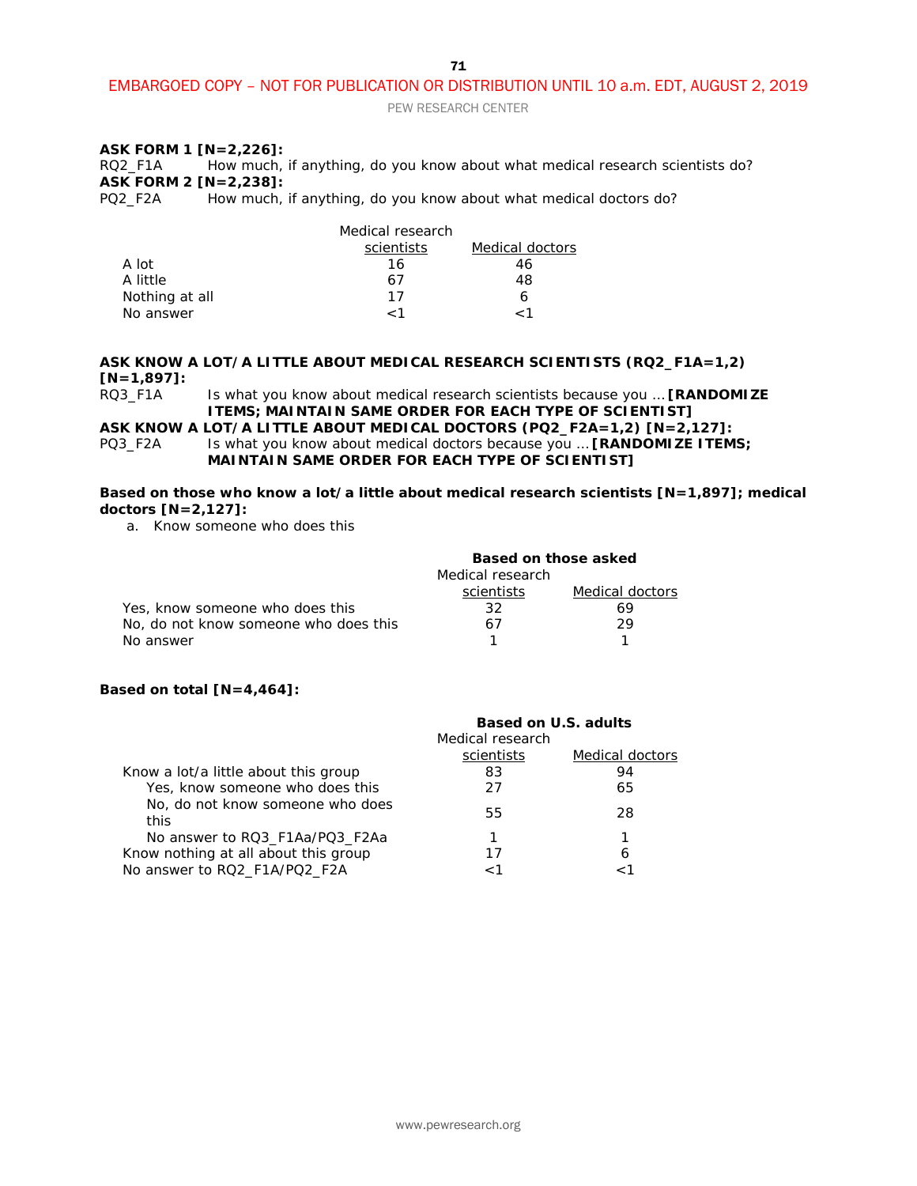**ASK FORM 1 [N=2,226]:**
RQ2_F1A How much, if anything, do you know about what medical research scientists do?
**ASK FORM 2 [N=2,238]:**
PQ2_F2A How much, if anything, do you know about what medical doctors do?

| | Medical research scientists | Medical doctors |
|---|---|---|
| A lot | 16 | 46 |
| A little | 67 | 48 |
| Nothing at all | 17 | 6 |
| No answer | <1 | <1 |

**ASK KNOW A LOT/A LITTLE ABOUT MEDICAL RESEARCH SCIENTISTS (RQ2_F1A=1,2) [N=1,897]:**
RQ3_F1A Is what you know about medical research scientists because you … **[RANDOMIZE ITEMS; MAINTAIN SAME ORDER FOR EACH TYPE OF SCIENTIST]**
**ASK KNOW A LOT/A LITTLE ABOUT MEDICAL DOCTORS (PQ2_F2A=1,2) [N=2,127]:**
PQ3_F2A Is what you know about medical doctors because you … **[RANDOMIZE ITEMS; MAINTAIN SAME ORDER FOR EACH TYPE OF SCIENTIST]**

**Based on those who know a lot/a little about medical research scientists [N=1,897]; medical doctors [N=2,127]:**

a. Know someone who does this

| | **Based on those asked** | |
|---|---|---|
| | Medical research scientists | Medical doctors |
| Yes, know someone who does this | 32 | 69 |
| No, do not know someone who does this | 67 | 29 |
| No answer | 1 | 1 |

**Based on total [N=4,464]:**

| | **Based on U.S. adults** | |
|---|---|---|
| | Medical research scientists | Medical doctors |
| Know a lot/a little about this group | 83 | 94 |
| Yes, know someone who does this | 27 | 65 |
| No, do not know someone who does this | 55 | 28 |
| No answer to RQ3_F1Aa/PQ3_F2Aa | 1 | 1 |
| Know nothing at all about this group | 17 | 6 |
| No answer to RQ2_F1A/PQ2_F2A | <1 | <1 |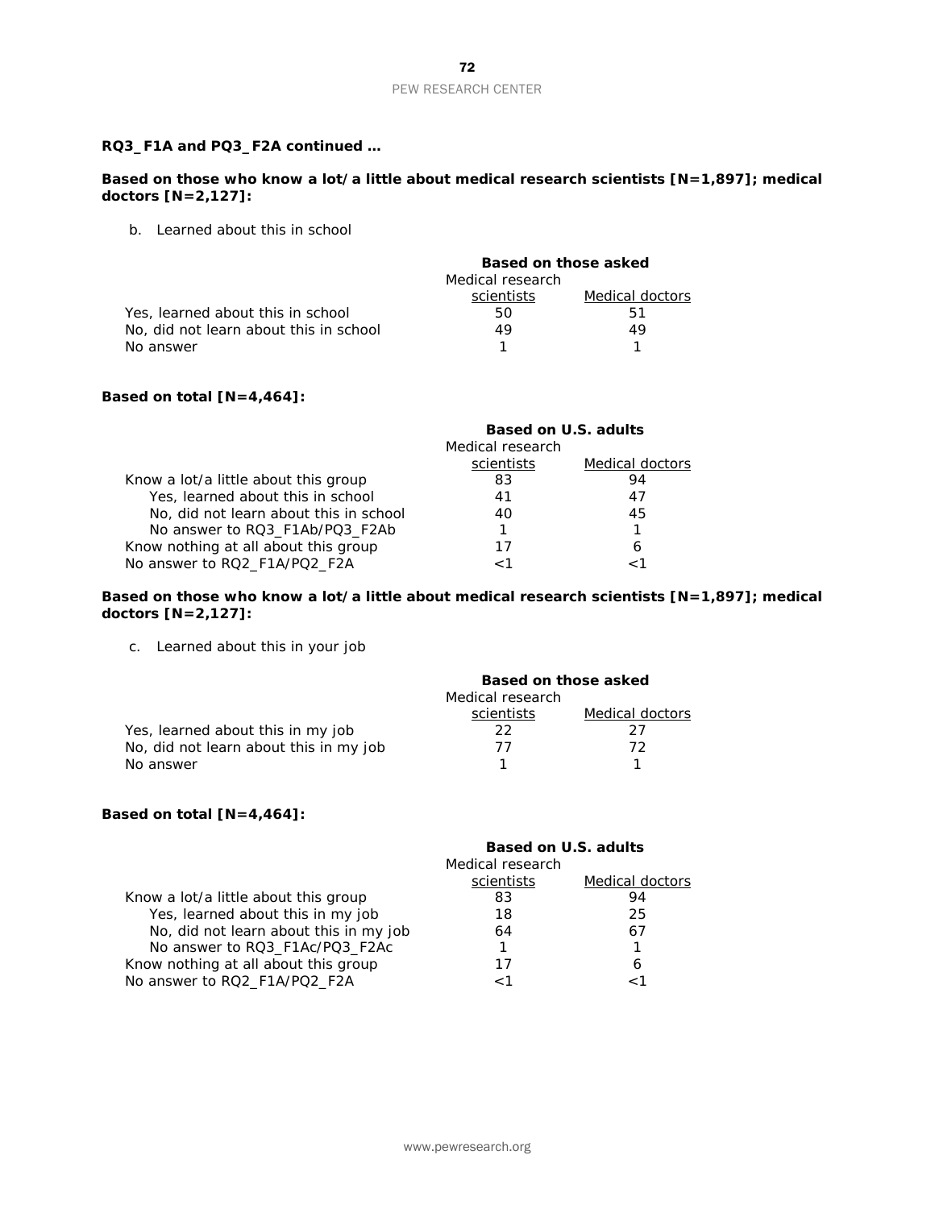**RQ3_F1A and PQ3_F2A continued …**

**Based on those who know a lot/a little about medical research scientists [N=1,897]; medical doctors [N=2,127]:**

b. Learned about this in school

| | Based on those asked | |
|---|---|---|
| | Medical research scientists | Medical doctors |
| Yes, learned about this in school | 50 | 51 |
| No, did not learn about this in school | 49 | 49 |
| No answer | 1 | 1 |

**Based on total [N=4,464]:**

| | Based on U.S. adults | |
|---|---|---|
| | Medical research scientists | Medical doctors |
| Know a lot/a little about this group | 83 | 94 |
| Yes, learned about this in school | 41 | 47 |
| No, did not learn about this in school | 40 | 45 |
| No answer to RQ3_F1Ab/PQ3_F2Ab | 1 | 1 |
| Know nothing at all about this group | 17 | 6 |
| No answer to RQ2_F1A/PQ2_F2A | <1 | <1 |

**Based on those who know a lot/a little about medical research scientists [N=1,897]; medical doctors [N=2,127]:**

c. Learned about this in your job

| | Based on those asked | |
|---|---|---|
| | Medical research scientists | Medical doctors |
| Yes, learned about this in my job | 22 | 27 |
| No, did not learn about this in my job | 77 | 72 |
| No answer | 1 | 1 |

**Based on total [N=4,464]:**

| | Based on U.S. adults | |
|---|---|---|
| | Medical research scientists | Medical doctors |
| Know a lot/a little about this group | 83 | 94 |
| Yes, learned about this in my job | 18 | 25 |
| No, did not learn about this in my job | 64 | 67 |
| No answer to RQ3_F1Ac/PQ3_F2Ac | 1 | 1 |
| Know nothing at all about this group | 17 | 6 |
| No answer to RQ2_F1A/PQ2_F2A | <1 | <1 |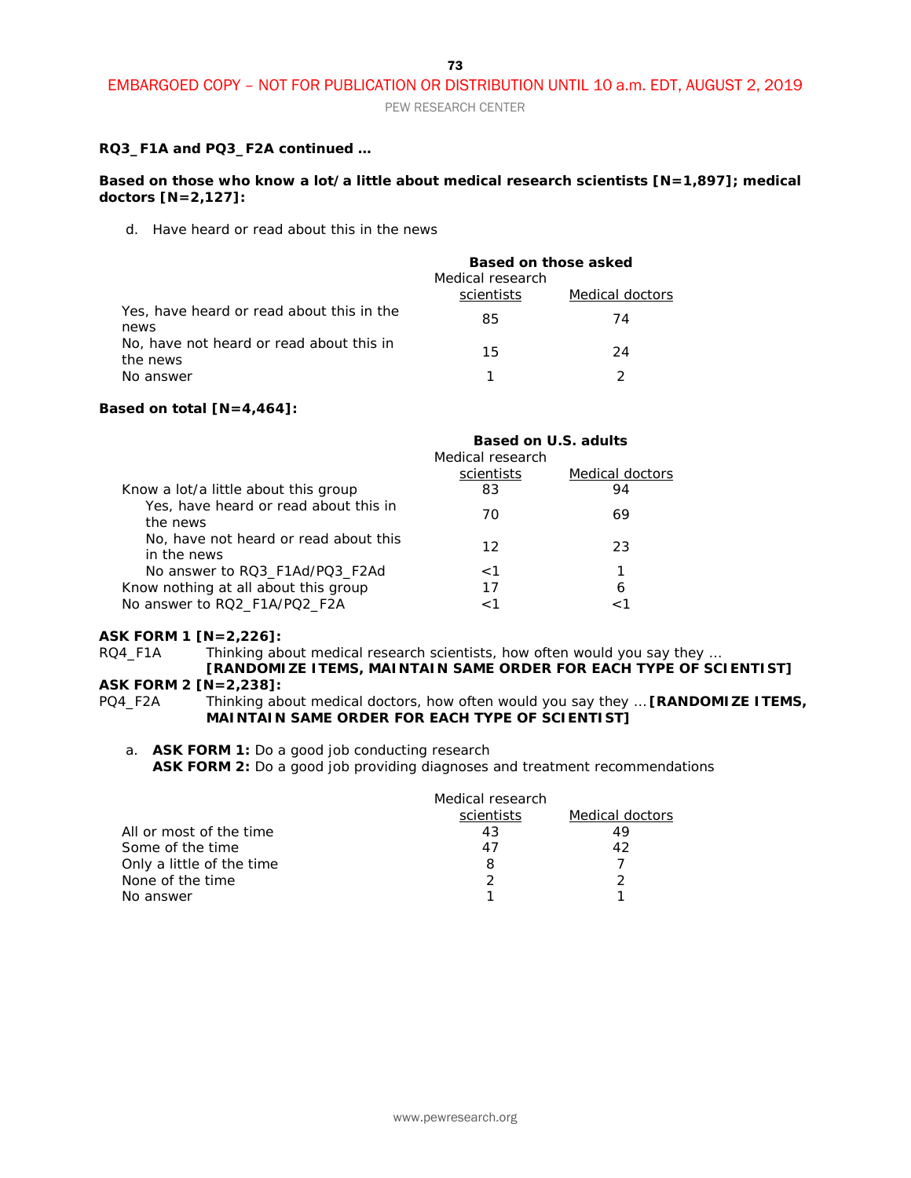**RQ3_F1A and PQ3_F2A continued …**

**Based on those who know a lot/a little about medical research scientists [N=1,897]; medical doctors [N=2,127]:**

d. Have heard or read about this in the news

| | **Based on those asked** | |
|---|---|---|
| | Medical research scientists | Medical doctors |
| Yes, have heard or read about this in the news | 85 | 74 |
| No, have not heard or read about this in the news | 15 | 24 |
| No answer | 1 | 2 |

**Based on total [N=4,464]:**

| | **Based on U.S. adults** | |
|---|---|---|
| | Medical research scientists | Medical doctors |
| Know a lot/a little about this group | 83 | 94 |
| Yes, have heard or read about this in the news | 70 | 69 |
| No, have not heard or read about this in the news | 12 | 23 |
| No answer to RQ3_F1Ad/PQ3_F2Ad | <1 | 1 |
| Know nothing at all about this group | 17 | 6 |
| No answer to RQ2_F1A/PQ2_F2A | <1 | <1 |

**ASK FORM 1 [N=2,226]:**

RQ4_F1A Thinking about medical research scientists, how often would you say they … **[RANDOMIZE ITEMS, MAINTAIN SAME ORDER FOR EACH TYPE OF SCIENTIST]**

**ASK FORM 2 [N=2,238]:**

PQ4_F2A Thinking about medical doctors, how often would you say they … **[RANDOMIZE ITEMS, MAINTAIN SAME ORDER FOR EACH TYPE OF SCIENTIST]**

a. **ASK FORM 1:** Do a good job conducting research
**ASK FORM 2:** Do a good job providing diagnoses and treatment recommendations

| | Medical research scientists | Medical doctors |
|---|---|---|
| All or most of the time | 43 | 49 |
| Some of the time | 47 | 42 |
| Only a little of the time | 8 | 7 |
| None of the time | 2 | 2 |
| No answer | 1 | 1 |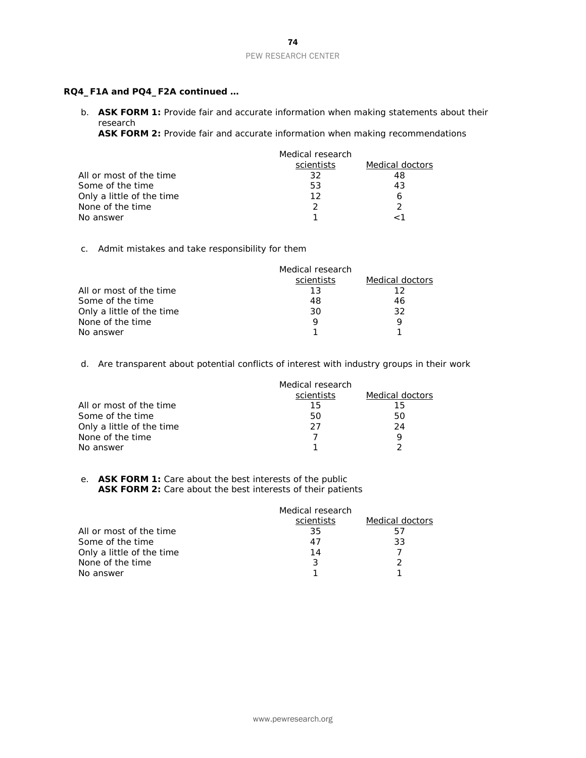**RQ4_F1A and PQ4_F2A continued …**

b. **ASK FORM 1:** Provide fair and accurate information when making statements about their research
**ASK FORM 2:** Provide fair and accurate information when making recommendations

| | Medical research scientists | Medical doctors |
|---|---|---|
| All or most of the time | 32 | 48 |
| Some of the time | 53 | 43 |
| Only a little of the time | 12 | 6 |
| None of the time | 2 | 2 |
| No answer | 1 | <1 |

c. Admit mistakes and take responsibility for them

| | Medical research scientists | Medical doctors |
|---|---|---|
| All or most of the time | 13 | 12 |
| Some of the time | 48 | 46 |
| Only a little of the time | 30 | 32 |
| None of the time | 9 | 9 |
| No answer | 1 | 1 |

d. Are transparent about potential conflicts of interest with industry groups in their work

| | Medical research scientists | Medical doctors |
|---|---|---|
| All or most of the time | 15 | 15 |
| Some of the time | 50 | 50 |
| Only a little of the time | 27 | 24 |
| None of the time | 7 | 9 |
| No answer | 1 | 2 |

e. **ASK FORM 1:** Care about the best interests of the public
**ASK FORM 2:** Care about the best interests of their patients

| | Medical research scientists | Medical doctors |
|---|---|---|
| All or most of the time | 35 | 57 |
| Some of the time | 47 | 33 |
| Only a little of the time | 14 | 7 |
| None of the time | 3 | 2 |
| No answer | 1 | 1 |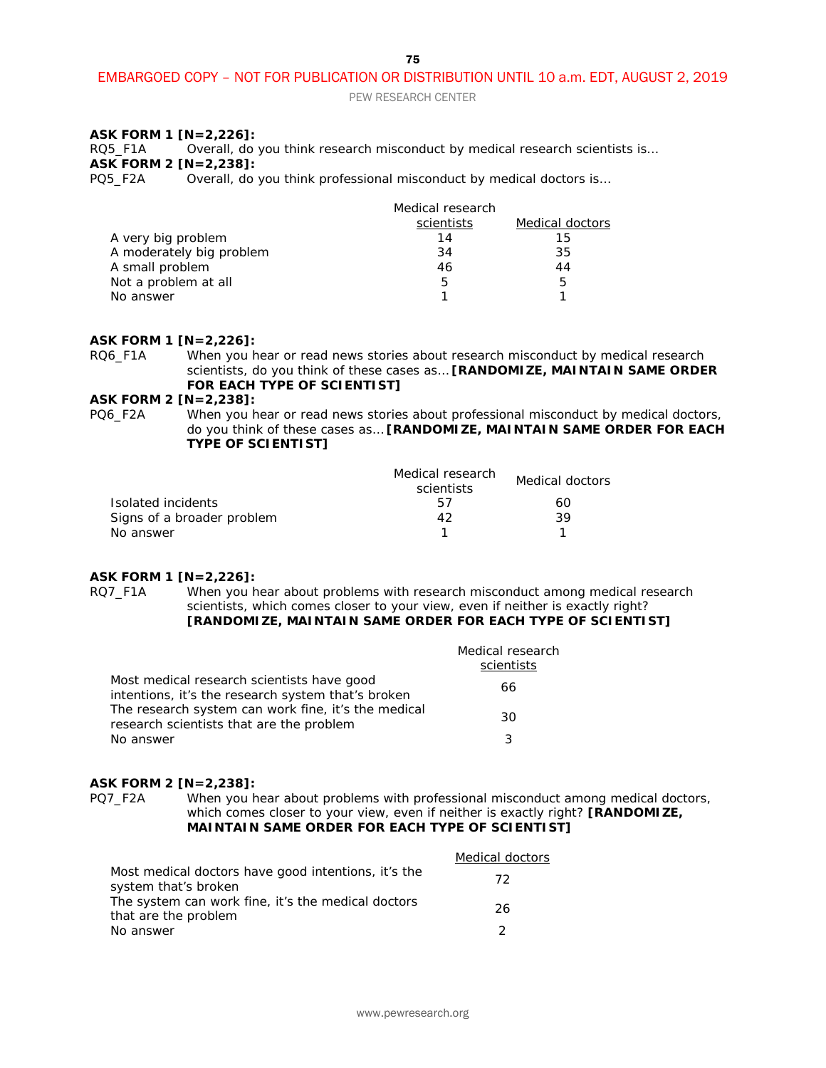**ASK FORM 1 [N=2,226]:**
RQ5_F1A Overall, do you think research misconduct by medical research scientists is…
**ASK FORM 2 [N=2,238]:**
PQ5_F2A Overall, do you think professional misconduct by medical doctors is…

| | Medical research scientists | Medical doctors |
|---|---|---|
| A very big problem | 14 | 15 |
| A moderately big problem | 34 | 35 |
| A small problem | 46 | 44 |
| Not a problem at all | 5 | 5 |
| No answer | 1 | 1 |

**ASK FORM 1 [N=2,226]:**
RQ6_F1A When you hear or read news stories about research misconduct by medical research scientists, do you think of these cases as… **[RANDOMIZE, MAINTAIN SAME ORDER FOR EACH TYPE OF SCIENTIST]**
**ASK FORM 2 [N=2,238]:**
PQ6_F2A When you hear or read news stories about professional misconduct by medical doctors, do you think of these cases as… **[RANDOMIZE, MAINTAIN SAME ORDER FOR EACH TYPE OF SCIENTIST]**

| | Medical research scientists | Medical doctors |
|---|---|---|
| Isolated incidents | 57 | 60 |
| Signs of a broader problem | 42 | 39 |
| No answer | 1 | 1 |

**ASK FORM 1 [N=2,226]:**
RQ7_F1A When you hear about problems with research misconduct among medical research scientists, which comes closer to your view, even if neither is exactly right? **[RANDOMIZE, MAINTAIN SAME ORDER FOR EACH TYPE OF SCIENTIST]**

| | Medical research scientists |
|---|---|
| Most medical research scientists have good intentions, it's the research system that's broken | 66 |
| The research system can work fine, it's the medical research scientists that are the problem | 30 |
| No answer | 3 |

**ASK FORM 2 [N=2,238]:**
PQ7_F2A When you hear about problems with professional misconduct among medical doctors, which comes closer to your view, even if neither is exactly right? **[RANDOMIZE, MAINTAIN SAME ORDER FOR EACH TYPE OF SCIENTIST]**

| | Medical doctors |
|---|---|
| Most medical doctors have good intentions, it's the system that's broken | 72 |
| The system can work fine, it's the medical doctors that are the problem | 26 |
| No answer | 2 |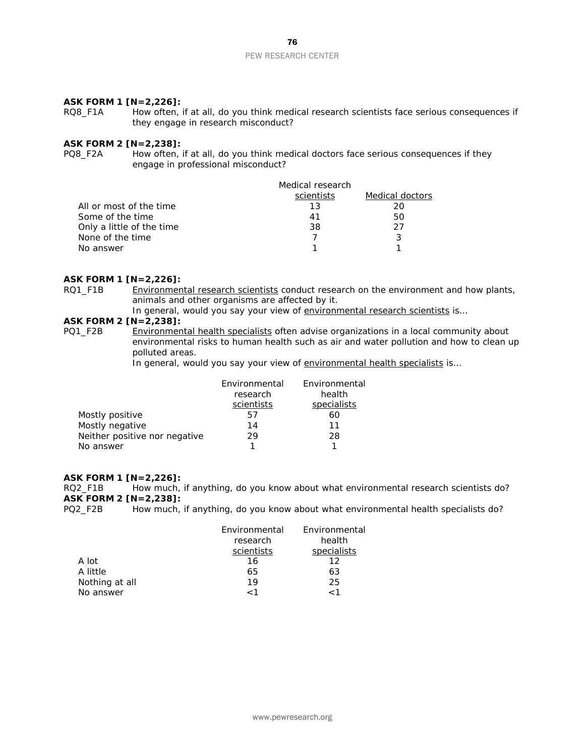**ASK FORM 1 [N=2,226]:**

RQ8_F1A How often, if at all, do you think medical research scientists face serious consequences if they engage in research misconduct?

**ASK FORM 2 [N=2,238]:**

PQ8_F2A How often, if at all, do you think medical doctors face serious consequences if they engage in professional misconduct?

| | Medical research scientists | Medical doctors |
|---|---|---|
| All or most of the time | 13 | 20 |
| Some of the time | 41 | 50 |
| Only a little of the time | 38 | 27 |
| None of the time | 7 | 3 |
| No answer | 1 | 1 |

**ASK FORM 1 [N=2,226]:**

RQ1_F1B Environmental research scientists conduct research on the environment and how plants, animals and other organisms are affected by it.
In general, would you say your view of environmental research scientists is…

**ASK FORM 2 [N=2,238]:**

PQ1_F2B Environmental health specialists often advise organizations in a local community about environmental risks to human health such as air and water pollution and how to clean up polluted areas.
In general, would you say your view of environmental health specialists is…

| | Environmental research scientists | Environmental health specialists |
|---|---|---|
| Mostly positive | 57 | 60 |
| Mostly negative | 14 | 11 |
| Neither positive nor negative | 29 | 28 |
| No answer | 1 | 1 |

**ASK FORM 1 [N=2,226]:**

RQ2_F1B How much, if anything, do you know about what environmental research scientists do?

**ASK FORM 2 [N=2,238]:**

PQ2_F2B How much, if anything, do you know about what environmental health specialists do?

| | Environmental research scientists | Environmental health specialists |
|---|---|---|
| A lot | 16 | 12 |
| A little | 65 | 63 |
| Nothing at all | 19 | 25 |
| No answer | <1 | <1 |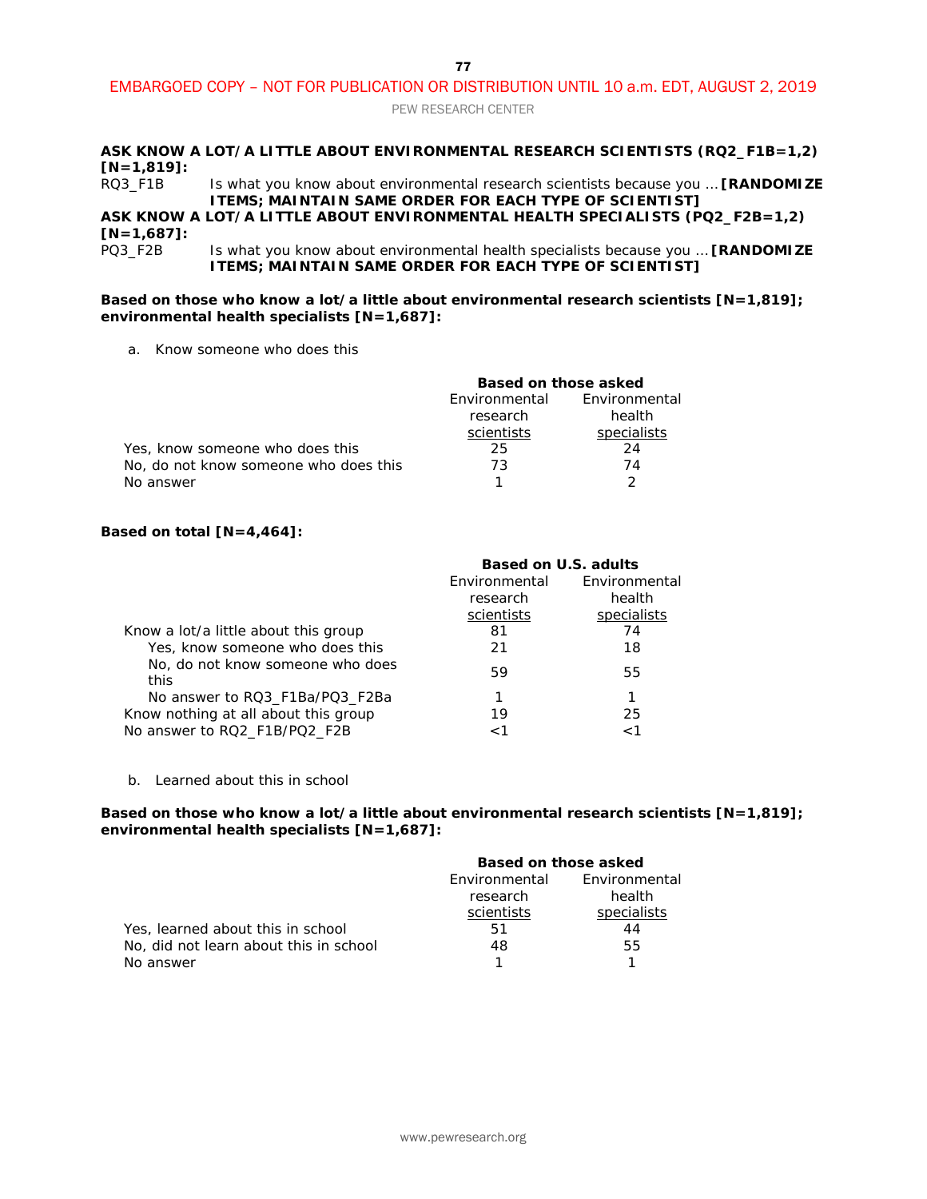**ASK KNOW A LOT/A LITTLE ABOUT ENVIRONMENTAL RESEARCH SCIENTISTS (RQ2_F1B=1,2) [N=1,819]:**

RQ3_F1B Is what you know about environmental research scientists because you … **[RANDOMIZE ITEMS; MAINTAIN SAME ORDER FOR EACH TYPE OF SCIENTIST]**

**ASK KNOW A LOT/A LITTLE ABOUT ENVIRONMENTAL HEALTH SPECIALISTS (PQ2_F2B=1,2) [N=1,687]:**

PQ3_F2B Is what you know about environmental health specialists because you … **[RANDOMIZE ITEMS; MAINTAIN SAME ORDER FOR EACH TYPE OF SCIENTIST]**

**Based on those who know a lot/a little about environmental research scientists [N=1,819]; environmental health specialists [N=1,687]:**

a. Know someone who does this

| | **Based on those asked** | |
|---|---|---|
| | Environmental research scientists | Environmental health specialists |
| Yes, know someone who does this | 25 | 24 |
| No, do not know someone who does this | 73 | 74 |
| No answer | 1 | 2 |

**Based on total [N=4,464]:**

| | **Based on U.S. adults** | |
|---|---|---|
| | Environmental research scientists | Environmental health specialists |
| Know a lot/a little about this group | 81 | 74 |
| Yes, know someone who does this | 21 | 18 |
| No, do not know someone who does this | 59 | 55 |
| No answer to RQ3_F1Ba/PQ3_F2Ba | 1 | 1 |
| Know nothing at all about this group | 19 | 25 |
| No answer to RQ2_F1B/PQ2_F2B | <1 | <1 |

b. Learned about this in school

**Based on those who know a lot/a little about environmental research scientists [N=1,819]; environmental health specialists [N=1,687]:**

| | **Based on those asked** | |
|---|---|---|
| | Environmental research scientists | Environmental health specialists |
| Yes, learned about this in school | 51 | 44 |
| No, did not learn about this in school | 48 | 55 |
| No answer | 1 | 1 |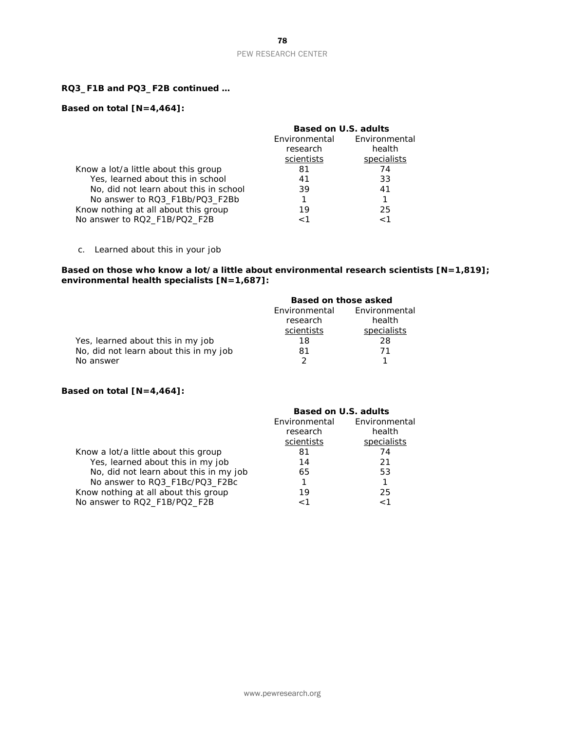**RQ3_F1B and PQ3_F2B continued …**

**Based on total [N=4,464]:**

| | **Based on U.S. adults** | |
|---|---|---|
| | Environmental research scientists | Environmental health specialists |
| Know a lot/a little about this group | 81 | 74 |
| Yes, learned about this in school | 41 | 33 |
| No, did not learn about this in school | 39 | 41 |
| No answer to RQ3_F1Bb/PQ3_F2Bb | 1 | 1 |
| Know nothing at all about this group | 19 | 25 |
| No answer to RQ2_F1B/PQ2_F2B | <1 | <1 |

c. Learned about this in your job

**Based on those who know a lot/a little about environmental research scientists [N=1,819]; environmental health specialists [N=1,687]:**

| | **Based on those asked** | |
|---|---|---|
| | Environmental research scientists | Environmental health specialists |
| Yes, learned about this in my job | 18 | 28 |
| No, did not learn about this in my job | 81 | 71 |
| No answer | 2 | 1 |

**Based on total [N=4,464]:**

| | **Based on U.S. adults** | |
|---|---|---|
| | Environmental research scientists | Environmental health specialists |
| Know a lot/a little about this group | 81 | 74 |
| Yes, learned about this in my job | 14 | 21 |
| No, did not learn about this in my job | 65 | 53 |
| No answer to RQ3_F1Bc/PQ3_F2Bc | 1 | 1 |
| Know nothing at all about this group | 19 | 25 |
| No answer to RQ2_F1B/PQ2_F2B | <1 | <1 |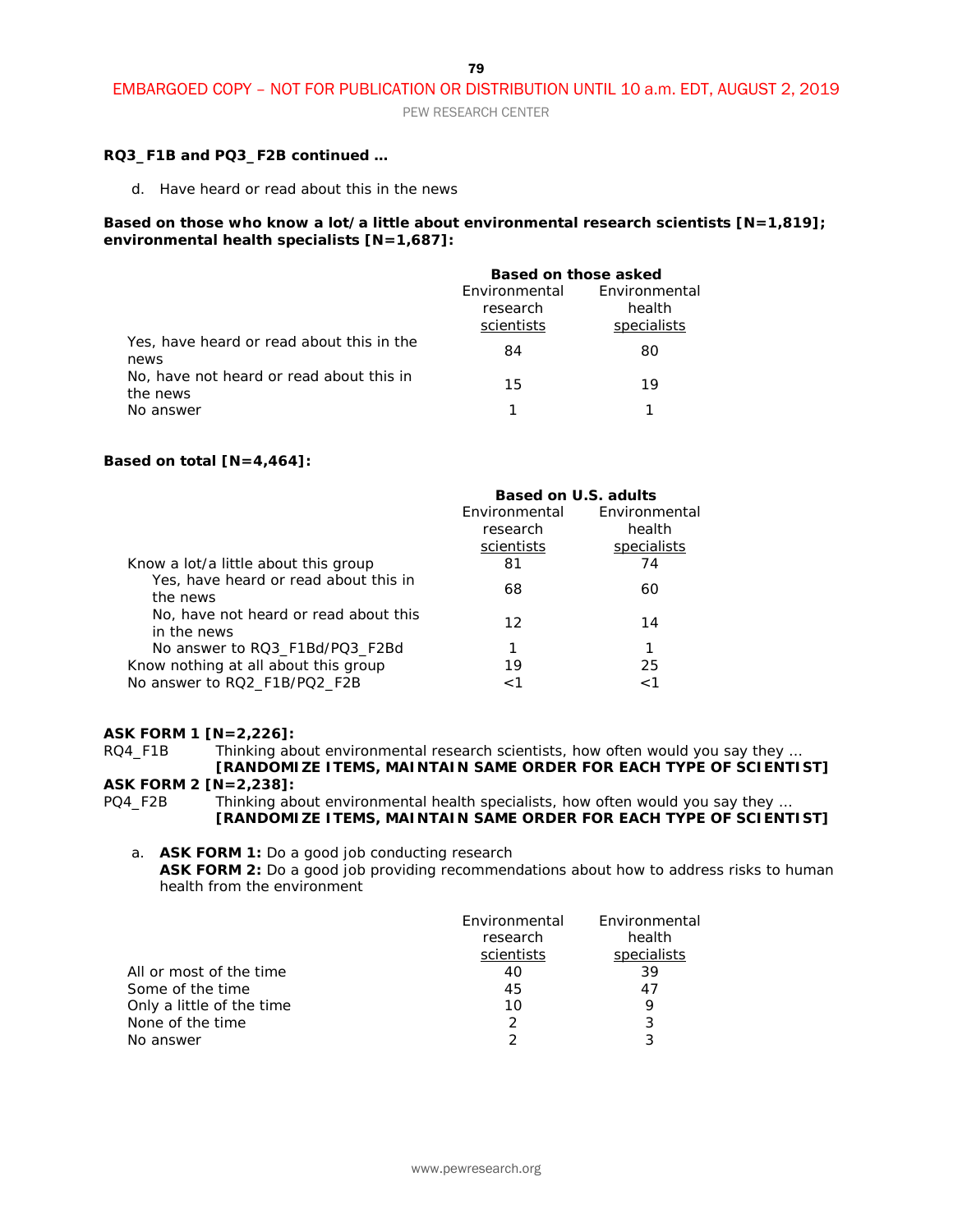**RQ3_F1B and PQ3_F2B continued …**

d. Have heard or read about this in the news

**Based on those who know a lot/a little about environmental research scientists [N=1,819]; environmental health specialists [N=1,687]:**

| | **Based on those asked** | |
|---|---|---|
| | Environmental research scientists | Environmental health specialists |
| Yes, have heard or read about this in the news | 84 | 80 |
| No, have not heard or read about this in the news | 15 | 19 |
| No answer | 1 | 1 |

**Based on total [N=4,464]:**

| | **Based on U.S. adults** | |
|---|---|---|
| | Environmental research scientists | Environmental health specialists |
| Know a lot/a little about this group | 81 | 74 |
| Yes, have heard or read about this in the news | 68 | 60 |
| No, have not heard or read about this in the news | 12 | 14 |
| No answer to RQ3_F1Bd/PQ3_F2Bd | 1 | 1 |
| Know nothing at all about this group | 19 | 25 |
| No answer to RQ2_F1B/PQ2_F2B | <1 | <1 |

**ASK FORM 1 [N=2,226]:**
RQ4_F1B Thinking about environmental research scientists, how often would you say they … **[RANDOMIZE ITEMS, MAINTAIN SAME ORDER FOR EACH TYPE OF SCIENTIST]**
**ASK FORM 2 [N=2,238]:**
PQ4_F2B Thinking about environmental health specialists, how often would you say they … **[RANDOMIZE ITEMS, MAINTAIN SAME ORDER FOR EACH TYPE OF SCIENTIST]**

a. **ASK FORM 1:** Do a good job conducting research
**ASK FORM 2:** Do a good job providing recommendations about how to address risks to human health from the environment

| | Environmental research scientists | Environmental health specialists |
|---|---|---|
| All or most of the time | 40 | 39 |
| Some of the time | 45 | 47 |
| Only a little of the time | 10 | 9 |
| None of the time | 2 | 3 |
| No answer | 2 | 3 |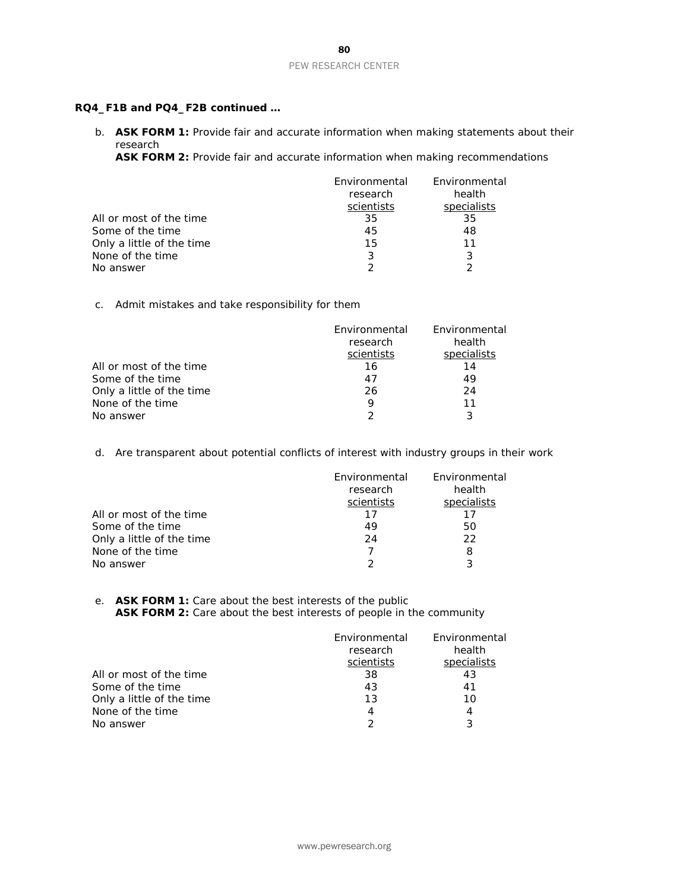**RQ4_F1B and PQ4_F2B continued …**

b. **ASK FORM 1:** Provide fair and accurate information when making statements about their research
**ASK FORM 2:** Provide fair and accurate information when making recommendations

| | Environmental research scientists | Environmental health specialists |
|---|---|---|
| All or most of the time | 35 | 35 |
| Some of the time | 45 | 48 |
| Only a little of the time | 15 | 11 |
| None of the time | 3 | 3 |
| No answer | 2 | 2 |

c. Admit mistakes and take responsibility for them

| | Environmental research scientists | Environmental health specialists |
|---|---|---|
| All or most of the time | 16 | 14 |
| Some of the time | 47 | 49 |
| Only a little of the time | 26 | 24 |
| None of the time | 9 | 11 |
| No answer | 2 | 3 |

d. Are transparent about potential conflicts of interest with industry groups in their work

| | Environmental research scientists | Environmental health specialists |
|---|---|---|
| All or most of the time | 17 | 17 |
| Some of the time | 49 | 50 |
| Only a little of the time | 24 | 22 |
| None of the time | 7 | 8 |
| No answer | 2 | 3 |

e. **ASK FORM 1:** Care about the best interests of the public
**ASK FORM 2:** Care about the best interests of people in the community

| | Environmental research scientists | Environmental health specialists |
|---|---|---|
| All or most of the time | 38 | 43 |
| Some of the time | 43 | 41 |
| Only a little of the time | 13 | 10 |
| None of the time | 4 | 4 |
| No answer | 2 | 3 |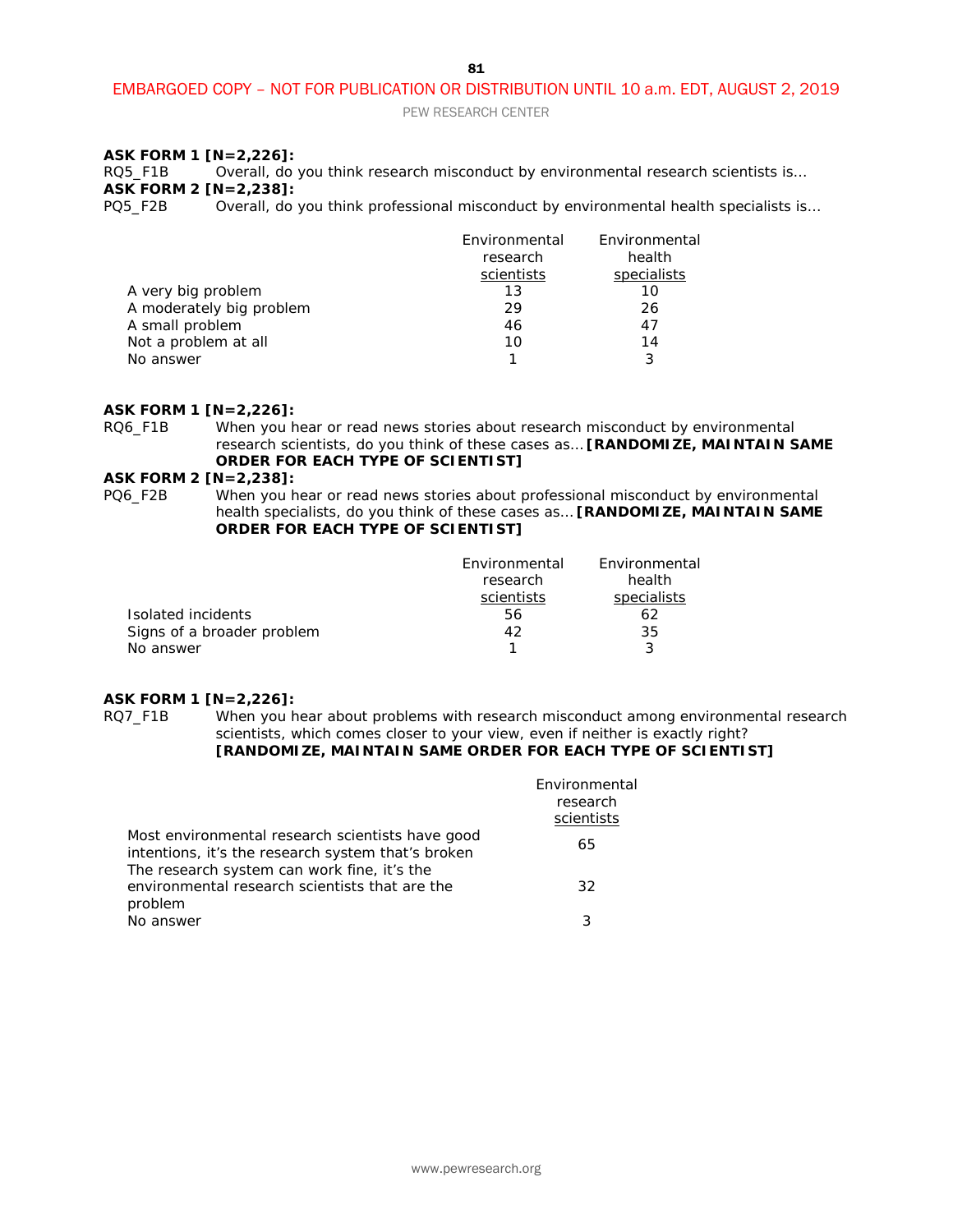**ASK FORM 1 [N=2,226]:**
RQ5_F1B Overall, do you think research misconduct by environmental research scientists is…
**ASK FORM 2 [N=2,238]:**
PQ5_F2B Overall, do you think professional misconduct by environmental health specialists is…

| | Environmental research scientists | Environmental health specialists |
|---|---|---|
| A very big problem | 13 | 10 |
| A moderately big problem | 29 | 26 |
| A small problem | 46 | 47 |
| Not a problem at all | 10 | 14 |
| No answer | 1 | 3 |

**ASK FORM 1 [N=2,226]:**
RQ6_F1B When you hear or read news stories about research misconduct by environmental research scientists, do you think of these cases as… **[RANDOMIZE, MAINTAIN SAME ORDER FOR EACH TYPE OF SCIENTIST]**
**ASK FORM 2 [N=2,238]:**
PQ6_F2B When you hear or read news stories about professional misconduct by environmental health specialists, do you think of these cases as… **[RANDOMIZE, MAINTAIN SAME ORDER FOR EACH TYPE OF SCIENTIST]**

| | Environmental research scientists | Environmental health specialists |
|---|---|---|
| Isolated incidents | 56 | 62 |
| Signs of a broader problem | 42 | 35 |
| No answer | 1 | 3 |

**ASK FORM 1 [N=2,226]:**
RQ7_F1B When you hear about problems with research misconduct among environmental research scientists, which comes closer to your view, even if neither is exactly right? **[RANDOMIZE, MAINTAIN SAME ORDER FOR EACH TYPE OF SCIENTIST]**

| | Environmental research scientists |
|---|---|
| Most environmental research scientists have good intentions, it's the research system that's broken | 65 |
| The research system can work fine, it's the environmental research scientists that are the problem | 32 |
| No answer | 3 |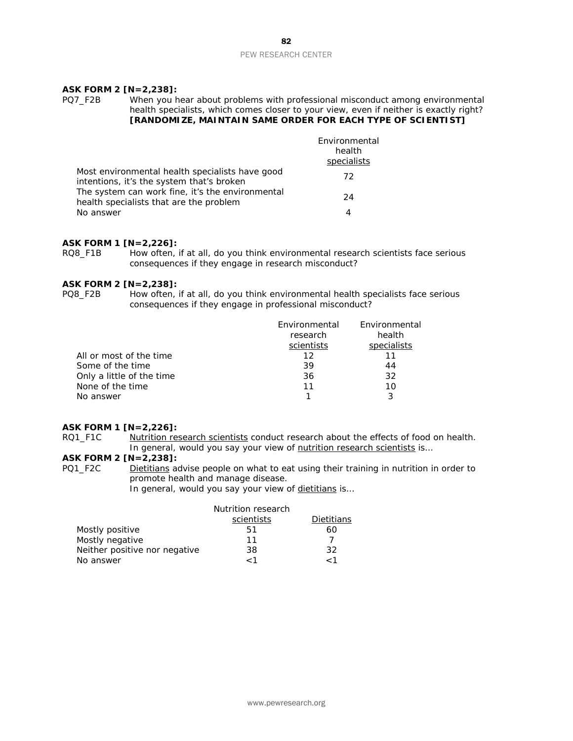**ASK FORM 2 [N=2,238]:**

PQ7_F2B When you hear about problems with professional misconduct among environmental health specialists, which comes closer to your view, even if neither is exactly right? **[RANDOMIZE, MAINTAIN SAME ORDER FOR EACH TYPE OF SCIENTIST]**

| | Environmental health specialists |
|---|---|
| Most environmental health specialists have good intentions, it's the system that's broken | 72 |
| The system can work fine, it's the environmental health specialists that are the problem | 24 |
| No answer | 4 |

**ASK FORM 1 [N=2,226]:**

RQ8_F1B How often, if at all, do you think environmental research scientists face serious consequences if they engage in research misconduct?

**ASK FORM 2 [N=2,238]:**

PQ8_F2B How often, if at all, do you think environmental health specialists face serious consequences if they engage in professional misconduct?

| | Environmental research scientists | Environmental health specialists |
|---|---|---|
| All or most of the time | 12 | 11 |
| Some of the time | 39 | 44 |
| Only a little of the time | 36 | 32 |
| None of the time | 11 | 10 |
| No answer | 1 | 3 |

**ASK FORM 1 [N=2,226]:**

RQ1_F1C Nutrition research scientists conduct research about the effects of food on health. In general, would you say your view of nutrition research scientists is…

**ASK FORM 2 [N=2,238]:**

PQ1_F2C Dietitians advise people on what to eat using their training in nutrition in order to promote health and manage disease.
In general, would you say your view of dietitians is…

| | Nutrition research scientists | Dietitians |
|---|---|---|
| Mostly positive | 51 | 60 |
| Mostly negative | 11 | 7 |
| Neither positive nor negative | 38 | 32 |
| No answer | <1 | <1 |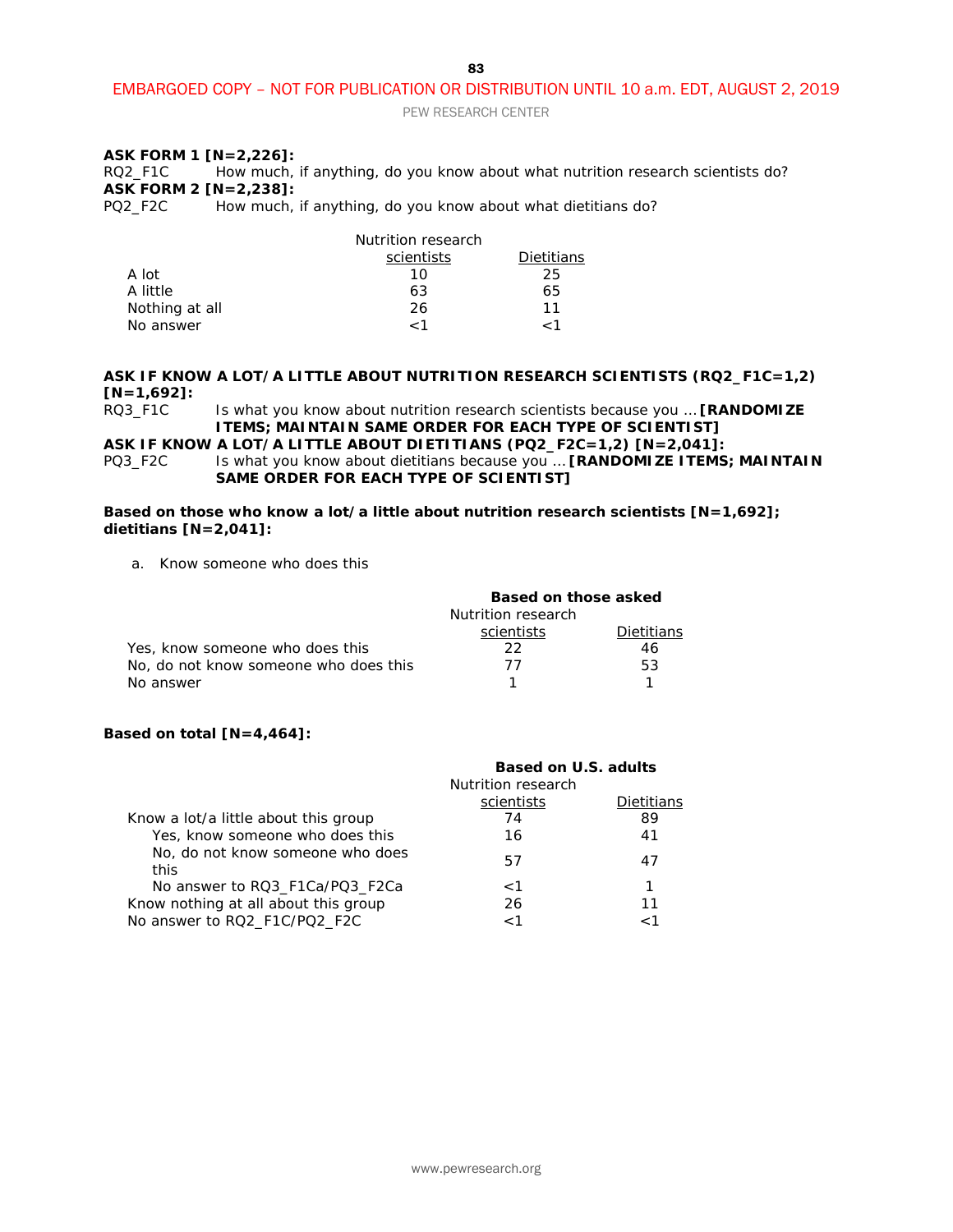EMBARGOED COPY – NOT FOR PUBLICATION OR DISTRIBUTION UNTIL 10 a.m. EDT, AUGUST 2, 2019

**ASK FORM 1 [N=2,226]:**
RQ2_F1C How much, if anything, do you know about what nutrition research scientists do?
**ASK FORM 2 [N=2,238]:**
PQ2_F2C How much, if anything, do you know about what dietitians do?

| | Nutrition research scientists | Dietitians |
|---|---|---|
| A lot | 10 | 25 |
| A little | 63 | 65 |
| Nothing at all | 26 | 11 |
| No answer | <1 | <1 |

**ASK IF KNOW A LOT/A LITTLE ABOUT NUTRITION RESEARCH SCIENTISTS (RQ2_F1C=1,2) [N=1,692]:**
RQ3_F1C Is what you know about nutrition research scientists because you … **[RANDOMIZE ITEMS; MAINTAIN SAME ORDER FOR EACH TYPE OF SCIENTIST]**
**ASK IF KNOW A LOT/A LITTLE ABOUT DIETITIANS (PQ2_F2C=1,2) [N=2,041]:**
PQ3_F2C Is what you know about dietitians because you … **[RANDOMIZE ITEMS; MAINTAIN SAME ORDER FOR EACH TYPE OF SCIENTIST]**

**Based on those who know a lot/a little about nutrition research scientists [N=1,692]; dietitians [N=2,041]:**

a. Know someone who does this

| | **Based on those asked** | |
|---|---|---|
| | Nutrition research scientists | Dietitians |
| Yes, know someone who does this | 22 | 46 |
| No, do not know someone who does this | 77 | 53 |
| No answer | 1 | 1 |

**Based on total [N=4,464]:**

| | **Based on U.S. adults** | |
|---|---|---|
| | Nutrition research scientists | Dietitians |
| Know a lot/a little about this group | 74 | 89 |
| Yes, know someone who does this | 16 | 41 |
| No, do not know someone who does this | 57 | 47 |
| No answer to RQ3_F1Ca/PQ3_F2Ca | <1 | 1 |
| Know nothing at all about this group | 26 | 11 |
| No answer to RQ2_F1C/PQ2_F2C | <1 | <1 |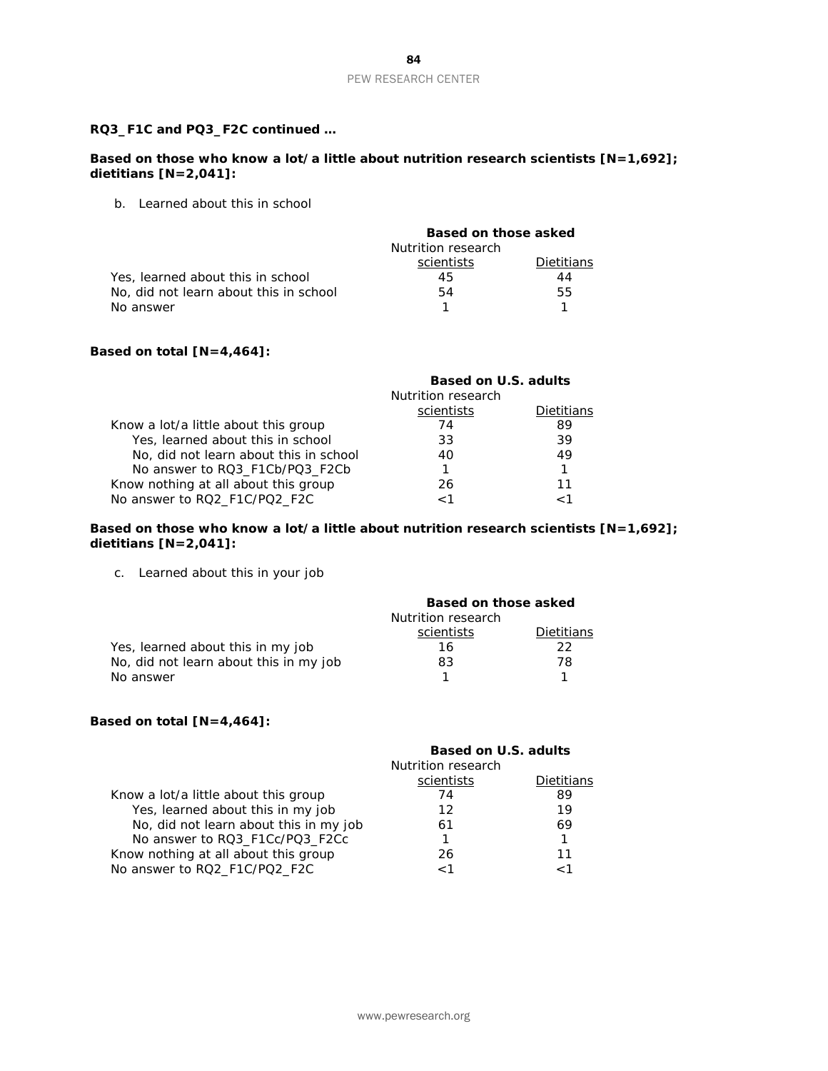**RQ3_F1C and PQ3_F2C continued …**

**Based on those who know a lot/a little about nutrition research scientists [N=1,692]; dietitians [N=2,041]:**

b. Learned about this in school

| | **Based on those asked** | |
|---|---|---|
| | Nutrition research scientists | Dietitians |
| Yes, learned about this in school | 45 | 44 |
| No, did not learn about this in school | 54 | 55 |
| No answer | 1 | 1 |

**Based on total [N=4,464]:**

| | **Based on U.S. adults** | |
|---|---|---|
| | Nutrition research scientists | Dietitians |
| Know a lot/a little about this group | 74 | 89 |
| Yes, learned about this in school | 33 | 39 |
| No, did not learn about this in school | 40 | 49 |
| No answer to RQ3_F1Cb/PQ3_F2Cb | 1 | 1 |
| Know nothing at all about this group | 26 | 11 |
| No answer to RQ2_F1C/PQ2_F2C | <1 | <1 |

**Based on those who know a lot/a little about nutrition research scientists [N=1,692]; dietitians [N=2,041]:**

c. Learned about this in your job

| | **Based on those asked** | |
|---|---|---|
| | Nutrition research scientists | Dietitians |
| Yes, learned about this in my job | 16 | 22 |
| No, did not learn about this in my job | 83 | 78 |
| No answer | 1 | 1 |

**Based on total [N=4,464]:**

| | **Based on U.S. adults** | |
|---|---|---|
| | Nutrition research scientists | Dietitians |
| Know a lot/a little about this group | 74 | 89 |
| Yes, learned about this in my job | 12 | 19 |
| No, did not learn about this in my job | 61 | 69 |
| No answer to RQ3_F1Cc/PQ3_F2Cc | 1 | 1 |
| Know nothing at all about this group | 26 | 11 |
| No answer to RQ2_F1C/PQ2_F2C | <1 | <1 |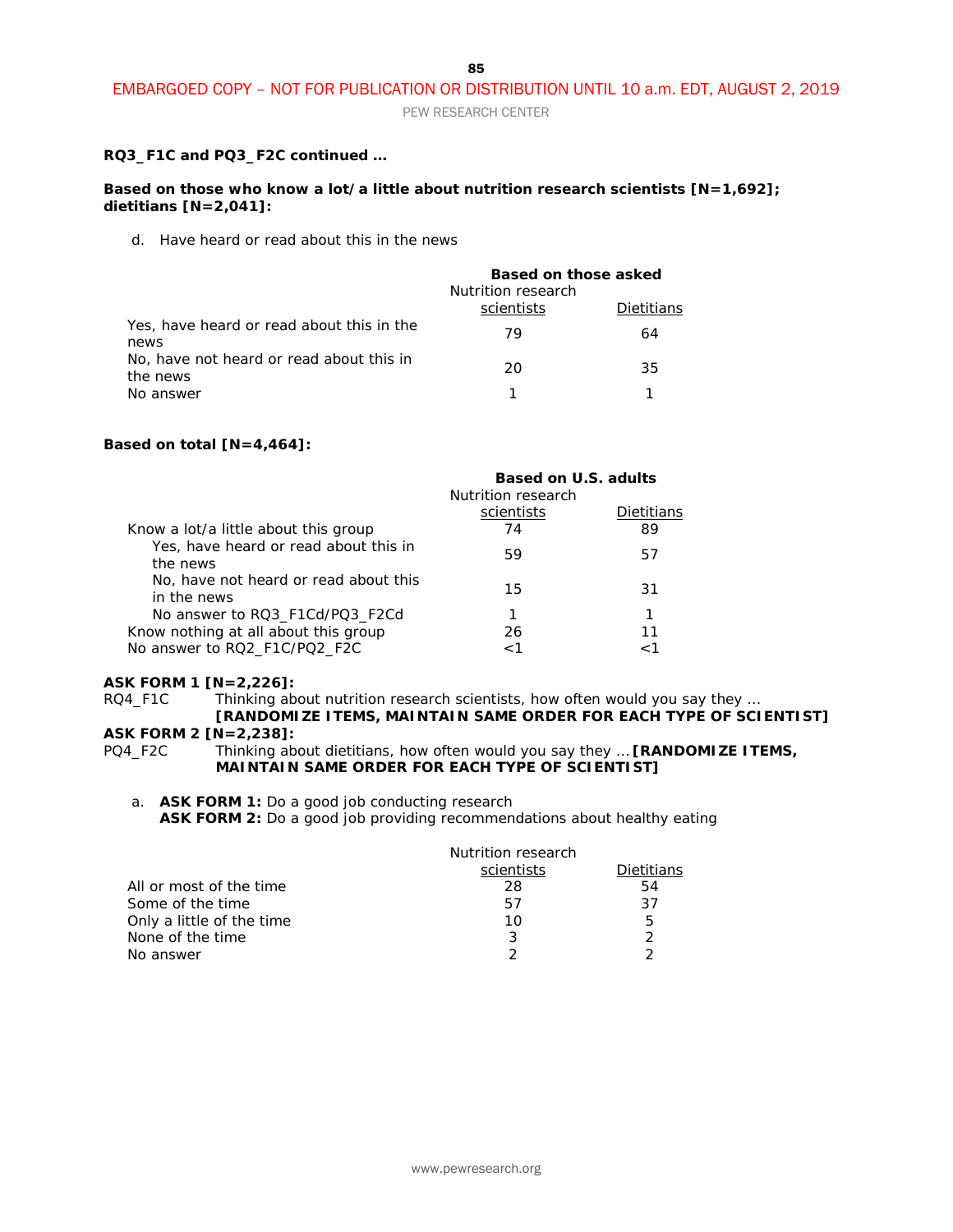**RQ3_F1C and PQ3_F2C continued …**

**Based on those who know a lot/a little about nutrition research scientists [N=1,692]; dietitians [N=2,041]:**

d. Have heard or read about this in the news

| | **Based on those asked** | |
|---|---|---|
| | Nutrition research scientists | Dietitians |
| Yes, have heard or read about this in the news | 79 | 64 |
| No, have not heard or read about this in the news | 20 | 35 |
| No answer | 1 | 1 |

**Based on total [N=4,464]:**

| | **Based on U.S. adults** | |
|---|---|---|
| | Nutrition research scientists | Dietitians |
| Know a lot/a little about this group | 74 | 89 |
| Yes, have heard or read about this in the news | 59 | 57 |
| No, have not heard or read about this in the news | 15 | 31 |
| No answer to RQ3_F1Cd/PQ3_F2Cd | 1 | 1 |
| Know nothing at all about this group | 26 | 11 |
| No answer to RQ2_F1C/PQ2_F2C | <1 | <1 |

**ASK FORM 1 [N=2,226]:**
RQ4_F1C Thinking about nutrition research scientists, how often would you say they … **[RANDOMIZE ITEMS, MAINTAIN SAME ORDER FOR EACH TYPE OF SCIENTIST]**
**ASK FORM 2 [N=2,238]:**
PQ4_F2C Thinking about dietitians, how often would you say they … **[RANDOMIZE ITEMS, MAINTAIN SAME ORDER FOR EACH TYPE OF SCIENTIST]**

a. **ASK FORM 1:** Do a good job conducting research
**ASK FORM 2:** Do a good job providing recommendations about healthy eating

| | Nutrition research scientists | Dietitians |
|---|---|---|
| All or most of the time | 28 | 54 |
| Some of the time | 57 | 37 |
| Only a little of the time | 10 | 5 |
| None of the time | 3 | 2 |
| No answer | 2 | 2 |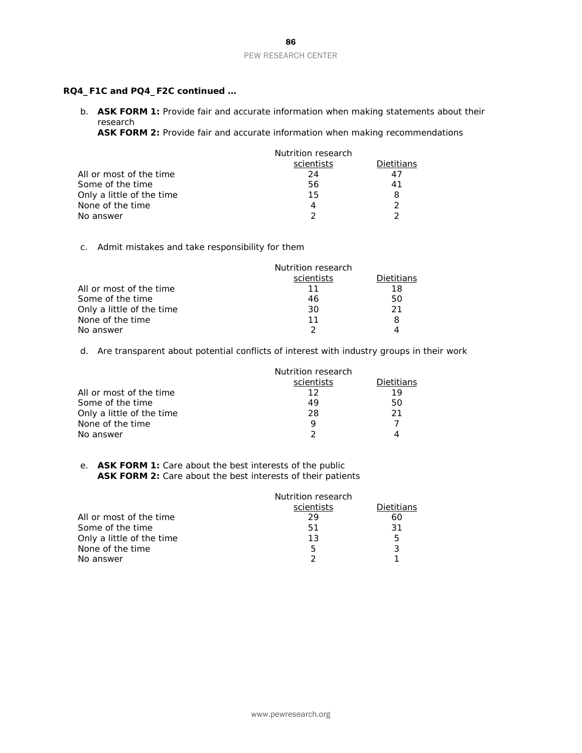**RQ4_F1C and PQ4_F2C continued …**

b. **ASK FORM 1:** Provide fair and accurate information when making statements about their research
**ASK FORM 2:** Provide fair and accurate information when making recommendations

| | Nutrition research scientists | Dietitians |
|---|---|---|
| All or most of the time | 24 | 47 |
| Some of the time | 56 | 41 |
| Only a little of the time | 15 | 8 |
| None of the time | 4 | 2 |
| No answer | 2 | 2 |

c. Admit mistakes and take responsibility for them

| | Nutrition research scientists | Dietitians |
|---|---|---|
| All or most of the time | 11 | 18 |
| Some of the time | 46 | 50 |
| Only a little of the time | 30 | 21 |
| None of the time | 11 | 8 |
| No answer | 2 | 4 |

d. Are transparent about potential conflicts of interest with industry groups in their work

| | Nutrition research scientists | Dietitians |
|---|---|---|
| All or most of the time | 12 | 19 |
| Some of the time | 49 | 50 |
| Only a little of the time | 28 | 21 |
| None of the time | 9 | 7 |
| No answer | 2 | 4 |

e. **ASK FORM 1:** Care about the best interests of the public
**ASK FORM 2:** Care about the best interests of their patients

| | Nutrition research scientists | Dietitians |
|---|---|---|
| All or most of the time | 29 | 60 |
| Some of the time | 51 | 31 |
| Only a little of the time | 13 | 5 |
| None of the time | 5 | 3 |
| No answer | 2 | 1 |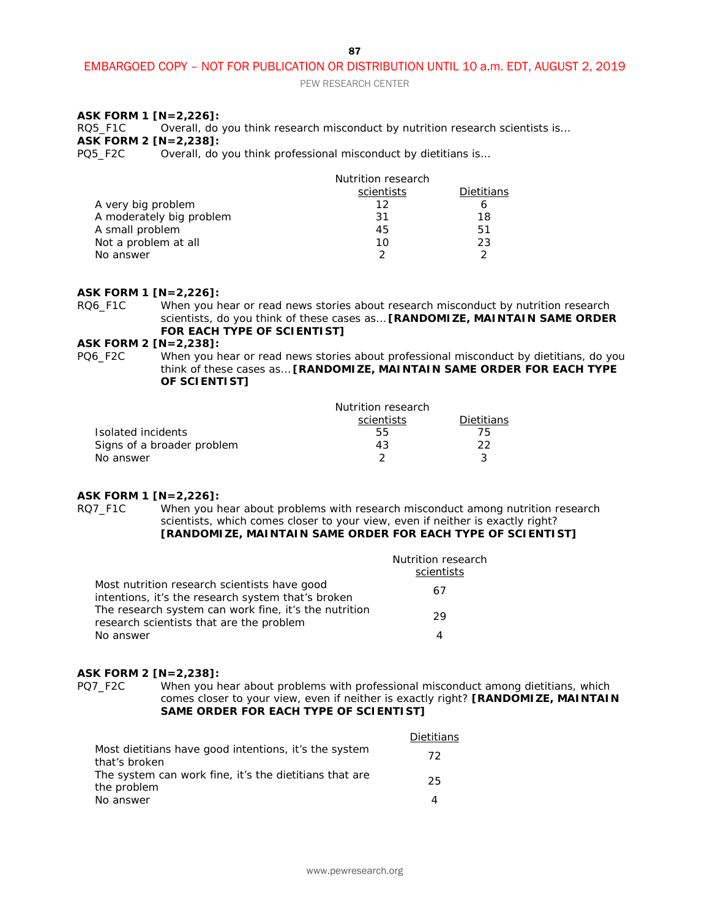**ASK FORM 1 [N=2,226]:**
RQ5_F1C Overall, do you think research misconduct by nutrition research scientists is...
**ASK FORM 2 [N=2,238]:**
PQ5_F2C Overall, do you think professional misconduct by dietitians is...

| | Nutrition research scientists | Dietitians |
|---|---|---|
| A very big problem | 12 | 6 |
| A moderately big problem | 31 | 18 |
| A small problem | 45 | 51 |
| Not a problem at all | 10 | 23 |
| No answer | 2 | 2 |

**ASK FORM 1 [N=2,226]:**
RQ6_F1C When you hear or read news stories about research misconduct by nutrition research scientists, do you think of these cases as... **[RANDOMIZE, MAINTAIN SAME ORDER FOR EACH TYPE OF SCIENTIST]**
**ASK FORM 2 [N=2,238]:**
PQ6_F2C When you hear or read news stories about professional misconduct by dietitians, do you think of these cases as... **[RANDOMIZE, MAINTAIN SAME ORDER FOR EACH TYPE OF SCIENTIST]**

| | Nutrition research scientists | Dietitians |
|---|---|---|
| Isolated incidents | 55 | 75 |
| Signs of a broader problem | 43 | 22 |
| No answer | 2 | 3 |

**ASK FORM 1 [N=2,226]:**
RQ7_F1C When you hear about problems with research misconduct among nutrition research scientists, which comes closer to your view, even if neither is exactly right? **[RANDOMIZE, MAINTAIN SAME ORDER FOR EACH TYPE OF SCIENTIST]**

| | Nutrition research scientists |
|---|---|
| Most nutrition research scientists have good intentions, it's the research system that's broken | 67 |
| The research system can work fine, it's the nutrition research scientists that are the problem | 29 |
| No answer | 4 |

**ASK FORM 2 [N=2,238]:**
PQ7_F2C When you hear about problems with professional misconduct among dietitians, which comes closer to your view, even if neither is exactly right? **[RANDOMIZE, MAINTAIN SAME ORDER FOR EACH TYPE OF SCIENTIST]**

| | Dietitians |
|---|---|
| Most dietitians have good intentions, it's the system that's broken | 72 |
| The system can work fine, it's the dietitians that are the problem | 25 |
| No answer | 4 |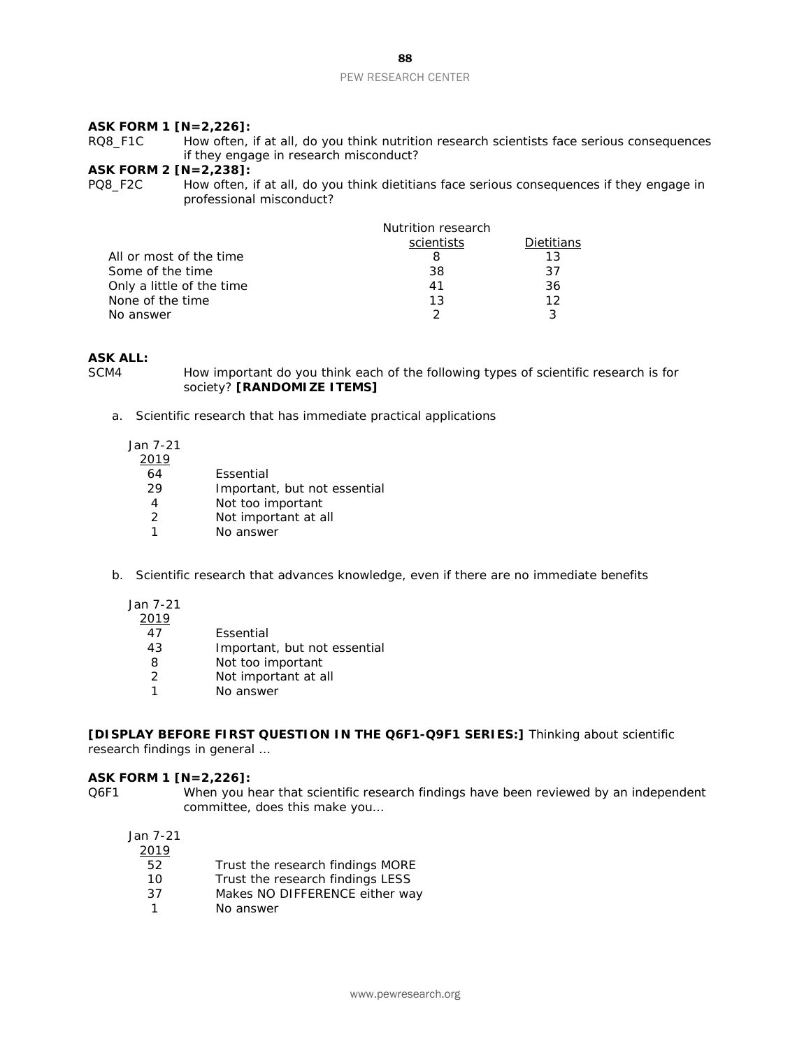**ASK FORM 1 [N=2,226]:**

RQ8_F1C How often, if at all, do you think nutrition research scientists face serious consequences if they engage in research misconduct?

**ASK FORM 2 [N=2,238]:**

PQ8_F2C How often, if at all, do you think dietitians face serious consequences if they engage in professional misconduct?

| | Nutrition research scientists | Dietitians |
|---|---|---|
| All or most of the time | 8 | 13 |
| Some of the time | 38 | 37 |
| Only a little of the time | 41 | 36 |
| None of the time | 13 | 12 |
| No answer | 2 | 3 |

**ASK ALL:**

SCM4 How important do you think each of the following types of scientific research is for society? **[RANDOMIZE ITEMS]**

a. Scientific research that has immediate practical applications

| Jan 7-21 2019 | |
|---|---|
| 64 | Essential |
| 29 | Important, but not essential |
| 4 | Not too important |
| 2 | Not important at all |
| 1 | No answer |

b. Scientific research that advances knowledge, even if there are no immediate benefits

| Jan 7-21 2019 | |
|---|---|
| 47 | Essential |
| 43 | Important, but not essential |
| 8 | Not too important |
| 2 | Not important at all |
| 1 | No answer |

**[DISPLAY BEFORE FIRST QUESTION IN THE Q6F1-Q9F1 SERIES:]** Thinking about scientific research findings in general …

**ASK FORM 1 [N=2,226]:**

Q6F1 When you hear that scientific research findings have been reviewed by an independent committee, does this make you…

| Jan 7-21 2019 | |
|---|---|
| 52 | Trust the research findings MORE |
| 10 | Trust the research findings LESS |
| 37 | Makes NO DIFFERENCE either way |
| 1 | No answer |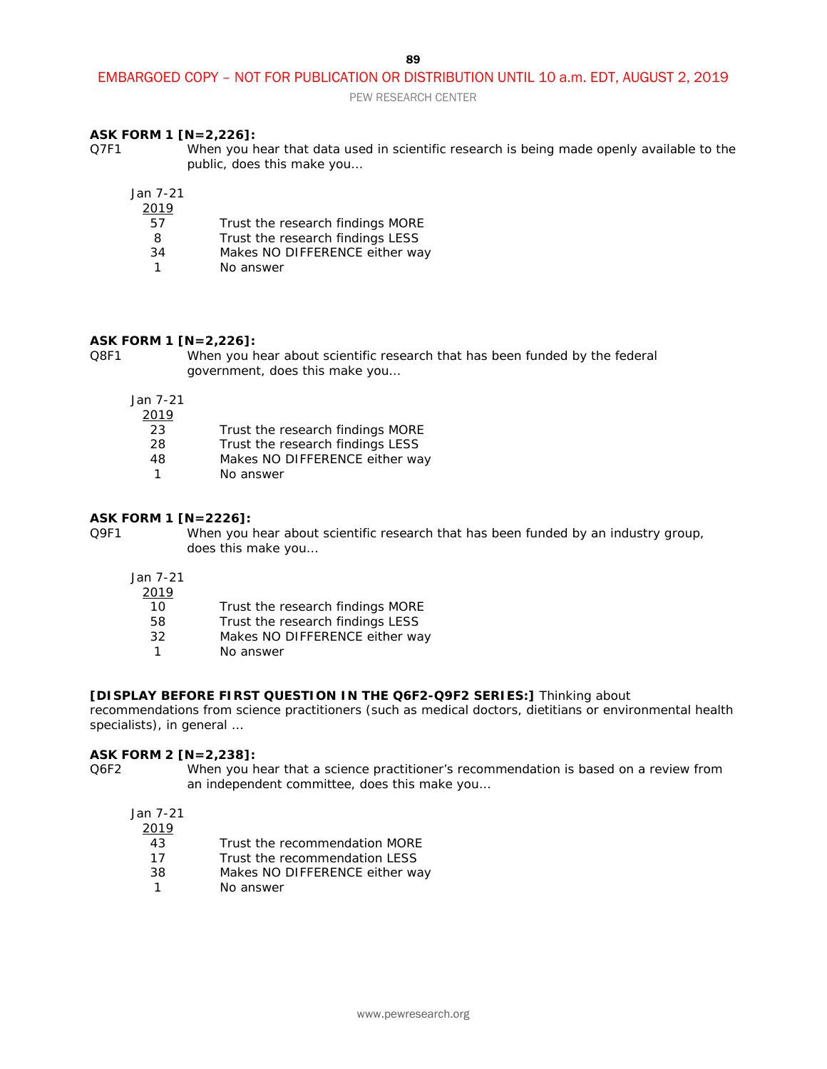**ASK FORM 1 [N=2,226]:**

Q7F1 When you hear that data used in scientific research is being made openly available to the public, does this make you…

| Jan 7-21 2019 | |
|---|---|
| 57 | Trust the research findings MORE |
| 8 | Trust the research findings LESS |
| 34 | Makes NO DIFFERENCE either way |
| 1 | No answer |

**ASK FORM 1 [N=2,226]:**

Q8F1 When you hear about scientific research that has been funded by the federal government, does this make you…

| Jan 7-21 2019 | |
|---|---|
| 23 | Trust the research findings MORE |
| 28 | Trust the research findings LESS |
| 48 | Makes NO DIFFERENCE either way |
| 1 | No answer |

**ASK FORM 1 [N=2226]:**

Q9F1 When you hear about scientific research that has been funded by an industry group, does this make you…

| Jan 7-21 2019 | |
|---|---|
| 10 | Trust the research findings MORE |
| 58 | Trust the research findings LESS |
| 32 | Makes NO DIFFERENCE either way |
| 1 | No answer |

**[DISPLAY BEFORE FIRST QUESTION IN THE Q6F2-Q9F2 SERIES:]** Thinking about recommendations from science practitioners (such as medical doctors, dietitians or environmental health specialists), in general …

**ASK FORM 2 [N=2,238]:**

Q6F2 When you hear that a science practitioner's recommendation is based on a review from an independent committee, does this make you…

| Jan 7-21 2019 | |
|---|---|
| 43 | Trust the recommendation MORE |
| 17 | Trust the recommendation LESS |
| 38 | Makes NO DIFFERENCE either way |
| 1 | No answer |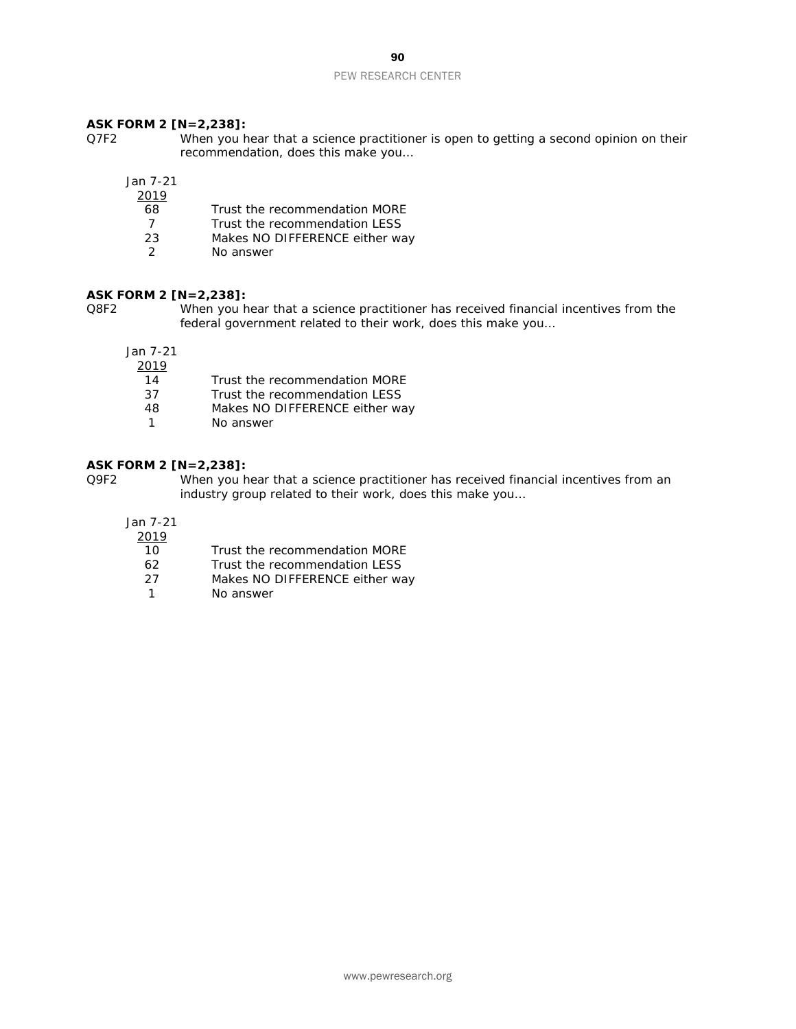**ASK FORM 2 [N=2,238]:**

Q7F2 When you hear that a science practitioner is open to getting a second opinion on their recommendation, does this make you…

| Jan 7-21 2019 | |
|---|---|
| 68 | Trust the recommendation MORE |
| 7 | Trust the recommendation LESS |
| 23 | Makes NO DIFFERENCE either way |
| 2 | No answer |

**ASK FORM 2 [N=2,238]:**

Q8F2 When you hear that a science practitioner has received financial incentives from the federal government related to their work, does this make you…

| Jan 7-21 2019 | |
|---|---|
| 14 | Trust the recommendation MORE |
| 37 | Trust the recommendation LESS |
| 48 | Makes NO DIFFERENCE either way |
| 1 | No answer |

**ASK FORM 2 [N=2,238]:**

Q9F2 When you hear that a science practitioner has received financial incentives from an industry group related to their work, does this make you…

| Jan 7-21 2019 | |
|---|---|
| 10 | Trust the recommendation MORE |
| 62 | Trust the recommendation LESS |
| 27 | Makes NO DIFFERENCE either way |
| 1 | No answer |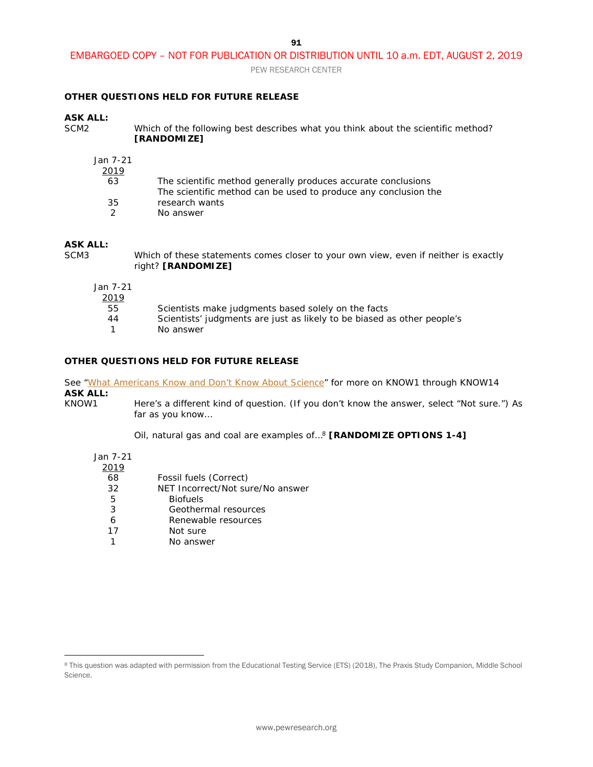**OTHER QUESTIONS HELD FOR FUTURE RELEASE**

**ASK ALL:**

SCM2 Which of the following best describes what you think about the scientific method? **[RANDOMIZE]**

| Jan 7-21 2019 | |
|---|---|
| 63 | The scientific method generally produces accurate conclusions |
| 35 | The scientific method can be used to produce any conclusion the research wants |
| 2 | No answer |

**ASK ALL:**

SCM3 Which of these statements comes closer to your own view, even if neither is exactly right? **[RANDOMIZE]**

| Jan 7-21 2019 | |
|---|---|
| 55 | Scientists make judgments based solely on the facts |
| 44 | Scientists' judgments are just as likely to be biased as other people's |
| 1 | No answer |

**OTHER QUESTIONS HELD FOR FUTURE RELEASE**

See "What Americans Know and Don't Know About Science" for more on KNOW1 through KNOW14

**ASK ALL:**

KNOW1 Here's a different kind of question. (If you don't know the answer, select "Not sure.") As far as you know…

Oil, natural gas and coal are examples of…[8] **[RANDOMIZE OPTIONS 1-4]**

| Jan 7-21 2019 | |
|---|---|
| 68 | Fossil fuels (Correct) |
| 32 | NET Incorrect/Not sure/No answer |
| 5 | Biofuels |
| 3 | Geothermal resources |
| 6 | Renewable resources |
| 17 | Not sure |
| 1 | No answer |

[8] This question was adapted with permission from the Educational Testing Service (ETS) (2018), The Praxis Study Companion, Middle School Science.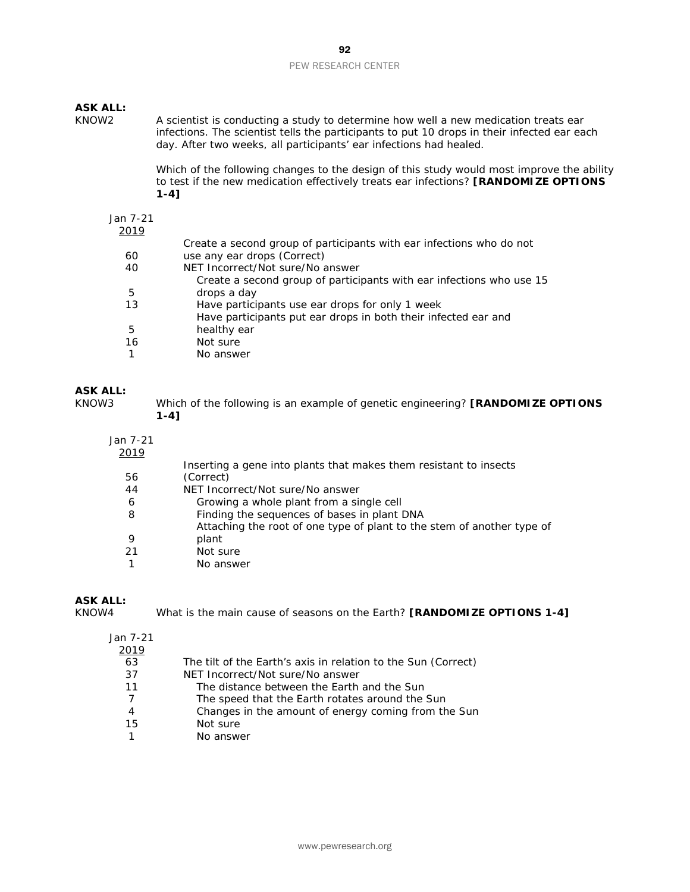**ASK ALL:**

KNOW2 A scientist is conducting a study to determine how well a new medication treats ear infections. The scientist tells the participants to put 10 drops in their infected ear each day. After two weeks, all participants' ear infections had healed.

Which of the following changes to the design of this study would most improve the ability to test if the new medication effectively treats ear infections? **[RANDOMIZE OPTIONS 1-4]**

| Jan 7-21 2019 | |
|---|---|
| 60 | Create a second group of participants with ear infections who do not use any ear drops (Correct) |
| 40 | NET Incorrect/Not sure/No answer |
| 5 | Create a second group of participants with ear infections who use 15 drops a day |
| 13 | Have participants use ear drops for only 1 week |
| 5 | Have participants put ear drops in both their infected ear and healthy ear |
| 16 | Not sure |
| 1 | No answer |

**ASK ALL:**

KNOW3 Which of the following is an example of genetic engineering? **[RANDOMIZE OPTIONS 1-4]**

| Jan 7-21 2019 | |
|---|---|
| 56 | Inserting a gene into plants that makes them resistant to insects (Correct) |
| 44 | NET Incorrect/Not sure/No answer |
| 6 | Growing a whole plant from a single cell |
| 8 | Finding the sequences of bases in plant DNA |
| 9 | Attaching the root of one type of plant to the stem of another type of plant |
| 21 | Not sure |
| 1 | No answer |

**ASK ALL:**

KNOW4 What is the main cause of seasons on the Earth? **[RANDOMIZE OPTIONS 1-4]**

| Jan 7-21 2019 | |
|---|---|
| 63 | The tilt of the Earth's axis in relation to the Sun (Correct) |
| 37 | NET Incorrect/Not sure/No answer |
| 11 | The distance between the Earth and the Sun |
| 7 | The speed that the Earth rotates around the Sun |
| 4 | Changes in the amount of energy coming from the Sun |
| 15 | Not sure |
| 1 | No answer |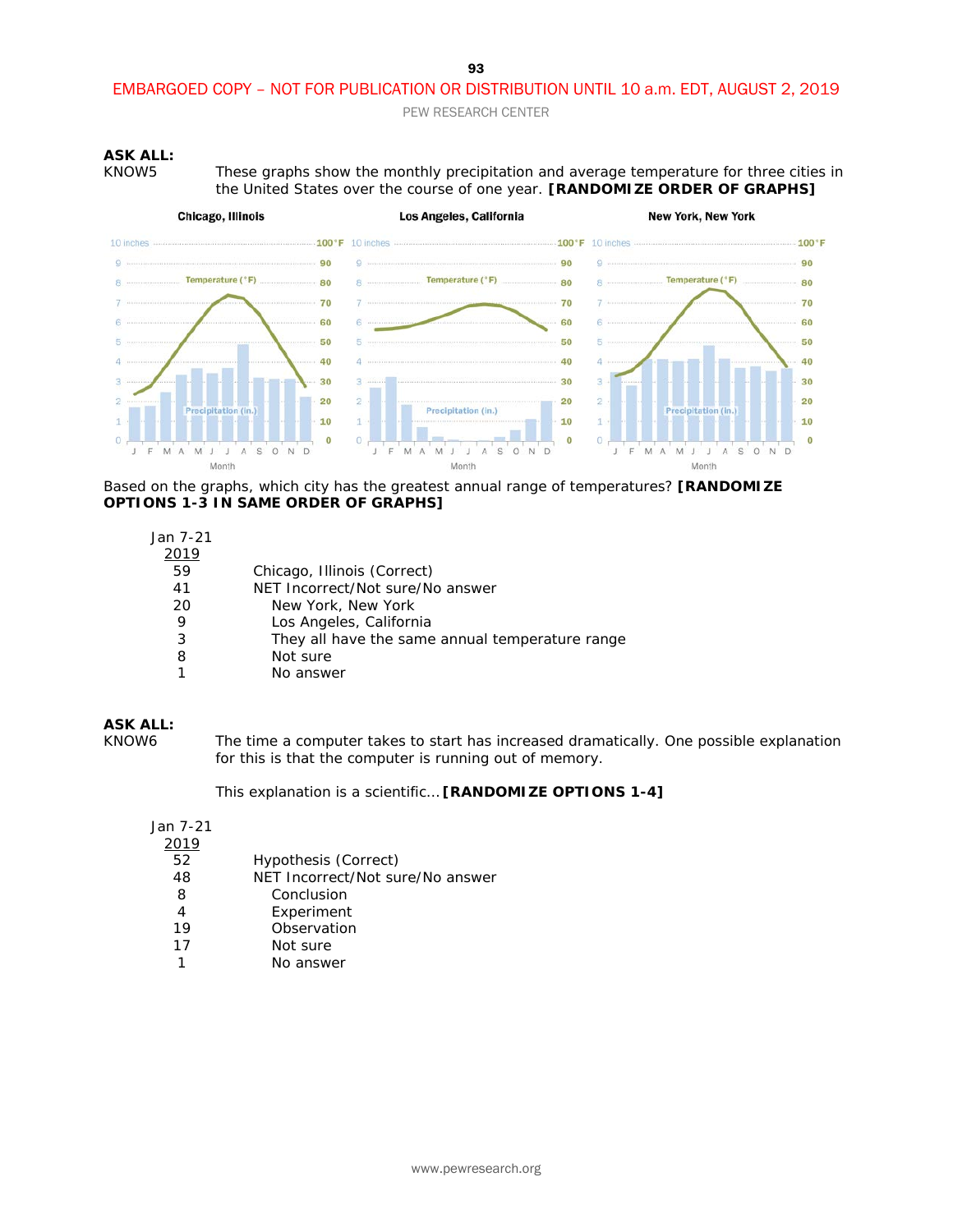EMBARGOED COPY – NOT FOR PUBLICATION OR DISTRIBUTION UNTIL 10 a.m. EDT, AUGUST 2, 2019

**ASK ALL:**

KNOW5 These graphs show the monthly precipitation and average temperature for three cities in the United States over the course of one year. **[RANDOMIZE ORDER OF GRAPHS]**

Chicago, Illinois | Los Angeles, California | New York, New York

Based on the graphs, which city has the greatest annual range of temperatures? **[RANDOMIZE OPTIONS 1-3 IN SAME ORDER OF GRAPHS]**

| Jan 7-21 2019 | |
|---|---|
| 59 | Chicago, Illinois (Correct) |
| 41 | NET Incorrect/Not sure/No answer |
| 20 | New York, New York |
| 9 | Los Angeles, California |
| 3 | They all have the same annual temperature range |
| 8 | Not sure |
| 1 | No answer |

**ASK ALL:**

KNOW6 The time a computer takes to start has increased dramatically. One possible explanation for this is that the computer is running out of memory.

This explanation is a scientific... **[RANDOMIZE OPTIONS 1-4]**

| Jan 7-21 2019 | |
|---|---|
| 52 | Hypothesis (Correct) |
| 48 | NET Incorrect/Not sure/No answer |
| 8 | Conclusion |
| 4 | Experiment |
| 19 | Observation |
| 17 | Not sure |
| 1 | No answer |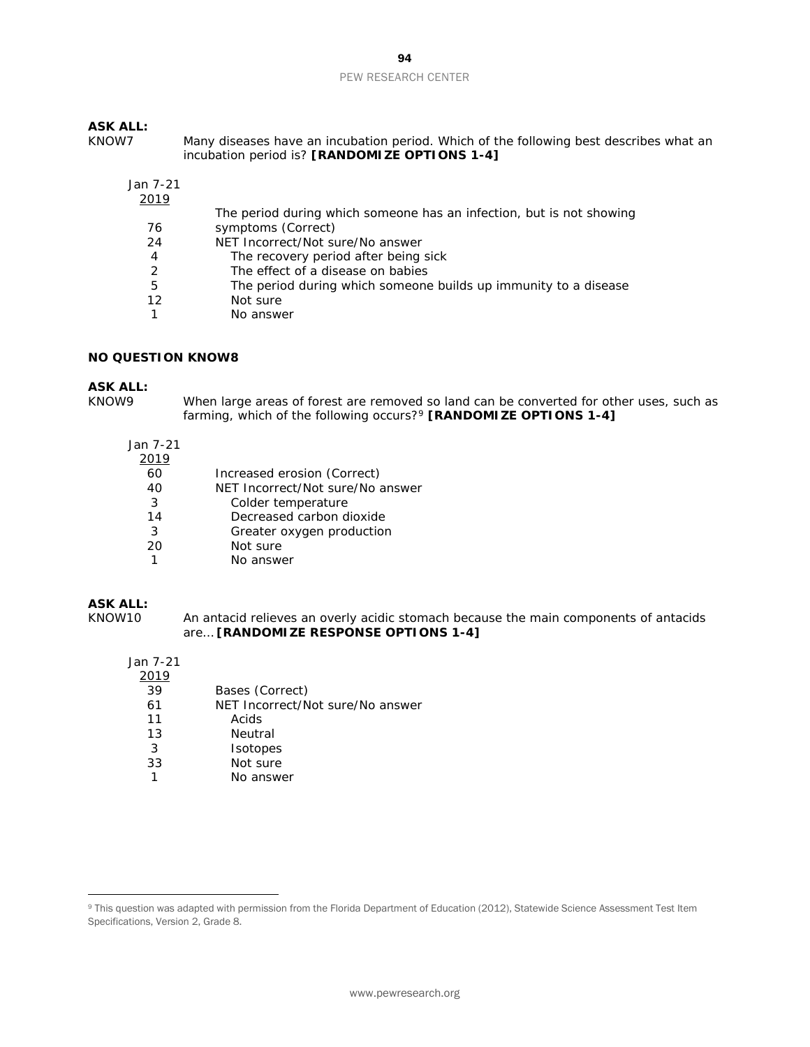**ASK ALL:**

KNOW7 Many diseases have an incubation period. Which of the following best describes what an incubation period is? **[RANDOMIZE OPTIONS 1-4]**

| Jan 7-21 2019 | |
|---|---|
| 76 | The period during which someone has an infection, but is not showing symptoms (Correct) |
| 24 | NET Incorrect/Not sure/No answer |
| 4 | The recovery period after being sick |
| 2 | The effect of a disease on babies |
| 5 | The period during which someone builds up immunity to a disease |
| 12 | Not sure |
| 1 | No answer |

**NO QUESTION KNOW8**

**ASK ALL:**

KNOW9 When large areas of forest are removed so land can be converted for other uses, such as farming, which of the following occurs?[9] **[RANDOMIZE OPTIONS 1-4]**

| Jan 7-21 2019 | |
|---|---|
| 60 | Increased erosion (Correct) |
| 40 | NET Incorrect/Not sure/No answer |
| 3 | Colder temperature |
| 14 | Decreased carbon dioxide |
| 3 | Greater oxygen production |
| 20 | Not sure |
| 1 | No answer |

**ASK ALL:**

KNOW10 An antacid relieves an overly acidic stomach because the main components of antacids are… **[RANDOMIZE RESPONSE OPTIONS 1-4]**

| Jan 7-21 2019 | |
|---|---|
| 39 | Bases (Correct) |
| 61 | NET Incorrect/Not sure/No answer |
| 11 | Acids |
| 13 | Neutral |
| 3 | Isotopes |
| 33 | Not sure |
| 1 | No answer |

[9] This question was adapted with permission from the Florida Department of Education (2012), Statewide Science Assessment Test Item Specifications, Version 2, Grade 8.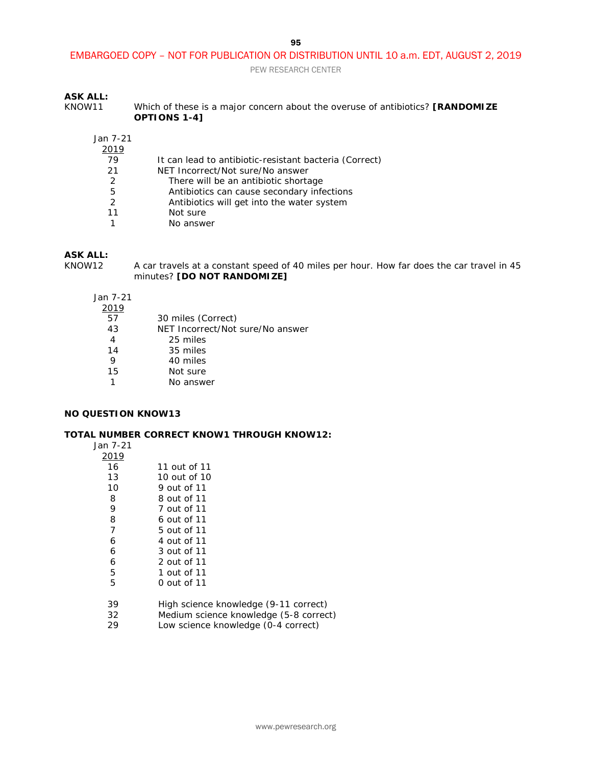**ASK ALL:**

KNOW11 Which of these is a major concern about the overuse of antibiotics? **[RANDOMIZE OPTIONS 1-4]**

| Jan 7-21 2019 | |
|---|---|
| 79 | It can lead to antibiotic-resistant bacteria (Correct) |
| 21 | NET Incorrect/Not sure/No answer |
| 2 | There will be an antibiotic shortage |
| 5 | Antibiotics can cause secondary infections |
| 2 | Antibiotics will get into the water system |
| 11 | Not sure |
| 1 | No answer |

**ASK ALL:**

KNOW12 A car travels at a constant speed of 40 miles per hour. How far does the car travel in 45 minutes? **[DO NOT RANDOMIZE]**

| Jan 7-21 2019 | |
|---|---|
| 57 | 30 miles (Correct) |
| 43 | NET Incorrect/Not sure/No answer |
| 4 | 25 miles |
| 14 | 35 miles |
| 9 | 40 miles |
| 15 | Not sure |
| 1 | No answer |

**NO QUESTION KNOW13**

**TOTAL NUMBER CORRECT KNOW1 THROUGH KNOW12:**

| Jan 7-21 2019 | |
|---|---|
| 16 | 11 out of 11 |
| 13 | 10 out of 10 |
| 10 | 9 out of 11 |
| 8 | 8 out of 11 |
| 9 | 7 out of 11 |
| 8 | 6 out of 11 |
| 7 | 5 out of 11 |
| 6 | 4 out of 11 |
| 6 | 3 out of 11 |
| 6 | 2 out of 11 |
| 5 | 1 out of 11 |
| 5 | 0 out of 11 |
| | |
| 39 | High science knowledge (9-11 correct) |
| 32 | Medium science knowledge (5-8 correct) |
| 29 | Low science knowledge (0-4 correct) |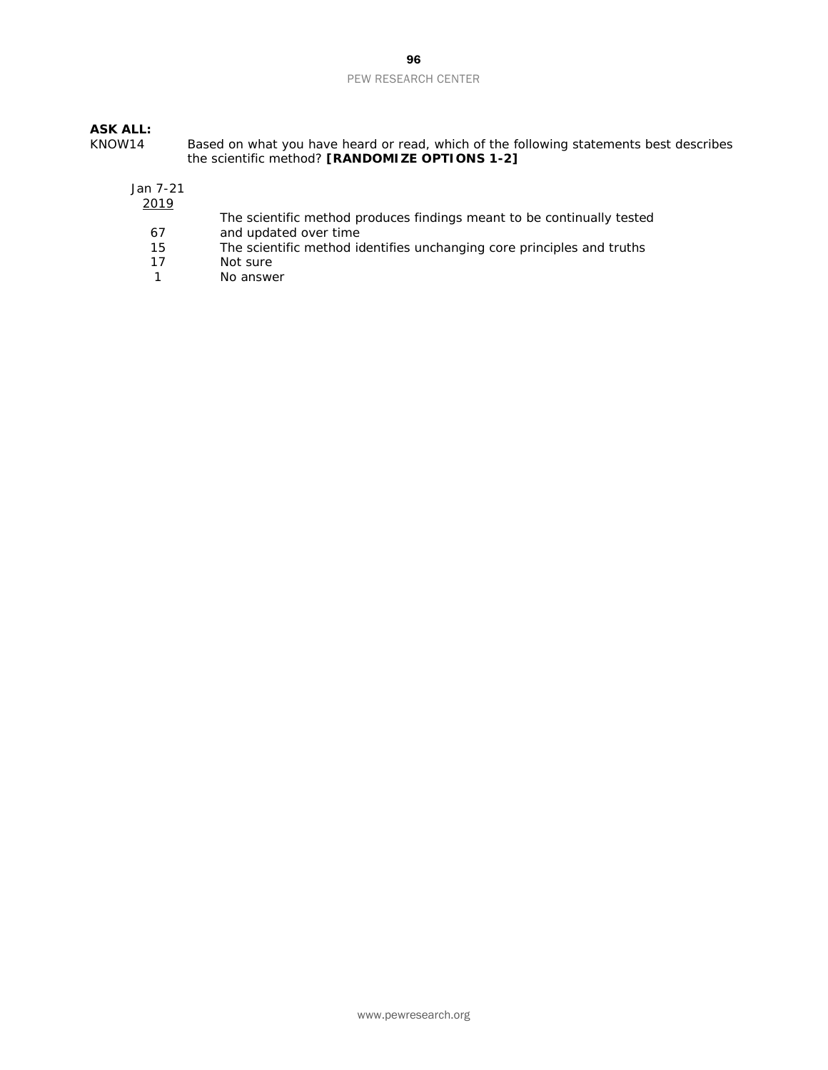**ASK ALL:**

KNOW14 Based on what you have heard or read, which of the following statements best describes the scientific method? **[RANDOMIZE OPTIONS 1-2]**

| Jan 7-21 2019 | |
|---|---|
| 67 | The scientific method produces findings meant to be continually tested and updated over time |
| 15 | The scientific method identifies unchanging core principles and truths |
| 17 | Not sure |
| 1 | No answer |